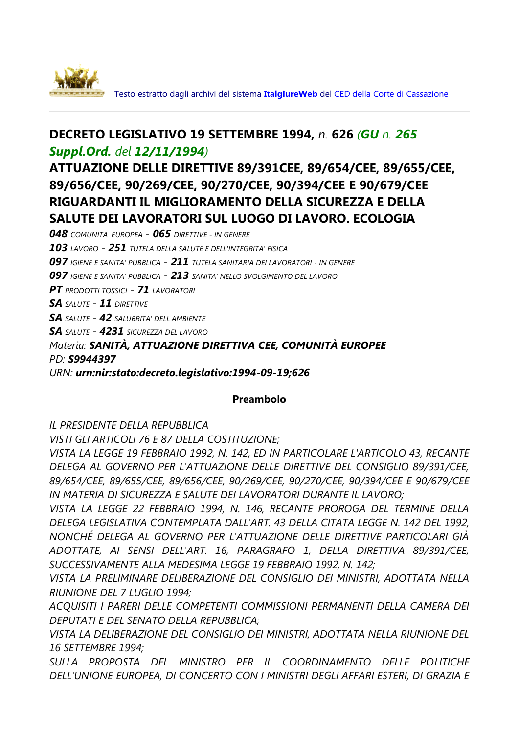Testo estratto dagli archivi del sistema **ItalgiureWeb** del CED della Corte di Cassazione

# DECRETO LEGISLATIVO 19 SETTEMBRE 1994, *n.* 626 *(**GU** n. **265 Suppl.Ord.** del **12/11/1994**)*

# ATTUAZIONE DELLE DIRETTIVE 89/391CEE, 89/654/CEE, 89/655/CEE, 89/656/CEE, 90/269/CEE, 90/270/CEE, 90/394/CEE E 90/679/CEE RIGUARDANTI IL MIGLIORAMENTO DELLA SICUREZZA E DELLA SALUTE DEI LAVORATORI SUL LUOGO DI LAVORO. ECOLOGIA

***048*** *COMUNITA' EUROPEA* - ***065*** *DIRETTIVE - IN GENERE*
***103*** *LAVORO* - ***251*** *TUTELA DELLA SALUTE E DELL'INTEGRITA' FISICA*
***097*** *IGIENE E SANITA' PUBBLICA* - ***211*** *TUTELA SANITARIA DEI LAVORATORI - IN GENERE*
***097*** *IGIENE E SANITA' PUBBLICA* - ***213*** *SANITA' NELLO SVOLGIMENTO DEL LAVORO*
***PT*** *PRODOTTI TOSSICI* - ***71*** *LAVORATORI*
***SA*** *SALUTE* - ***11*** *DIRETTIVE*
***SA*** *SALUTE* - ***42*** *SALUBRITA' DELL'AMBIENTE*
***SA*** *SALUTE* - ***4231*** *SICUREZZA DEL LAVORO*
*Materia:* ***SANITÀ, ATTUAZIONE DIRETTIVA CEE, COMUNITÀ EUROPEE***
*PD:* ***S9944397***
*URN:* ***urn:nir:stato:decreto.legislativo:1994-09-19;626***

**Preambolo**

*IL PRESIDENTE DELLA REPUBBLICA*
*VISTI GLI ARTICOLI 76 E 87 DELLA COSTITUZIONE;*
*VISTA LA LEGGE 19 FEBBRAIO 1992, N. 142, ED IN PARTICOLARE L'ARTICOLO 43, RECANTE DELEGA AL GOVERNO PER L'ATTUAZIONE DELLE DIRETTIVE DEL CONSIGLIO 89/391/CEE, 89/654/CEE, 89/655/CEE, 89/656/CEE, 90/269/CEE, 90/270/CEE, 90/394/CEE E 90/679/CEE IN MATERIA DI SICUREZZA E SALUTE DEI LAVORATORI DURANTE IL LAVORO;*
*VISTA LA LEGGE 22 FEBBRAIO 1994, N. 146, RECANTE PROROGA DEL TERMINE DELLA DELEGA LEGISLATIVA CONTEMPLATA DALL'ART. 43 DELLA CITATA LEGGE N. 142 DEL 1992, NONCHÉ DELEGA AL GOVERNO PER L'ATTUAZIONE DELLE DIRETTIVE PARTICOLARI GIÀ ADOTTATE, AI SENSI DELL'ART. 16, PARAGRAFO 1, DELLA DIRETTIVA 89/391/CEE, SUCCESSIVAMENTE ALLA MEDESIMA LEGGE 19 FEBBRAIO 1992, N. 142;*
*VISTA LA PRELIMINARE DELIBERAZIONE DEL CONSIGLIO DEI MINISTRI, ADOTTATA NELLA RIUNIONE DEL 7 LUGLIO 1994;*
*ACQUISITI I PARERI DELLE COMPETENTI COMMISSIONI PERMANENTI DELLA CAMERA DEI DEPUTATI E DEL SENATO DELLA REPUBBLICA;*
*VISTA LA DELIBERAZIONE DEL CONSIGLIO DEI MINISTRI, ADOTTATA NELLA RIUNIONE DEL 16 SETTEMBRE 1994;*
*SULLA PROPOSTA DEL MINISTRO PER IL COORDINAMENTO DELLE POLITICHE DELL'UNIONE EUROPEA, DI CONCERTO CON I MINISTRI DEGLI AFFARI ESTERI, DI GRAZIA E*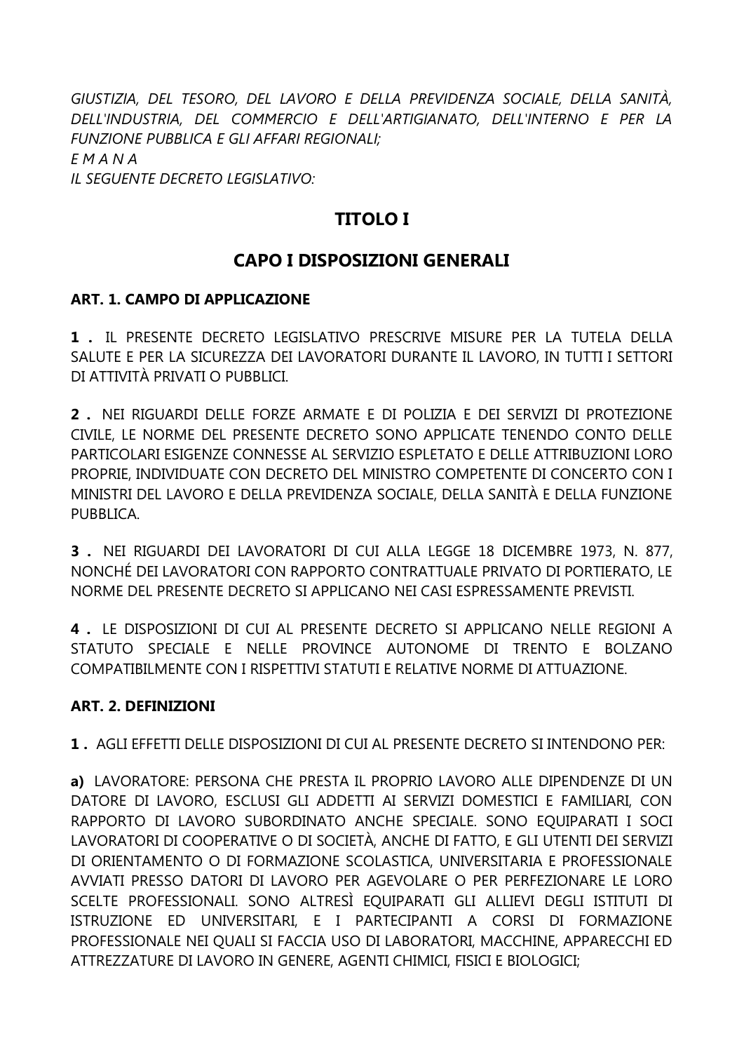*GIUSTIZIA, DEL TESORO, DEL LAVORO E DELLA PREVIDENZA SOCIALE, DELLA SANITÀ, DELL'INDUSTRIA, DEL COMMERCIO E DELL'ARTIGIANATO, DELL'INTERNO E PER LA FUNZIONE PUBBLICA E GLI AFFARI REGIONALI;*
*E M A N A*
*IL SEGUENTE DECRETO LEGISLATIVO:*

## TITOLO I

## CAPO I DISPOSIZIONI GENERALI

### ART. 1. CAMPO DI APPLICAZIONE

**1 .** IL PRESENTE DECRETO LEGISLATIVO PRESCRIVE MISURE PER LA TUTELA DELLA SALUTE E PER LA SICUREZZA DEI LAVORATORI DURANTE IL LAVORO, IN TUTTI I SETTORI DI ATTIVITÀ PRIVATI O PUBBLICI.

**2 .** NEI RIGUARDI DELLE FORZE ARMATE E DI POLIZIA E DEI SERVIZI DI PROTEZIONE CIVILE, LE NORME DEL PRESENTE DECRETO SONO APPLICATE TENENDO CONTO DELLE PARTICOLARI ESIGENZE CONNESSE AL SERVIZIO ESPLETATO E DELLE ATTRIBUZIONI LORO PROPRIE, INDIVIDUATE CON DECRETO DEL MINISTRO COMPETENTE DI CONCERTO CON I MINISTRI DEL LAVORO E DELLA PREVIDENZA SOCIALE, DELLA SANITÀ E DELLA FUNZIONE PUBBLICA.

**3 .** NEI RIGUARDI DEI LAVORATORI DI CUI ALLA LEGGE 18 DICEMBRE 1973, N. 877, NONCHÉ DEI LAVORATORI CON RAPPORTO CONTRATTUALE PRIVATO DI PORTIERATO, LE NORME DEL PRESENTE DECRETO SI APPLICANO NEI CASI ESPRESSAMENTE PREVISTI.

**4 .** LE DISPOSIZIONI DI CUI AL PRESENTE DECRETO SI APPLICANO NELLE REGIONI A STATUTO SPECIALE E NELLE PROVINCE AUTONOME DI TRENTO E BOLZANO COMPATIBILMENTE CON I RISPETTIVI STATUTI E RELATIVE NORME DI ATTUAZIONE.

### ART. 2. DEFINIZIONI

**1 .** AGLI EFFETTI DELLE DISPOSIZIONI DI CUI AL PRESENTE DECRETO SI INTENDONO PER:

**a)** LAVORATORE: PERSONA CHE PRESTA IL PROPRIO LAVORO ALLE DIPENDENZE DI UN DATORE DI LAVORO, ESCLUSI GLI ADDETTI AI SERVIZI DOMESTICI E FAMILIARI, CON RAPPORTO DI LAVORO SUBORDINATO ANCHE SPECIALE. SONO EQUIPARATI I SOCI LAVORATORI DI COOPERATIVE O DI SOCIETÀ, ANCHE DI FATTO, E GLI UTENTI DEI SERVIZI DI ORIENTAMENTO O DI FORMAZIONE SCOLASTICA, UNIVERSITARIA E PROFESSIONALE AVVIATI PRESSO DATORI DI LAVORO PER AGEVOLARE O PER PERFEZIONARE LE LORO SCELTE PROFESSIONALI. SONO ALTRESÌ EQUIPARATI GLI ALLIEVI DEGLI ISTITUTI DI ISTRUZIONE ED UNIVERSITARI, E I PARTECIPANTI A CORSI DI FORMAZIONE PROFESSIONALE NEI QUALI SI FACCIA USO DI LABORATORI, MACCHINE, APPARECCHI ED ATTREZZATURE DI LAVORO IN GENERE, AGENTI CHIMICI, FISICI E BIOLOGICI;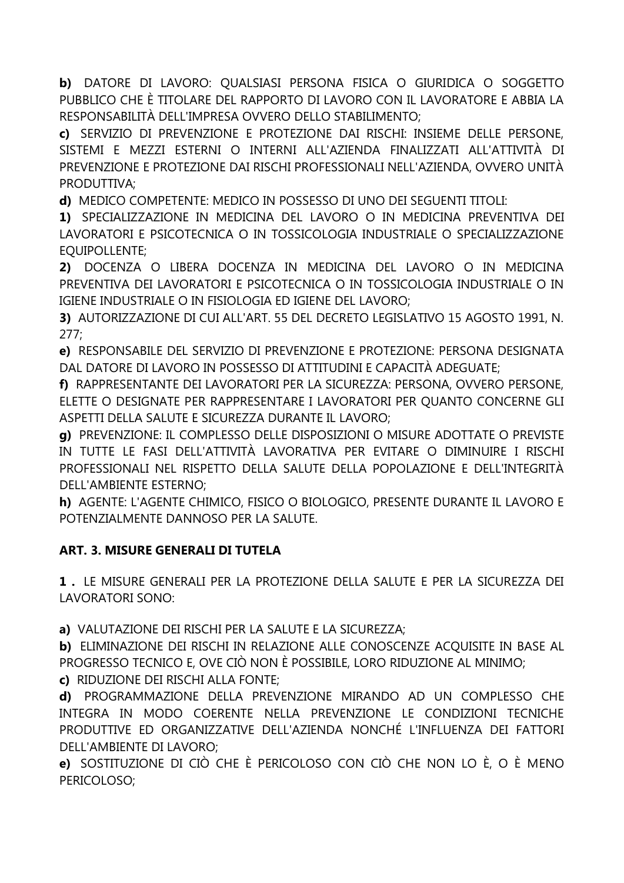**b)** DATORE DI LAVORO: QUALSIASI PERSONA FISICA O GIURIDICA O SOGGETTO PUBBLICO CHE È TITOLARE DEL RAPPORTO DI LAVORO CON IL LAVORATORE E ABBIA LA RESPONSABILITÀ DELL'IMPRESA OVVERO DELLO STABILIMENTO;

**c)** SERVIZIO DI PREVENZIONE E PROTEZIONE DAI RISCHI: INSIEME DELLE PERSONE, SISTEMI E MEZZI ESTERNI O INTERNI ALL'AZIENDA FINALIZZATI ALL'ATTIVITÀ DI PREVENZIONE E PROTEZIONE DAI RISCHI PROFESSIONALI NELL'AZIENDA, OVVERO UNITÀ PRODUTTIVA;

**d)** MEDICO COMPETENTE: MEDICO IN POSSESSO DI UNO DEI SEGUENTI TITOLI:

**1)** SPECIALIZZAZIONE IN MEDICINA DEL LAVORO O IN MEDICINA PREVENTIVA DEI LAVORATORI E PSICOTECNICA O IN TOSSICOLOGIA INDUSTRIALE O SPECIALIZZAZIONE EQUIPOLLENTE;

**2)** DOCENZA O LIBERA DOCENZA IN MEDICINA DEL LAVORO O IN MEDICINA PREVENTIVA DEI LAVORATORI E PSICOTECNICA O IN TOSSICOLOGIA INDUSTRIALE O IN IGIENE INDUSTRIALE O IN FISIOLOGIA ED IGIENE DEL LAVORO;

**3)** AUTORIZZAZIONE DI CUI ALL'ART. 55 DEL DECRETO LEGISLATIVO 15 AGOSTO 1991, N. 277;

**e)** RESPONSABILE DEL SERVIZIO DI PREVENZIONE E PROTEZIONE: PERSONA DESIGNATA DAL DATORE DI LAVORO IN POSSESSO DI ATTITUDINI E CAPACITÀ ADEGUATE;

**f)** RAPPRESENTANTE DEI LAVORATORI PER LA SICUREZZA: PERSONA, OVVERO PERSONE, ELETTE O DESIGNATE PER RAPPRESENTARE I LAVORATORI PER QUANTO CONCERNE GLI ASPETTI DELLA SALUTE E SICUREZZA DURANTE IL LAVORO;

**g)** PREVENZIONE: IL COMPLESSO DELLE DISPOSIZIONI O MISURE ADOTTATE O PREVISTE IN TUTTE LE FASI DELL'ATTIVITÀ LAVORATIVA PER EVITARE O DIMINUIRE I RISCHI PROFESSIONALI NEL RISPETTO DELLA SALUTE DELLA POPOLAZIONE E DELL'INTEGRITÀ DELL'AMBIENTE ESTERNO;

**h)** AGENTE: L'AGENTE CHIMICO, FISICO O BIOLOGICO, PRESENTE DURANTE IL LAVORO E POTENZIALMENTE DANNOSO PER LA SALUTE.

## ART. 3. MISURE GENERALI DI TUTELA

**1 .** LE MISURE GENERALI PER LA PROTEZIONE DELLA SALUTE E PER LA SICUREZZA DEI LAVORATORI SONO:

**a)** VALUTAZIONE DEI RISCHI PER LA SALUTE E LA SICUREZZA;

**b)** ELIMINAZIONE DEI RISCHI IN RELAZIONE ALLE CONOSCENZE ACQUISITE IN BASE AL PROGRESSO TECNICO E, OVE CIÒ NON È POSSIBILE, LORO RIDUZIONE AL MINIMO;

**c)** RIDUZIONE DEI RISCHI ALLA FONTE;

**d)** PROGRAMMAZIONE DELLA PREVENZIONE MIRANDO AD UN COMPLESSO CHE INTEGRA IN MODO COERENTE NELLA PREVENZIONE LE CONDIZIONI TECNICHE PRODUTTIVE ED ORGANIZZATIVE DELL'AZIENDA NONCHÉ L'INFLUENZA DEI FATTORI DELL'AMBIENTE DI LAVORO;

**e)** SOSTITUZIONE DI CIÒ CHE È PERICOLOSO CON CIÒ CHE NON LO È, O È MENO PERICOLOSO;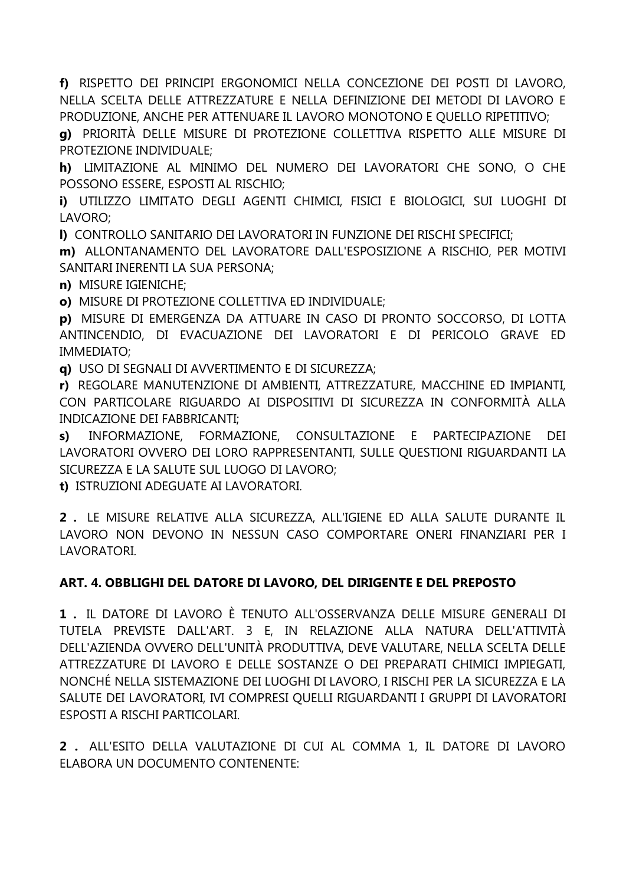**f)** RISPETTO DEI PRINCIPI ERGONOMICI NELLA CONCEZIONE DEI POSTI DI LAVORO, NELLA SCELTA DELLE ATTREZZATURE E NELLA DEFINIZIONE DEI METODI DI LAVORO E PRODUZIONE, ANCHE PER ATTENUARE IL LAVORO MONOTONO E QUELLO RIPETITIVO;

**g)** PRIORITÀ DELLE MISURE DI PROTEZIONE COLLETTIVA RISPETTO ALLE MISURE DI PROTEZIONE INDIVIDUALE;

**h)** LIMITAZIONE AL MINIMO DEL NUMERO DEI LAVORATORI CHE SONO, O CHE POSSONO ESSERE, ESPOSTI AL RISCHIO;

**i)** UTILIZZO LIMITATO DEGLI AGENTI CHIMICI, FISICI E BIOLOGICI, SUI LUOGHI DI LAVORO;

**l)** CONTROLLO SANITARIO DEI LAVORATORI IN FUNZIONE DEI RISCHI SPECIFICI;

**m)** ALLONTANAMENTO DEL LAVORATORE DALL'ESPOSIZIONE A RISCHIO, PER MOTIVI SANITARI INERENTI LA SUA PERSONA;

**n)** MISURE IGIENICHE;

**o)** MISURE DI PROTEZIONE COLLETTIVA ED INDIVIDUALE;

**p)** MISURE DI EMERGENZA DA ATTUARE IN CASO DI PRONTO SOCCORSO, DI LOTTA ANTINCENDIO, DI EVACUAZIONE DEI LAVORATORI E DI PERICOLO GRAVE ED IMMEDIATO;

**q)** USO DI SEGNALI DI AVVERTIMENTO E DI SICUREZZA;

**r)** REGOLARE MANUTENZIONE DI AMBIENTI, ATTREZZATURE, MACCHINE ED IMPIANTI, CON PARTICOLARE RIGUARDO AI DISPOSITIVI DI SICUREZZA IN CONFORMITÀ ALLA INDICAZIONE DEI FABBRICANTI;

**s)** INFORMAZIONE, FORMAZIONE, CONSULTAZIONE E PARTECIPAZIONE DEI LAVORATORI OVVERO DEI LORO RAPPRESENTANTI, SULLE QUESTIONI RIGUARDANTI LA SICUREZZA E LA SALUTE SUL LUOGO DI LAVORO;

**t)** ISTRUZIONI ADEGUATE AI LAVORATORI.

**2 .** LE MISURE RELATIVE ALLA SICUREZZA, ALL'IGIENE ED ALLA SALUTE DURANTE IL LAVORO NON DEVONO IN NESSUN CASO COMPORTARE ONERI FINANZIARI PER I LAVORATORI.

### ART. 4. OBBLIGHI DEL DATORE DI LAVORO, DEL DIRIGENTE E DEL PREPOSTO

**1 .** IL DATORE DI LAVORO È TENUTO ALL'OSSERVANZA DELLE MISURE GENERALI DI TUTELA PREVISTE DALL'ART. 3 E, IN RELAZIONE ALLA NATURA DELL'ATTIVITÀ DELL'AZIENDA OVVERO DELL'UNITÀ PRODUTTIVA, DEVE VALUTARE, NELLA SCELTA DELLE ATTREZZATURE DI LAVORO E DELLE SOSTANZE O DEI PREPARATI CHIMICI IMPIEGATI, NONCHÉ NELLA SISTEMAZIONE DEI LUOGHI DI LAVORO, I RISCHI PER LA SICUREZZA E LA SALUTE DEI LAVORATORI, IVI COMPRESI QUELLI RIGUARDANTI I GRUPPI DI LAVORATORI ESPOSTI A RISCHI PARTICOLARI.

**2 .** ALL'ESITO DELLA VALUTAZIONE DI CUI AL COMMA 1, IL DATORE DI LAVORO ELABORA UN DOCUMENTO CONTENENTE: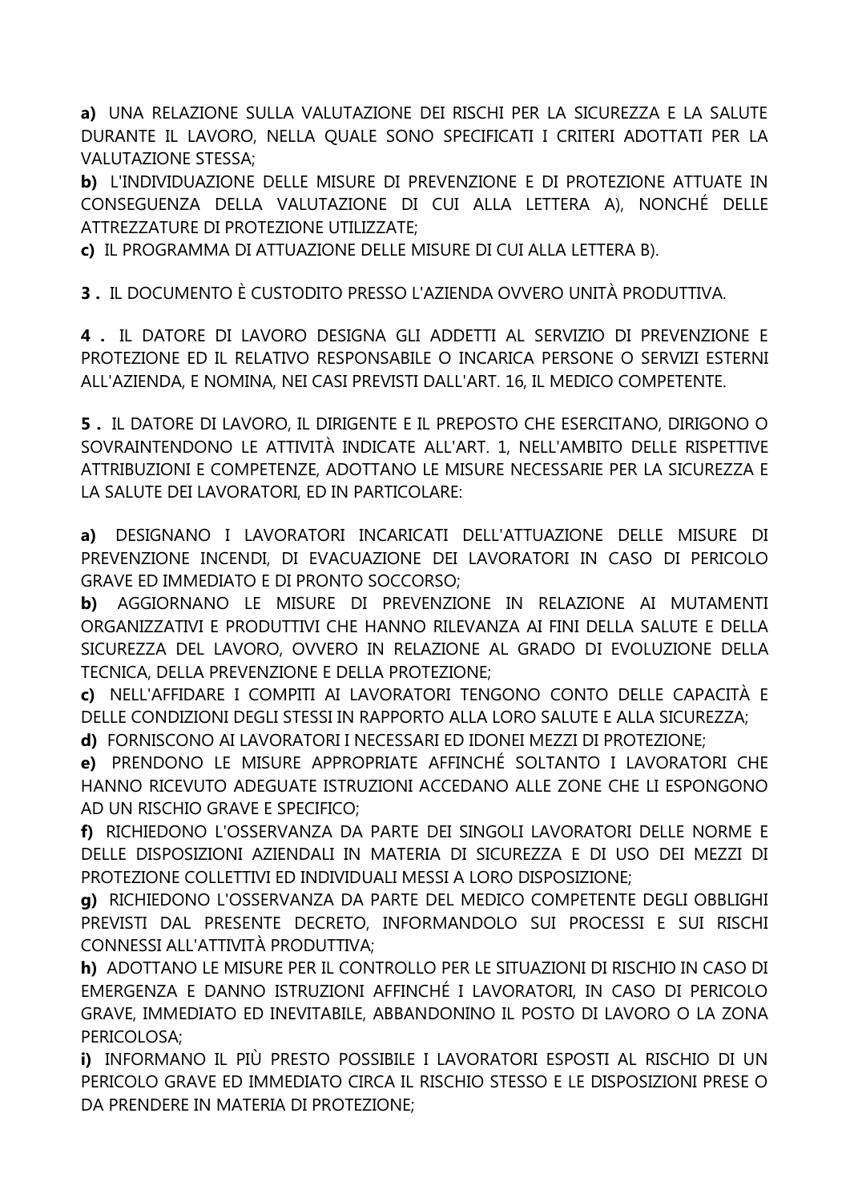**a)** UNA RELAZIONE SULLA VALUTAZIONE DEI RISCHI PER LA SICUREZZA E LA SALUTE DURANTE IL LAVORO, NELLA QUALE SONO SPECIFICATI I CRITERI ADOTTATI PER LA VALUTAZIONE STESSA;

**b)** L'INDIVIDUAZIONE DELLE MISURE DI PREVENZIONE E DI PROTEZIONE ATTUATE IN CONSEGUENZA DELLA VALUTAZIONE DI CUI ALLA LETTERA A), NONCHÉ DELLE ATTREZZATURE DI PROTEZIONE UTILIZZATE;

**c)** IL PROGRAMMA DI ATTUAZIONE DELLE MISURE DI CUI ALLA LETTERA B).

**3 .** IL DOCUMENTO È CUSTODITO PRESSO L'AZIENDA OVVERO UNITÀ PRODUTTIVA.

**4 .** IL DATORE DI LAVORO DESIGNA GLI ADDETTI AL SERVIZIO DI PREVENZIONE E PROTEZIONE ED IL RELATIVO RESPONSABILE O INCARICA PERSONE O SERVIZI ESTERNI ALL'AZIENDA, E NOMINA, NEI CASI PREVISTI DALL'ART. 16, IL MEDICO COMPETENTE.

**5 .** IL DATORE DI LAVORO, IL DIRIGENTE E IL PREPOSTO CHE ESERCITANO, DIRIGONO O SOVRAINTENDONO LE ATTIVITÀ INDICATE ALL'ART. 1, NELL'AMBITO DELLE RISPETTIVE ATTRIBUZIONI E COMPETENZE, ADOTTANO LE MISURE NECESSARIE PER LA SICUREZZA E LA SALUTE DEI LAVORATORI, ED IN PARTICOLARE:

**a)** DESIGNANO I LAVORATORI INCARICATI DELL'ATTUAZIONE DELLE MISURE DI PREVENZIONE INCENDI, DI EVACUAZIONE DEI LAVORATORI IN CASO DI PERICOLO GRAVE ED IMMEDIATO E DI PRONTO SOCCORSO;

**b)** AGGIORNANO LE MISURE DI PREVENZIONE IN RELAZIONE AI MUTAMENTI ORGANIZZATIVI E PRODUTTIVI CHE HANNO RILEVANZA AI FINI DELLA SALUTE E DELLA SICUREZZA DEL LAVORO, OVVERO IN RELAZIONE AL GRADO DI EVOLUZIONE DELLA TECNICA, DELLA PREVENZIONE E DELLA PROTEZIONE;

**c)** NELL'AFFIDARE I COMPITI AI LAVORATORI TENGONO CONTO DELLE CAPACITÀ E DELLE CONDIZIONI DEGLI STESSI IN RAPPORTO ALLA LORO SALUTE E ALLA SICUREZZA;

**d)** FORNISCONO AI LAVORATORI I NECESSARI ED IDONEI MEZZI DI PROTEZIONE;

**e)** PRENDONO LE MISURE APPROPRIATE AFFINCHÉ SOLTANTO I LAVORATORI CHE HANNO RICEVUTO ADEGUATE ISTRUZIONI ACCEDANO ALLE ZONE CHE LI ESPONGONO AD UN RISCHIO GRAVE E SPECIFICO;

**f)** RICHIEDONO L'OSSERVANZA DA PARTE DEI SINGOLI LAVORATORI DELLE NORME E DELLE DISPOSIZIONI AZIENDALI IN MATERIA DI SICUREZZA E DI USO DEI MEZZI DI PROTEZIONE COLLETTIVI ED INDIVIDUALI MESSI A LORO DISPOSIZIONE;

**g)** RICHIEDONO L'OSSERVANZA DA PARTE DEL MEDICO COMPETENTE DEGLI OBBLIGHI PREVISTI DAL PRESENTE DECRETO, INFORMANDOLO SUI PROCESSI E SUI RISCHI CONNESSI ALL'ATTIVITÀ PRODUTTIVA;

**h)** ADOTTANO LE MISURE PER IL CONTROLLO PER LE SITUAZIONI DI RISCHIO IN CASO DI EMERGENZA E DANNO ISTRUZIONI AFFINCHÉ I LAVORATORI, IN CASO DI PERICOLO GRAVE, IMMEDIATO ED INEVITABILE, ABBANDONINO IL POSTO DI LAVORO O LA ZONA PERICOLOSA;

**i)** INFORMANO IL PIÙ PRESTO POSSIBILE I LAVORATORI ESPOSTI AL RISCHIO DI UN PERICOLO GRAVE ED IMMEDIATO CIRCA IL RISCHIO STESSO E LE DISPOSIZIONI PRESE O DA PRENDERE IN MATERIA DI PROTEZIONE;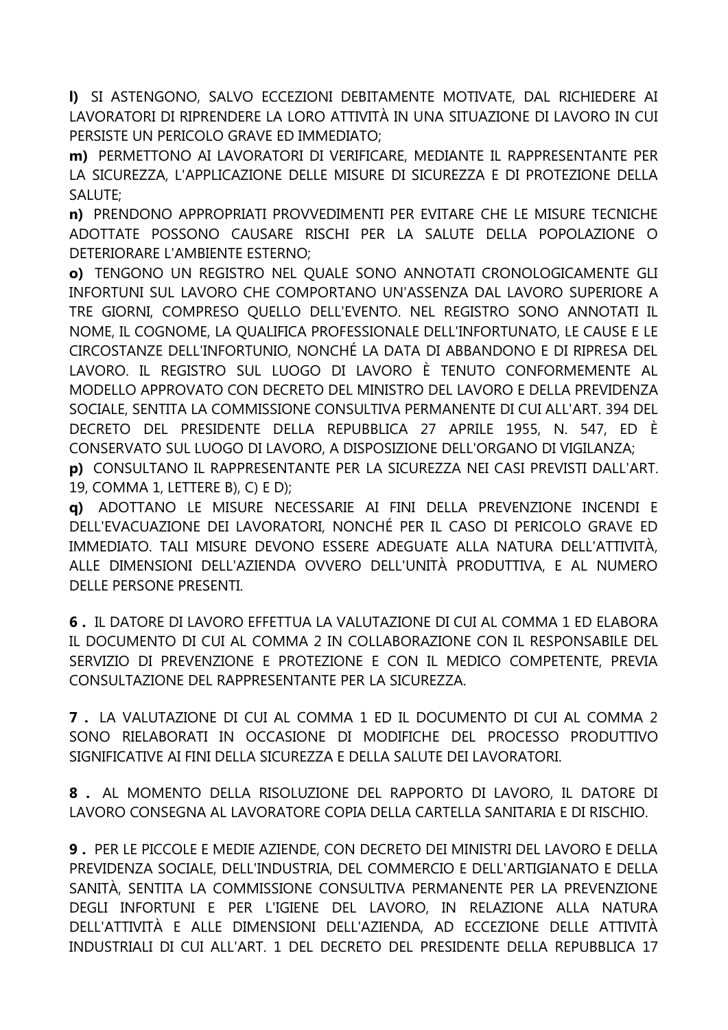**l)** SI ASTENGONO, SALVO ECCEZIONI DEBITAMENTE MOTIVATE, DAL RICHIEDERE AI LAVORATORI DI RIPRENDERE LA LORO ATTIVITÀ IN UNA SITUAZIONE DI LAVORO IN CUI PERSISTE UN PERICOLO GRAVE ED IMMEDIATO;

**m)** PERMETTONO AI LAVORATORI DI VERIFICARE, MEDIANTE IL RAPPRESENTANTE PER LA SICUREZZA, L'APPLICAZIONE DELLE MISURE DI SICUREZZA E DI PROTEZIONE DELLA SALUTE;

**n)** PRENDONO APPROPRIATI PROVVEDIMENTI PER EVITARE CHE LE MISURE TECNICHE ADOTTATE POSSONO CAUSARE RISCHI PER LA SALUTE DELLA POPOLAZIONE O DETERIORARE L'AMBIENTE ESTERNO;

**o)** TENGONO UN REGISTRO NEL QUALE SONO ANNOTATI CRONOLOGICAMENTE GLI INFORTUNI SUL LAVORO CHE COMPORTANO UN'ASSENZA DAL LAVORO SUPERIORE A TRE GIORNI, COMPRESO QUELLO DELL'EVENTO. NEL REGISTRO SONO ANNOTATI IL NOME, IL COGNOME, LA QUALIFICA PROFESSIONALE DELL'INFORTUNATO, LE CAUSE E LE CIRCOSTANZE DELL'INFORTUNIO, NONCHÉ LA DATA DI ABBANDONO E DI RIPRESA DEL LAVORO. IL REGISTRO SUL LUOGO DI LAVORO È TENUTO CONFORMEMENTE AL MODELLO APPROVATO CON DECRETO DEL MINISTRO DEL LAVORO E DELLA PREVIDENZA SOCIALE, SENTITA LA COMMISSIONE CONSULTIVA PERMANENTE DI CUI ALL'ART. 394 DEL DECRETO DEL PRESIDENTE DELLA REPUBBLICA 27 APRILE 1955, N. 547, ED È CONSERVATO SUL LUOGO DI LAVORO, A DISPOSIZIONE DELL'ORGANO DI VIGILANZA;

**p)** CONSULTANO IL RAPPRESENTANTE PER LA SICUREZZA NEI CASI PREVISTI DALL'ART. 19, COMMA 1, LETTERE B), C) E D);

**q)** ADOTTANO LE MISURE NECESSARIE AI FINI DELLA PREVENZIONE INCENDI E DELL'EVACUAZIONE DEI LAVORATORI, NONCHÉ PER IL CASO DI PERICOLO GRAVE ED IMMEDIATO. TALI MISURE DEVONO ESSERE ADEGUATE ALLA NATURA DELL'ATTIVITÀ, ALLE DIMENSIONI DELL'AZIENDA OVVERO DELL'UNITÀ PRODUTTIVA, E AL NUMERO DELLE PERSONE PRESENTI.

**6 .** IL DATORE DI LAVORO EFFETTUA LA VALUTAZIONE DI CUI AL COMMA 1 ED ELABORA IL DOCUMENTO DI CUI AL COMMA 2 IN COLLABORAZIONE CON IL RESPONSABILE DEL SERVIZIO DI PREVENZIONE E PROTEZIONE E CON IL MEDICO COMPETENTE, PREVIA CONSULTAZIONE DEL RAPPRESENTANTE PER LA SICUREZZA.

**7 .** LA VALUTAZIONE DI CUI AL COMMA 1 ED IL DOCUMENTO DI CUI AL COMMA 2 SONO RIELABORATI IN OCCASIONE DI MODIFICHE DEL PROCESSO PRODUTTIVO SIGNIFICATIVE AI FINI DELLA SICUREZZA E DELLA SALUTE DEI LAVORATORI.

**8 .** AL MOMENTO DELLA RISOLUZIONE DEL RAPPORTO DI LAVORO, IL DATORE DI LAVORO CONSEGNA AL LAVORATORE COPIA DELLA CARTELLA SANITARIA E DI RISCHIO.

**9 .** PER LE PICCOLE E MEDIE AZIENDE, CON DECRETO DEI MINISTRI DEL LAVORO E DELLA PREVIDENZA SOCIALE, DELL'INDUSTRIA, DEL COMMERCIO E DELL'ARTIGIANATO E DELLA SANITÀ, SENTITA LA COMMISSIONE CONSULTIVA PERMANENTE PER LA PREVENZIONE DEGLI INFORTUNI E PER L'IGIENE DEL LAVORO, IN RELAZIONE ALLA NATURA DELL'ATTIVITÀ E ALLE DIMENSIONI DELL'AZIENDA, AD ECCEZIONE DELLE ATTIVITÀ INDUSTRIALI DI CUI ALL'ART. 1 DEL DECRETO DEL PRESIDENTE DELLA REPUBBLICA 17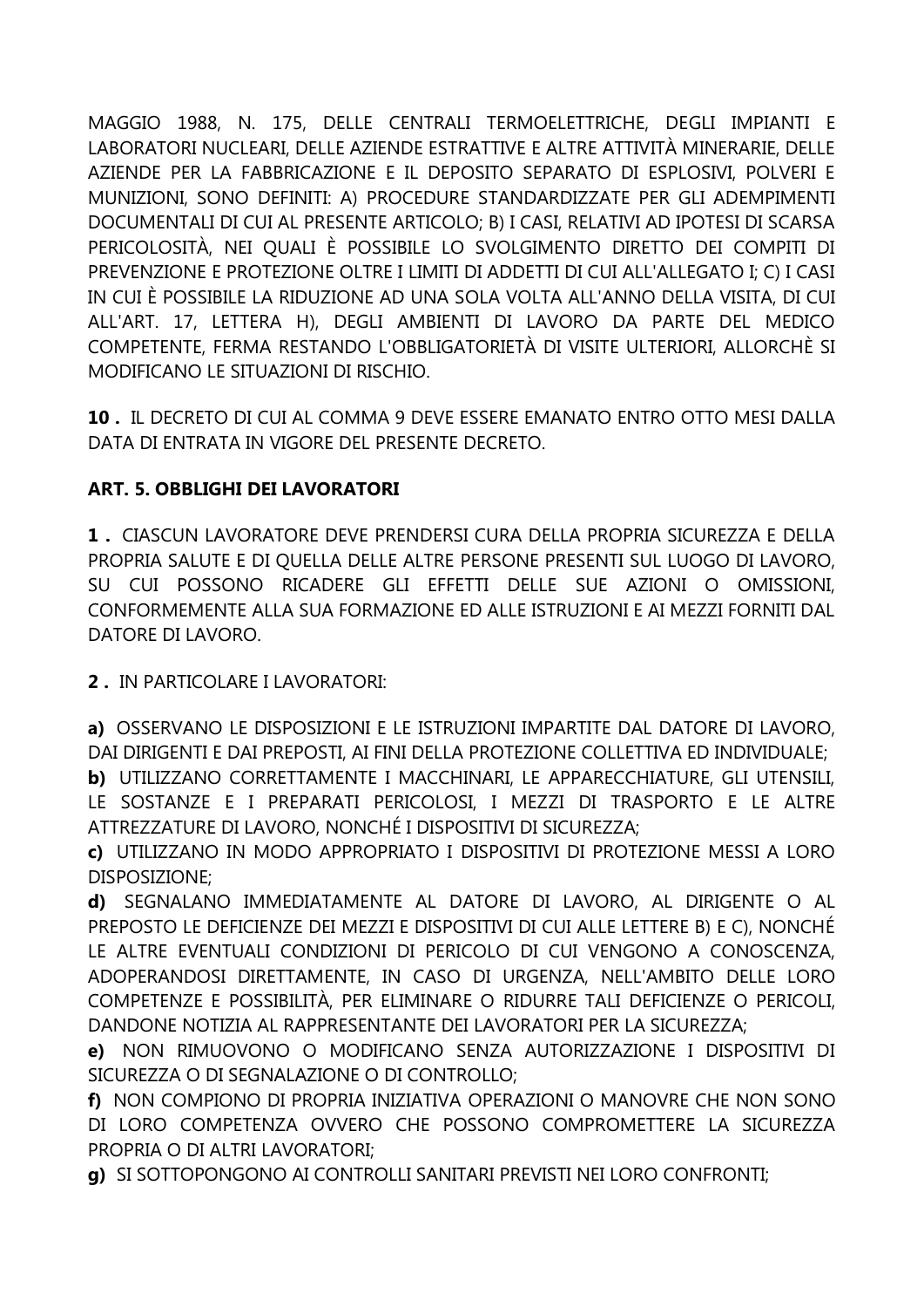MAGGIO 1988, N. 175, DELLE CENTRALI TERMOELETTRICHE, DEGLI IMPIANTI E LABORATORI NUCLEARI, DELLE AZIENDE ESTRATTIVE E ALTRE ATTIVITÀ MINERARIE, DELLE AZIENDE PER LA FABBRICAZIONE E IL DEPOSITO SEPARATO DI ESPLOSIVI, POLVERI E MUNIZIONI, SONO DEFINITI: A) PROCEDURE STANDARDIZZATE PER GLI ADEMPIMENTI DOCUMENTALI DI CUI AL PRESENTE ARTICOLO; B) I CASI, RELATIVI AD IPOTESI DI SCARSA PERICOLOSITÀ, NEI QUALI È POSSIBILE LO SVOLGIMENTO DIRETTO DEI COMPITI DI PREVENZIONE E PROTEZIONE OLTRE I LIMITI DI ADDETTI DI CUI ALL'ALLEGATO I; C) I CASI IN CUI È POSSIBILE LA RIDUZIONE AD UNA SOLA VOLTA ALL'ANNO DELLA VISITA, DI CUI ALL'ART. 17, LETTERA H), DEGLI AMBIENTI DI LAVORO DA PARTE DEL MEDICO COMPETENTE, FERMA RESTANDO L'OBBLIGATORIETÀ DI VISITE ULTERIORI, ALLORCHÈ SI MODIFICANO LE SITUAZIONI DI RISCHIO.

**10 .** IL DECRETO DI CUI AL COMMA 9 DEVE ESSERE EMANATO ENTRO OTTO MESI DALLA DATA DI ENTRATA IN VIGORE DEL PRESENTE DECRETO.

**ART. 5. OBBLIGHI DEI LAVORATORI**

**1 .** CIASCUN LAVORATORE DEVE PRENDERSI CURA DELLA PROPRIA SICUREZZA E DELLA PROPRIA SALUTE E DI QUELLA DELLE ALTRE PERSONE PRESENTI SUL LUOGO DI LAVORO, SU CUI POSSONO RICADERE GLI EFFETTI DELLE SUE AZIONI O OMISSIONI, CONFORMEMENTE ALLA SUA FORMAZIONE ED ALLE ISTRUZIONI E AI MEZZI FORNITI DAL DATORE DI LAVORO.

**2 .** IN PARTICOLARE I LAVORATORI:

**a)** OSSERVANO LE DISPOSIZIONI E LE ISTRUZIONI IMPARTITE DAL DATORE DI LAVORO, DAI DIRIGENTI E DAI PREPOSTI, AI FINI DELLA PROTEZIONE COLLETTIVA ED INDIVIDUALE;
**b)** UTILIZZANO CORRETTAMENTE I MACCHINARI, LE APPARECCHIATURE, GLI UTENSILI, LE SOSTANZE E I PREPARATI PERICOLOSI, I MEZZI DI TRASPORTO E LE ALTRE ATTREZZATURE DI LAVORO, NONCHÉ I DISPOSITIVI DI SICUREZZA;
**c)** UTILIZZANO IN MODO APPROPRIATO I DISPOSITIVI DI PROTEZIONE MESSI A LORO DISPOSIZIONE;
**d)** SEGNALANO IMMEDIATAMENTE AL DATORE DI LAVORO, AL DIRIGENTE O AL PREPOSTO LE DEFICIENZE DEI MEZZI E DISPOSITIVI DI CUI ALLE LETTERE B) E C), NONCHÉ LE ALTRE EVENTUALI CONDIZIONI DI PERICOLO DI CUI VENGONO A CONOSCENZA, ADOPERANDOSI DIRETTAMENTE, IN CASO DI URGENZA, NELL'AMBITO DELLE LORO COMPETENZE E POSSIBILITÀ, PER ELIMINARE O RIDURRE TALI DEFICIENZE O PERICOLI, DANDONE NOTIZIA AL RAPPRESENTANTE DEI LAVORATORI PER LA SICUREZZA;
**e)** NON RIMUOVONO O MODIFICANO SENZA AUTORIZZAZIONE I DISPOSITIVI DI SICUREZZA O DI SEGNALAZIONE O DI CONTROLLO;
**f)** NON COMPIONO DI PROPRIA INIZIATIVA OPERAZIONI O MANOVRE CHE NON SONO DI LORO COMPETENZA OVVERO CHE POSSONO COMPROMETTERE LA SICUREZZA PROPRIA O DI ALTRI LAVORATORI;
**g)** SI SOTTOPONGONO AI CONTROLLI SANITARI PREVISTI NEI LORO CONFRONTI;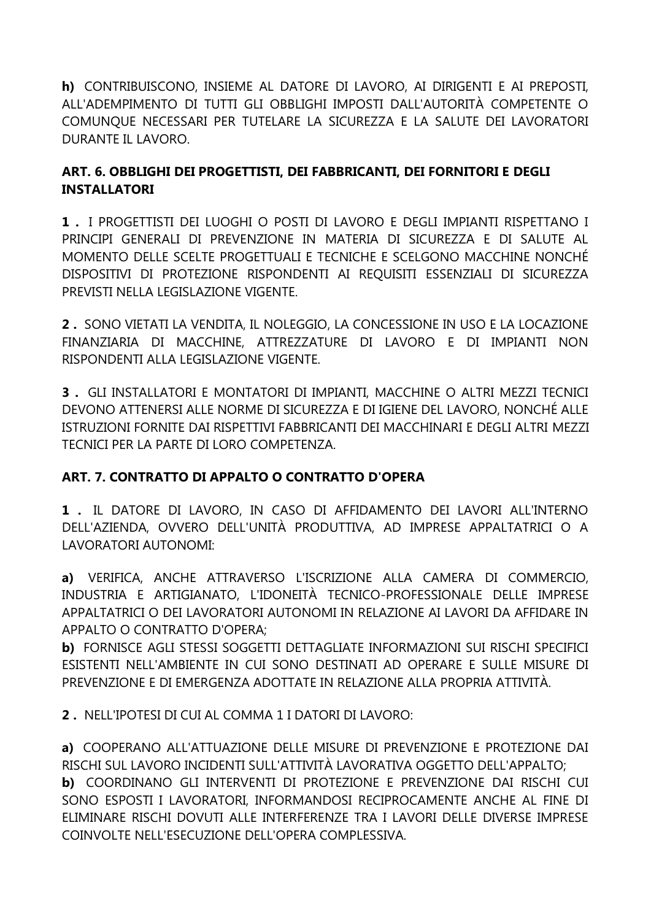**h)** CONTRIBUISCONO, INSIEME AL DATORE DI LAVORO, AI DIRIGENTI E AI PREPOSTI, ALL'ADEMPIMENTO DI TUTTI GLI OBBLIGHI IMPOSTI DALL'AUTORITÀ COMPETENTE O COMUNQUE NECESSARI PER TUTELARE LA SICUREZZA E LA SALUTE DEI LAVORATORI DURANTE IL LAVORO.

## ART. 6. OBBLIGHI DEI PROGETTISTI, DEI FABBRICANTI, DEI FORNITORI E DEGLI INSTALLATORI

**1 .** I PROGETTISTI DEI LUOGHI O POSTI DI LAVORO E DEGLI IMPIANTI RISPETTANO I PRINCIPI GENERALI DI PREVENZIONE IN MATERIA DI SICUREZZA E DI SALUTE AL MOMENTO DELLE SCELTE PROGETTUALI E TECNICHE E SCELGONO MACCHINE NONCHÉ DISPOSITIVI DI PROTEZIONE RISPONDENTI AI REQUISITI ESSENZIALI DI SICUREZZA PREVISTI NELLA LEGISLAZIONE VIGENTE.

**2 .** SONO VIETATI LA VENDITA, IL NOLEGGIO, LA CONCESSIONE IN USO E LA LOCAZIONE FINANZIARIA DI MACCHINE, ATTREZZATURE DI LAVORO E DI IMPIANTI NON RISPONDENTI ALLA LEGISLAZIONE VIGENTE.

**3 .** GLI INSTALLATORI E MONTATORI DI IMPIANTI, MACCHINE O ALTRI MEZZI TECNICI DEVONO ATTENERSI ALLE NORME DI SICUREZZA E DI IGIENE DEL LAVORO, NONCHÉ ALLE ISTRUZIONI FORNITE DAI RISPETTIVI FABBRICANTI DEI MACCHINARI E DEGLI ALTRI MEZZI TECNICI PER LA PARTE DI LORO COMPETENZA.

## ART. 7. CONTRATTO DI APPALTO O CONTRATTO D'OPERA

**1 .** IL DATORE DI LAVORO, IN CASO DI AFFIDAMENTO DEI LAVORI ALL'INTERNO DELL'AZIENDA, OVVERO DELL'UNITÀ PRODUTTIVA, AD IMPRESE APPALTATRICI O A LAVORATORI AUTONOMI:

**a)** VERIFICA, ANCHE ATTRAVERSO L'ISCRIZIONE ALLA CAMERA DI COMMERCIO, INDUSTRIA E ARTIGIANATO, L'IDONEITÀ TECNICO-PROFESSIONALE DELLE IMPRESE APPALTATRICI O DEI LAVORATORI AUTONOMI IN RELAZIONE AI LAVORI DA AFFIDARE IN APPALTO O CONTRATTO D'OPERA;
**b)** FORNISCE AGLI STESSI SOGGETTI DETTAGLIATE INFORMAZIONI SUI RISCHI SPECIFICI ESISTENTI NELL'AMBIENTE IN CUI SONO DESTINATI AD OPERARE E SULLE MISURE DI PREVENZIONE E DI EMERGENZA ADOTTATE IN RELAZIONE ALLA PROPRIA ATTIVITÀ.

**2 .** NELL'IPOTESI DI CUI AL COMMA 1 I DATORI DI LAVORO:

**a)** COOPERANO ALL'ATTUAZIONE DELLE MISURE DI PREVENZIONE E PROTEZIONE DAI RISCHI SUL LAVORO INCIDENTI SULL'ATTIVITÀ LAVORATIVA OGGETTO DELL'APPALTO;
**b)** COORDINANO GLI INTERVENTI DI PROTEZIONE E PREVENZIONE DAI RISCHI CUI SONO ESPOSTI I LAVORATORI, INFORMANDOSI RECIPROCAMENTE ANCHE AL FINE DI ELIMINARE RISCHI DOVUTI ALLE INTERFERENZE TRA I LAVORI DELLE DIVERSE IMPRESE COINVOLTE NELL'ESECUZIONE DELL'OPERA COMPLESSIVA.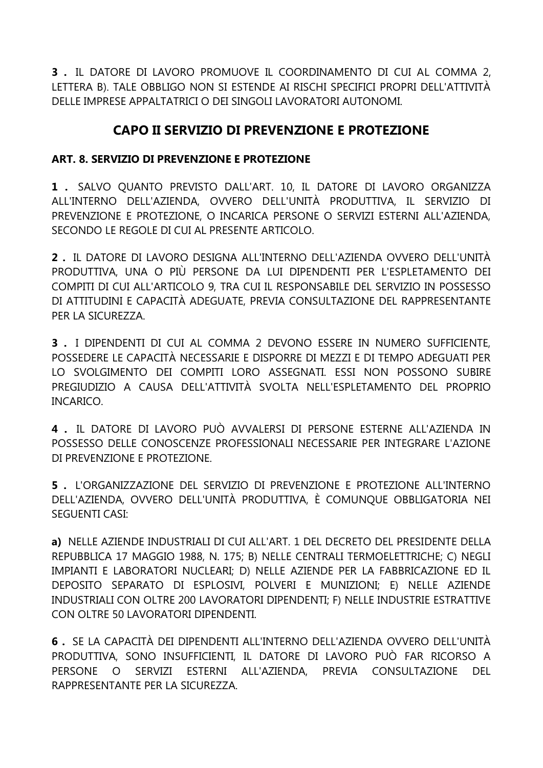**3 .** IL DATORE DI LAVORO PROMUOVE IL COORDINAMENTO DI CUI AL COMMA 2, LETTERA B). TALE OBBLIGO NON SI ESTENDE AI RISCHI SPECIFICI PROPRI DELL'ATTIVITÀ DELLE IMPRESE APPALTATRICI O DEI SINGOLI LAVORATORI AUTONOMI.

## CAPO II SERVIZIO DI PREVENZIONE E PROTEZIONE

### ART. 8. SERVIZIO DI PREVENZIONE E PROTEZIONE

**1 .** SALVO QUANTO PREVISTO DALL'ART. 10, IL DATORE DI LAVORO ORGANIZZA ALL'INTERNO DELL'AZIENDA, OVVERO DELL'UNITÀ PRODUTTIVA, IL SERVIZIO DI PREVENZIONE E PROTEZIONE, O INCARICA PERSONE O SERVIZI ESTERNI ALL'AZIENDA, SECONDO LE REGOLE DI CUI AL PRESENTE ARTICOLO.

**2 .** IL DATORE DI LAVORO DESIGNA ALL'INTERNO DELL'AZIENDA OVVERO DELL'UNITÀ PRODUTTIVA, UNA O PIÙ PERSONE DA LUI DIPENDENTI PER L'ESPLETAMENTO DEI COMPITI DI CUI ALL'ARTICOLO 9, TRA CUI IL RESPONSABILE DEL SERVIZIO IN POSSESSO DI ATTITUDINI E CAPACITÀ ADEGUATE, PREVIA CONSULTAZIONE DEL RAPPRESENTANTE PER LA SICUREZZA.

**3 .** I DIPENDENTI DI CUI AL COMMA 2 DEVONO ESSERE IN NUMERO SUFFICIENTE, POSSEDERE LE CAPACITÀ NECESSARIE E DISPORRE DI MEZZI E DI TEMPO ADEGUATI PER LO SVOLGIMENTO DEI COMPITI LORO ASSEGNATI. ESSI NON POSSONO SUBIRE PREGIUDIZIO A CAUSA DELL'ATTIVITÀ SVOLTA NELL'ESPLETAMENTO DEL PROPRIO INCARICO.

**4 .** IL DATORE DI LAVORO PUÒ AVVALERSI DI PERSONE ESTERNE ALL'AZIENDA IN POSSESSO DELLE CONOSCENZE PROFESSIONALI NECESSARIE PER INTEGRARE L'AZIONE DI PREVENZIONE E PROTEZIONE.

**5 .** L'ORGANIZZAZIONE DEL SERVIZIO DI PREVENZIONE E PROTEZIONE ALL'INTERNO DELL'AZIENDA, OVVERO DELL'UNITÀ PRODUTTIVA, È COMUNQUE OBBLIGATORIA NEI SEGUENTI CASI:

**a)** NELLE AZIENDE INDUSTRIALI DI CUI ALL'ART. 1 DEL DECRETO DEL PRESIDENTE DELLA REPUBBLICA 17 MAGGIO 1988, N. 175; B) NELLE CENTRALI TERMOELETTRICHE; C) NEGLI IMPIANTI E LABORATORI NUCLEARI; D) NELLE AZIENDE PER LA FABBRICAZIONE ED IL DEPOSITO SEPARATO DI ESPLOSIVI, POLVERI E MUNIZIONI; E) NELLE AZIENDE INDUSTRIALI CON OLTRE 200 LAVORATORI DIPENDENTI; F) NELLE INDUSTRIE ESTRATTIVE CON OLTRE 50 LAVORATORI DIPENDENTI.

**6 .** SE LA CAPACITÀ DEI DIPENDENTI ALL'INTERNO DELL'AZIENDA OVVERO DELL'UNITÀ PRODUTTIVA, SONO INSUFFICIENTI, IL DATORE DI LAVORO PUÒ FAR RICORSO A PERSONE O SERVIZI ESTERNI ALL'AZIENDA, PREVIA CONSULTAZIONE DEL RAPPRESENTANTE PER LA SICUREZZA.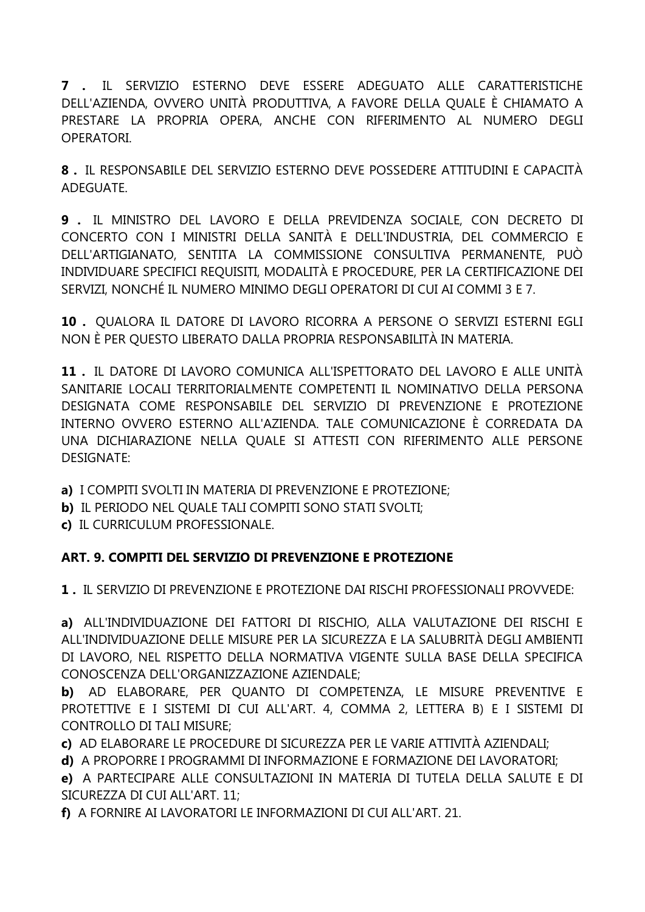**7 .** IL SERVIZIO ESTERNO DEVE ESSERE ADEGUATO ALLE CARATTERISTICHE DELL'AZIENDA, OVVERO UNITÀ PRODUTTIVA, A FAVORE DELLA QUALE È CHIAMATO A PRESTARE LA PROPRIA OPERA, ANCHE CON RIFERIMENTO AL NUMERO DEGLI OPERATORI.

**8 .** IL RESPONSABILE DEL SERVIZIO ESTERNO DEVE POSSEDERE ATTITUDINI E CAPACITÀ ADEGUATE.

**9 .** IL MINISTRO DEL LAVORO E DELLA PREVIDENZA SOCIALE, CON DECRETO DI CONCERTO CON I MINISTRI DELLA SANITÀ E DELL'INDUSTRIA, DEL COMMERCIO E DELL'ARTIGIANATO, SENTITA LA COMMISSIONE CONSULTIVA PERMANENTE, PUÒ INDIVIDUARE SPECIFICI REQUISITI, MODALITÀ E PROCEDURE, PER LA CERTIFICAZIONE DEI SERVIZI, NONCHÉ IL NUMERO MINIMO DEGLI OPERATORI DI CUI AI COMMI 3 E 7.

**10 .** QUALORA IL DATORE DI LAVORO RICORRA A PERSONE O SERVIZI ESTERNI EGLI NON È PER QUESTO LIBERATO DALLA PROPRIA RESPONSABILITÀ IN MATERIA.

**11 .** IL DATORE DI LAVORO COMUNICA ALL'ISPETTORATO DEL LAVORO E ALLE UNITÀ SANITARIE LOCALI TERRITORIALMENTE COMPETENTI IL NOMINATIVO DELLA PERSONA DESIGNATA COME RESPONSABILE DEL SERVIZIO DI PREVENZIONE E PROTEZIONE INTERNO OVVERO ESTERNO ALL'AZIENDA. TALE COMUNICAZIONE È CORREDATA DA UNA DICHIARAZIONE NELLA QUALE SI ATTESTI CON RIFERIMENTO ALLE PERSONE DESIGNATE:

**a)** I COMPITI SVOLTI IN MATERIA DI PREVENZIONE E PROTEZIONE;
**b)** IL PERIODO NEL QUALE TALI COMPITI SONO STATI SVOLTI;
**c)** IL CURRICULUM PROFESSIONALE.

### ART. 9. COMPITI DEL SERVIZIO DI PREVENZIONE E PROTEZIONE

**1 .** IL SERVIZIO DI PREVENZIONE E PROTEZIONE DAI RISCHI PROFESSIONALI PROVVEDE:

**a)** ALL'INDIVIDUAZIONE DEI FATTORI DI RISCHIO, ALLA VALUTAZIONE DEI RISCHI E ALL'INDIVIDUAZIONE DELLE MISURE PER LA SICUREZZA E LA SALUBRITÀ DEGLI AMBIENTI DI LAVORO, NEL RISPETTO DELLA NORMATIVA VIGENTE SULLA BASE DELLA SPECIFICA CONOSCENZA DELL'ORGANIZZAZIONE AZIENDALE;
**b)** AD ELABORARE, PER QUANTO DI COMPETENZA, LE MISURE PREVENTIVE E PROTETTIVE E I SISTEMI DI CUI ALL'ART. 4, COMMA 2, LETTERA B) E I SISTEMI DI CONTROLLO DI TALI MISURE;
**c)** AD ELABORARE LE PROCEDURE DI SICUREZZA PER LE VARIE ATTIVITÀ AZIENDALI;
**d)** A PROPORRE I PROGRAMMI DI INFORMAZIONE E FORMAZIONE DEI LAVORATORI;
**e)** A PARTECIPARE ALLE CONSULTAZIONI IN MATERIA DI TUTELA DELLA SALUTE E DI SICUREZZA DI CUI ALL'ART. 11;
**f)** A FORNIRE AI LAVORATORI LE INFORMAZIONI DI CUI ALL'ART. 21.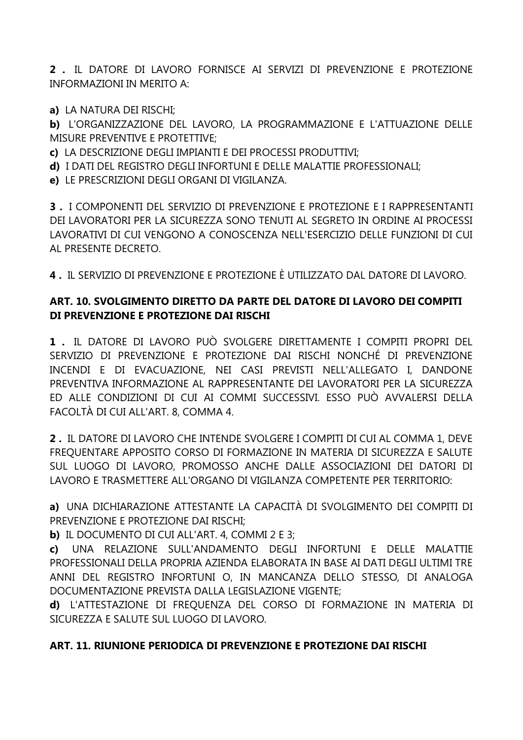**2 .** IL DATORE DI LAVORO FORNISCE AI SERVIZI DI PREVENZIONE E PROTEZIONE INFORMAZIONI IN MERITO A:

**a)** LA NATURA DEI RISCHI;
**b)** L'ORGANIZZAZIONE DEL LAVORO, LA PROGRAMMAZIONE E L'ATTUAZIONE DELLE MISURE PREVENTIVE E PROTETTIVE;
**c)** LA DESCRIZIONE DEGLI IMPIANTI E DEI PROCESSI PRODUTTIVI;
**d)** I DATI DEL REGISTRO DEGLI INFORTUNI E DELLE MALATTIE PROFESSIONALI;
**e)** LE PRESCRIZIONI DEGLI ORGANI DI VIGILANZA.

**3 .** I COMPONENTI DEL SERVIZIO DI PREVENZIONE E PROTEZIONE E I RAPPRESENTANTI DEI LAVORATORI PER LA SICUREZZA SONO TENUTI AL SEGRETO IN ORDINE AI PROCESSI LAVORATIVI DI CUI VENGONO A CONOSCENZA NELL'ESERCIZIO DELLE FUNZIONI DI CUI AL PRESENTE DECRETO.

**4 .** IL SERVIZIO DI PREVENZIONE E PROTEZIONE È UTILIZZATO DAL DATORE DI LAVORO.

### ART. 10. SVOLGIMENTO DIRETTO DA PARTE DEL DATORE DI LAVORO DEI COMPITI DI PREVENZIONE E PROTEZIONE DAI RISCHI

**1 .** IL DATORE DI LAVORO PUÒ SVOLGERE DIRETTAMENTE I COMPITI PROPRI DEL SERVIZIO DI PREVENZIONE E PROTEZIONE DAI RISCHI NONCHÉ DI PREVENZIONE INCENDI E DI EVACUAZIONE, NEI CASI PREVISTI NELL'ALLEGATO I, DANDONE PREVENTIVA INFORMAZIONE AL RAPPRESENTANTE DEI LAVORATORI PER LA SICUREZZA ED ALLE CONDIZIONI DI CUI AI COMMI SUCCESSIVI. ESSO PUÒ AVVALERSI DELLA FACOLTÀ DI CUI ALL'ART. 8, COMMA 4.

**2 .** IL DATORE DI LAVORO CHE INTENDE SVOLGERE I COMPITI DI CUI AL COMMA 1, DEVE FREQUENTARE APPOSITO CORSO DI FORMAZIONE IN MATERIA DI SICUREZZA E SALUTE SUL LUOGO DI LAVORO, PROMOSSO ANCHE DALLE ASSOCIAZIONI DEI DATORI DI LAVORO E TRASMETTERE ALL'ORGANO DI VIGILANZA COMPETENTE PER TERRITORIO:

**a)** UNA DICHIARAZIONE ATTESTANTE LA CAPACITÀ DI SVOLGIMENTO DEI COMPITI DI PREVENZIONE E PROTEZIONE DAI RISCHI;
**b)** IL DOCUMENTO DI CUI ALL'ART. 4, COMMI 2 E 3;
**c)** UNA RELAZIONE SULL'ANDAMENTO DEGLI INFORTUNI E DELLE MALATTIE PROFESSIONALI DELLA PROPRIA AZIENDA ELABORATA IN BASE AI DATI DEGLI ULTIMI TRE ANNI DEL REGISTRO INFORTUNI O, IN MANCANZA DELLO STESSO, DI ANALOGA DOCUMENTAZIONE PREVISTA DALLA LEGISLAZIONE VIGENTE;
**d)** L'ATTESTAZIONE DI FREQUENZA DEL CORSO DI FORMAZIONE IN MATERIA DI SICUREZZA E SALUTE SUL LUOGO DI LAVORO.

### ART. 11. RIUNIONE PERIODICA DI PREVENZIONE E PROTEZIONE DAI RISCHI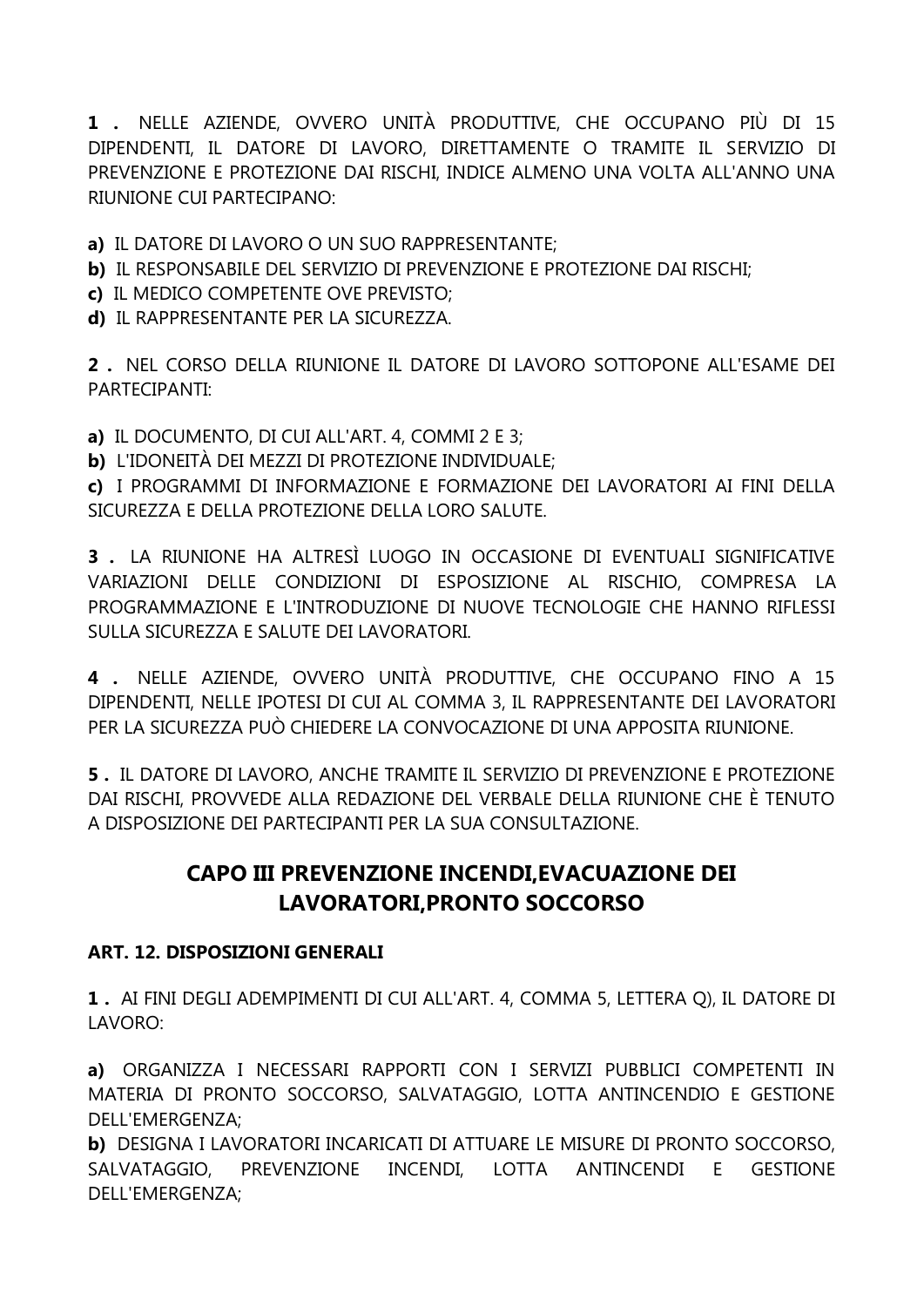**1 .** NELLE AZIENDE, OVVERO UNITÀ PRODUTTIVE, CHE OCCUPANO PIÙ DI 15 DIPENDENTI, IL DATORE DI LAVORO, DIRETTAMENTE O TRAMITE IL SERVIZIO DI PREVENZIONE E PROTEZIONE DAI RISCHI, INDICE ALMENO UNA VOLTA ALL'ANNO UNA RIUNIONE CUI PARTECIPANO:

**a)** IL DATORE DI LAVORO O UN SUO RAPPRESENTANTE;
**b)** IL RESPONSABILE DEL SERVIZIO DI PREVENZIONE E PROTEZIONE DAI RISCHI;
**c)** IL MEDICO COMPETENTE OVE PREVISTO;
**d)** IL RAPPRESENTANTE PER LA SICUREZZA.

**2 .** NEL CORSO DELLA RIUNIONE IL DATORE DI LAVORO SOTTOPONE ALL'ESAME DEI PARTECIPANTI:

**a)** IL DOCUMENTO, DI CUI ALL'ART. 4, COMMI 2 E 3;
**b)** L'IDONEITÀ DEI MEZZI DI PROTEZIONE INDIVIDUALE;
**c)** I PROGRAMMI DI INFORMAZIONE E FORMAZIONE DEI LAVORATORI AI FINI DELLA SICUREZZA E DELLA PROTEZIONE DELLA LORO SALUTE.

**3 .** LA RIUNIONE HA ALTRESÌ LUOGO IN OCCASIONE DI EVENTUALI SIGNIFICATIVE VARIAZIONI DELLE CONDIZIONI DI ESPOSIZIONE AL RISCHIO, COMPRESA LA PROGRAMMAZIONE E L'INTRODUZIONE DI NUOVE TECNOLOGIE CHE HANNO RIFLESSI SULLA SICUREZZA E SALUTE DEI LAVORATORI.

**4 .** NELLE AZIENDE, OVVERO UNITÀ PRODUTTIVE, CHE OCCUPANO FINO A 15 DIPENDENTI, NELLE IPOTESI DI CUI AL COMMA 3, IL RAPPRESENTANTE DEI LAVORATORI PER LA SICUREZZA PUÒ CHIEDERE LA CONVOCAZIONE DI UNA APPOSITA RIUNIONE.

**5 .** IL DATORE DI LAVORO, ANCHE TRAMITE IL SERVIZIO DI PREVENZIONE E PROTEZIONE DAI RISCHI, PROVVEDE ALLA REDAZIONE DEL VERBALE DELLA RIUNIONE CHE È TENUTO A DISPOSIZIONE DEI PARTECIPANTI PER LA SUA CONSULTAZIONE.

## CAPO III PREVENZIONE INCENDI,EVACUAZIONE DEI LAVORATORI,PRONTO SOCCORSO

### ART. 12. DISPOSIZIONI GENERALI

**1 .** AI FINI DEGLI ADEMPIMENTI DI CUI ALL'ART. 4, COMMA 5, LETTERA Q), IL DATORE DI LAVORO:

**a)** ORGANIZZA I NECESSARI RAPPORTI CON I SERVIZI PUBBLICI COMPETENTI IN MATERIA DI PRONTO SOCCORSO, SALVATAGGIO, LOTTA ANTINCENDIO E GESTIONE DELL'EMERGENZA;
**b)** DESIGNA I LAVORATORI INCARICATI DI ATTUARE LE MISURE DI PRONTO SOCCORSO, SALVATAGGIO, PREVENZIONE INCENDI, LOTTA ANTINCENDI E GESTIONE DELL'EMERGENZA;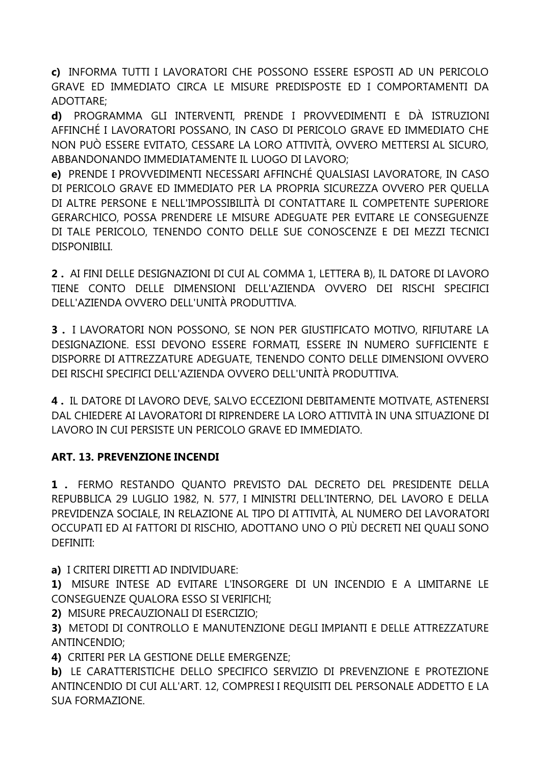**c)** INFORMA TUTTI I LAVORATORI CHE POSSONO ESSERE ESPOSTI AD UN PERICOLO GRAVE ED IMMEDIATO CIRCA LE MISURE PREDISPOSTE ED I COMPORTAMENTI DA ADOTTARE;

**d)** PROGRAMMA GLI INTERVENTI, PRENDE I PROVVEDIMENTI E DÀ ISTRUZIONI AFFINCHÉ I LAVORATORI POSSANO, IN CASO DI PERICOLO GRAVE ED IMMEDIATO CHE NON PUÒ ESSERE EVITATO, CESSARE LA LORO ATTIVITÀ, OVVERO METTERSI AL SICURO, ABBANDONANDO IMMEDIATAMENTE IL LUOGO DI LAVORO;

**e)** PRENDE I PROVVEDIMENTI NECESSARI AFFINCHÉ QUALSIASI LAVORATORE, IN CASO DI PERICOLO GRAVE ED IMMEDIATO PER LA PROPRIA SICUREZZA OVVERO PER QUELLA DI ALTRE PERSONE E NELL'IMPOSSIBILITÀ DI CONTATTARE IL COMPETENTE SUPERIORE GERARCHICO, POSSA PRENDERE LE MISURE ADEGUATE PER EVITARE LE CONSEGUENZE DI TALE PERICOLO, TENENDO CONTO DELLE SUE CONOSCENZE E DEI MEZZI TECNICI DISPONIBILI.

**2 .** AI FINI DELLE DESIGNAZIONI DI CUI AL COMMA 1, LETTERA B), IL DATORE DI LAVORO TIENE CONTO DELLE DIMENSIONI DELL'AZIENDA OVVERO DEI RISCHI SPECIFICI DELL'AZIENDA OVVERO DELL'UNITÀ PRODUTTIVA.

**3 .** I LAVORATORI NON POSSONO, SE NON PER GIUSTIFICATO MOTIVO, RIFIUTARE LA DESIGNAZIONE. ESSI DEVONO ESSERE FORMATI, ESSERE IN NUMERO SUFFICIENTE E DISPORRE DI ATTREZZATURE ADEGUATE, TENENDO CONTO DELLE DIMENSIONI OVVERO DEI RISCHI SPECIFICI DELL'AZIENDA OVVERO DELL'UNITÀ PRODUTTIVA.

**4 .** IL DATORE DI LAVORO DEVE, SALVO ECCEZIONI DEBITAMENTE MOTIVATE, ASTENERSI DAL CHIEDERE AI LAVORATORI DI RIPRENDERE LA LORO ATTIVITÀ IN UNA SITUAZIONE DI LAVORO IN CUI PERSISTE UN PERICOLO GRAVE ED IMMEDIATO.

### ART. 13. PREVENZIONE INCENDI

**1 .** FERMO RESTANDO QUANTO PREVISTO DAL DECRETO DEL PRESIDENTE DELLA REPUBBLICA 29 LUGLIO 1982, N. 577, I MINISTRI DELL'INTERNO, DEL LAVORO E DELLA PREVIDENZA SOCIALE, IN RELAZIONE AL TIPO DI ATTIVITÀ, AL NUMERO DEI LAVORATORI OCCUPATI ED AI FATTORI DI RISCHIO, ADOTTANO UNO O PIÙ DECRETI NEI QUALI SONO DEFINITI:

**a)** I CRITERI DIRETTI AD INDIVIDUARE:

**1)** MISURE INTESE AD EVITARE L'INSORGERE DI UN INCENDIO E A LIMITARNE LE CONSEGUENZE QUALORA ESSO SI VERIFICHI;

**2)** MISURE PRECAUZIONALI DI ESERCIZIO;

**3)** METODI DI CONTROLLO E MANUTENZIONE DEGLI IMPIANTI E DELLE ATTREZZATURE ANTINCENDIO;

**4)** CRITERI PER LA GESTIONE DELLE EMERGENZE;

**b)** LE CARATTERISTICHE DELLO SPECIFICO SERVIZIO DI PREVENZIONE E PROTEZIONE ANTINCENDIO DI CUI ALL'ART. 12, COMPRESI I REQUISITI DEL PERSONALE ADDETTO E LA SUA FORMAZIONE.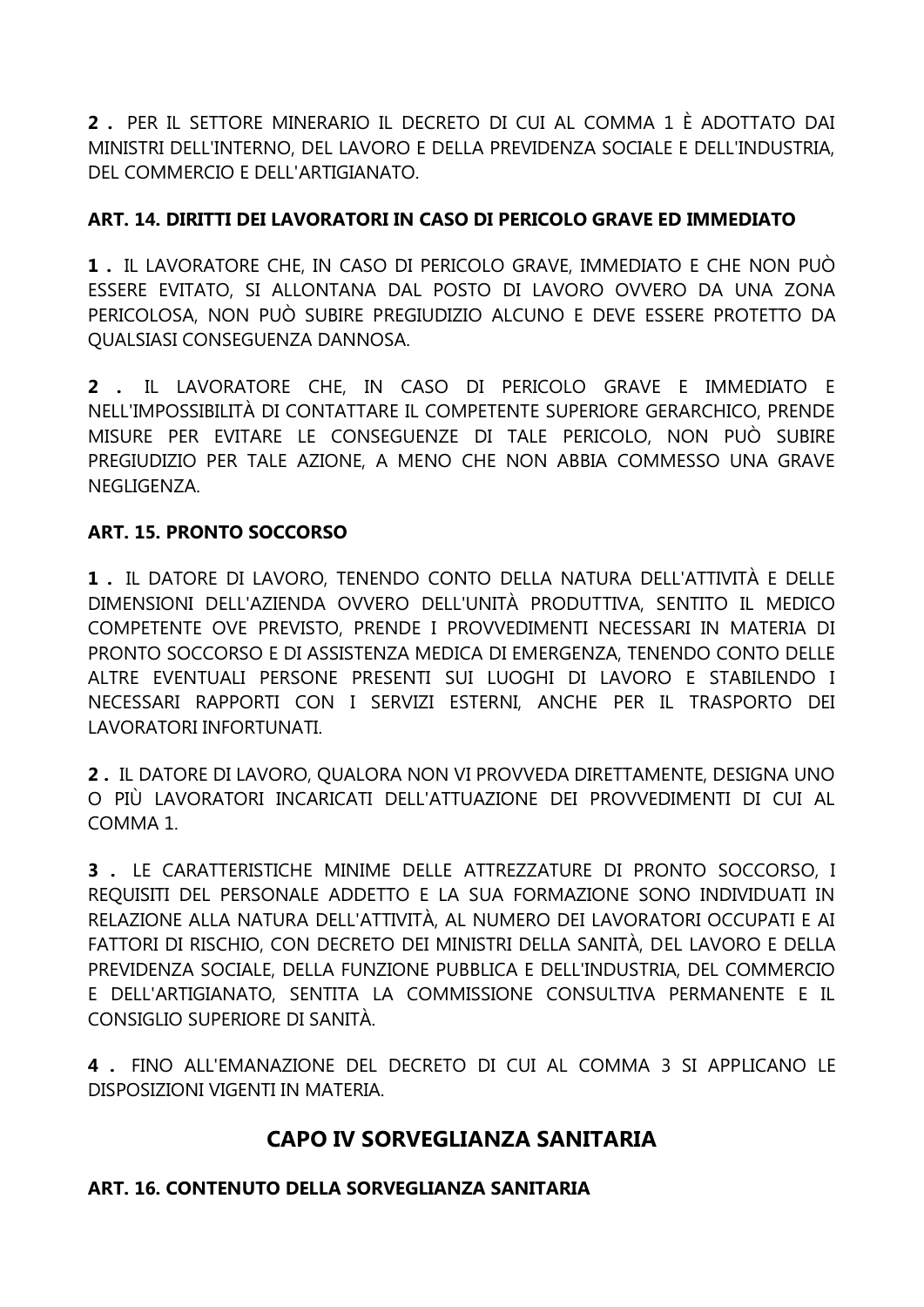**2 .** PER IL SETTORE MINERARIO IL DECRETO DI CUI AL COMMA 1 È ADOTTATO DAI MINISTRI DELL'INTERNO, DEL LAVORO E DELLA PREVIDENZA SOCIALE E DELL'INDUSTRIA, DEL COMMERCIO E DELL'ARTIGIANATO.

**ART. 14. DIRITTI DEI LAVORATORI IN CASO DI PERICOLO GRAVE ED IMMEDIATO**

**1 .** IL LAVORATORE CHE, IN CASO DI PERICOLO GRAVE, IMMEDIATO E CHE NON PUÒ ESSERE EVITATO, SI ALLONTANA DAL POSTO DI LAVORO OVVERO DA UNA ZONA PERICOLOSA, NON PUÒ SUBIRE PREGIUDIZIO ALCUNO E DEVE ESSERE PROTETTO DA QUALSIASI CONSEGUENZA DANNOSA.

**2 .** IL LAVORATORE CHE, IN CASO DI PERICOLO GRAVE E IMMEDIATO E NELL'IMPOSSIBILITÀ DI CONTATTARE IL COMPETENTE SUPERIORE GERARCHICO, PRENDE MISURE PER EVITARE LE CONSEGUENZE DI TALE PERICOLO, NON PUÒ SUBIRE PREGIUDIZIO PER TALE AZIONE, A MENO CHE NON ABBIA COMMESSO UNA GRAVE NEGLIGENZA.

**ART. 15. PRONTO SOCCORSO**

**1 .** IL DATORE DI LAVORO, TENENDO CONTO DELLA NATURA DELL'ATTIVITÀ E DELLE DIMENSIONI DELL'AZIENDA OVVERO DELL'UNITÀ PRODUTTIVA, SENTITO IL MEDICO COMPETENTE OVE PREVISTO, PRENDE I PROVVEDIMENTI NECESSARI IN MATERIA DI PRONTO SOCCORSO E DI ASSISTENZA MEDICA DI EMERGENZA, TENENDO CONTO DELLE ALTRE EVENTUALI PERSONE PRESENTI SUI LUOGHI DI LAVORO E STABILENDO I NECESSARI RAPPORTI CON I SERVIZI ESTERNI, ANCHE PER IL TRASPORTO DEI LAVORATORI INFORTUNATI.

**2 .** IL DATORE DI LAVORO, QUALORA NON VI PROVVEDA DIRETTAMENTE, DESIGNA UNO O PIÙ LAVORATORI INCARICATI DELL'ATTUAZIONE DEI PROVVEDIMENTI DI CUI AL COMMA 1.

**3 .** LE CARATTERISTICHE MINIME DELLE ATTREZZATURE DI PRONTO SOCCORSO, I REQUISITI DEL PERSONALE ADDETTO E LA SUA FORMAZIONE SONO INDIVIDUATI IN RELAZIONE ALLA NATURA DELL'ATTIVITÀ, AL NUMERO DEI LAVORATORI OCCUPATI E AI FATTORI DI RISCHIO, CON DECRETO DEI MINISTRI DELLA SANITÀ, DEL LAVORO E DELLA PREVIDENZA SOCIALE, DELLA FUNZIONE PUBBLICA E DELL'INDUSTRIA, DEL COMMERCIO E DELL'ARTIGIANATO, SENTITA LA COMMISSIONE CONSULTIVA PERMANENTE E IL CONSIGLIO SUPERIORE DI SANITÀ.

**4 .** FINO ALL'EMANAZIONE DEL DECRETO DI CUI AL COMMA 3 SI APPLICANO LE DISPOSIZIONI VIGENTI IN MATERIA.

## CAPO IV SORVEGLIANZA SANITARIA

**ART. 16. CONTENUTO DELLA SORVEGLIANZA SANITARIA**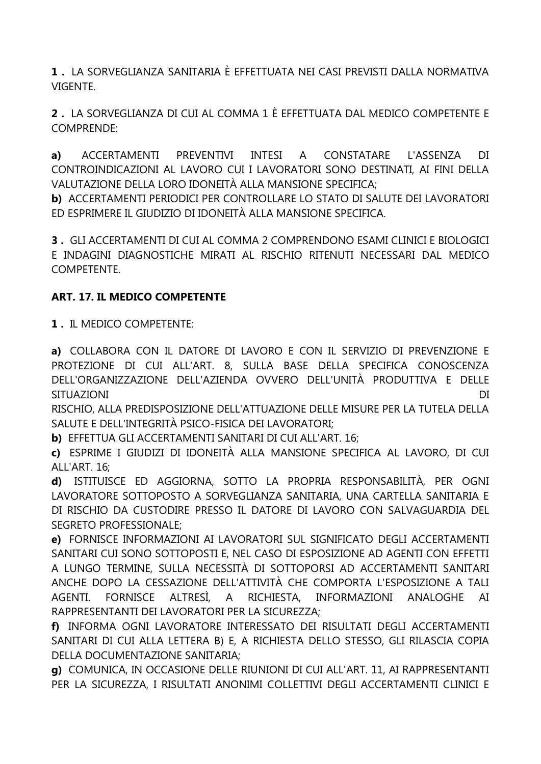**1 .** LA SORVEGLIANZA SANITARIA È EFFETTUATA NEI CASI PREVISTI DALLA NORMATIVA VIGENTE.

**2 .** LA SORVEGLIANZA DI CUI AL COMMA 1 È EFFETTUATA DAL MEDICO COMPETENTE E COMPRENDE:

**a)** ACCERTAMENTI PREVENTIVI INTESI A CONSTATARE L'ASSENZA DI CONTROINDICAZIONI AL LAVORO CUI I LAVORATORI SONO DESTINATI, AI FINI DELLA VALUTAZIONE DELLA LORO IDONEITÀ ALLA MANSIONE SPECIFICA;
**b)** ACCERTAMENTI PERIODICI PER CONTROLLARE LO STATO DI SALUTE DEI LAVORATORI ED ESPRIMERE IL GIUDIZIO DI IDONEITÀ ALLA MANSIONE SPECIFICA.

**3 .** GLI ACCERTAMENTI DI CUI AL COMMA 2 COMPRENDONO ESAMI CLINICI E BIOLOGICI E INDAGINI DIAGNOSTICHE MIRATI AL RISCHIO RITENUTI NECESSARI DAL MEDICO COMPETENTE.

**ART. 17. IL MEDICO COMPETENTE**

**1 .** IL MEDICO COMPETENTE:

**a)** COLLABORA CON IL DATORE DI LAVORO E CON IL SERVIZIO DI PREVENZIONE E PROTEZIONE DI CUI ALL'ART. 8, SULLA BASE DELLA SPECIFICA CONOSCENZA DELL'ORGANIZZAZIONE DELL'AZIENDA OVVERO DELL'UNITÀ PRODUTTIVA E DELLE SITUAZIONI DI RISCHIO, ALLA PREDISPOSIZIONE DELL'ATTUAZIONE DELLE MISURE PER LA TUTELA DELLA SALUTE E DELL'INTEGRITÀ PSICO-FISICA DEI LAVORATORI;
**b)** EFFETTUA GLI ACCERTAMENTI SANITARI DI CUI ALL'ART. 16;
**c)** ESPRIME I GIUDIZI DI IDONEITÀ ALLA MANSIONE SPECIFICA AL LAVORO, DI CUI ALL'ART. 16;
**d)** ISTITUISCE ED AGGIORNA, SOTTO LA PROPRIA RESPONSABILITÀ, PER OGNI LAVORATORE SOTTOPOSTO A SORVEGLIANZA SANITARIA, UNA CARTELLA SANITARIA E DI RISCHIO DA CUSTODIRE PRESSO IL DATORE DI LAVORO CON SALVAGUARDIA DEL SEGRETO PROFESSIONALE;
**e)** FORNISCE INFORMAZIONI AI LAVORATORI SUL SIGNIFICATO DEGLI ACCERTAMENTI SANITARI CUI SONO SOTTOPOSTI E, NEL CASO DI ESPOSIZIONE AD AGENTI CON EFFETTI A LUNGO TERMINE, SULLA NECESSITÀ DI SOTTOPORSI AD ACCERTAMENTI SANITARI ANCHE DOPO LA CESSAZIONE DELL'ATTIVITÀ CHE COMPORTA L'ESPOSIZIONE A TALI AGENTI. FORNISCE ALTRESÌ, A RICHIESTA, INFORMAZIONI ANALOGHE AI RAPPRESENTANTI DEI LAVORATORI PER LA SICUREZZA;
**f)** INFORMA OGNI LAVORATORE INTERESSATO DEI RISULTATI DEGLI ACCERTAMENTI SANITARI DI CUI ALLA LETTERA B) E, A RICHIESTA DELLO STESSO, GLI RILASCIA COPIA DELLA DOCUMENTAZIONE SANITARIA;
**g)** COMUNICA, IN OCCASIONE DELLE RIUNIONI DI CUI ALL'ART. 11, AI RAPPRESENTANTI PER LA SICUREZZA, I RISULTATI ANONIMI COLLETTIVI DEGLI ACCERTAMENTI CLINICI E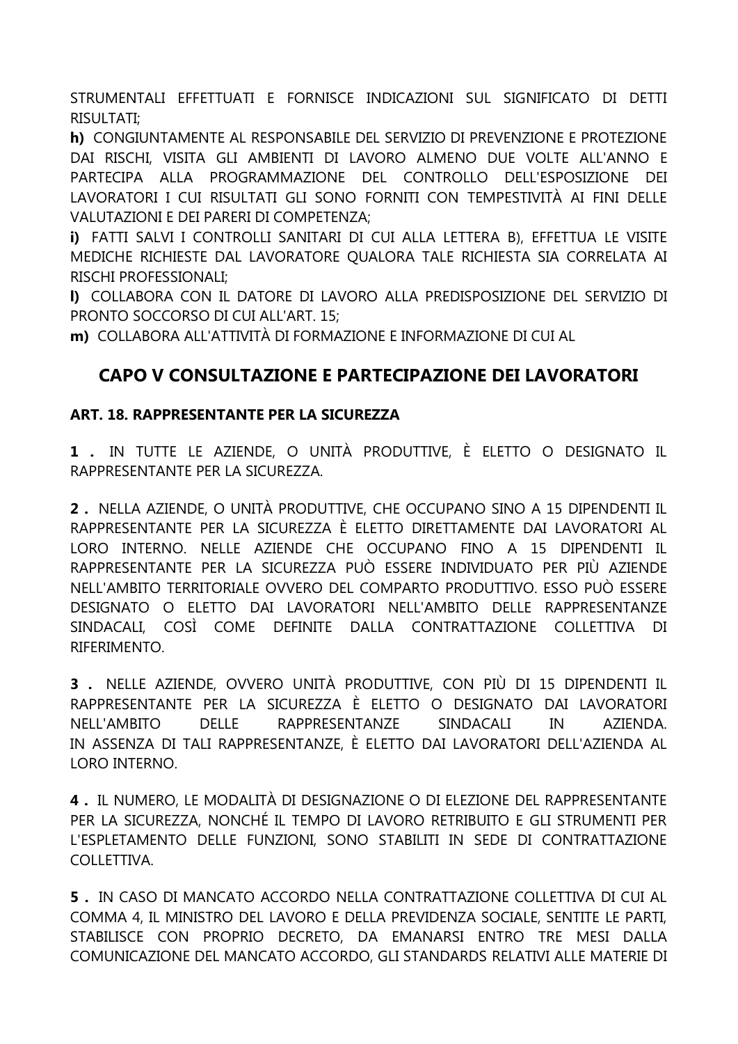STRUMENTALI EFFETTUATI E FORNISCE INDICAZIONI SUL SIGNIFICATO DI DETTI RISULTATI;

**h)** CONGIUNTAMENTE AL RESPONSABILE DEL SERVIZIO DI PREVENZIONE E PROTEZIONE DAI RISCHI, VISITA GLI AMBIENTI DI LAVORO ALMENO DUE VOLTE ALL'ANNO E PARTECIPA ALLA PROGRAMMAZIONE DEL CONTROLLO DELL'ESPOSIZIONE DEI LAVORATORI I CUI RISULTATI GLI SONO FORNITI CON TEMPESTIVITÀ AI FINI DELLE VALUTAZIONI E DEI PARERI DI COMPETENZA;

**i)** FATTI SALVI I CONTROLLI SANITARI DI CUI ALLA LETTERA B), EFFETTUA LE VISITE MEDICHE RICHIESTE DAL LAVORATORE QUALORA TALE RICHIESTA SIA CORRELATA AI RISCHI PROFESSIONALI;

**l)** COLLABORA CON IL DATORE DI LAVORO ALLA PREDISPOSIZIONE DEL SERVIZIO DI PRONTO SOCCORSO DI CUI ALL'ART. 15;

**m)** COLLABORA ALL'ATTIVITÀ DI FORMAZIONE E INFORMAZIONE DI CUI AL

## CAPO V CONSULTAZIONE E PARTECIPAZIONE DEI LAVORATORI

### ART. 18. RAPPRESENTANTE PER LA SICUREZZA

**1 .** IN TUTTE LE AZIENDE, O UNITÀ PRODUTTIVE, È ELETTO O DESIGNATO IL RAPPRESENTANTE PER LA SICUREZZA.

**2 .** NELLA AZIENDE, O UNITÀ PRODUTTIVE, CHE OCCUPANO SINO A 15 DIPENDENTI IL RAPPRESENTANTE PER LA SICUREZZA È ELETTO DIRETTAMENTE DAI LAVORATORI AL LORO INTERNO. NELLE AZIENDE CHE OCCUPANO FINO A 15 DIPENDENTI IL RAPPRESENTANTE PER LA SICUREZZA PUÒ ESSERE INDIVIDUATO PER PIÙ AZIENDE NELL'AMBITO TERRITORIALE OVVERO DEL COMPARTO PRODUTTIVO. ESSO PUÒ ESSERE DESIGNATO O ELETTO DAI LAVORATORI NELL'AMBITO DELLE RAPPRESENTANZE SINDACALI, COSÌ COME DEFINITE DALLA CONTRATTAZIONE COLLETTIVA DI RIFERIMENTO.

**3 .** NELLE AZIENDE, OVVERO UNITÀ PRODUTTIVE, CON PIÙ DI 15 DIPENDENTI IL RAPPRESENTANTE PER LA SICUREZZA È ELETTO O DESIGNATO DAI LAVORATORI NELL'AMBITO DELLE RAPPRESENTANZE SINDACALI IN AZIENDA. IN ASSENZA DI TALI RAPPRESENTANZE, È ELETTO DAI LAVORATORI DELL'AZIENDA AL LORO INTERNO.

**4 .** IL NUMERO, LE MODALITÀ DI DESIGNAZIONE O DI ELEZIONE DEL RAPPRESENTANTE PER LA SICUREZZA, NONCHÉ IL TEMPO DI LAVORO RETRIBUITO E GLI STRUMENTI PER L'ESPLETAMENTO DELLE FUNZIONI, SONO STABILITI IN SEDE DI CONTRATTAZIONE COLLETTIVA.

**5 .** IN CASO DI MANCATO ACCORDO NELLA CONTRATTAZIONE COLLETTIVA DI CUI AL COMMA 4, IL MINISTRO DEL LAVORO E DELLA PREVIDENZA SOCIALE, SENTITE LE PARTI, STABILISCE CON PROPRIO DECRETO, DA EMANARSI ENTRO TRE MESI DALLA COMUNICAZIONE DEL MANCATO ACCORDO, GLI STANDARDS RELATIVI ALLE MATERIE DI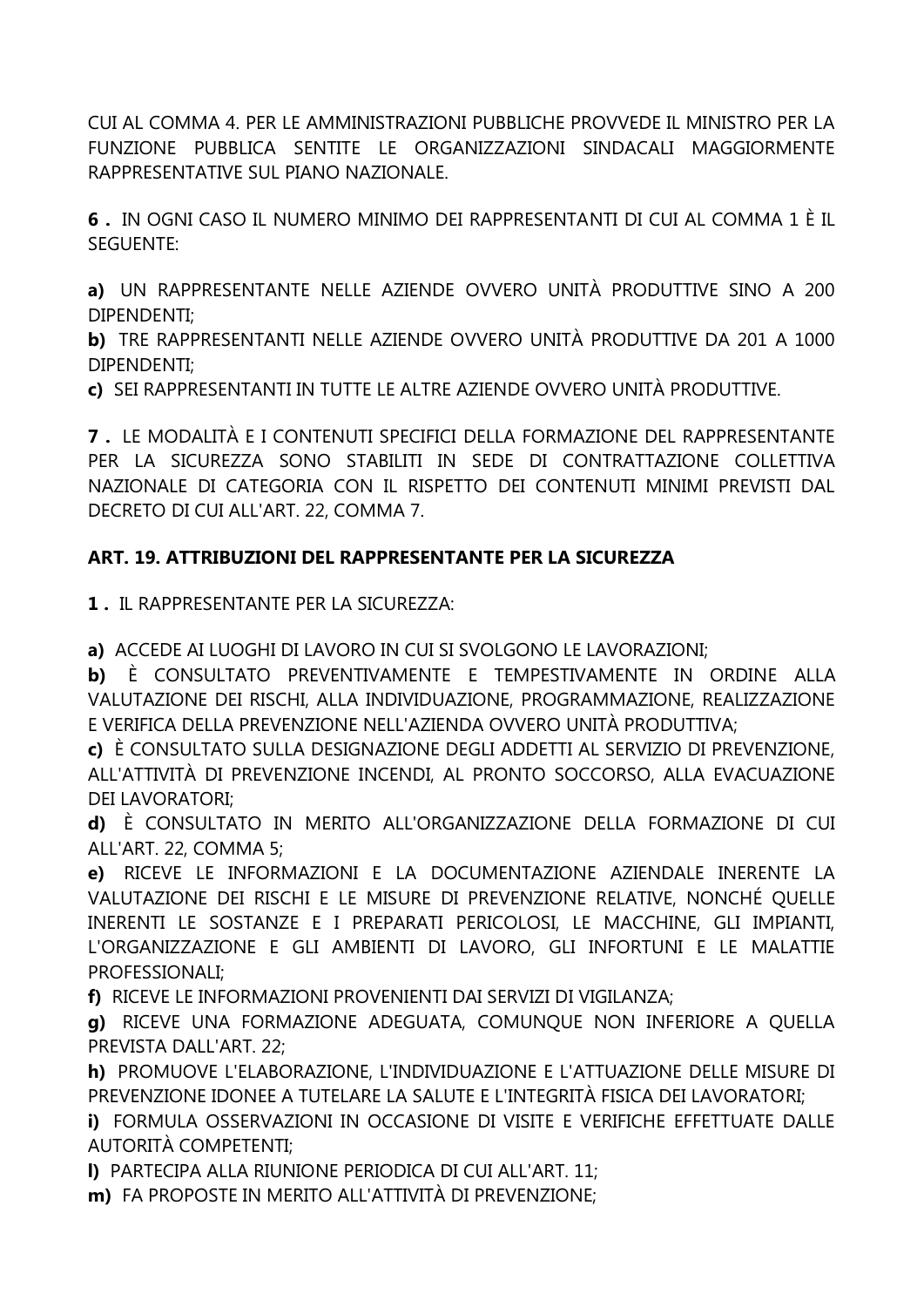CUI AL COMMA 4. PER LE AMMINISTRAZIONI PUBBLICHE PROVVEDE IL MINISTRO PER LA FUNZIONE PUBBLICA SENTITE LE ORGANIZZAZIONI SINDACALI MAGGIORMENTE RAPPRESENTATIVE SUL PIANO NAZIONALE.

**6 .** IN OGNI CASO IL NUMERO MINIMO DEI RAPPRESENTANTI DI CUI AL COMMA 1 È IL SEGUENTE:

**a)** UN RAPPRESENTANTE NELLE AZIENDE OVVERO UNITÀ PRODUTTIVE SINO A 200 DIPENDENTI;
**b)** TRE RAPPRESENTANTI NELLE AZIENDE OVVERO UNITÀ PRODUTTIVE DA 201 A 1000 DIPENDENTI;
**c)** SEI RAPPRESENTANTI IN TUTTE LE ALTRE AZIENDE OVVERO UNITÀ PRODUTTIVE.

**7 .** LE MODALITÀ E I CONTENUTI SPECIFICI DELLA FORMAZIONE DEL RAPPRESENTANTE PER LA SICUREZZA SONO STABILITI IN SEDE DI CONTRATTAZIONE COLLETTIVA NAZIONALE DI CATEGORIA CON IL RISPETTO DEI CONTENUTI MINIMI PREVISTI DAL DECRETO DI CUI ALL'ART. 22, COMMA 7.

**ART. 19. ATTRIBUZIONI DEL RAPPRESENTANTE PER LA SICUREZZA**

**1 .** IL RAPPRESENTANTE PER LA SICUREZZA:

**a)** ACCEDE AI LUOGHI DI LAVORO IN CUI SI SVOLGONO LE LAVORAZIONI;
**b)** È CONSULTATO PREVENTIVAMENTE E TEMPESTIVAMENTE IN ORDINE ALLA VALUTAZIONE DEI RISCHI, ALLA INDIVIDUAZIONE, PROGRAMMAZIONE, REALIZZAZIONE E VERIFICA DELLA PREVENZIONE NELL'AZIENDA OVVERO UNITÀ PRODUTTIVA;
**c)** È CONSULTATO SULLA DESIGNAZIONE DEGLI ADDETTI AL SERVIZIO DI PREVENZIONE, ALL'ATTIVITÀ DI PREVENZIONE INCENDI, AL PRONTO SOCCORSO, ALLA EVACUAZIONE DEI LAVORATORI;
**d)** È CONSULTATO IN MERITO ALL'ORGANIZZAZIONE DELLA FORMAZIONE DI CUI ALL'ART. 22, COMMA 5;
**e)** RICEVE LE INFORMAZIONI E LA DOCUMENTAZIONE AZIENDALE INERENTE LA VALUTAZIONE DEI RISCHI E LE MISURE DI PREVENZIONE RELATIVE, NONCHÉ QUELLE INERENTI LE SOSTANZE E I PREPARATI PERICOLOSI, LE MACCHINE, GLI IMPIANTI, L'ORGANIZZAZIONE E GLI AMBIENTI DI LAVORO, GLI INFORTUNI E LE MALATTIE PROFESSIONALI;
**f)** RICEVE LE INFORMAZIONI PROVENIENTI DAI SERVIZI DI VIGILANZA;
**g)** RICEVE UNA FORMAZIONE ADEGUATA, COMUNQUE NON INFERIORE A QUELLA PREVISTA DALL'ART. 22;
**h)** PROMUOVE L'ELABORAZIONE, L'INDIVIDUAZIONE E L'ATTUAZIONE DELLE MISURE DI PREVENZIONE IDONEE A TUTELARE LA SALUTE E L'INTEGRITÀ FISICA DEI LAVORATORI;
**i)** FORMULA OSSERVAZIONI IN OCCASIONE DI VISITE E VERIFICHE EFFETTUATE DALLE AUTORITÀ COMPETENTI;
**l)** PARTECIPA ALLA RIUNIONE PERIODICA DI CUI ALL'ART. 11;
**m)** FA PROPOSTE IN MERITO ALL'ATTIVITÀ DI PREVENZIONE;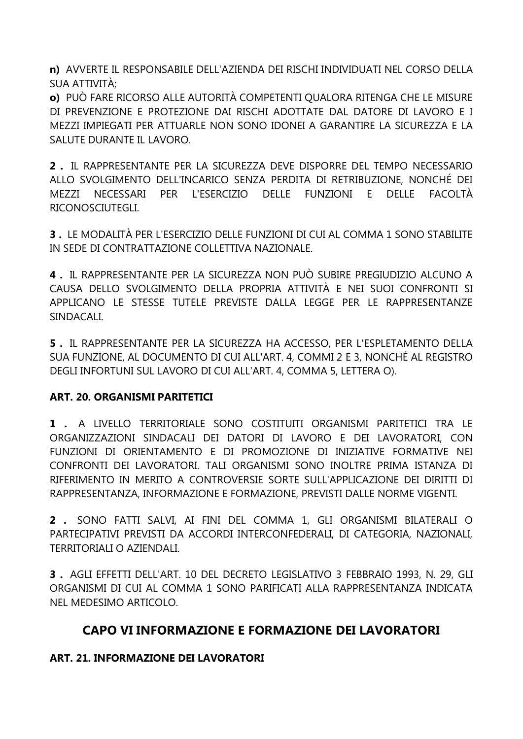**n)** AVVERTE IL RESPONSABILE DELL'AZIENDA DEI RISCHI INDIVIDUATI NEL CORSO DELLA SUA ATTIVITÀ;

**o)** PUÒ FARE RICORSO ALLE AUTORITÀ COMPETENTI QUALORA RITENGA CHE LE MISURE DI PREVENZIONE E PROTEZIONE DAI RISCHI ADOTTATE DAL DATORE DI LAVORO E I MEZZI IMPIEGATI PER ATTUARLE NON SONO IDONEI A GARANTIRE LA SICUREZZA E LA SALUTE DURANTE IL LAVORO.

**2 .** IL RAPPRESENTANTE PER LA SICUREZZA DEVE DISPORRE DEL TEMPO NECESSARIO ALLO SVOLGIMENTO DELL'INCARICO SENZA PERDITA DI RETRIBUZIONE, NONCHÉ DEI MEZZI NECESSARI PER L'ESERCIZIO DELLE FUNZIONI E DELLE FACOLTÀ RICONOSCIUTEGLI.

**3 .** LE MODALITÀ PER L'ESERCIZIO DELLE FUNZIONI DI CUI AL COMMA 1 SONO STABILITE IN SEDE DI CONTRATTAZIONE COLLETTIVA NAZIONALE.

**4 .** IL RAPPRESENTANTE PER LA SICUREZZA NON PUÒ SUBIRE PREGIUDIZIO ALCUNO A CAUSA DELLO SVOLGIMENTO DELLA PROPRIA ATTIVITÀ E NEI SUOI CONFRONTI SI APPLICANO LE STESSE TUTELE PREVISTE DALLA LEGGE PER LE RAPPRESENTANZE SINDACALI.

**5 .** IL RAPPRESENTANTE PER LA SICUREZZA HA ACCESSO, PER L'ESPLETAMENTO DELLA SUA FUNZIONE, AL DOCUMENTO DI CUI ALL'ART. 4, COMMI 2 E 3, NONCHÉ AL REGISTRO DEGLI INFORTUNI SUL LAVORO DI CUI ALL'ART. 4, COMMA 5, LETTERA O).

### ART. 20. ORGANISMI PARITETICI

**1 .** A LIVELLO TERRITORIALE SONO COSTITUITI ORGANISMI PARITETICI TRA LE ORGANIZZAZIONI SINDACALI DEI DATORI DI LAVORO E DEI LAVORATORI, CON FUNZIONI DI ORIENTAMENTO E DI PROMOZIONE DI INIZIATIVE FORMATIVE NEI CONFRONTI DEI LAVORATORI. TALI ORGANISMI SONO INOLTRE PRIMA ISTANZA DI RIFERIMENTO IN MERITO A CONTROVERSIE SORTE SULL'APPLICAZIONE DEI DIRITTI DI RAPPRESENTANZA, INFORMAZIONE E FORMAZIONE, PREVISTI DALLE NORME VIGENTI.

**2 .** SONO FATTI SALVI, AI FINI DEL COMMA 1, GLI ORGANISMI BILATERALI O PARTECIPATIVI PREVISTI DA ACCORDI INTERCONFEDERALI, DI CATEGORIA, NAZIONALI, TERRITORIALI O AZIENDALI.

**3 .** AGLI EFFETTI DELL'ART. 10 DEL DECRETO LEGISLATIVO 3 FEBBRAIO 1993, N. 29, GLI ORGANISMI DI CUI AL COMMA 1 SONO PARIFICATI ALLA RAPPRESENTANZA INDICATA NEL MEDESIMO ARTICOLO.

## CAPO VI INFORMAZIONE E FORMAZIONE DEI LAVORATORI

### ART. 21. INFORMAZIONE DEI LAVORATORI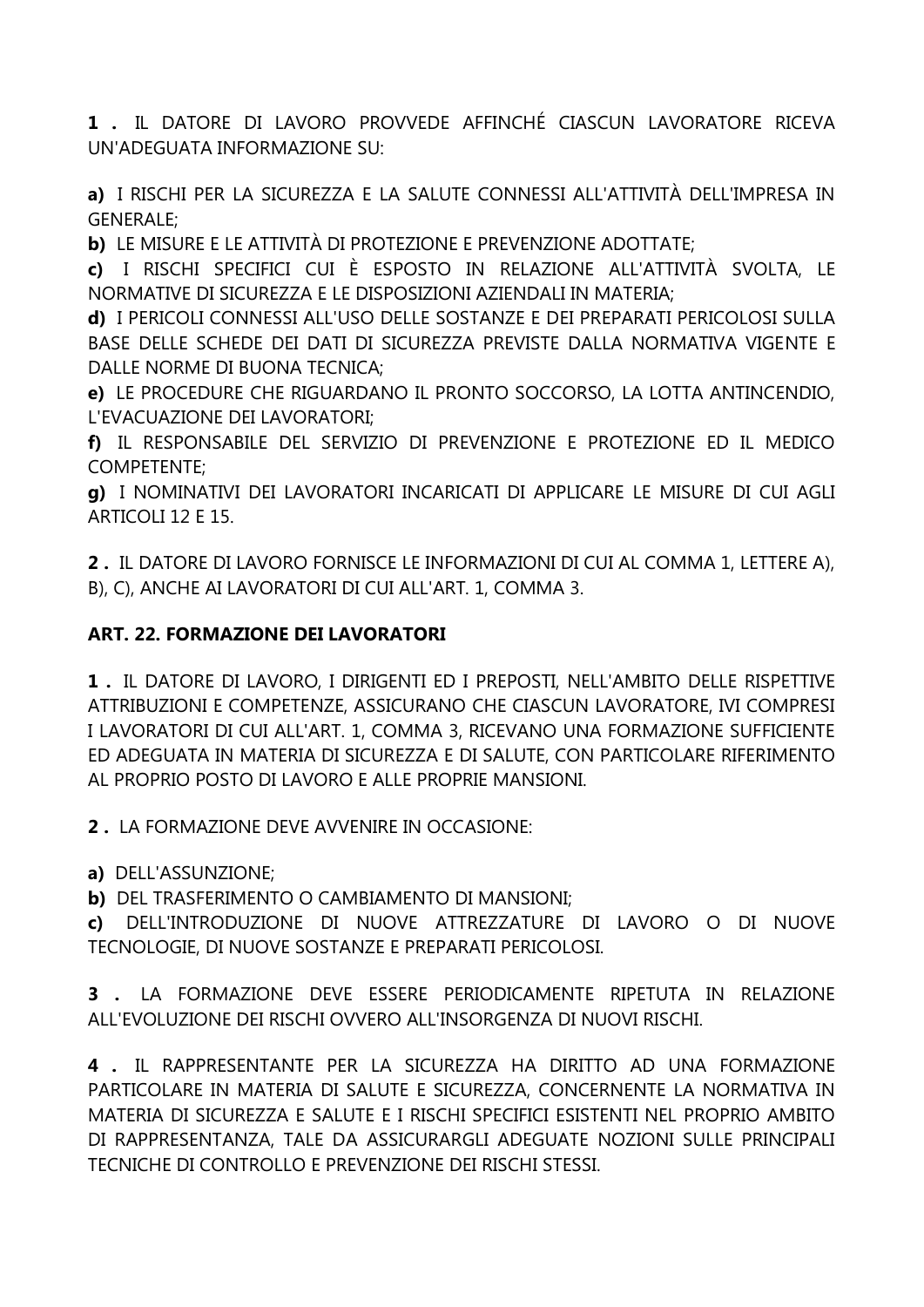**1 .** IL DATORE DI LAVORO PROVVEDE AFFINCHÉ CIASCUN LAVORATORE RICEVA UN'ADEGUATA INFORMAZIONE SU:

**a)** I RISCHI PER LA SICUREZZA E LA SALUTE CONNESSI ALL'ATTIVITÀ DELL'IMPRESA IN GENERALE;
**b)** LE MISURE E LE ATTIVITÀ DI PROTEZIONE E PREVENZIONE ADOTTATE;
**c)** I RISCHI SPECIFICI CUI È ESPOSTO IN RELAZIONE ALL'ATTIVITÀ SVOLTA, LE NORMATIVE DI SICUREZZA E LE DISPOSIZIONI AZIENDALI IN MATERIA;
**d)** I PERICOLI CONNESSI ALL'USO DELLE SOSTANZE E DEI PREPARATI PERICOLOSI SULLA BASE DELLE SCHEDE DEI DATI DI SICUREZZA PREVISTE DALLA NORMATIVA VIGENTE E DALLE NORME DI BUONA TECNICA;
**e)** LE PROCEDURE CHE RIGUARDANO IL PRONTO SOCCORSO, LA LOTTA ANTINCENDIO, L'EVACUAZIONE DEI LAVORATORI;
**f)** IL RESPONSABILE DEL SERVIZIO DI PREVENZIONE E PROTEZIONE ED IL MEDICO COMPETENTE;
**g)** I NOMINATIVI DEI LAVORATORI INCARICATI DI APPLICARE LE MISURE DI CUI AGLI ARTICOLI 12 E 15.

**2 .** IL DATORE DI LAVORO FORNISCE LE INFORMAZIONI DI CUI AL COMMA 1, LETTERE A), B), C), ANCHE AI LAVORATORI DI CUI ALL'ART. 1, COMMA 3.

**ART. 22. FORMAZIONE DEI LAVORATORI**

**1 .** IL DATORE DI LAVORO, I DIRIGENTI ED I PREPOSTI, NELL'AMBITO DELLE RISPETTIVE ATTRIBUZIONI E COMPETENZE, ASSICURANO CHE CIASCUN LAVORATORE, IVI COMPRESI I LAVORATORI DI CUI ALL'ART. 1, COMMA 3, RICEVANO UNA FORMAZIONE SUFFICIENTE ED ADEGUATA IN MATERIA DI SICUREZZA E DI SALUTE, CON PARTICOLARE RIFERIMENTO AL PROPRIO POSTO DI LAVORO E ALLE PROPRIE MANSIONI.

**2 .** LA FORMAZIONE DEVE AVVENIRE IN OCCASIONE:

**a)** DELL'ASSUNZIONE;
**b)** DEL TRASFERIMENTO O CAMBIAMENTO DI MANSIONI;
**c)** DELL'INTRODUZIONE DI NUOVE ATTREZZATURE DI LAVORO O DI NUOVE TECNOLOGIE, DI NUOVE SOSTANZE E PREPARATI PERICOLOSI.

**3 .** LA FORMAZIONE DEVE ESSERE PERIODICAMENTE RIPETUTA IN RELAZIONE ALL'EVOLUZIONE DEI RISCHI OVVERO ALL'INSORGENZA DI NUOVI RISCHI.

**4 .** IL RAPPRESENTANTE PER LA SICUREZZA HA DIRITTO AD UNA FORMAZIONE PARTICOLARE IN MATERIA DI SALUTE E SICUREZZA, CONCERNENTE LA NORMATIVA IN MATERIA DI SICUREZZA E SALUTE E I RISCHI SPECIFICI ESISTENTI NEL PROPRIO AMBITO DI RAPPRESENTANZA, TALE DA ASSICURARGLI ADEGUATE NOZIONI SULLE PRINCIPALI TECNICHE DI CONTROLLO E PREVENZIONE DEI RISCHI STESSI.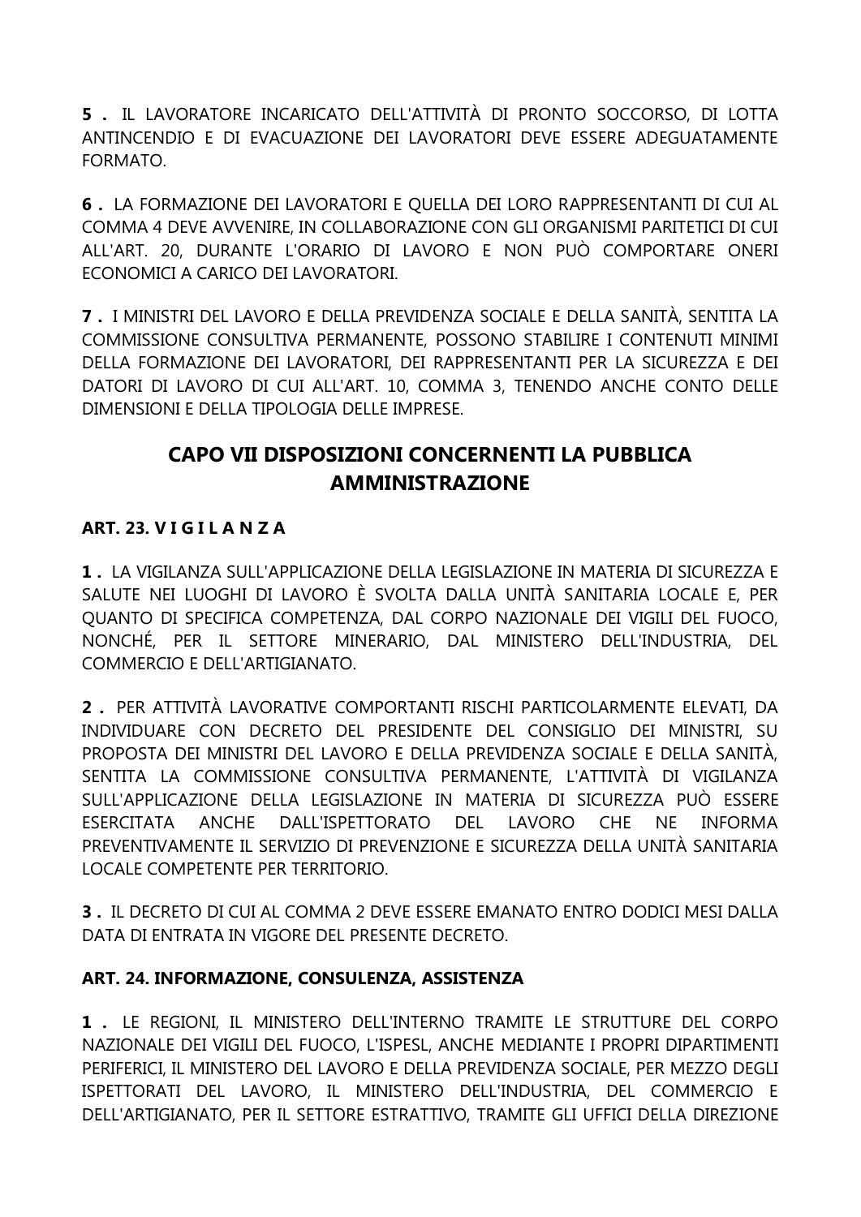**5 .** IL LAVORATORE INCARICATO DELL'ATTIVITÀ DI PRONTO SOCCORSO, DI LOTTA ANTINCENDIO E DI EVACUAZIONE DEI LAVORATORI DEVE ESSERE ADEGUATAMENTE FORMATO.

**6 .** LA FORMAZIONE DEI LAVORATORI E QUELLA DEI LORO RAPPRESENTANTI DI CUI AL COMMA 4 DEVE AVVENIRE, IN COLLABORAZIONE CON GLI ORGANISMI PARITETICI DI CUI ALL'ART. 20, DURANTE L'ORARIO DI LAVORO E NON PUÒ COMPORTARE ONERI ECONOMICI A CARICO DEI LAVORATORI.

**7 .** I MINISTRI DEL LAVORO E DELLA PREVIDENZA SOCIALE E DELLA SANITÀ, SENTITA LA COMMISSIONE CONSULTIVA PERMANENTE, POSSONO STABILIRE I CONTENUTI MINIMI DELLA FORMAZIONE DEI LAVORATORI, DEI RAPPRESENTANTI PER LA SICUREZZA E DEI DATORI DI LAVORO DI CUI ALL'ART. 10, COMMA 3, TENENDO ANCHE CONTO DELLE DIMENSIONI E DELLA TIPOLOGIA DELLE IMPRESE.

## CAPO VII DISPOSIZIONI CONCERNENTI LA PUBBLICA AMMINISTRAZIONE

### ART. 23. V I G I L A N Z A

**1 .** LA VIGILANZA SULL'APPLICAZIONE DELLA LEGISLAZIONE IN MATERIA DI SICUREZZA E SALUTE NEI LUOGHI DI LAVORO È SVOLTA DALLA UNITÀ SANITARIA LOCALE E, PER QUANTO DI SPECIFICA COMPETENZA, DAL CORPO NAZIONALE DEI VIGILI DEL FUOCO, NONCHÉ, PER IL SETTORE MINERARIO, DAL MINISTERO DELL'INDUSTRIA, DEL COMMERCIO E DELL'ARTIGIANATO.

**2 .** PER ATTIVITÀ LAVORATIVE COMPORTANTI RISCHI PARTICOLARMENTE ELEVATI, DA INDIVIDUARE CON DECRETO DEL PRESIDENTE DEL CONSIGLIO DEI MINISTRI, SU PROPOSTA DEI MINISTRI DEL LAVORO E DELLA PREVIDENZA SOCIALE E DELLA SANITÀ, SENTITA LA COMMISSIONE CONSULTIVA PERMANENTE, L'ATTIVITÀ DI VIGILANZA SULL'APPLICAZIONE DELLA LEGISLAZIONE IN MATERIA DI SICUREZZA PUÒ ESSERE ESERCITATA ANCHE DALL'ISPETTORATO DEL LAVORO CHE NE INFORMA PREVENTIVAMENTE IL SERVIZIO DI PREVENZIONE E SICUREZZA DELLA UNITÀ SANITARIA LOCALE COMPETENTE PER TERRITORIO.

**3 .** IL DECRETO DI CUI AL COMMA 2 DEVE ESSERE EMANATO ENTRO DODICI MESI DALLA DATA DI ENTRATA IN VIGORE DEL PRESENTE DECRETO.

### ART. 24. INFORMAZIONE, CONSULENZA, ASSISTENZA

**1 .** LE REGIONI, IL MINISTERO DELL'INTERNO TRAMITE LE STRUTTURE DEL CORPO NAZIONALE DEI VIGILI DEL FUOCO, L'ISPESL, ANCHE MEDIANTE I PROPRI DIPARTIMENTI PERIFERICI, IL MINISTERO DEL LAVORO E DELLA PREVIDENZA SOCIALE, PER MEZZO DEGLI ISPETTORATI DEL LAVORO, IL MINISTERO DELL'INDUSTRIA, DEL COMMERCIO E DELL'ARTIGIANATO, PER IL SETTORE ESTRATTIVO, TRAMITE GLI UFFICI DELLA DIREZIONE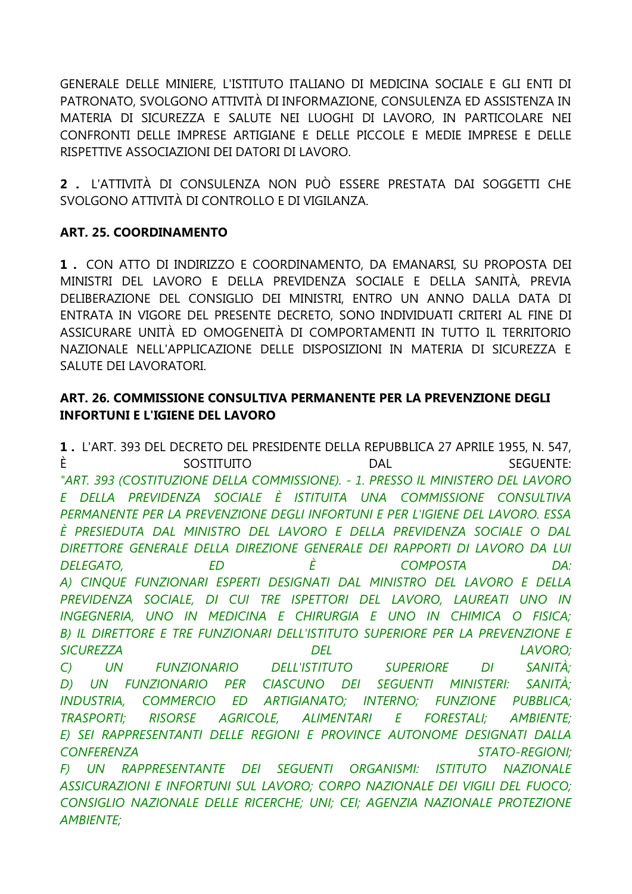GENERALE DELLE MINIERE, L'ISTITUTO ITALIANO DI MEDICINA SOCIALE E GLI ENTI DI PATRONATO, SVOLGONO ATTIVITÀ DI INFORMAZIONE, CONSULENZA ED ASSISTENZA IN MATERIA DI SICUREZZA E SALUTE NEI LUOGHI DI LAVORO, IN PARTICOLARE NEI CONFRONTI DELLE IMPRESE ARTIGIANE E DELLE PICCOLE E MEDIE IMPRESE E DELLE RISPETTIVE ASSOCIAZIONI DEI DATORI DI LAVORO.

**2 .** L'ATTIVITÀ DI CONSULENZA NON PUÒ ESSERE PRESTATA DAI SOGGETTI CHE SVOLGONO ATTIVITÀ DI CONTROLLO E DI VIGILANZA.

**ART. 25. COORDINAMENTO**

**1 .** CON ATTO DI INDIRIZZO E COORDINAMENTO, DA EMANARSI, SU PROPOSTA DEI MINISTRI DEL LAVORO E DELLA PREVIDENZA SOCIALE E DELLA SANITÀ, PREVIA DELIBERAZIONE DEL CONSIGLIO DEI MINISTRI, ENTRO UN ANNO DALLA DATA DI ENTRATA IN VIGORE DEL PRESENTE DECRETO, SONO INDIVIDUATI CRITERI AL FINE DI ASSICURARE UNITÀ ED OMOGENEITÀ DI COMPORTAMENTI IN TUTTO IL TERRITORIO NAZIONALE NELL'APPLICAZIONE DELLE DISPOSIZIONI IN MATERIA DI SICUREZZA E SALUTE DEI LAVORATORI.

**ART. 26. COMMISSIONE CONSULTIVA PERMANENTE PER LA PREVENZIONE DEGLI INFORTUNI E L'IGIENE DEL LAVORO**

**1 .** L'ART. 393 DEL DECRETO DEL PRESIDENTE DELLA REPUBBLICA 27 APRILE 1955, N. 547, È SOSTITUITO DAL SEGUENTE:
*"ART. 393 (COSTITUZIONE DELLA COMMISSIONE). - 1. PRESSO IL MINISTERO DEL LAVORO E DELLA PREVIDENZA SOCIALE È ISTITUITA UNA COMMISSIONE CONSULTIVA PERMANENTE PER LA PREVENZIONE DEGLI INFORTUNI E PER L'IGIENE DEL LAVORO. ESSA È PRESIEDUTA DAL MINISTRO DEL LAVORO E DELLA PREVIDENZA SOCIALE O DAL DIRETTORE GENERALE DELLA DIREZIONE GENERALE DEI RAPPORTI DI LAVORO DA LUI DELEGATO, ED È COMPOSTA DA:*
*A) CINQUE FUNZIONARI ESPERTI DESIGNATI DAL MINISTRO DEL LAVORO E DELLA PREVIDENZA SOCIALE, DI CUI TRE ISPETTORI DEL LAVORO, LAUREATI UNO IN INGEGNERIA, UNO IN MEDICINA E CHIRURGIA E UNO IN CHIMICA O FISICA;*
*B) IL DIRETTORE E TRE FUNZIONARI DELL'ISTITUTO SUPERIORE PER LA PREVENZIONE E SICUREZZA DEL LAVORO;*
*C) UN FUNZIONARIO DELL'ISTITUTO SUPERIORE DI SANITÀ;*
*D) UN FUNZIONARIO PER CIASCUNO DEI SEGUENTI MINISTERI: SANITÀ; INDUSTRIA, COMMERCIO ED ARTIGIANATO; INTERNO; FUNZIONE PUBBLICA; TRASPORTI; RISORSE AGRICOLE, ALIMENTARI E FORESTALI; AMBIENTE;*
*E) SEI RAPPRESENTANTI DELLE REGIONI E PROVINCE AUTONOME DESIGNATI DALLA CONFERENZA STATO-REGIONI;*
*F) UN RAPPRESENTANTE DEI SEGUENTI ORGANISMI: ISTITUTO NAZIONALE ASSICURAZIONI E INFORTUNI SUL LAVORO; CORPO NAZIONALE DEI VIGILI DEL FUOCO; CONSIGLIO NAZIONALE DELLE RICERCHE; UNI; CEI; AGENZIA NAZIONALE PROTEZIONE AMBIENTE;*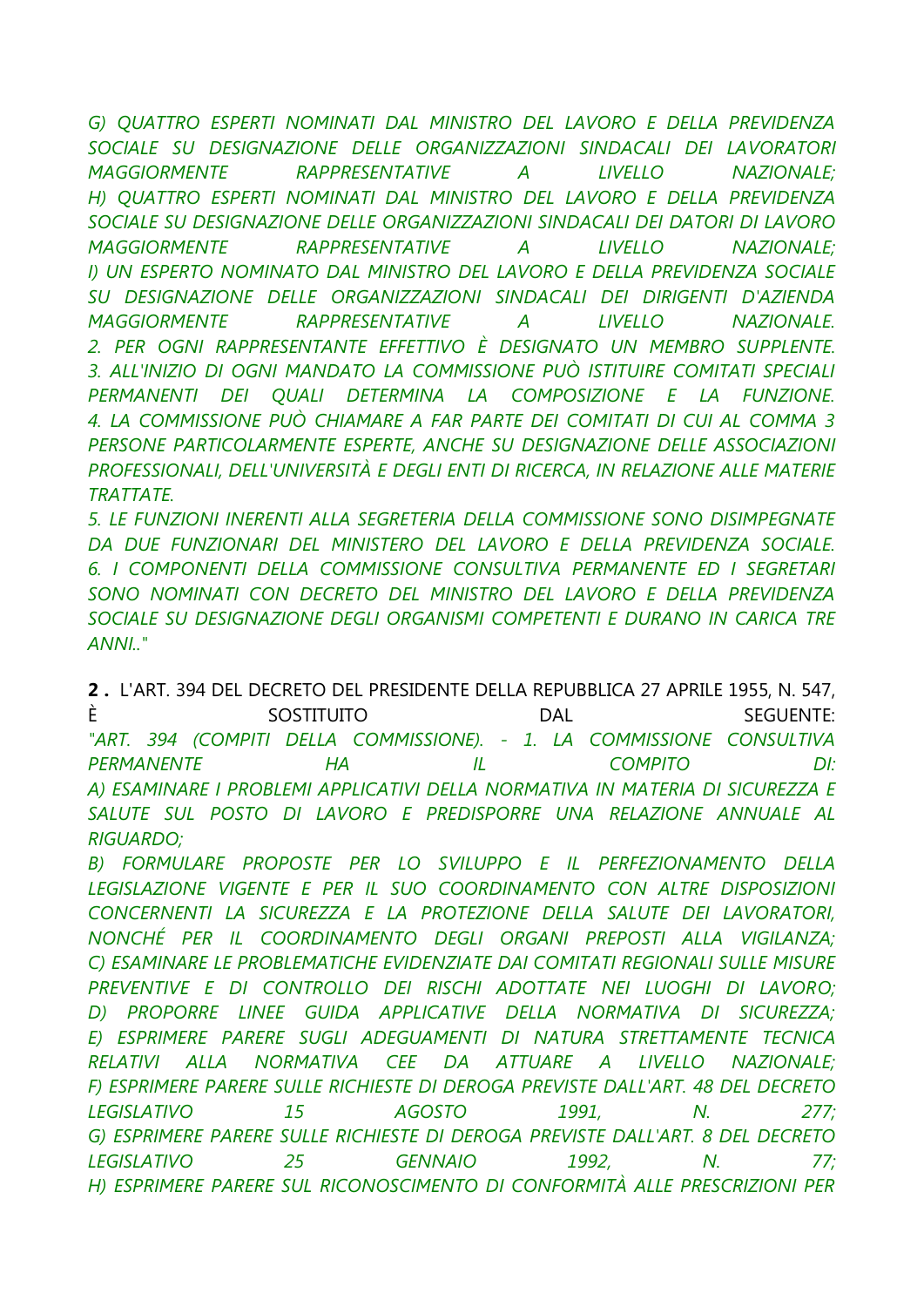*G) QUATTRO ESPERTI NOMINATI DAL MINISTRO DEL LAVORO E DELLA PREVIDENZA SOCIALE SU DESIGNAZIONE DELLE ORGANIZZAZIONI SINDACALI DEI LAVORATORI MAGGIORMENTE RAPPRESENTATIVE A LIVELLO NAZIONALE;*
*H) QUATTRO ESPERTI NOMINATI DAL MINISTRO DEL LAVORO E DELLA PREVIDENZA SOCIALE SU DESIGNAZIONE DELLE ORGANIZZAZIONI SINDACALI DEI DATORI DI LAVORO MAGGIORMENTE RAPPRESENTATIVE A LIVELLO NAZIONALE;*
*I) UN ESPERTO NOMINATO DAL MINISTRO DEL LAVORO E DELLA PREVIDENZA SOCIALE SU DESIGNAZIONE DELLE ORGANIZZAZIONI SINDACALI DEI DIRIGENTI D'AZIENDA MAGGIORMENTE RAPPRESENTATIVE A LIVELLO NAZIONALE.*
*2. PER OGNI RAPPRESENTANTE EFFETTIVO È DESIGNATO UN MEMBRO SUPPLENTE.*
*3. ALL'INIZIO DI OGNI MANDATO LA COMMISSIONE PUÒ ISTITUIRE COMITATI SPECIALI PERMANENTI DEI QUALI DETERMINA LA COMPOSIZIONE E LA FUNZIONE.*
*4. LA COMMISSIONE PUÒ CHIAMARE A FAR PARTE DEI COMITATI DI CUI AL COMMA 3 PERSONE PARTICOLARMENTE ESPERTE, ANCHE SU DESIGNAZIONE DELLE ASSOCIAZIONI PROFESSIONALI, DELL'UNIVERSITÀ E DEGLI ENTI DI RICERCA, IN RELAZIONE ALLE MATERIE TRATTATE.*
*5. LE FUNZIONI INERENTI ALLA SEGRETERIA DELLA COMMISSIONE SONO DISIMPEGNATE DA DUE FUNZIONARI DEL MINISTERO DEL LAVORO E DELLA PREVIDENZA SOCIALE.*
*6. I COMPONENTI DELLA COMMISSIONE CONSULTIVA PERMANENTE ED I SEGRETARI SONO NOMINATI CON DECRETO DEL MINISTRO DEL LAVORO E DELLA PREVIDENZA SOCIALE SU DESIGNAZIONE DEGLI ORGANISMI COMPETENTI E DURANO IN CARICA TRE ANNI.."*

**2 .** L'ART. 394 DEL DECRETO DEL PRESIDENTE DELLA REPUBBLICA 27 APRILE 1955, N. 547, È SOSTITUITO DAL SEGUENTE:
*"ART. 394 (COMPITI DELLA COMMISSIONE). - 1. LA COMMISSIONE CONSULTIVA PERMANENTE HA IL COMPITO DI:*
*A) ESAMINARE I PROBLEMI APPLICATIVI DELLA NORMATIVA IN MATERIA DI SICUREZZA E SALUTE SUL POSTO DI LAVORO E PREDISPORRE UNA RELAZIONE ANNUALE AL RIGUARDO;*
*B) FORMULARE PROPOSTE PER LO SVILUPPO E IL PERFEZIONAMENTO DELLA LEGISLAZIONE VIGENTE E PER IL SUO COORDINAMENTO CON ALTRE DISPOSIZIONI CONCERNENTI LA SICUREZZA E LA PROTEZIONE DELLA SALUTE DEI LAVORATORI, NONCHÉ PER IL COORDINAMENTO DEGLI ORGANI PREPOSTI ALLA VIGILANZA;*
*C) ESAMINARE LE PROBLEMATICHE EVIDENZIATE DAI COMITATI REGIONALI SULLE MISURE PREVENTIVE E DI CONTROLLO DEI RISCHI ADOTTATE NEI LUOGHI DI LAVORO;*
*D) PROPORRE LINEE GUIDA APPLICATIVE DELLA NORMATIVA DI SICUREZZA;*
*E) ESPRIMERE PARERE SUGLI ADEGUAMENTI DI NATURA STRETTAMENTE TECNICA RELATIVI ALLA NORMATIVA CEE DA ATTUARE A LIVELLO NAZIONALE;*
*F) ESPRIMERE PARERE SULLE RICHIESTE DI DEROGA PREVISTE DALL'ART. 48 DEL DECRETO LEGISLATIVO 15 AGOSTO 1991, N. 277;*
*G) ESPRIMERE PARERE SULLE RICHIESTE DI DEROGA PREVISTE DALL'ART. 8 DEL DECRETO LEGISLATIVO 25 GENNAIO 1992, N. 77;*
*H) ESPRIMERE PARERE SUL RICONOSCIMENTO DI CONFORMITÀ ALLE PRESCRIZIONI PER*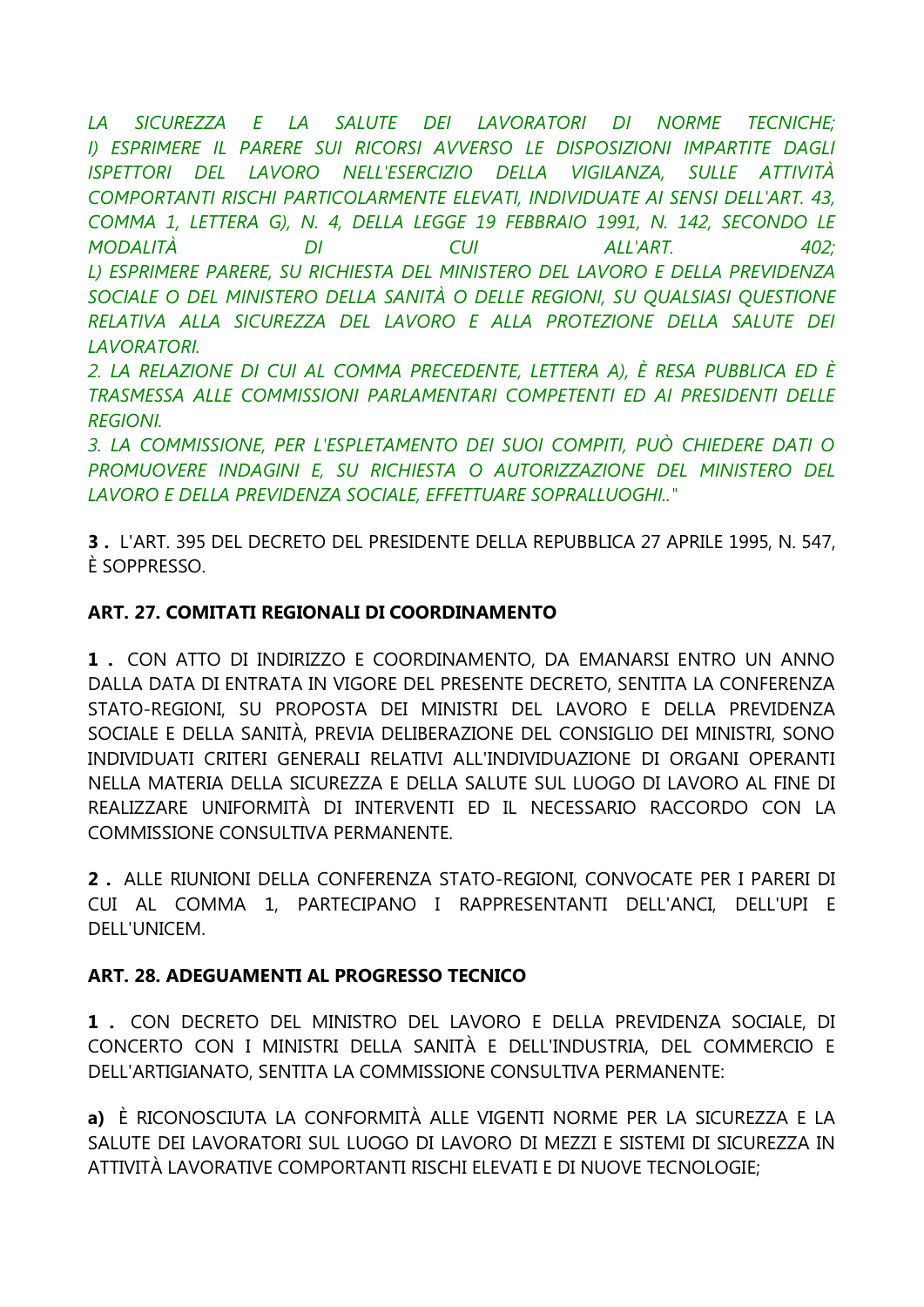*LA SICUREZZA E LA SALUTE DEI LAVORATORI DI NORME TECNICHE;*
*I) ESPRIMERE IL PARERE SUI RICORSI AVVERSO LE DISPOSIZIONI IMPARTITE DAGLI ISPETTORI DEL LAVORO NELL'ESERCIZIO DELLA VIGILANZA, SULLE ATTIVITÀ COMPORTANTI RISCHI PARTICOLARMENTE ELEVATI, INDIVIDUATE AI SENSI DELL'ART. 43, COMMA 1, LETTERA G), N. 4, DELLA LEGGE 19 FEBBRAIO 1991, N. 142, SECONDO LE MODALITÀ DI CUI ALL'ART. 402;*
*L) ESPRIMERE PARERE, SU RICHIESTA DEL MINISTERO DEL LAVORO E DELLA PREVIDENZA SOCIALE O DEL MINISTERO DELLA SANITÀ O DELLE REGIONI, SU QUALSIASI QUESTIONE RELATIVA ALLA SICUREZZA DEL LAVORO E ALLA PROTEZIONE DELLA SALUTE DEI LAVORATORI.*
*2. LA RELAZIONE DI CUI AL COMMA PRECEDENTE, LETTERA A), È RESA PUBBLICA ED È TRASMESSA ALLE COMMISSIONI PARLAMENTARI COMPETENTI ED AI PRESIDENTI DELLE REGIONI.*
*3. LA COMMISSIONE, PER L'ESPLETAMENTO DEI SUOI COMPITI, PUÒ CHIEDERE DATI O PROMUOVERE INDAGINI E, SU RICHIESTA O AUTORIZZAZIONE DEL MINISTERO DEL LAVORO E DELLA PREVIDENZA SOCIALE, EFFETTUARE SOPRALLUOGHI.."*

**3 .** L'ART. 395 DEL DECRETO DEL PRESIDENTE DELLA REPUBBLICA 27 APRILE 1995, N. 547, È SOPPRESSO.

### ART. 27. COMITATI REGIONALI DI COORDINAMENTO

**1 .** CON ATTO DI INDIRIZZO E COORDINAMENTO, DA EMANARSI ENTRO UN ANNO DALLA DATA DI ENTRATA IN VIGORE DEL PRESENTE DECRETO, SENTITA LA CONFERENZA STATO-REGIONI, SU PROPOSTA DEI MINISTRI DEL LAVORO E DELLA PREVIDENZA SOCIALE E DELLA SANITÀ, PREVIA DELIBERAZIONE DEL CONSIGLIO DEI MINISTRI, SONO INDIVIDUATI CRITERI GENERALI RELATIVI ALL'INDIVIDUAZIONE DI ORGANI OPERANTI NELLA MATERIA DELLA SICUREZZA E DELLA SALUTE SUL LUOGO DI LAVORO AL FINE DI REALIZZARE UNIFORMITÀ DI INTERVENTI ED IL NECESSARIO RACCORDO CON LA COMMISSIONE CONSULTIVA PERMANENTE.

**2 .** ALLE RIUNIONI DELLA CONFERENZA STATO-REGIONI, CONVOCATE PER I PARERI DI CUI AL COMMA 1, PARTECIPANO I RAPPRESENTANTI DELL'ANCI, DELL'UPI E DELL'UNICEM.

### ART. 28. ADEGUAMENTI AL PROGRESSO TECNICO

**1 .** CON DECRETO DEL MINISTRO DEL LAVORO E DELLA PREVIDENZA SOCIALE, DI CONCERTO CON I MINISTRI DELLA SANITÀ E DELL'INDUSTRIA, DEL COMMERCIO E DELL'ARTIGIANATO, SENTITA LA COMMISSIONE CONSULTIVA PERMANENTE:

**a)** È RICONOSCIUTA LA CONFORMITÀ ALLE VIGENTI NORME PER LA SICUREZZA E LA SALUTE DEI LAVORATORI SUL LUOGO DI LAVORO DI MEZZI E SISTEMI DI SICUREZZA IN ATTIVITÀ LAVORATIVE COMPORTANTI RISCHI ELEVATI E DI NUOVE TECNOLOGIE;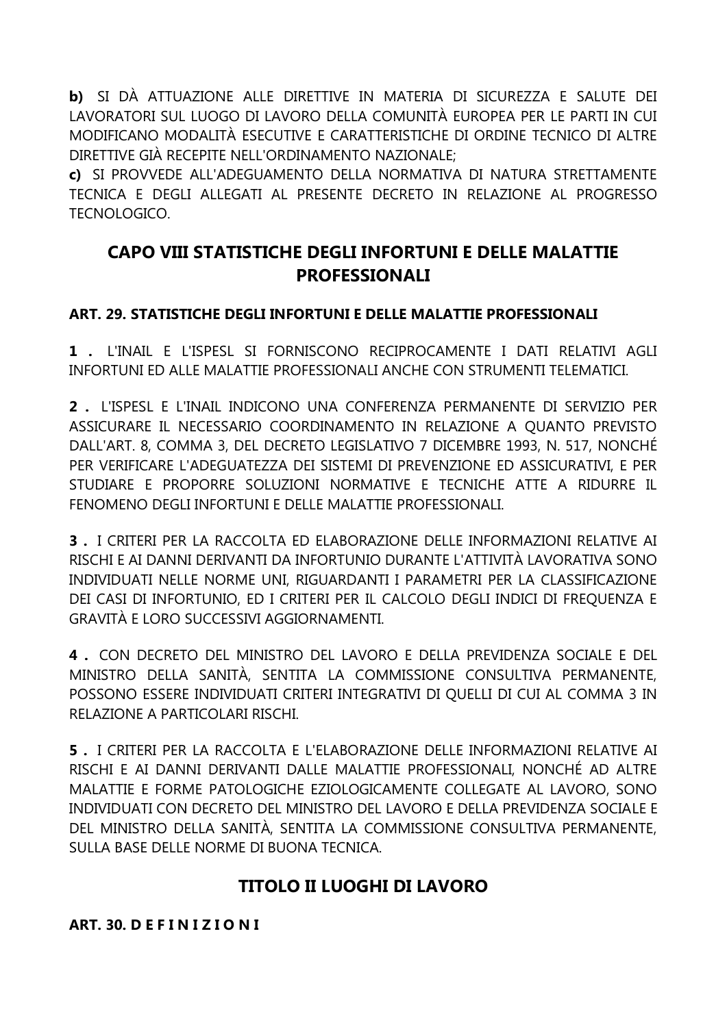**b)** SI DÀ ATTUAZIONE ALLE DIRETTIVE IN MATERIA DI SICUREZZA E SALUTE DEI LAVORATORI SUL LUOGO DI LAVORO DELLA COMUNITÀ EUROPEA PER LE PARTI IN CUI MODIFICANO MODALITÀ ESECUTIVE E CARATTERISTICHE DI ORDINE TECNICO DI ALTRE DIRETTIVE GIÀ RECEPITE NELL'ORDINAMENTO NAZIONALE;

**c)** SI PROVVEDE ALL'ADEGUAMENTO DELLA NORMATIVA DI NATURA STRETTAMENTE TECNICA E DEGLI ALLEGATI AL PRESENTE DECRETO IN RELAZIONE AL PROGRESSO TECNOLOGICO.

## CAPO VIII STATISTICHE DEGLI INFORTUNI E DELLE MALATTIE PROFESSIONALI

### ART. 29. STATISTICHE DEGLI INFORTUNI E DELLE MALATTIE PROFESSIONALI

**1 .** L'INAIL E L'ISPESL SI FORNISCONO RECIPROCAMENTE I DATI RELATIVI AGLI INFORTUNI ED ALLE MALATTIE PROFESSIONALI ANCHE CON STRUMENTI TELEMATICI.

**2 .** L'ISPESL E L'INAIL INDICONO UNA CONFERENZA PERMANENTE DI SERVIZIO PER ASSICURARE IL NECESSARIO COORDINAMENTO IN RELAZIONE A QUANTO PREVISTO DALL'ART. 8, COMMA 3, DEL DECRETO LEGISLATIVO 7 DICEMBRE 1993, N. 517, NONCHÉ PER VERIFICARE L'ADEGUATEZZA DEI SISTEMI DI PREVENZIONE ED ASSICURATIVI, E PER STUDIARE E PROPORRE SOLUZIONI NORMATIVE E TECNICHE ATTE A RIDURRE IL FENOMENO DEGLI INFORTUNI E DELLE MALATTIE PROFESSIONALI.

**3 .** I CRITERI PER LA RACCOLTA ED ELABORAZIONE DELLE INFORMAZIONI RELATIVE AI RISCHI E AI DANNI DERIVANTI DA INFORTUNIO DURANTE L'ATTIVITÀ LAVORATIVA SONO INDIVIDUATI NELLE NORME UNI, RIGUARDANTI I PARAMETRI PER LA CLASSIFICAZIONE DEI CASI DI INFORTUNIO, ED I CRITERI PER IL CALCOLO DEGLI INDICI DI FREQUENZA E GRAVITÀ E LORO SUCCESSIVI AGGIORNAMENTI.

**4 .** CON DECRETO DEL MINISTRO DEL LAVORO E DELLA PREVIDENZA SOCIALE E DEL MINISTRO DELLA SANITÀ, SENTITA LA COMMISSIONE CONSULTIVA PERMANENTE, POSSONO ESSERE INDIVIDUATI CRITERI INTEGRATIVI DI QUELLI DI CUI AL COMMA 3 IN RELAZIONE A PARTICOLARI RISCHI.

**5 .** I CRITERI PER LA RACCOLTA E L'ELABORAZIONE DELLE INFORMAZIONI RELATIVE AI RISCHI E AI DANNI DERIVANTI DALLE MALATTIE PROFESSIONALI, NONCHÉ AD ALTRE MALATTIE E FORME PATOLOGICHE EZIOLOGICAMENTE COLLEGATE AL LAVORO, SONO INDIVIDUATI CON DECRETO DEL MINISTRO DEL LAVORO E DELLA PREVIDENZA SOCIALE E DEL MINISTRO DELLA SANITÀ, SENTITA LA COMMISSIONE CONSULTIVA PERMANENTE, SULLA BASE DELLE NORME DI BUONA TECNICA.

## TITOLO II LUOGHI DI LAVORO

### ART. 30. D E F I N I Z I O N I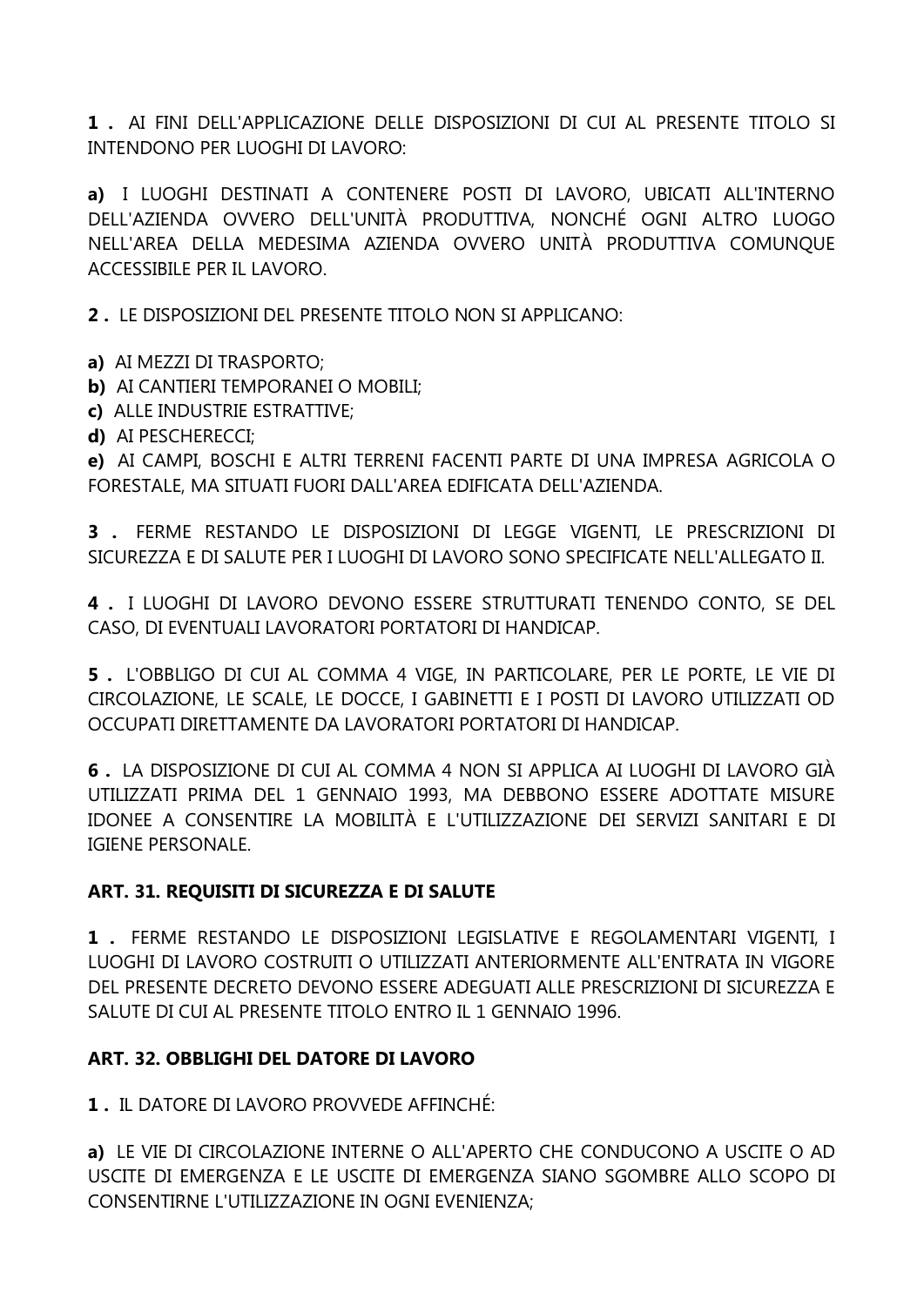**1 .** AI FINI DELL'APPLICAZIONE DELLE DISPOSIZIONI DI CUI AL PRESENTE TITOLO SI INTENDONO PER LUOGHI DI LAVORO:

**a)** I LUOGHI DESTINATI A CONTENERE POSTI DI LAVORO, UBICATI ALL'INTERNO DELL'AZIENDA OVVERO DELL'UNITÀ PRODUTTIVA, NONCHÉ OGNI ALTRO LUOGO NELL'AREA DELLA MEDESIMA AZIENDA OVVERO UNITÀ PRODUTTIVA COMUNQUE ACCESSIBILE PER IL LAVORO.

**2 .** LE DISPOSIZIONI DEL PRESENTE TITOLO NON SI APPLICANO:

**a)** AI MEZZI DI TRASPORTO;
**b)** AI CANTIERI TEMPORANEI O MOBILI;
**c)** ALLE INDUSTRIE ESTRATTIVE;
**d)** AI PESCHERECCI;
**e)** AI CAMPI, BOSCHI E ALTRI TERRENI FACENTI PARTE DI UNA IMPRESA AGRICOLA O FORESTALE, MA SITUATI FUORI DALL'AREA EDIFICATA DELL'AZIENDA.

**3 .** FERME RESTANDO LE DISPOSIZIONI DI LEGGE VIGENTI, LE PRESCRIZIONI DI SICUREZZA E DI SALUTE PER I LUOGHI DI LAVORO SONO SPECIFICATE NELL'ALLEGATO II.

**4 .** I LUOGHI DI LAVORO DEVONO ESSERE STRUTTURATI TENENDO CONTO, SE DEL CASO, DI EVENTUALI LAVORATORI PORTATORI DI HANDICAP.

**5 .** L'OBBLIGO DI CUI AL COMMA 4 VIGE, IN PARTICOLARE, PER LE PORTE, LE VIE DI CIRCOLAZIONE, LE SCALE, LE DOCCE, I GABINETTI E I POSTI DI LAVORO UTILIZZATI OD OCCUPATI DIRETTAMENTE DA LAVORATORI PORTATORI DI HANDICAP.

**6 .** LA DISPOSIZIONE DI CUI AL COMMA 4 NON SI APPLICA AI LUOGHI DI LAVORO GIÀ UTILIZZATI PRIMA DEL 1 GENNAIO 1993, MA DEBBONO ESSERE ADOTTATE MISURE IDONEE A CONSENTIRE LA MOBILITÀ E L'UTILIZZAZIONE DEI SERVIZI SANITARI E DI IGIENE PERSONALE.

**ART. 31. REQUISITI DI SICUREZZA E DI SALUTE**

**1 .** FERME RESTANDO LE DISPOSIZIONI LEGISLATIVE E REGOLAMENTARI VIGENTI, I LUOGHI DI LAVORO COSTRUITI O UTILIZZATI ANTERIORMENTE ALL'ENTRATA IN VIGORE DEL PRESENTE DECRETO DEVONO ESSERE ADEGUATI ALLE PRESCRIZIONI DI SICUREZZA E SALUTE DI CUI AL PRESENTE TITOLO ENTRO IL 1 GENNAIO 1996.

**ART. 32. OBBLIGHI DEL DATORE DI LAVORO**

**1 .** IL DATORE DI LAVORO PROVVEDE AFFINCHÉ:

**a)** LE VIE DI CIRCOLAZIONE INTERNE O ALL'APERTO CHE CONDUCONO A USCITE O AD USCITE DI EMERGENZA E LE USCITE DI EMERGENZA SIANO SGOMBRE ALLO SCOPO DI CONSENTIRNE L'UTILIZZAZIONE IN OGNI EVENIENZA;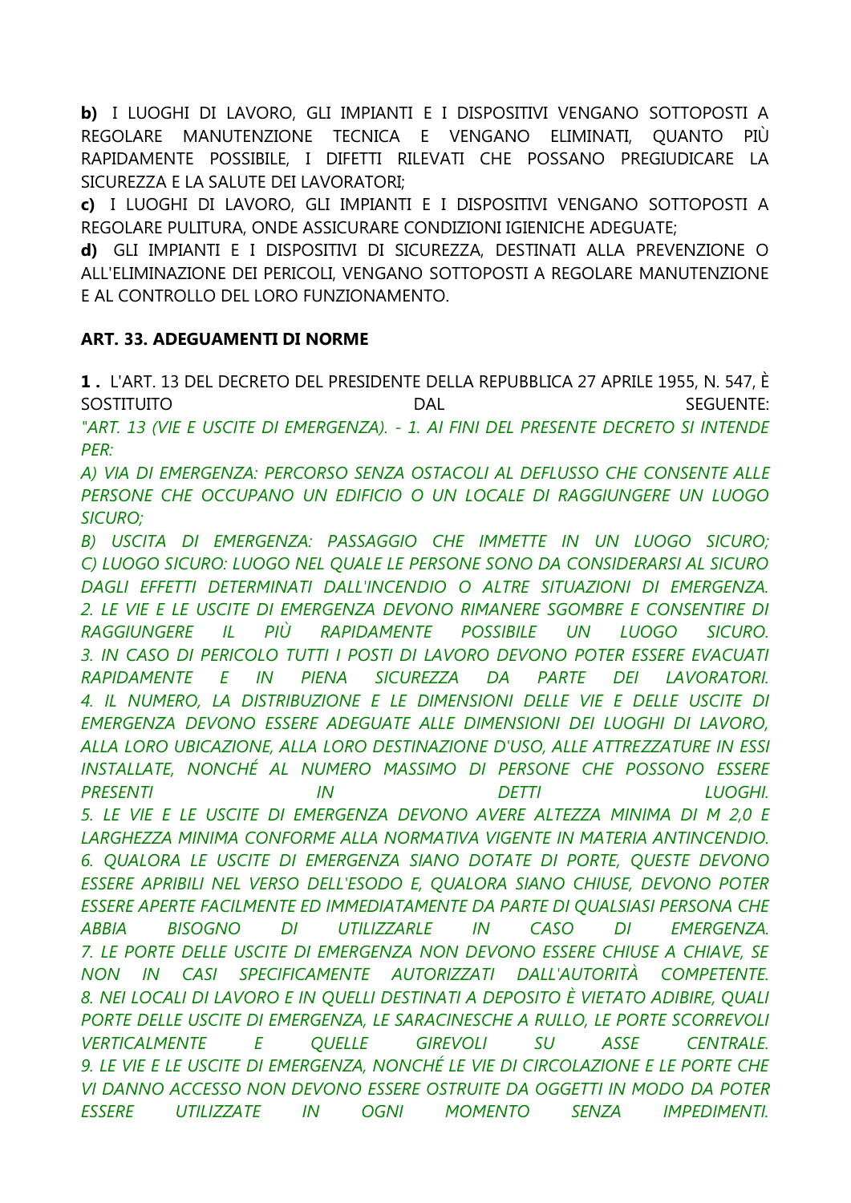**b)** I LUOGHI DI LAVORO, GLI IMPIANTI E I DISPOSITIVI VENGANO SOTTOPOSTI A REGOLARE MANUTENZIONE TECNICA E VENGANO ELIMINATI, QUANTO PIÙ RAPIDAMENTE POSSIBILE, I DIFETTI RILEVATI CHE POSSANO PREGIUDICARE LA SICUREZZA E LA SALUTE DEI LAVORATORI;

**c)** I LUOGHI DI LAVORO, GLI IMPIANTI E I DISPOSITIVI VENGANO SOTTOPOSTI A REGOLARE PULITURA, ONDE ASSICURARE CONDIZIONI IGIENICHE ADEGUATE;

**d)** GLI IMPIANTI E I DISPOSITIVI DI SICUREZZA, DESTINATI ALLA PREVENZIONE O ALL'ELIMINAZIONE DEI PERICOLI, VENGANO SOTTOPOSTI A REGOLARE MANUTENZIONE E AL CONTROLLO DEL LORO FUNZIONAMENTO.

**ART. 33. ADEGUAMENTI DI NORME**

**1 .** L'ART. 13 DEL DECRETO DEL PRESIDENTE DELLA REPUBBLICA 27 APRILE 1955, N. 547, È SOSTITUITO DAL SEGUENTE:

*"ART. 13 (VIE E USCITE DI EMERGENZA). - 1. AI FINI DEL PRESENTE DECRETO SI INTENDE PER:*

*A) VIA DI EMERGENZA: PERCORSO SENZA OSTACOLI AL DEFLUSSO CHE CONSENTE ALLE PERSONE CHE OCCUPANO UN EDIFICIO O UN LOCALE DI RAGGIUNGERE UN LUOGO SICURO;*

*B) USCITA DI EMERGENZA: PASSAGGIO CHE IMMETTE IN UN LUOGO SICURO;*

*C) LUOGO SICURO: LUOGO NEL QUALE LE PERSONE SONO DA CONSIDERARSI AL SICURO DAGLI EFFETTI DETERMINATI DALL'INCENDIO O ALTRE SITUAZIONI DI EMERGENZA.*

*2. LE VIE E LE USCITE DI EMERGENZA DEVONO RIMANERE SGOMBRE E CONSENTIRE DI RAGGIUNGERE IL PIÙ RAPIDAMENTE POSSIBILE UN LUOGO SICURO.*

*3. IN CASO DI PERICOLO TUTTI I POSTI DI LAVORO DEVONO POTER ESSERE EVACUATI RAPIDAMENTE E IN PIENA SICUREZZA DA PARTE DEI LAVORATORI.*

*4. IL NUMERO, LA DISTRIBUZIONE E LE DIMENSIONI DELLE VIE E DELLE USCITE DI EMERGENZA DEVONO ESSERE ADEGUATE ALLE DIMENSIONI DEI LUOGHI DI LAVORO, ALLA LORO UBICAZIONE, ALLA LORO DESTINAZIONE D'USO, ALLE ATTREZZATURE IN ESSI INSTALLATE, NONCHÉ AL NUMERO MASSIMO DI PERSONE CHE POSSONO ESSERE PRESENTI IN DETTI LUOGHI.*

*5. LE VIE E LE USCITE DI EMERGENZA DEVONO AVERE ALTEZZA MINIMA DI M 2,0 E LARGHEZZA MINIMA CONFORME ALLA NORMATIVA VIGENTE IN MATERIA ANTINCENDIO.*

*6. QUALORA LE USCITE DI EMERGENZA SIANO DOTATE DI PORTE, QUESTE DEVONO ESSERE APRIBILI NEL VERSO DELL'ESODO E, QUALORA SIANO CHIUSE, DEVONO POTER ESSERE APERTE FACILMENTE ED IMMEDIATAMENTE DA PARTE DI QUALSIASI PERSONA CHE ABBIA BISOGNO DI UTILIZZARLE IN CASO DI EMERGENZA.*

*7. LE PORTE DELLE USCITE DI EMERGENZA NON DEVONO ESSERE CHIUSE A CHIAVE, SE NON IN CASI SPECIFICAMENTE AUTORIZZATI DALL'AUTORITÀ COMPETENTE.*

*8. NEI LOCALI DI LAVORO E IN QUELLI DESTINATI A DEPOSITO È VIETATO ADIBIRE, QUALI PORTE DELLE USCITE DI EMERGENZA, LE SARACINESCHE A RULLO, LE PORTE SCORREVOLI VERTICALMENTE E QUELLE GIREVOLI SU ASSE CENTRALE.*

*9. LE VIE E LE USCITE DI EMERGENZA, NONCHÉ LE VIE DI CIRCOLAZIONE E LE PORTE CHE VI DANNO ACCESSO NON DEVONO ESSERE OSTRUITE DA OGGETTI IN MODO DA POTER ESSERE UTILIZZATE IN OGNI MOMENTO SENZA IMPEDIMENTI.*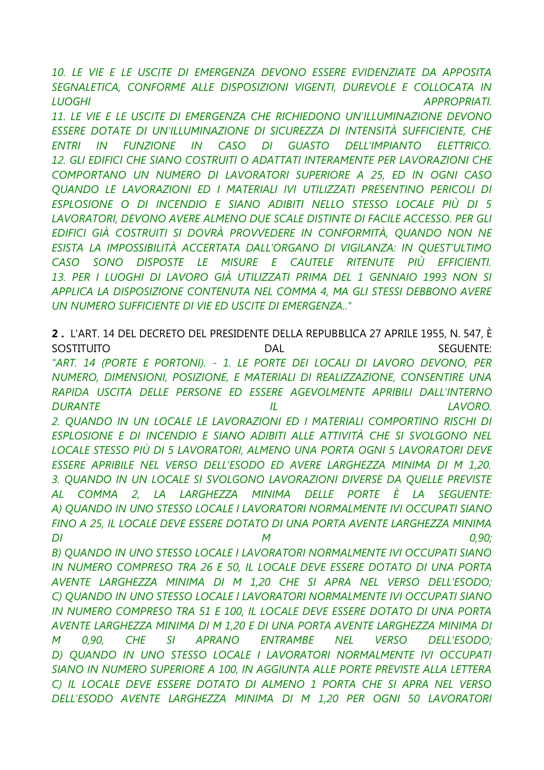*10. LE VIE E LE USCITE DI EMERGENZA DEVONO ESSERE EVIDENZIATE DA APPOSITA SEGNALETICA, CONFORME ALLE DISPOSIZIONI VIGENTI, DUREVOLE E COLLOCATA IN LUOGHI APPROPRIATI.*
*11. LE VIE E LE USCITE DI EMERGENZA CHE RICHIEDONO UN'ILLUMINAZIONE DEVONO ESSERE DOTATE DI UN'ILLUMINAZIONE DI SICUREZZA DI INTENSITÀ SUFFICIENTE, CHE ENTRI IN FUNZIONE IN CASO DI GUASTO DELL'IMPIANTO ELETTRICO.*
*12. GLI EDIFICI CHE SIANO COSTRUITI O ADATTATI INTERAMENTE PER LAVORAZIONI CHE COMPORTANO UN NUMERO DI LAVORATORI SUPERIORE A 25, ED IN OGNI CASO QUANDO LE LAVORAZIONI ED I MATERIALI IVI UTILIZZATI PRESENTINO PERICOLI DI ESPLOSIONE O DI INCENDIO E SIANO ADIBITI NELLO STESSO LOCALE PIÙ DI 5 LAVORATORI, DEVONO AVERE ALMENO DUE SCALE DISTINTE DI FACILE ACCESSO. PER GLI EDIFICI GIÀ COSTRUITI SI DOVRÀ PROVVEDERE IN CONFORMITÀ, QUANDO NON NE ESISTA LA IMPOSSIBILITÀ ACCERTATA DALL'ORGANO DI VIGILANZA: IN QUEST'ULTIMO CASO SONO DISPOSTE LE MISURE E CAUTELE RITENUTE PIÙ EFFICIENTI.*
*13. PER I LUOGHI DI LAVORO GIÀ UTILIZZATI PRIMA DEL 1 GENNAIO 1993 NON SI APPLICA LA DISPOSIZIONE CONTENUTA NEL COMMA 4, MA GLI STESSI DEBBONO AVERE UN NUMERO SUFFICIENTE DI VIE ED USCITE DI EMERGENZA.."*

**2 .** L'ART. 14 DEL DECRETO DEL PRESIDENTE DELLA REPUBBLICA 27 APRILE 1955, N. 547, È SOSTITUITO DAL SEGUENTE:
*"ART. 14 (PORTE E PORTONI). - 1. LE PORTE DEI LOCALI DI LAVORO DEVONO, PER NUMERO, DIMENSIONI, POSIZIONE, E MATERIALI DI REALIZZAZIONE, CONSENTIRE UNA RAPIDA USCITA DELLE PERSONE ED ESSERE AGEVOLMENTE APRIBILI DALL'INTERNO DURANTE IL LAVORO.*
*2. QUANDO IN UN LOCALE LE LAVORAZIONI ED I MATERIALI COMPORTINO RISCHI DI ESPLOSIONE E DI INCENDIO E SIANO ADIBITI ALLE ATTIVITÀ CHE SI SVOLGONO NEL LOCALE STESSO PIÙ DI 5 LAVORATORI, ALMENO UNA PORTA OGNI 5 LAVORATORI DEVE ESSERE APRIBILE NEL VERSO DELL'ESODO ED AVERE LARGHEZZA MINIMA DI M 1,20.*
*3. QUANDO IN UN LOCALE SI SVOLGONO LAVORAZIONI DIVERSE DA QUELLE PREVISTE AL COMMA 2, LA LARGHEZZA MINIMA DELLE PORTE È LA SEGUENTE:*
*A) QUANDO IN UNO STESSO LOCALE I LAVORATORI NORMALMENTE IVI OCCUPATI SIANO FINO A 25, IL LOCALE DEVE ESSERE DOTATO DI UNA PORTA AVENTE LARGHEZZA MINIMA DI M 0,90;*
*B) QUANDO IN UNO STESSO LOCALE I LAVORATORI NORMALMENTE IVI OCCUPATI SIANO IN NUMERO COMPRESO TRA 26 E 50, IL LOCALE DEVE ESSERE DOTATO DI UNA PORTA AVENTE LARGHEZZA MINIMA DI M 1,20 CHE SI APRA NEL VERSO DELL'ESODO;*
*C) QUANDO IN UNO STESSO LOCALE I LAVORATORI NORMALMENTE IVI OCCUPATI SIANO IN NUMERO COMPRESO TRA 51 E 100, IL LOCALE DEVE ESSERE DOTATO DI UNA PORTA AVENTE LARGHEZZA MINIMA DI M 1,20 E DI UNA PORTA AVENTE LARGHEZZA MINIMA DI M 0,90, CHE SI APRANO ENTRAMBE NEL VERSO DELL'ESODO;*
*D) QUANDO IN UNO STESSO LOCALE I LAVORATORI NORMALMENTE IVI OCCUPATI SIANO IN NUMERO SUPERIORE A 100, IN AGGIUNTA ALLE PORTE PREVISTE ALLA LETTERA C) IL LOCALE DEVE ESSERE DOTATO DI ALMENO 1 PORTA CHE SI APRA NEL VERSO DELL'ESODO AVENTE LARGHEZZA MINIMA DI M 1,20 PER OGNI 50 LAVORATORI*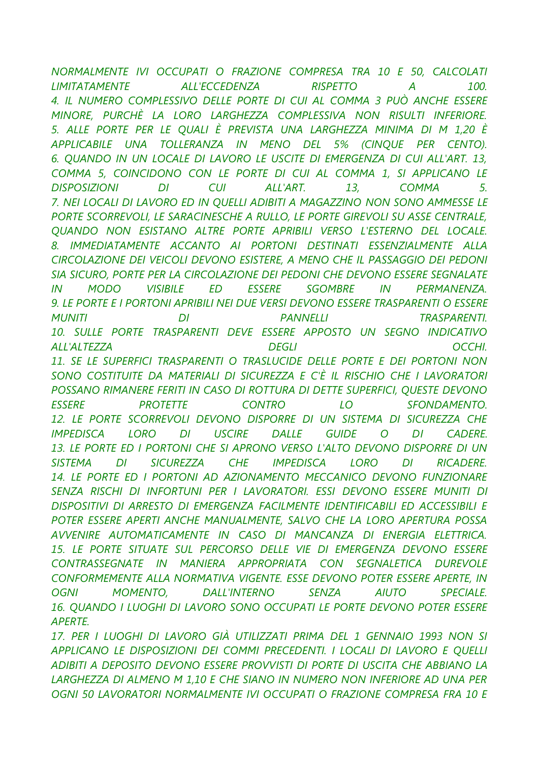*NORMALMENTE IVI OCCUPATI O FRAZIONE COMPRESA TRA 10 E 50, CALCOLATI LIMITATAMENTE ALL'ECCEDENZA RISPETTO A 100.*

*4. IL NUMERO COMPLESSIVO DELLE PORTE DI CUI AL COMMA 3 PUÒ ANCHE ESSERE MINORE, PURCHÈ LA LORO LARGHEZZA COMPLESSIVA NON RISULTI INFERIORE.*

*5. ALLE PORTE PER LE QUALI È PREVISTA UNA LARGHEZZA MINIMA DI M 1,20 È APPLICABILE UNA TOLLERANZA IN MENO DEL 5% (CINQUE PER CENTO).*

*6. QUANDO IN UN LOCALE DI LAVORO LE USCITE DI EMERGENZA DI CUI ALL'ART. 13, COMMA 5, COINCIDONO CON LE PORTE DI CUI AL COMMA 1, SI APPLICANO LE DISPOSIZIONI DI CUI ALL'ART. 13, COMMA 5.*

*7. NEI LOCALI DI LAVORO ED IN QUELLI ADIBITI A MAGAZZINO NON SONO AMMESSE LE PORTE SCORREVOLI, LE SARACINESCHE A RULLO, LE PORTE GIREVOLI SU ASSE CENTRALE, QUANDO NON ESISTANO ALTRE PORTE APRIBILI VERSO L'ESTERNO DEL LOCALE.*

*8. IMMEDIATAMENTE ACCANTO AI PORTONI DESTINATI ESSENZIALMENTE ALLA CIRCOLAZIONE DEI VEICOLI DEVONO ESISTERE, A MENO CHE IL PASSAGGIO DEI PEDONI SIA SICURO, PORTE PER LA CIRCOLAZIONE DEI PEDONI CHE DEVONO ESSERE SEGNALATE IN MODO VISIBILE ED ESSERE SGOMBRE IN PERMANENZA.*

*9. LE PORTE E I PORTONI APRIBILI NEI DUE VERSI DEVONO ESSERE TRASPARENTI O ESSERE MUNITI DI PANNELLI TRASPARENTI.*

*10. SULLE PORTE TRASPARENTI DEVE ESSERE APPOSTO UN SEGNO INDICATIVO ALL'ALTEZZA DEGLI OCCHI.*

*11. SE LE SUPERFICI TRASPARENTI O TRASLUCIDE DELLE PORTE E DEI PORTONI NON SONO COSTITUITE DA MATERIALI DI SICUREZZA E C'È IL RISCHIO CHE I LAVORATORI POSSANO RIMANERE FERITI IN CASO DI ROTTURA DI DETTE SUPERFICI, QUESTE DEVONO ESSERE PROTETTE CONTRO LO SFONDAMENTO.*

*12. LE PORTE SCORREVOLI DEVONO DISPORRE DI UN SISTEMA DI SICUREZZA CHE IMPEDISCA LORO DI USCIRE DALLE GUIDE O DI CADERE.*

*13. LE PORTE ED I PORTONI CHE SI APRONO VERSO L'ALTO DEVONO DISPORRE DI UN SISTEMA DI SICUREZZA CHE IMPEDISCA LORO DI RICADERE.*

*14. LE PORTE ED I PORTONI AD AZIONAMENTO MECCANICO DEVONO FUNZIONARE SENZA RISCHI DI INFORTUNI PER I LAVORATORI. ESSI DEVONO ESSERE MUNITI DI DISPOSITIVI DI ARRESTO DI EMERGENZA FACILMENTE IDENTIFICABILI ED ACCESSIBILI E POTER ESSERE APERTI ANCHE MANUALMENTE, SALVO CHE LA LORO APERTURA POSSA AVVENIRE AUTOMATICAMENTE IN CASO DI MANCANZA DI ENERGIA ELETTRICA.*

*15. LE PORTE SITUATE SUL PERCORSO DELLE VIE DI EMERGENZA DEVONO ESSERE CONTRASSEGNATE IN MANIERA APPROPRIATA CON SEGNALETICA DUREVOLE CONFORMEMENTE ALLA NORMATIVA VIGENTE. ESSE DEVONO POTER ESSERE APERTE, IN OGNI MOMENTO, DALL'INTERNO SENZA AIUTO SPECIALE.*

*16. QUANDO I LUOGHI DI LAVORO SONO OCCUPATI LE PORTE DEVONO POTER ESSERE APERTE.*

*17. PER I LUOGHI DI LAVORO GIÀ UTILIZZATI PRIMA DEL 1 GENNAIO 1993 NON SI APPLICANO LE DISPOSIZIONI DEI COMMI PRECEDENTI. I LOCALI DI LAVORO E QUELLI ADIBITI A DEPOSITO DEVONO ESSERE PROVVISTI DI PORTE DI USCITA CHE ABBIANO LA LARGHEZZA DI ALMENO M 1,10 E CHE SIANO IN NUMERO NON INFERIORE AD UNA PER OGNI 50 LAVORATORI NORMALMENTE IVI OCCUPATI O FRAZIONE COMPRESA FRA 10 E*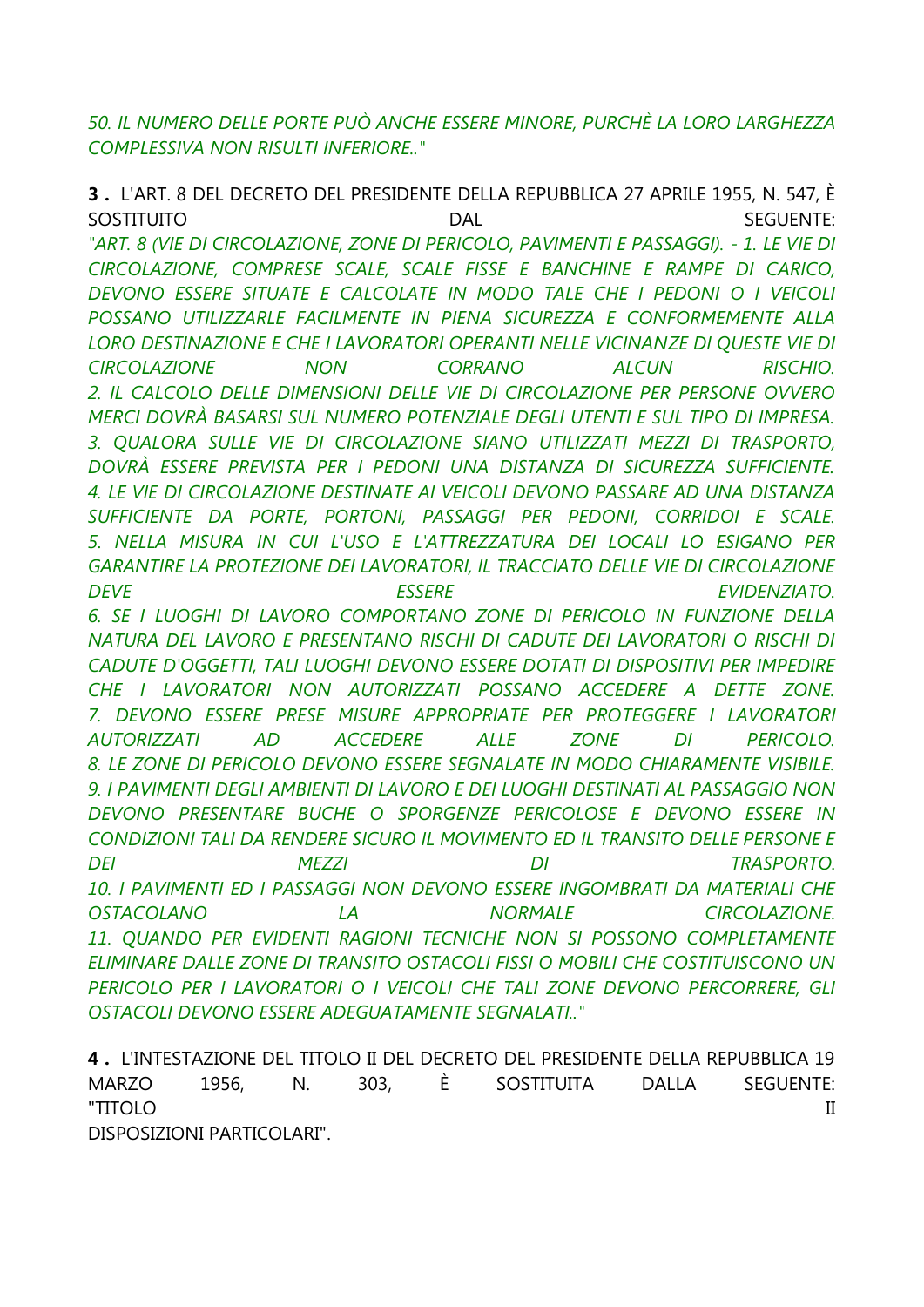*50. IL NUMERO DELLE PORTE PUÒ ANCHE ESSERE MINORE, PURCHÈ LA LORO LARGHEZZA COMPLESSIVA NON RISULTI INFERIORE.."*

**3 .** L'ART. 8 DEL DECRETO DEL PRESIDENTE DELLA REPUBBLICA 27 APRILE 1955, N. 547, È SOSTITUITO DAL SEGUENTE:
*"ART. 8 (VIE DI CIRCOLAZIONE, ZONE DI PERICOLO, PAVIMENTI E PASSAGGI). - 1. LE VIE DI CIRCOLAZIONE, COMPRESE SCALE, SCALE FISSE E BANCHINE E RAMPE DI CARICO, DEVONO ESSERE SITUATE E CALCOLATE IN MODO TALE CHE I PEDONI O I VEICOLI POSSANO UTILIZZARLE FACILMENTE IN PIENA SICUREZZA E CONFORMEMENTE ALLA LORO DESTINAZIONE E CHE I LAVORATORI OPERANTI NELLE VICINANZE DI QUESTE VIE DI CIRCOLAZIONE NON CORRANO ALCUN RISCHIO.*
*2. IL CALCOLO DELLE DIMENSIONI DELLE VIE DI CIRCOLAZIONE PER PERSONE OVVERO MERCI DOVRÀ BASARSI SUL NUMERO POTENZIALE DEGLI UTENTI E SUL TIPO DI IMPRESA.*
*3. QUALORA SULLE VIE DI CIRCOLAZIONE SIANO UTILIZZATI MEZZI DI TRASPORTO, DOVRÀ ESSERE PREVISTA PER I PEDONI UNA DISTANZA DI SICUREZZA SUFFICIENTE.*
*4. LE VIE DI CIRCOLAZIONE DESTINATE AI VEICOLI DEVONO PASSARE AD UNA DISTANZA SUFFICIENTE DA PORTE, PORTONI, PASSAGGI PER PEDONI, CORRIDOI E SCALE.*
*5. NELLA MISURA IN CUI L'USO E L'ATTREZZATURA DEI LOCALI LO ESIGANO PER GARANTIRE LA PROTEZIONE DEI LAVORATORI, IL TRACCIATO DELLE VIE DI CIRCOLAZIONE DEVE ESSERE EVIDENZIATO.*
*6. SE I LUOGHI DI LAVORO COMPORTANO ZONE DI PERICOLO IN FUNZIONE DELLA NATURA DEL LAVORO E PRESENTANO RISCHI DI CADUTE DEI LAVORATORI O RISCHI DI CADUTE D'OGGETTI, TALI LUOGHI DEVONO ESSERE DOTATI DI DISPOSITIVI PER IMPEDIRE CHE I LAVORATORI NON AUTORIZZATI POSSANO ACCEDERE A DETTE ZONE.*
*7. DEVONO ESSERE PRESE MISURE APPROPRIATE PER PROTEGGERE I LAVORATORI AUTORIZZATI AD ACCEDERE ALLE ZONE DI PERICOLO.*
*8. LE ZONE DI PERICOLO DEVONO ESSERE SEGNALATE IN MODO CHIARAMENTE VISIBILE.*
*9. I PAVIMENTI DEGLI AMBIENTI DI LAVORO E DEI LUOGHI DESTINATI AL PASSAGGIO NON DEVONO PRESENTARE BUCHE O SPORGENZE PERICOLOSE E DEVONO ESSERE IN CONDIZIONI TALI DA RENDERE SICURO IL MOVIMENTO ED IL TRANSITO DELLE PERSONE E DEI MEZZI DI TRASPORTO.*
*10. I PAVIMENTI ED I PASSAGGI NON DEVONO ESSERE INGOMBRATI DA MATERIALI CHE OSTACOLANO LA NORMALE CIRCOLAZIONE.*
*11. QUANDO PER EVIDENTI RAGIONI TECNICHE NON SI POSSONO COMPLETAMENTE ELIMINARE DALLE ZONE DI TRANSITO OSTACOLI FISSI O MOBILI CHE COSTITUISCONO UN PERICOLO PER I LAVORATORI O I VEICOLI CHE TALI ZONE DEVONO PERCORRERE, GLI OSTACOLI DEVONO ESSERE ADEGUATAMENTE SEGNALATI.."*

**4 .** L'INTESTAZIONE DEL TITOLO II DEL DECRETO DEL PRESIDENTE DELLA REPUBBLICA 19 MARZO 1956, N. 303, È SOSTITUITA DALLA SEGUENTE:
"TITOLO II
DISPOSIZIONI PARTICOLARI".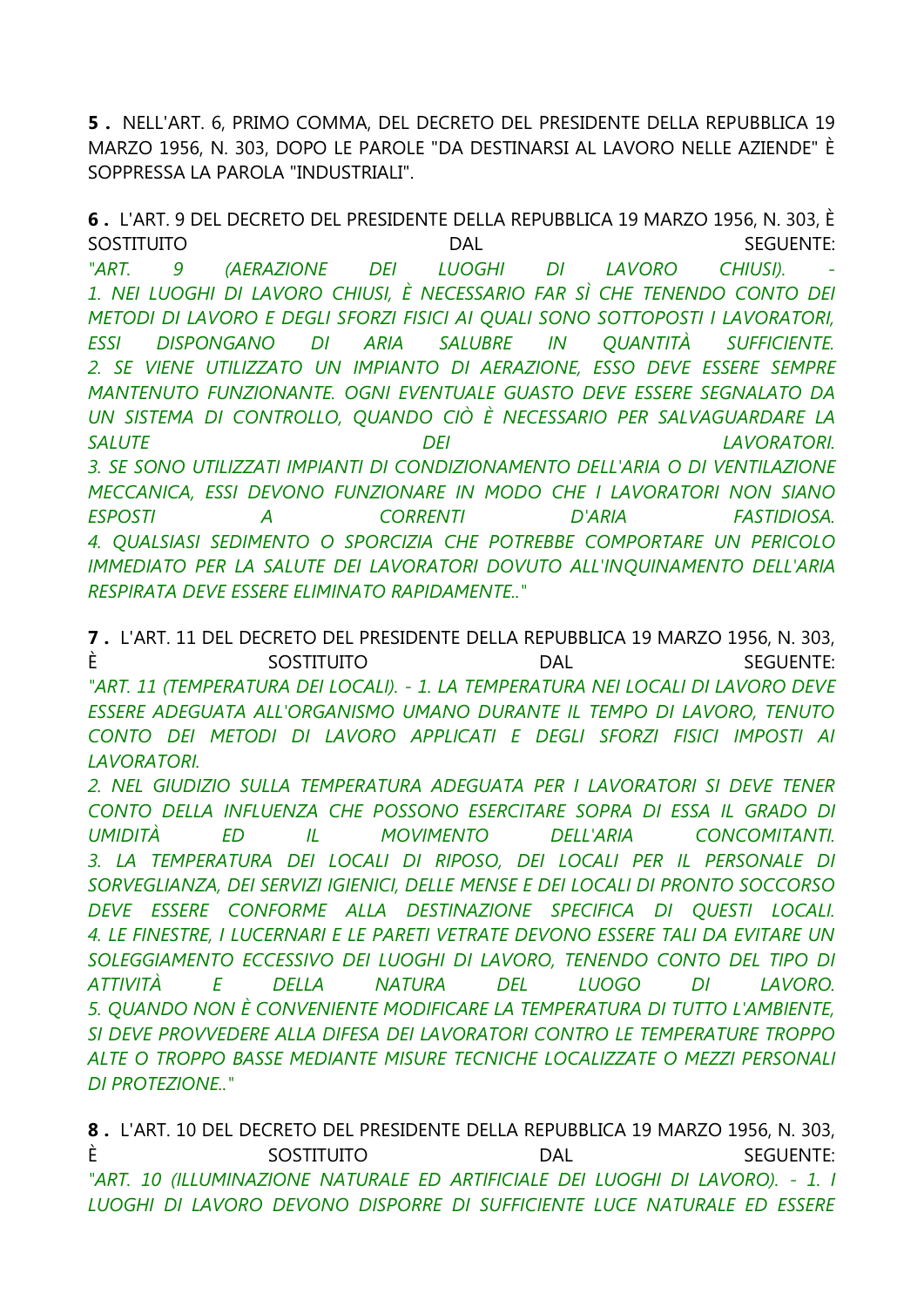**5 .** NELL'ART. 6, PRIMO COMMA, DEL DECRETO DEL PRESIDENTE DELLA REPUBBLICA 19 MARZO 1956, N. 303, DOPO LE PAROLE "DA DESTINARSI AL LAVORO NELLE AZIENDE" È SOPPRESSA LA PAROLA "INDUSTRIALI".

**6 .** L'ART. 9 DEL DECRETO DEL PRESIDENTE DELLA REPUBBLICA 19 MARZO 1956, N. 303, È SOSTITUITO DAL SEGUENTE:
*"ART. 9 (AERAZIONE DEI LUOGHI DI LAVORO CHIUSI). -*
*1. NEI LUOGHI DI LAVORO CHIUSI, È NECESSARIO FAR SÌ CHE TENENDO CONTO DEI METODI DI LAVORO E DEGLI SFORZI FISICI AI QUALI SONO SOTTOPOSTI I LAVORATORI, ESSI DISPONGANO DI ARIA SALUBRE IN QUANTITÀ SUFFICIENTE.*
*2. SE VIENE UTILIZZATO UN IMPIANTO DI AERAZIONE, ESSO DEVE ESSERE SEMPRE MANTENUTO FUNZIONANTE. OGNI EVENTUALE GUASTO DEVE ESSERE SEGNALATO DA UN SISTEMA DI CONTROLLO, QUANDO CIÒ È NECESSARIO PER SALVAGUARDARE LA SALUTE DEI LAVORATORI.*
*3. SE SONO UTILIZZATI IMPIANTI DI CONDIZIONAMENTO DELL'ARIA O DI VENTILAZIONE MECCANICA, ESSI DEVONO FUNZIONARE IN MODO CHE I LAVORATORI NON SIANO ESPOSTI A CORRENTI D'ARIA FASTIDIOSA.*
*4. QUALSIASI SEDIMENTO O SPORCIZIA CHE POTREBBE COMPORTARE UN PERICOLO IMMEDIATO PER LA SALUTE DEI LAVORATORI DOVUTO ALL'INQUINAMENTO DELL'ARIA RESPIRATA DEVE ESSERE ELIMINATO RAPIDAMENTE.."*

**7 .** L'ART. 11 DEL DECRETO DEL PRESIDENTE DELLA REPUBBLICA 19 MARZO 1956, N. 303, È SOSTITUITO DAL SEGUENTE:
*"ART. 11 (TEMPERATURA DEI LOCALI). - 1. LA TEMPERATURA NEI LOCALI DI LAVORO DEVE ESSERE ADEGUATA ALL'ORGANISMO UMANO DURANTE IL TEMPO DI LAVORO, TENUTO CONTO DEI METODI DI LAVORO APPLICATI E DEGLI SFORZI FISICI IMPOSTI AI LAVORATORI.*
*2. NEL GIUDIZIO SULLA TEMPERATURA ADEGUATA PER I LAVORATORI SI DEVE TENER CONTO DELLA INFLUENZA CHE POSSONO ESERCITARE SOPRA DI ESSA IL GRADO DI UMIDITÀ ED IL MOVIMENTO DELL'ARIA CONCOMITANTI.*
*3. LA TEMPERATURA DEI LOCALI DI RIPOSO, DEI LOCALI PER IL PERSONALE DI SORVEGLIANZA, DEI SERVIZI IGIENICI, DELLE MENSE E DEI LOCALI DI PRONTO SOCCORSO DEVE ESSERE CONFORME ALLA DESTINAZIONE SPECIFICA DI QUESTI LOCALI.*
*4. LE FINESTRE, I LUCERNARI E LE PARETI VETRATE DEVONO ESSERE TALI DA EVITARE UN SOLEGGIAMENTO ECCESSIVO DEI LUOGHI DI LAVORO, TENENDO CONTO DEL TIPO DI ATTIVITÀ E DELLA NATURA DEL LUOGO DI LAVORO.*
*5. QUANDO NON È CONVENIENTE MODIFICARE LA TEMPERATURA DI TUTTO L'AMBIENTE, SI DEVE PROVVEDERE ALLA DIFESA DEI LAVORATORI CONTRO LE TEMPERATURE TROPPO ALTE O TROPPO BASSE MEDIANTE MISURE TECNICHE LOCALIZZATE O MEZZI PERSONALI DI PROTEZIONE.."*

**8 .** L'ART. 10 DEL DECRETO DEL PRESIDENTE DELLA REPUBBLICA 19 MARZO 1956, N. 303, È SOSTITUITO DAL SEGUENTE:
*"ART. 10 (ILLUMINAZIONE NATURALE ED ARTIFICIALE DEI LUOGHI DI LAVORO). - 1. I LUOGHI DI LAVORO DEVONO DISPORRE DI SUFFICIENTE LUCE NATURALE ED ESSERE*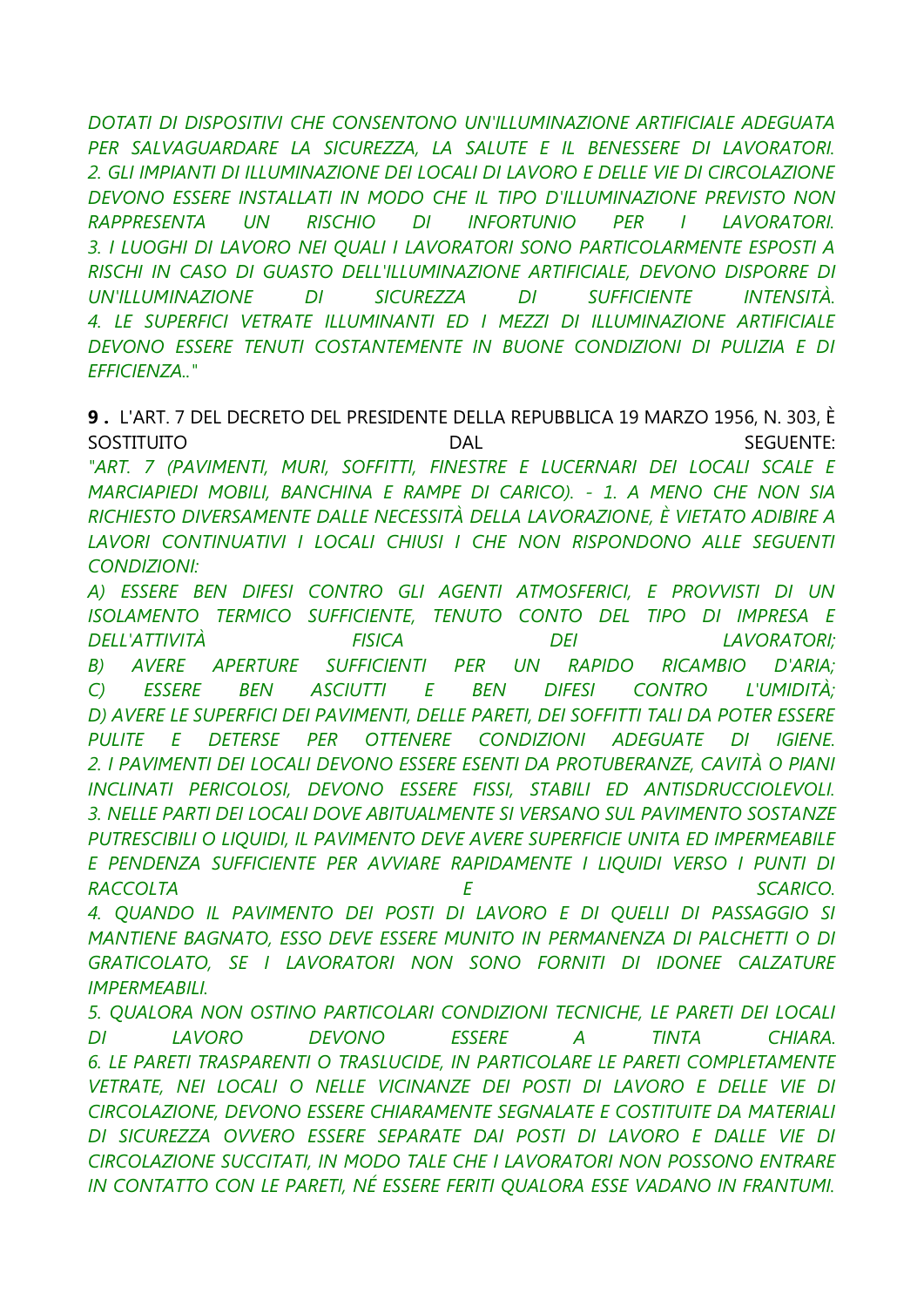*DOTATI DI DISPOSITIVI CHE CONSENTONO UN'ILLUMINAZIONE ARTIFICIALE ADEGUATA PER SALVAGUARDARE LA SICUREZZA, LA SALUTE E IL BENESSERE DI LAVORATORI.*
*2. GLI IMPIANTI DI ILLUMINAZIONE DEI LOCALI DI LAVORO E DELLE VIE DI CIRCOLAZIONE DEVONO ESSERE INSTALLATI IN MODO CHE IL TIPO D'ILLUMINAZIONE PREVISTO NON RAPPRESENTA UN RISCHIO DI INFORTUNIO PER I LAVORATORI.*
*3. I LUOGHI DI LAVORO NEI QUALI I LAVORATORI SONO PARTICOLARMENTE ESPOSTI A RISCHI IN CASO DI GUASTO DELL'ILLUMINAZIONE ARTIFICIALE, DEVONO DISPORRE DI UN'ILLUMINAZIONE DI SICUREZZA DI SUFFICIENTE INTENSITÀ.*
*4. LE SUPERFICI VETRATE ILLUMINANTI ED I MEZZI DI ILLUMINAZIONE ARTIFICIALE DEVONO ESSERE TENUTI COSTANTEMENTE IN BUONE CONDIZIONI DI PULIZIA E DI EFFICIENZA.."*

**9 .** L'ART. 7 DEL DECRETO DEL PRESIDENTE DELLA REPUBBLICA 19 MARZO 1956, N. 303, È SOSTITUITO DAL SEGUENTE:
*"ART. 7 (PAVIMENTI, MURI, SOFFITTI, FINESTRE E LUCERNARI DEI LOCALI SCALE E MARCIAPIEDI MOBILI, BANCHINA E RAMPE DI CARICO). - 1. A MENO CHE NON SIA RICHIESTO DIVERSAMENTE DALLE NECESSITÀ DELLA LAVORAZIONE, È VIETATO ADIBIRE A LAVORI CONTINUATIVI I LOCALI CHIUSI I CHE NON RISPONDONO ALLE SEGUENTI CONDIZIONI:*
*A) ESSERE BEN DIFESI CONTRO GLI AGENTI ATMOSFERICI, E PROVVISTI DI UN ISOLAMENTO TERMICO SUFFICIENTE, TENUTO CONTO DEL TIPO DI IMPRESA E DELL'ATTIVITÀ FISICA DEI LAVORATORI;*
*B) AVERE APERTURE SUFFICIENTI PER UN RAPIDO RICAMBIO D'ARIA;*
*C) ESSERE BEN ASCIUTTI E BEN DIFESI CONTRO L'UMIDITÀ;*
*D) AVERE LE SUPERFICI DEI PAVIMENTI, DELLE PARETI, DEI SOFFITTI TALI DA POTER ESSERE PULITE E DETERSE PER OTTENERE CONDIZIONI ADEGUATE DI IGIENE.*
*2. I PAVIMENTI DEI LOCALI DEVONO ESSERE ESENTI DA PROTUBERANZE, CAVITÀ O PIANI INCLINATI PERICOLOSI, DEVONO ESSERE FISSI, STABILI ED ANTISDRUCCIOLEVOLI.*
*3. NELLE PARTI DEI LOCALI DOVE ABITUALMENTE SI VERSANO SUL PAVIMENTO SOSTANZE PUTRESCIBILI O LIQUIDI, IL PAVIMENTO DEVE AVERE SUPERFICIE UNITA ED IMPERMEABILE E PENDENZA SUFFICIENTE PER AVVIARE RAPIDAMENTE I LIQUIDI VERSO I PUNTI DI RACCOLTA E SCARICO.*
*4. QUANDO IL PAVIMENTO DEI POSTI DI LAVORO E DI QUELLI DI PASSAGGIO SI MANTIENE BAGNATO, ESSO DEVE ESSERE MUNITO IN PERMANENZA DI PALCHETTI O DI GRATICOLATO, SE I LAVORATORI NON SONO FORNITI DI IDONEE CALZATURE IMPERMEABILI.*
*5. QUALORA NON OSTINO PARTICOLARI CONDIZIONI TECNICHE, LE PARETI DEI LOCALI DI LAVORO DEVONO ESSERE A TINTA CHIARA.*
*6. LE PARETI TRASPARENTI O TRASLUCIDE, IN PARTICOLARE LE PARETI COMPLETAMENTE VETRATE, NEI LOCALI O NELLE VICINANZE DEI POSTI DI LAVORO E DELLE VIE DI CIRCOLAZIONE, DEVONO ESSERE CHIARAMENTE SEGNALATE E COSTITUITE DA MATERIALI DI SICUREZZA OVVERO ESSERE SEPARATE DAI POSTI DI LAVORO E DALLE VIE DI CIRCOLAZIONE SUCCITATI, IN MODO TALE CHE I LAVORATORI NON POSSONO ENTRARE IN CONTATTO CON LE PARETI, NÉ ESSERE FERITI QUALORA ESSE VADANO IN FRANTUMI.*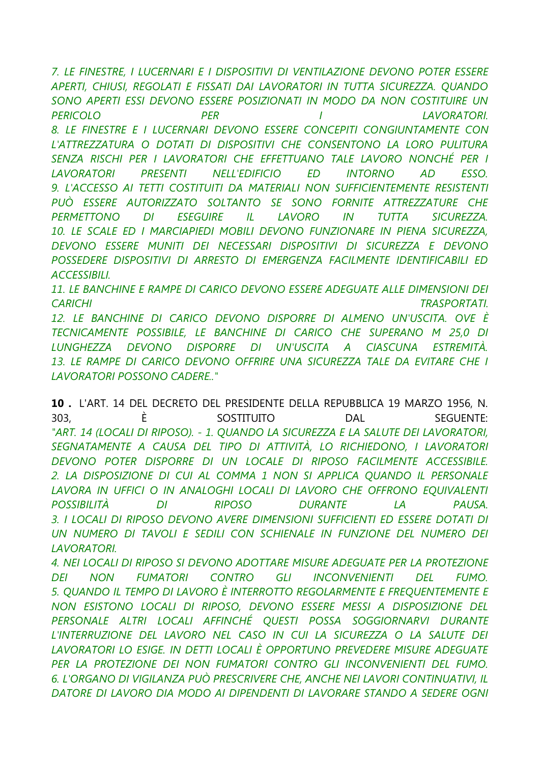*7. LE FINESTRE, I LUCERNARI E I DISPOSITIVI DI VENTILAZIONE DEVONO POTER ESSERE APERTI, CHIUSI, REGOLATI E FISSATI DAI LAVORATORI IN TUTTA SICUREZZA. QUANDO SONO APERTI ESSI DEVONO ESSERE POSIZIONATI IN MODO DA NON COSTITUIRE UN PERICOLO PER I LAVORATORI.*
*8. LE FINESTRE E I LUCERNARI DEVONO ESSERE CONCEPITI CONGIUNTAMENTE CON L'ATTREZZATURA O DOTATI DI DISPOSITIVI CHE CONSENTONO LA LORO PULITURA SENZA RISCHI PER I LAVORATORI CHE EFFETTUANO TALE LAVORO NONCHÉ PER I LAVORATORI PRESENTI NELL'EDIFICIO ED INTORNO AD ESSO.*
*9. L'ACCESSO AI TETTI COSTITUITI DA MATERIALI NON SUFFICIENTEMENTE RESISTENTI PUÒ ESSERE AUTORIZZATO SOLTANTO SE SONO FORNITE ATTREZZATURE CHE PERMETTONO DI ESEGUIRE IL LAVORO IN TUTTA SICUREZZA.*
*10. LE SCALE ED I MARCIAPIEDI MOBILI DEVONO FUNZIONARE IN PIENA SICUREZZA, DEVONO ESSERE MUNITI DEI NECESSARI DISPOSITIVI DI SICUREZZA E DEVONO POSSEDERE DISPOSITIVI DI ARRESTO DI EMERGENZA FACILMENTE IDENTIFICABILI ED ACCESSIBILI.*
*11. LE BANCHINE E RAMPE DI CARICO DEVONO ESSERE ADEGUATE ALLE DIMENSIONI DEI CARICHI TRASPORTATI.*
*12. LE BANCHINE DI CARICO DEVONO DISPORRE DI ALMENO UN'USCITA. OVE È TECNICAMENTE POSSIBILE, LE BANCHINE DI CARICO CHE SUPERANO M 25,0 DI LUNGHEZZA DEVONO DISPORRE DI UN'USCITA A CIASCUNA ESTREMITÀ.*
*13. LE RAMPE DI CARICO DEVONO OFFRIRE UNA SICUREZZA TALE DA EVITARE CHE I LAVORATORI POSSONO CADERE.."*

**10 .** L'ART. 14 DEL DECRETO DEL PRESIDENTE DELLA REPUBBLICA 19 MARZO 1956, N. 303, È SOSTITUITO DAL SEGUENTE:
*"ART. 14 (LOCALI DI RIPOSO). - 1. QUANDO LA SICUREZZA E LA SALUTE DEI LAVORATORI, SEGNATAMENTE A CAUSA DEL TIPO DI ATTIVITÀ, LO RICHIEDONO, I LAVORATORI DEVONO POTER DISPORRE DI UN LOCALE DI RIPOSO FACILMENTE ACCESSIBILE.*
*2. LA DISPOSIZIONE DI CUI AL COMMA 1 NON SI APPLICA QUANDO IL PERSONALE LAVORA IN UFFICI O IN ANALOGHI LOCALI DI LAVORO CHE OFFRONO EQUIVALENTI POSSIBILITÀ DI RIPOSO DURANTE LA PAUSA.*
*3. I LOCALI DI RIPOSO DEVONO AVERE DIMENSIONI SUFFICIENTI ED ESSERE DOTATI DI UN NUMERO DI TAVOLI E SEDILI CON SCHIENALE IN FUNZIONE DEL NUMERO DEI LAVORATORI.*
*4. NEI LOCALI DI RIPOSO SI DEVONO ADOTTARE MISURE ADEGUATE PER LA PROTEZIONE DEI NON FUMATORI CONTRO GLI INCONVENIENTI DEL FUMO.*
*5. QUANDO IL TEMPO DI LAVORO È INTERROTTO REGOLARMENTE E FREQUENTEMENTE E NON ESISTONO LOCALI DI RIPOSO, DEVONO ESSERE MESSI A DISPOSIZIONE DEL PERSONALE ALTRI LOCALI AFFINCHÉ QUESTI POSSA SOGGIORNARVI DURANTE L'INTERRUZIONE DEL LAVORO NEL CASO IN CUI LA SICUREZZA O LA SALUTE DEI LAVORATORI LO ESIGE. IN DETTI LOCALI È OPPORTUNO PREVEDERE MISURE ADEGUATE PER LA PROTEZIONE DEI NON FUMATORI CONTRO GLI INCONVENIENTI DEL FUMO.*
*6. L'ORGANO DI VIGILANZA PUÒ PRESCRIVERE CHE, ANCHE NEI LAVORI CONTINUATIVI, IL DATORE DI LAVORO DIA MODO AI DIPENDENTI DI LAVORARE STANDO A SEDERE OGNI*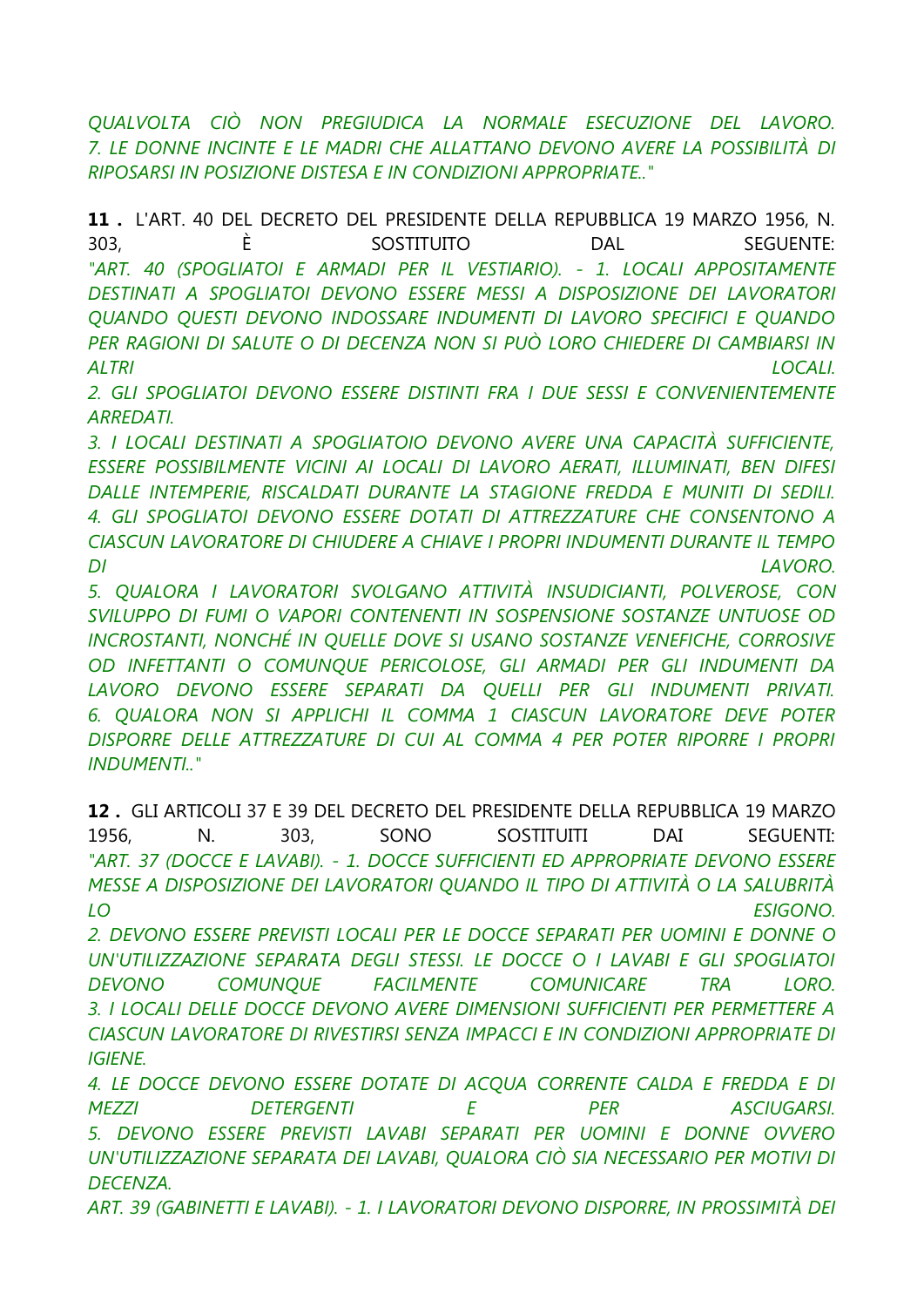*QUALVOLTA CIÒ NON PREGIUDICA LA NORMALE ESECUZIONE DEL LAVORO. 7. LE DONNE INCINTE E LE MADRI CHE ALLATTANO DEVONO AVERE LA POSSIBILITÀ DI RIPOSARSI IN POSIZIONE DISTESA E IN CONDIZIONI APPROPRIATE.."*

**11 .** L'ART. 40 DEL DECRETO DEL PRESIDENTE DELLA REPUBBLICA 19 MARZO 1956, N. 303, È SOSTITUITO DAL SEGUENTE:
*"ART. 40 (SPOGLIATOI E ARMADI PER IL VESTIARIO). - 1. LOCALI APPOSITAMENTE DESTINATI A SPOGLIATOI DEVONO ESSERE MESSI A DISPOSIZIONE DEI LAVORATORI QUANDO QUESTI DEVONO INDOSSARE INDUMENTI DI LAVORO SPECIFICI E QUANDO PER RAGIONI DI SALUTE O DI DECENZA NON SI PUÒ LORO CHIEDERE DI CAMBIARSI IN ALTRI LOCALI.*
*2. GLI SPOGLIATOI DEVONO ESSERE DISTINTI FRA I DUE SESSI E CONVENIENTEMENTE ARREDATI.*
*3. I LOCALI DESTINATI A SPOGLIATOIO DEVONO AVERE UNA CAPACITÀ SUFFICIENTE, ESSERE POSSIBILMENTE VICINI AI LOCALI DI LAVORO AERATI, ILLUMINATI, BEN DIFESI DALLE INTEMPERIE, RISCALDATI DURANTE LA STAGIONE FREDDA E MUNITI DI SEDILI.*
*4. GLI SPOGLIATOI DEVONO ESSERE DOTATI DI ATTREZZATURE CHE CONSENTONO A CIASCUN LAVORATORE DI CHIUDERE A CHIAVE I PROPRI INDUMENTI DURANTE IL TEMPO DI LAVORO.*
*5. QUALORA I LAVORATORI SVOLGANO ATTIVITÀ INSUDICIANTI, POLVEROSE, CON SVILUPPO DI FUMI O VAPORI CONTENENTI IN SOSPENSIONE SOSTANZE UNTUOSE OD INCROSTANTI, NONCHÉ IN QUELLE DOVE SI USANO SOSTANZE VENEFICHE, CORROSIVE OD INFETTANTI O COMUNQUE PERICOLOSE, GLI ARMADI PER GLI INDUMENTI DA LAVORO DEVONO ESSERE SEPARATI DA QUELLI PER GLI INDUMENTI PRIVATI.*
*6. QUALORA NON SI APPLICHI IL COMMA 1 CIASCUN LAVORATORE DEVE POTER DISPORRE DELLE ATTREZZATURE DI CUI AL COMMA 4 PER POTER RIPORRE I PROPRI INDUMENTI.."*

**12 .** GLI ARTICOLI 37 E 39 DEL DECRETO DEL PRESIDENTE DELLA REPUBBLICA 19 MARZO 1956, N. 303, SONO SOSTITUITI DAI SEGUENTI:
*"ART. 37 (DOCCE E LAVABI). - 1. DOCCE SUFFICIENTI ED APPROPRIATE DEVONO ESSERE MESSE A DISPOSIZIONE DEI LAVORATORI QUANDO IL TIPO DI ATTIVITÀ O LA SALUBRITÀ LO ESIGONO.*
*2. DEVONO ESSERE PREVISTI LOCALI PER LE DOCCE SEPARATI PER UOMINI E DONNE O UN'UTILIZZAZIONE SEPARATA DEGLI STESSI. LE DOCCE O I LAVABI E GLI SPOGLIATOI DEVONO COMUNQUE FACILMENTE COMUNICARE TRA LORO.*
*3. I LOCALI DELLE DOCCE DEVONO AVERE DIMENSIONI SUFFICIENTI PER PERMETTERE A CIASCUN LAVORATORE DI RIVESTIRSI SENZA IMPACCI E IN CONDIZIONI APPROPRIATE DI IGIENE.*
*4. LE DOCCE DEVONO ESSERE DOTATE DI ACQUA CORRENTE CALDA E FREDDA E DI MEZZI DETERGENTI E PER ASCIUGARSI.*
*5. DEVONO ESSERE PREVISTI LAVABI SEPARATI PER UOMINI E DONNE OVVERO UN'UTILIZZAZIONE SEPARATA DEI LAVABI, QUALORA CIÒ SIA NECESSARIO PER MOTIVI DI DECENZA.*
*ART. 39 (GABINETTI E LAVABI). - 1. I LAVORATORI DEVONO DISPORRE, IN PROSSIMITÀ DEI*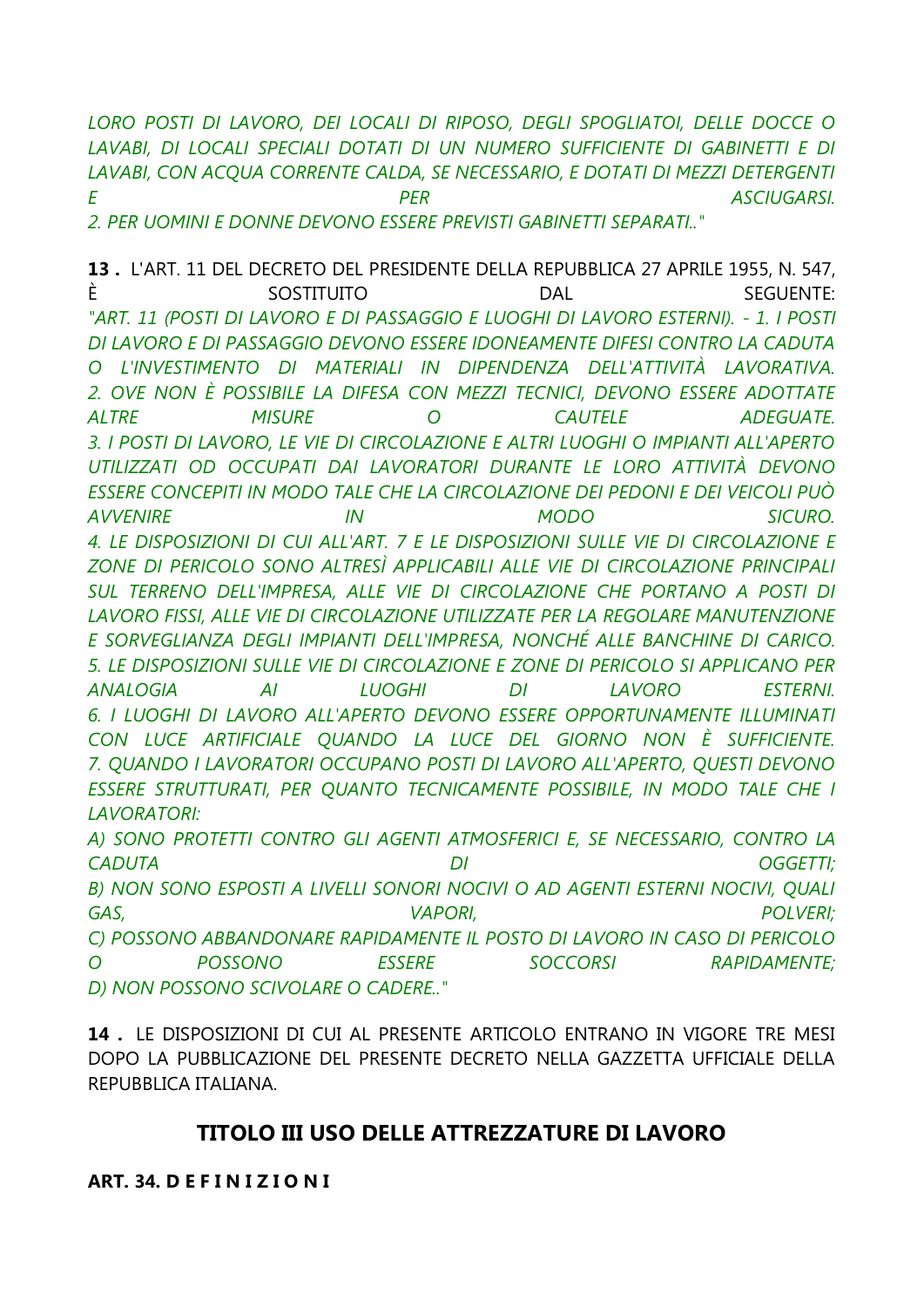*LORO POSTI DI LAVORO, DEI LOCALI DI RIPOSO, DEGLI SPOGLIATOI, DELLE DOCCE O LAVABI, DI LOCALI SPECIALI DOTATI DI UN NUMERO SUFFICIENTE DI GABINETTI E DI LAVABI, CON ACQUA CORRENTE CALDA, SE NECESSARIO, E DOTATI DI MEZZI DETERGENTI E PER ASCIUGARSI.*
*2. PER UOMINI E DONNE DEVONO ESSERE PREVISTI GABINETTI SEPARATI.."*

**13 .** L'ART. 11 DEL DECRETO DEL PRESIDENTE DELLA REPUBBLICA 27 APRILE 1955, N. 547, È SOSTITUITO DAL SEGUENTE:
*"ART. 11 (POSTI DI LAVORO E DI PASSAGGIO E LUOGHI DI LAVORO ESTERNI). - 1. I POSTI DI LAVORO E DI PASSAGGIO DEVONO ESSERE IDONEAMENTE DIFESI CONTRO LA CADUTA O L'INVESTIMENTO DI MATERIALI IN DIPENDENZA DELL'ATTIVITÀ LAVORATIVA.*
*2. OVE NON È POSSIBILE LA DIFESA CON MEZZI TECNICI, DEVONO ESSERE ADOTTATE ALTRE MISURE O CAUTELE ADEGUATE.*
*3. I POSTI DI LAVORO, LE VIE DI CIRCOLAZIONE E ALTRI LUOGHI O IMPIANTI ALL'APERTO UTILIZZATI OD OCCUPATI DAI LAVORATORI DURANTE LE LORO ATTIVITÀ DEVONO ESSERE CONCEPITI IN MODO TALE CHE LA CIRCOLAZIONE DEI PEDONI E DEI VEICOLI PUÒ AVVENIRE IN MODO SICURO.*
*4. LE DISPOSIZIONI DI CUI ALL'ART. 7 E LE DISPOSIZIONI SULLE VIE DI CIRCOLAZIONE E ZONE DI PERICOLO SONO ALTRESÌ APPLICABILI ALLE VIE DI CIRCOLAZIONE PRINCIPALI SUL TERRENO DELL'IMPRESA, ALLE VIE DI CIRCOLAZIONE CHE PORTANO A POSTI DI LAVORO FISSI, ALLE VIE DI CIRCOLAZIONE UTILIZZATE PER LA REGOLARE MANUTENZIONE E SORVEGLIANZA DEGLI IMPIANTI DELL'IMPRESA, NONCHÉ ALLE BANCHINE DI CARICO.*
*5. LE DISPOSIZIONI SULLE VIE DI CIRCOLAZIONE E ZONE DI PERICOLO SI APPLICANO PER ANALOGIA AI LUOGHI DI LAVORO ESTERNI.*
*6. I LUOGHI DI LAVORO ALL'APERTO DEVONO ESSERE OPPORTUNAMENTE ILLUMINATI CON LUCE ARTIFICIALE QUANDO LA LUCE DEL GIORNO NON È SUFFICIENTE.*
*7. QUANDO I LAVORATORI OCCUPANO POSTI DI LAVORO ALL'APERTO, QUESTI DEVONO ESSERE STRUTTURATI, PER QUANTO TECNICAMENTE POSSIBILE, IN MODO TALE CHE I LAVORATORI:*
*A) SONO PROTETTI CONTRO GLI AGENTI ATMOSFERICI E, SE NECESSARIO, CONTRO LA CADUTA DI OGGETTI;*
*B) NON SONO ESPOSTI A LIVELLI SONORI NOCIVI O AD AGENTI ESTERNI NOCIVI, QUALI GAS, VAPORI, POLVERI;*
*C) POSSONO ABBANDONARE RAPIDAMENTE IL POSTO DI LAVORO IN CASO DI PERICOLO O POSSONO ESSERE SOCCORSI RAPIDAMENTE;*
*D) NON POSSONO SCIVOLARE O CADERE.."*

**14 .** LE DISPOSIZIONI DI CUI AL PRESENTE ARTICOLO ENTRANO IN VIGORE TRE MESI DOPO LA PUBBLICAZIONE DEL PRESENTE DECRETO NELLA GAZZETTA UFFICIALE DELLA REPUBBLICA ITALIANA.

## TITOLO III USO DELLE ATTREZZATURE DI LAVORO

**ART. 34. D E F I N I Z I O N I**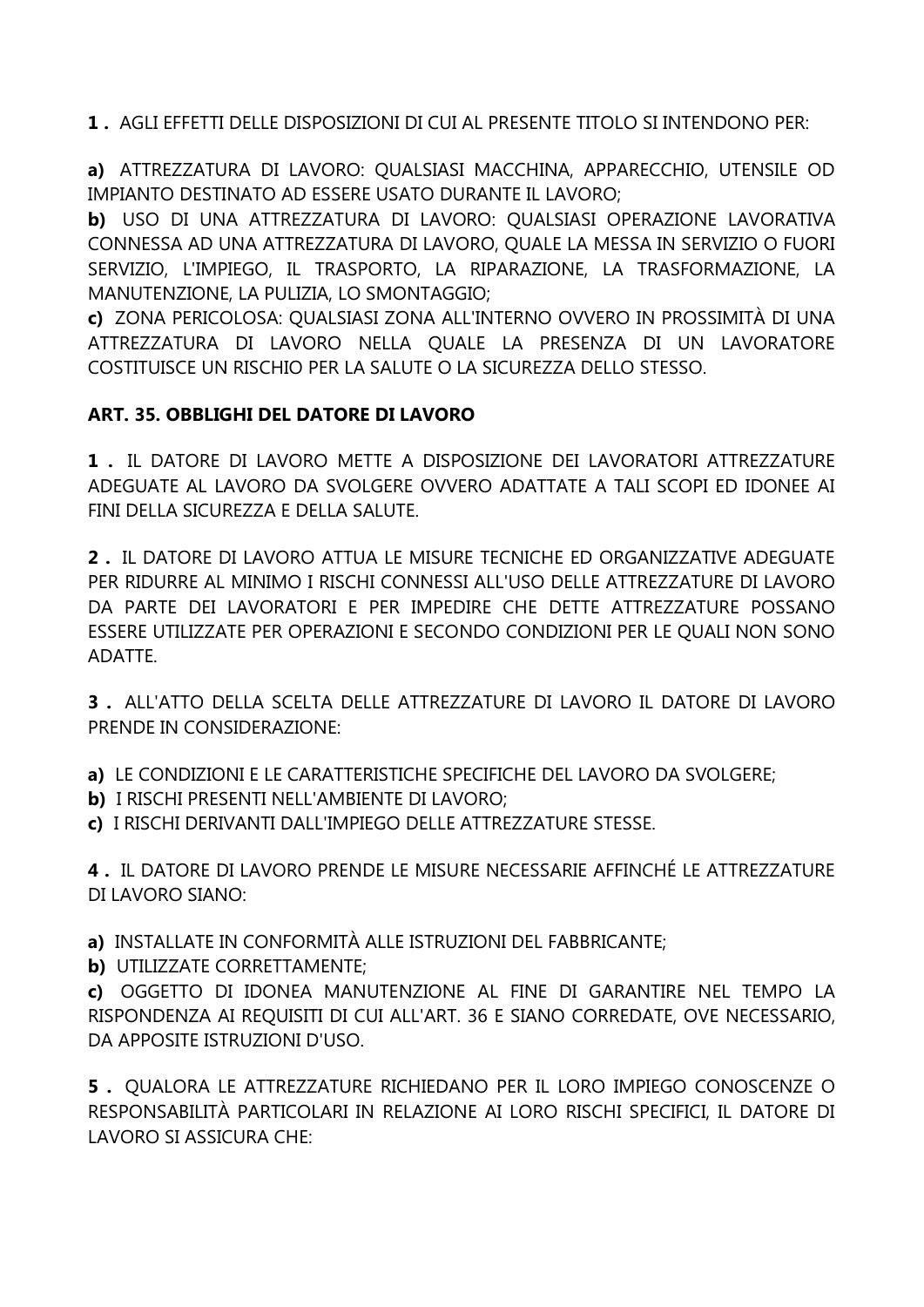**1 .** AGLI EFFETTI DELLE DISPOSIZIONI DI CUI AL PRESENTE TITOLO SI INTENDONO PER:

**a)** ATTREZZATURA DI LAVORO: QUALSIASI MACCHINA, APPARECCHIO, UTENSILE OD IMPIANTO DESTINATO AD ESSERE USATO DURANTE IL LAVORO;
**b)** USO DI UNA ATTREZZATURA DI LAVORO: QUALSIASI OPERAZIONE LAVORATIVA CONNESSA AD UNA ATTREZZATURA DI LAVORO, QUALE LA MESSA IN SERVIZIO O FUORI SERVIZIO, L'IMPIEGO, IL TRASPORTO, LA RIPARAZIONE, LA TRASFORMAZIONE, LA MANUTENZIONE, LA PULIZIA, LO SMONTAGGIO;
**c)** ZONA PERICOLOSA: QUALSIASI ZONA ALL'INTERNO OVVERO IN PROSSIMITÀ DI UNA ATTREZZATURA DI LAVORO NELLA QUALE LA PRESENZA DI UN LAVORATORE COSTITUISCE UN RISCHIO PER LA SALUTE O LA SICUREZZA DELLO STESSO.

**ART. 35. OBBLIGHI DEL DATORE DI LAVORO**

**1 .** IL DATORE DI LAVORO METTE A DISPOSIZIONE DEI LAVORATORI ATTREZZATURE ADEGUATE AL LAVORO DA SVOLGERE OVVERO ADATTATE A TALI SCOPI ED IDONEE AI FINI DELLA SICUREZZA E DELLA SALUTE.

**2 .** IL DATORE DI LAVORO ATTUA LE MISURE TECNICHE ED ORGANIZZATIVE ADEGUATE PER RIDURRE AL MINIMO I RISCHI CONNESSI ALL'USO DELLE ATTREZZATURE DI LAVORO DA PARTE DEI LAVORATORI E PER IMPEDIRE CHE DETTE ATTREZZATURE POSSANO ESSERE UTILIZZATE PER OPERAZIONI E SECONDO CONDIZIONI PER LE QUALI NON SONO ADATTE.

**3 .** ALL'ATTO DELLA SCELTA DELLE ATTREZZATURE DI LAVORO IL DATORE DI LAVORO PRENDE IN CONSIDERAZIONE:

**a)** LE CONDIZIONI E LE CARATTERISTICHE SPECIFICHE DEL LAVORO DA SVOLGERE;
**b)** I RISCHI PRESENTI NELL'AMBIENTE DI LAVORO;
**c)** I RISCHI DERIVANTI DALL'IMPIEGO DELLE ATTREZZATURE STESSE.

**4 .** IL DATORE DI LAVORO PRENDE LE MISURE NECESSARIE AFFINCHÉ LE ATTREZZATURE DI LAVORO SIANO:

**a)** INSTALLATE IN CONFORMITÀ ALLE ISTRUZIONI DEL FABBRICANTE;
**b)** UTILIZZATE CORRETTAMENTE;
**c)** OGGETTO DI IDONEA MANUTENZIONE AL FINE DI GARANTIRE NEL TEMPO LA RISPONDENZA AI REQUISITI DI CUI ALL'ART. 36 E SIANO CORREDATE, OVE NECESSARIO, DA APPOSITE ISTRUZIONI D'USO.

**5 .** QUALORA LE ATTREZZATURE RICHIEDANO PER IL LORO IMPIEGO CONOSCENZE O RESPONSABILITÀ PARTICOLARI IN RELAZIONE AI LORO RISCHI SPECIFICI, IL DATORE DI LAVORO SI ASSICURA CHE: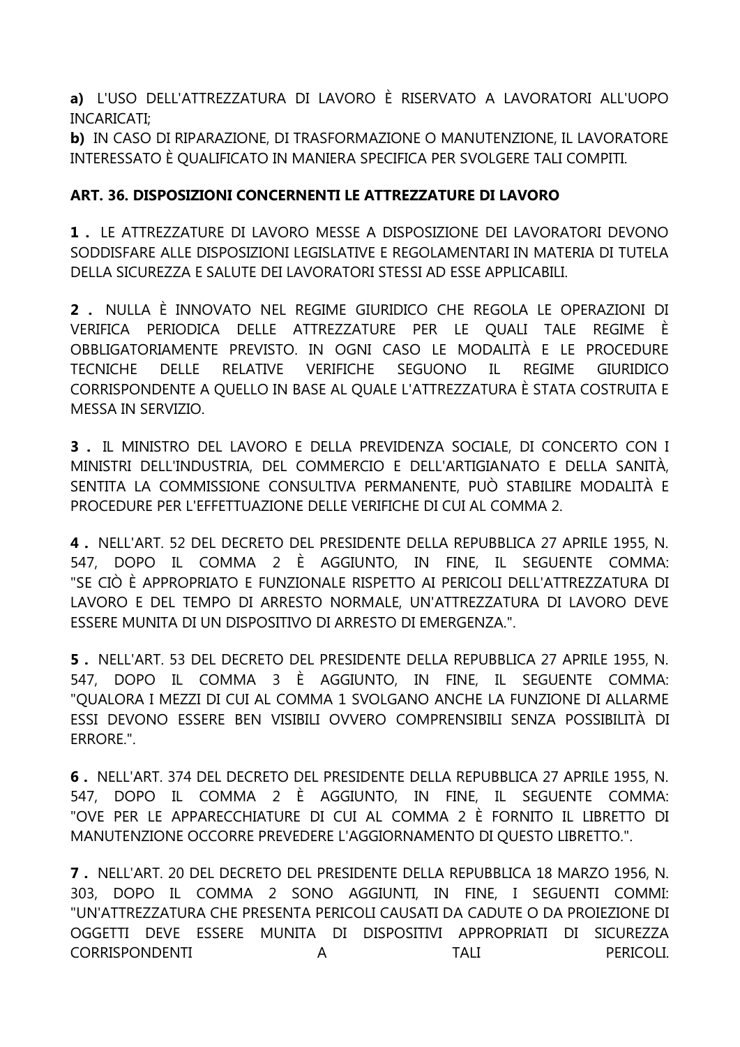**a)** L'USO DELL'ATTREZZATURA DI LAVORO È RISERVATO A LAVORATORI ALL'UOPO INCARICATI;
**b)** IN CASO DI RIPARAZIONE, DI TRASFORMAZIONE O MANUTENZIONE, IL LAVORATORE INTERESSATO È QUALIFICATO IN MANIERA SPECIFICA PER SVOLGERE TALI COMPITI.

**ART. 36. DISPOSIZIONI CONCERNENTI LE ATTREZZATURE DI LAVORO**

**1 .** LE ATTREZZATURE DI LAVORO MESSE A DISPOSIZIONE DEI LAVORATORI DEVONO SODDISFARE ALLE DISPOSIZIONI LEGISLATIVE E REGOLAMENTARI IN MATERIA DI TUTELA DELLA SICUREZZA E SALUTE DEI LAVORATORI STESSI AD ESSE APPLICABILI.

**2 .** NULLA È INNOVATO NEL REGIME GIURIDICO CHE REGOLA LE OPERAZIONI DI VERIFICA PERIODICA DELLE ATTREZZATURE PER LE QUALI TALE REGIME È OBBLIGATORIAMENTE PREVISTO. IN OGNI CASO LE MODALITÀ E LE PROCEDURE TECNICHE DELLE RELATIVE VERIFICHE SEGUONO IL REGIME GIURIDICO CORRISPONDENTE A QUELLO IN BASE AL QUALE L'ATTREZZATURA È STATA COSTRUITA E MESSA IN SERVIZIO.

**3 .** IL MINISTRO DEL LAVORO E DELLA PREVIDENZA SOCIALE, DI CONCERTO CON I MINISTRI DELL'INDUSTRIA, DEL COMMERCIO E DELL'ARTIGIANATO E DELLA SANITÀ, SENTITA LA COMMISSIONE CONSULTIVA PERMANENTE, PUÒ STABILIRE MODALITÀ E PROCEDURE PER L'EFFETTUAZIONE DELLE VERIFICHE DI CUI AL COMMA 2.

**4 .** NELL'ART. 52 DEL DECRETO DEL PRESIDENTE DELLA REPUBBLICA 27 APRILE 1955, N. 547, DOPO IL COMMA 2 È AGGIUNTO, IN FINE, IL SEGUENTE COMMA: "SE CIÒ È APPROPRIATO E FUNZIONALE RISPETTO AI PERICOLI DELL'ATTREZZATURA DI LAVORO E DEL TEMPO DI ARRESTO NORMALE, UN'ATTREZZATURA DI LAVORO DEVE ESSERE MUNITA DI UN DISPOSITIVO DI ARRESTO DI EMERGENZA.".

**5 .** NELL'ART. 53 DEL DECRETO DEL PRESIDENTE DELLA REPUBBLICA 27 APRILE 1955, N. 547, DOPO IL COMMA 3 È AGGIUNTO, IN FINE, IL SEGUENTE COMMA: "QUALORA I MEZZI DI CUI AL COMMA 1 SVOLGANO ANCHE LA FUNZIONE DI ALLARME ESSI DEVONO ESSERE BEN VISIBILI OVVERO COMPRENSIBILI SENZA POSSIBILITÀ DI ERRORE.".

**6 .** NELL'ART. 374 DEL DECRETO DEL PRESIDENTE DELLA REPUBBLICA 27 APRILE 1955, N. 547, DOPO IL COMMA 2 È AGGIUNTO, IN FINE, IL SEGUENTE COMMA: "OVE PER LE APPARECCHIATURE DI CUI AL COMMA 2 È FORNITO IL LIBRETTO DI MANUTENZIONE OCCORRE PREVEDERE L'AGGIORNAMENTO DI QUESTO LIBRETTO.".

**7 .** NELL'ART. 20 DEL DECRETO DEL PRESIDENTE DELLA REPUBBLICA 18 MARZO 1956, N. 303, DOPO IL COMMA 2 SONO AGGIUNTI, IN FINE, I SEGUENTI COMMI: "UN'ATTREZZATURA CHE PRESENTA PERICOLI CAUSATI DA CADUTE O DA PROIEZIONE DI OGGETTI DEVE ESSERE MUNITA DI DISPOSITIVI APPROPRIATI DI SICUREZZA CORRISPONDENTI A TALI PERICOLI.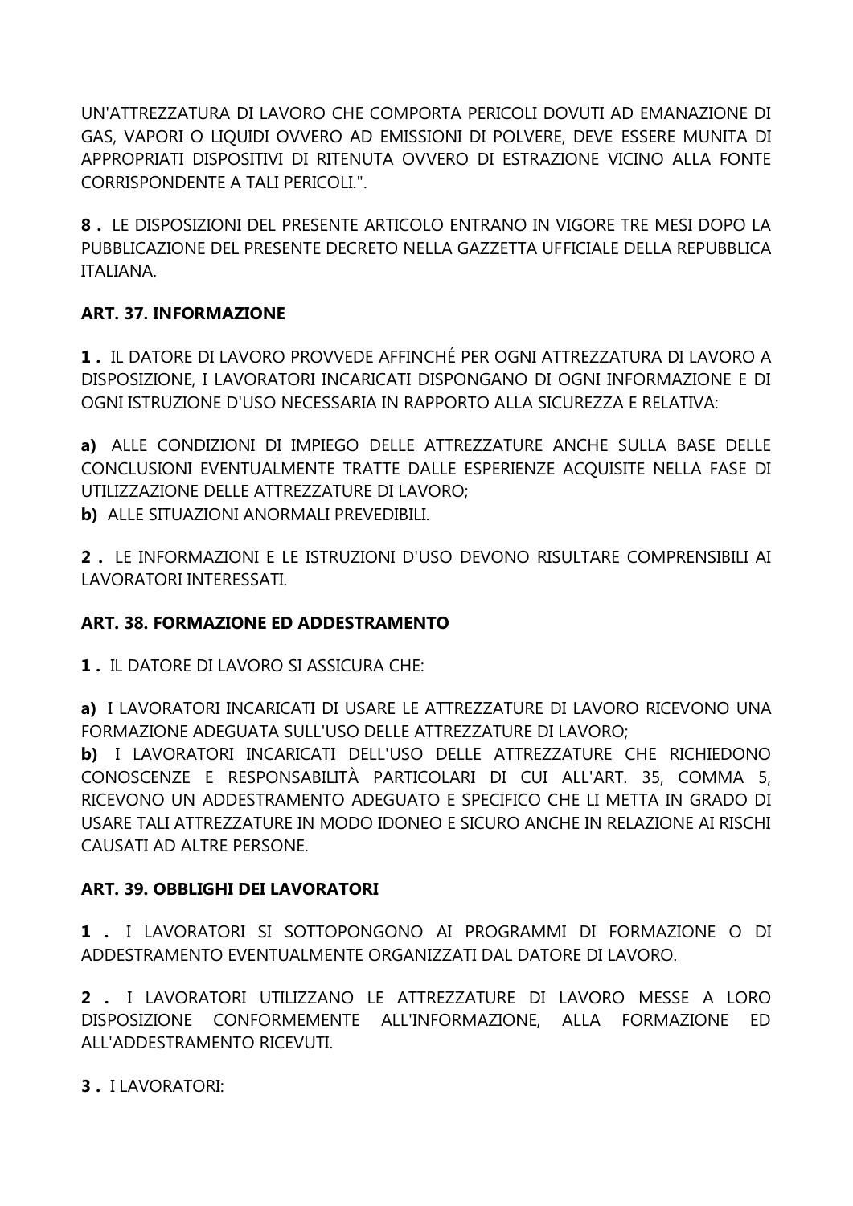UN'ATTREZZATURA DI LAVORO CHE COMPORTA PERICOLI DOVUTI AD EMANAZIONE DI GAS, VAPORI O LIQUIDI OVVERO AD EMISSIONI DI POLVERE, DEVE ESSERE MUNITA DI APPROPRIATI DISPOSITIVI DI RITENUTA OVVERO DI ESTRAZIONE VICINO ALLA FONTE CORRISPONDENTE A TALI PERICOLI.".

**8 .** LE DISPOSIZIONI DEL PRESENTE ARTICOLO ENTRANO IN VIGORE TRE MESI DOPO LA PUBBLICAZIONE DEL PRESENTE DECRETO NELLA GAZZETTA UFFICIALE DELLA REPUBBLICA ITALIANA.

**ART. 37. INFORMAZIONE**

**1 .** IL DATORE DI LAVORO PROVVEDE AFFINCHÉ PER OGNI ATTREZZATURA DI LAVORO A DISPOSIZIONE, I LAVORATORI INCARICATI DISPONGANO DI OGNI INFORMAZIONE E DI OGNI ISTRUZIONE D'USO NECESSARIA IN RAPPORTO ALLA SICUREZZA E RELATIVA:

**a)** ALLE CONDIZIONI DI IMPIEGO DELLE ATTREZZATURE ANCHE SULLA BASE DELLE CONCLUSIONI EVENTUALMENTE TRATTE DALLE ESPERIENZE ACQUISITE NELLA FASE DI UTILIZZAZIONE DELLE ATTREZZATURE DI LAVORO;
**b)** ALLE SITUAZIONI ANORMALI PREVEDIBILI.

**2 .** LE INFORMAZIONI E LE ISTRUZIONI D'USO DEVONO RISULTARE COMPRENSIBILI AI LAVORATORI INTERESSATI.

**ART. 38. FORMAZIONE ED ADDESTRAMENTO**

**1 .** IL DATORE DI LAVORO SI ASSICURA CHE:

**a)** I LAVORATORI INCARICATI DI USARE LE ATTREZZATURE DI LAVORO RICEVONO UNA FORMAZIONE ADEGUATA SULL'USO DELLE ATTREZZATURE DI LAVORO;
**b)** I LAVORATORI INCARICATI DELL'USO DELLE ATTREZZATURE CHE RICHIEDONO CONOSCENZE E RESPONSABILITÀ PARTICOLARI DI CUI ALL'ART. 35, COMMA 5, RICEVONO UN ADDESTRAMENTO ADEGUATO E SPECIFICO CHE LI METTA IN GRADO DI USARE TALI ATTREZZATURE IN MODO IDONEO E SICURO ANCHE IN RELAZIONE AI RISCHI CAUSATI AD ALTRE PERSONE.

**ART. 39. OBBLIGHI DEI LAVORATORI**

**1 .** I LAVORATORI SI SOTTOPONGONO AI PROGRAMMI DI FORMAZIONE O DI ADDESTRAMENTO EVENTUALMENTE ORGANIZZATI DAL DATORE DI LAVORO.

**2 .** I LAVORATORI UTILIZZANO LE ATTREZZATURE DI LAVORO MESSE A LORO DISPOSIZIONE CONFORMEMENTE ALL'INFORMAZIONE, ALLA FORMAZIONE ED ALL'ADDESTRAMENTO RICEVUTI.

**3 .** I LAVORATORI: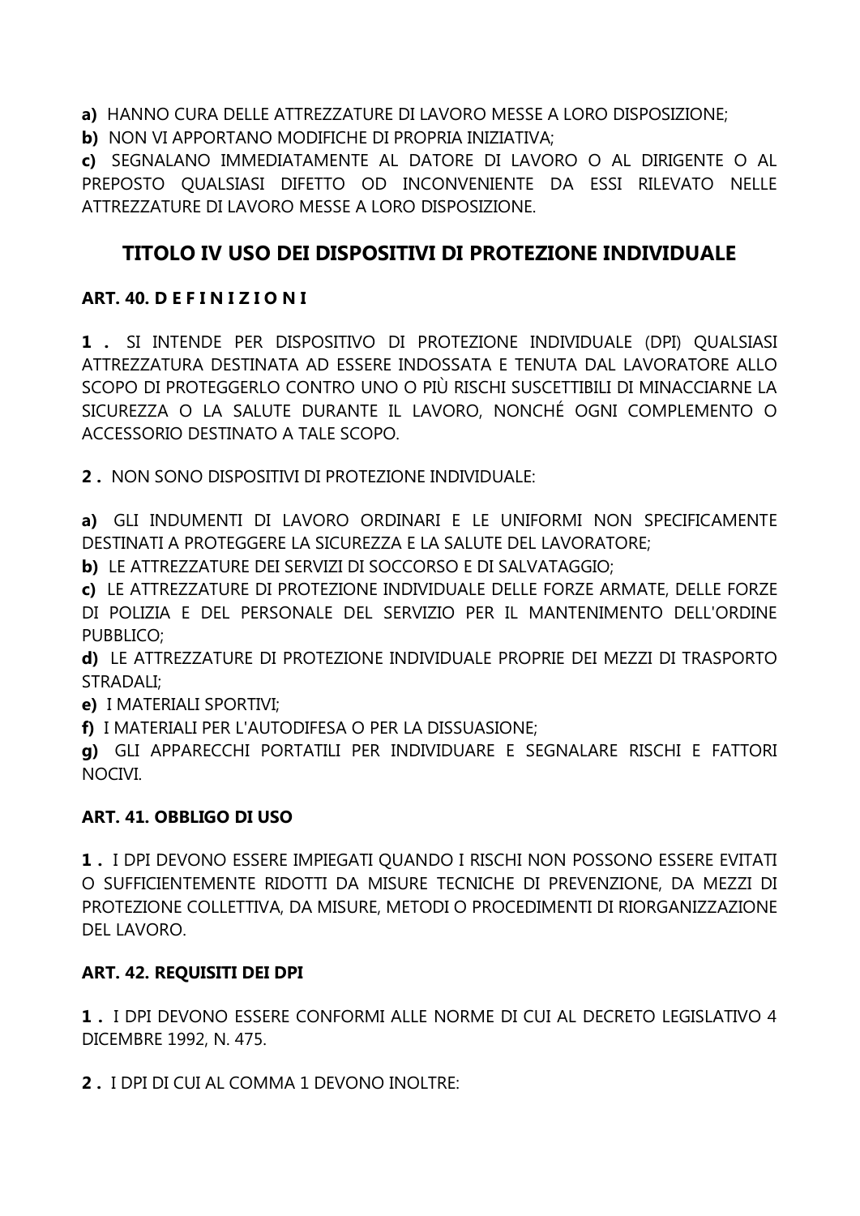**a)** HANNO CURA DELLE ATTREZZATURE DI LAVORO MESSE A LORO DISPOSIZIONE;
**b)** NON VI APPORTANO MODIFICHE DI PROPRIA INIZIATIVA;
**c)** SEGNALANO IMMEDIATAMENTE AL DATORE DI LAVORO O AL DIRIGENTE O AL PREPOSTO QUALSIASI DIFETTO OD INCONVENIENTE DA ESSI RILEVATO NELLE ATTREZZATURE DI LAVORO MESSE A LORO DISPOSIZIONE.

## TITOLO IV USO DEI DISPOSITIVI DI PROTEZIONE INDIVIDUALE

### ART. 40. D E F I N I Z I O N I

**1 .** SI INTENDE PER DISPOSITIVO DI PROTEZIONE INDIVIDUALE (DPI) QUALSIASI ATTREZZATURA DESTINATA AD ESSERE INDOSSATA E TENUTA DAL LAVORATORE ALLO SCOPO DI PROTEGGERLO CONTRO UNO O PIÙ RISCHI SUSCETTIBILI DI MINACCIARNE LA SICUREZZA O LA SALUTE DURANTE IL LAVORO, NONCHÉ OGNI COMPLEMENTO O ACCESSORIO DESTINATO A TALE SCOPO.

**2 .** NON SONO DISPOSITIVI DI PROTEZIONE INDIVIDUALE:

**a)** GLI INDUMENTI DI LAVORO ORDINARI E LE UNIFORMI NON SPECIFICAMENTE DESTINATI A PROTEGGERE LA SICUREZZA E LA SALUTE DEL LAVORATORE;
**b)** LE ATTREZZATURE DEI SERVIZI DI SOCCORSO E DI SALVATAGGIO;
**c)** LE ATTREZZATURE DI PROTEZIONE INDIVIDUALE DELLE FORZE ARMATE, DELLE FORZE DI POLIZIA E DEL PERSONALE DEL SERVIZIO PER IL MANTENIMENTO DELL'ORDINE PUBBLICO;
**d)** LE ATTREZZATURE DI PROTEZIONE INDIVIDUALE PROPRIE DEI MEZZI DI TRASPORTO STRADALI;
**e)** I MATERIALI SPORTIVI;
**f)** I MATERIALI PER L'AUTODIFESA O PER LA DISSUASIONE;
**g)** GLI APPARECCHI PORTATILI PER INDIVIDUARE E SEGNALARE RISCHI E FATTORI NOCIVI.

### ART. 41. OBBLIGO DI USO

**1 .** I DPI DEVONO ESSERE IMPIEGATI QUANDO I RISCHI NON POSSONO ESSERE EVITATI O SUFFICIENTEMENTE RIDOTTI DA MISURE TECNICHE DI PREVENZIONE, DA MEZZI DI PROTEZIONE COLLETTIVA, DA MISURE, METODI O PROCEDIMENTI DI RIORGANIZZAZIONE DEL LAVORO.

### ART. 42. REQUISITI DEI DPI

**1 .** I DPI DEVONO ESSERE CONFORMI ALLE NORME DI CUI AL DECRETO LEGISLATIVO 4 DICEMBRE 1992, N. 475.

**2 .** I DPI DI CUI AL COMMA 1 DEVONO INOLTRE: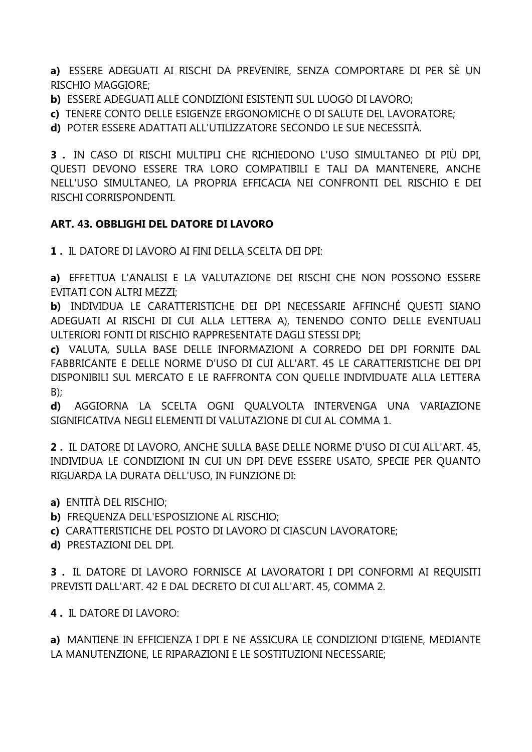**a)** ESSERE ADEGUATI AI RISCHI DA PREVENIRE, SENZA COMPORTARE DI PER SÈ UN RISCHIO MAGGIORE;
**b)** ESSERE ADEGUATI ALLE CONDIZIONI ESISTENTI SUL LUOGO DI LAVORO;
**c)** TENERE CONTO DELLE ESIGENZE ERGONOMICHE O DI SALUTE DEL LAVORATORE;
**d)** POTER ESSERE ADATTATI ALL'UTILIZZATORE SECONDO LE SUE NECESSITÀ.

**3 .** IN CASO DI RISCHI MULTIPLI CHE RICHIEDONO L'USO SIMULTANEO DI PIÙ DPI, QUESTI DEVONO ESSERE TRA LORO COMPATIBILI E TALI DA MANTENERE, ANCHE NELL'USO SIMULTANEO, LA PROPRIA EFFICACIA NEI CONFRONTI DEL RISCHIO E DEI RISCHI CORRISPONDENTI.

**ART. 43. OBBLIGHI DEL DATORE DI LAVORO**

**1 .** IL DATORE DI LAVORO AI FINI DELLA SCELTA DEI DPI:

**a)** EFFETTUA L'ANALISI E LA VALUTAZIONE DEI RISCHI CHE NON POSSONO ESSERE EVITATI CON ALTRI MEZZI;
**b)** INDIVIDUA LE CARATTERISTICHE DEI DPI NECESSARIE AFFINCHÉ QUESTI SIANO ADEGUATI AI RISCHI DI CUI ALLA LETTERA A), TENENDO CONTO DELLE EVENTUALI ULTERIORI FONTI DI RISCHIO RAPPRESENTATE DAGLI STESSI DPI;
**c)** VALUTA, SULLA BASE DELLE INFORMAZIONI A CORREDO DEI DPI FORNITE DAL FABBRICANTE E DELLE NORME D'USO DI CUI ALL'ART. 45 LE CARATTERISTICHE DEI DPI DISPONIBILI SUL MERCATO E LE RAFFRONTA CON QUELLE INDIVIDUATE ALLA LETTERA B);
**d)** AGGIORNA LA SCELTA OGNI QUALVOLTA INTERVENGA UNA VARIAZIONE SIGNIFICATIVA NEGLI ELEMENTI DI VALUTAZIONE DI CUI AL COMMA 1.

**2 .** IL DATORE DI LAVORO, ANCHE SULLA BASE DELLE NORME D'USO DI CUI ALL'ART. 45, INDIVIDUA LE CONDIZIONI IN CUI UN DPI DEVE ESSERE USATO, SPECIE PER QUANTO RIGUARDA LA DURATA DELL'USO, IN FUNZIONE DI:

**a)** ENTITÀ DEL RISCHIO;
**b)** FREQUENZA DELL'ESPOSIZIONE AL RISCHIO;
**c)** CARATTERISTICHE DEL POSTO DI LAVORO DI CIASCUN LAVORATORE;
**d)** PRESTAZIONI DEL DPI.

**3 .** IL DATORE DI LAVORO FORNISCE AI LAVORATORI I DPI CONFORMI AI REQUISITI PREVISTI DALL'ART. 42 E DAL DECRETO DI CUI ALL'ART. 45, COMMA 2.

**4 .** IL DATORE DI LAVORO:

**a)** MANTIENE IN EFFICIENZA I DPI E NE ASSICURA LE CONDIZIONI D'IGIENE, MEDIANTE LA MANUTENZIONE, LE RIPARAZIONI E LE SOSTITUZIONI NECESSARIE;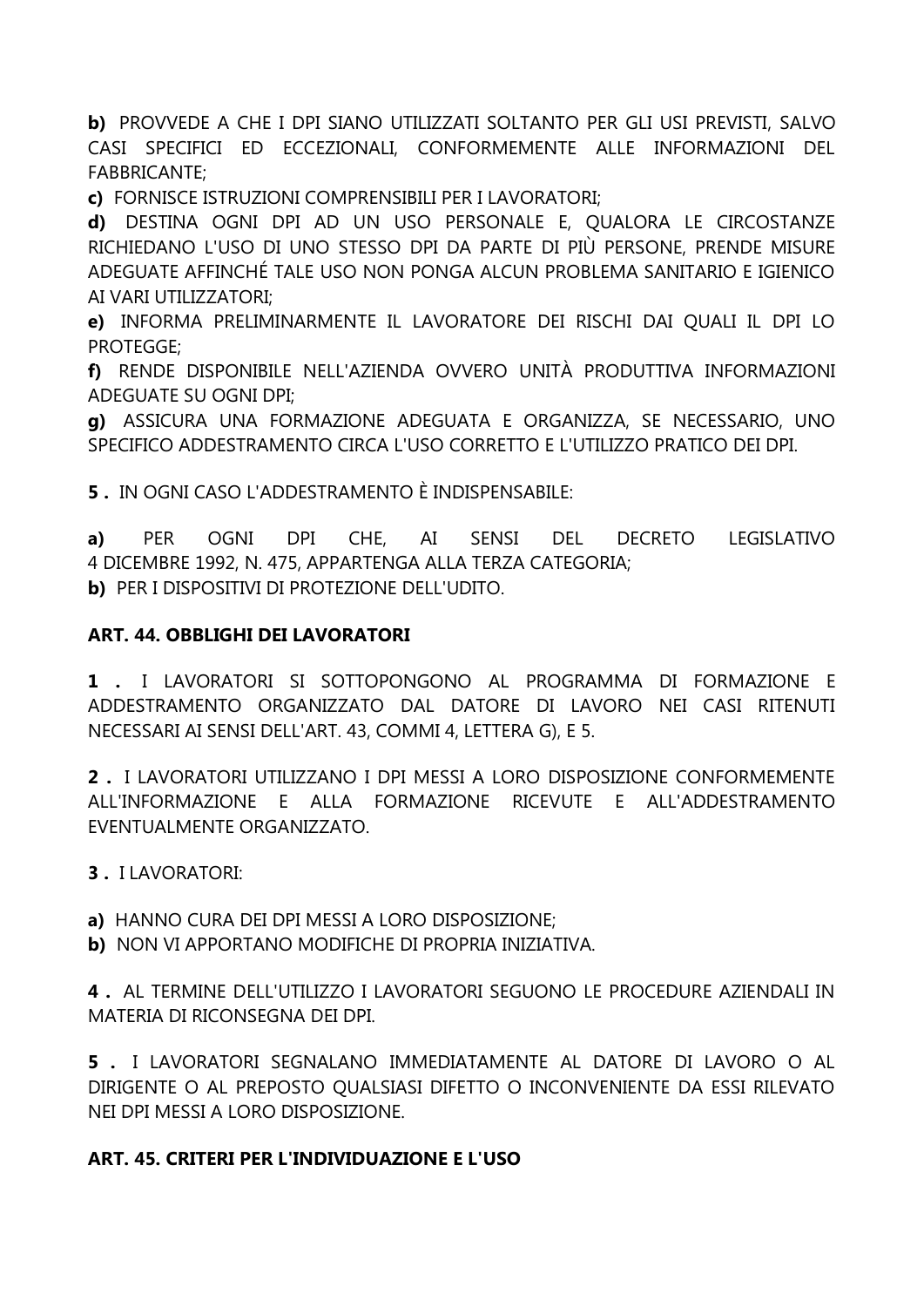**b)** PROVVEDE A CHE I DPI SIANO UTILIZZATI SOLTANTO PER GLI USI PREVISTI, SALVO CASI SPECIFICI ED ECCEZIONALI, CONFORMEMENTE ALLE INFORMAZIONI DEL FABBRICANTE;

**c)** FORNISCE ISTRUZIONI COMPRENSIBILI PER I LAVORATORI;

**d)** DESTINA OGNI DPI AD UN USO PERSONALE E, QUALORA LE CIRCOSTANZE RICHIEDANO L'USO DI UNO STESSO DPI DA PARTE DI PIÙ PERSONE, PRENDE MISURE ADEGUATE AFFINCHÉ TALE USO NON PONGA ALCUN PROBLEMA SANITARIO E IGIENICO AI VARI UTILIZZATORI;

**e)** INFORMA PRELIMINARMENTE IL LAVORATORE DEI RISCHI DAI QUALI IL DPI LO PROTEGGE;

**f)** RENDE DISPONIBILE NELL'AZIENDA OVVERO UNITÀ PRODUTTIVA INFORMAZIONI ADEGUATE SU OGNI DPI;

**g)** ASSICURA UNA FORMAZIONE ADEGUATA E ORGANIZZA, SE NECESSARIO, UNO SPECIFICO ADDESTRAMENTO CIRCA L'USO CORRETTO E L'UTILIZZO PRATICO DEI DPI.

**5 .** IN OGNI CASO L'ADDESTRAMENTO È INDISPENSABILE:

**a)** PER OGNI DPI CHE, AI SENSI DEL DECRETO LEGISLATIVO 4 DICEMBRE 1992, N. 475, APPARTENGA ALLA TERZA CATEGORIA;

**b)** PER I DISPOSITIVI DI PROTEZIONE DELL'UDITO.

### ART. 44. OBBLIGHI DEI LAVORATORI

**1 .** I LAVORATORI SI SOTTOPONGONO AL PROGRAMMA DI FORMAZIONE E ADDESTRAMENTO ORGANIZZATO DAL DATORE DI LAVORO NEI CASI RITENUTI NECESSARI AI SENSI DELL'ART. 43, COMMI 4, LETTERA G), E 5.

**2 .** I LAVORATORI UTILIZZANO I DPI MESSI A LORO DISPOSIZIONE CONFORMEMENTE ALL'INFORMAZIONE E ALLA FORMAZIONE RICEVUTE E ALL'ADDESTRAMENTO EVENTUALMENTE ORGANIZZATO.

**3 .** I LAVORATORI:

**a)** HANNO CURA DEI DPI MESSI A LORO DISPOSIZIONE;

**b)** NON VI APPORTANO MODIFICHE DI PROPRIA INIZIATIVA.

**4 .** AL TERMINE DELL'UTILIZZO I LAVORATORI SEGUONO LE PROCEDURE AZIENDALI IN MATERIA DI RICONSEGNA DEI DPI.

**5 .** I LAVORATORI SEGNALANO IMMEDIATAMENTE AL DATORE DI LAVORO O AL DIRIGENTE O AL PREPOSTO QUALSIASI DIFETTO O INCONVENIENTE DA ESSI RILEVATO NEI DPI MESSI A LORO DISPOSIZIONE.

### ART. 45. CRITERI PER L'INDIVIDUAZIONE E L'USO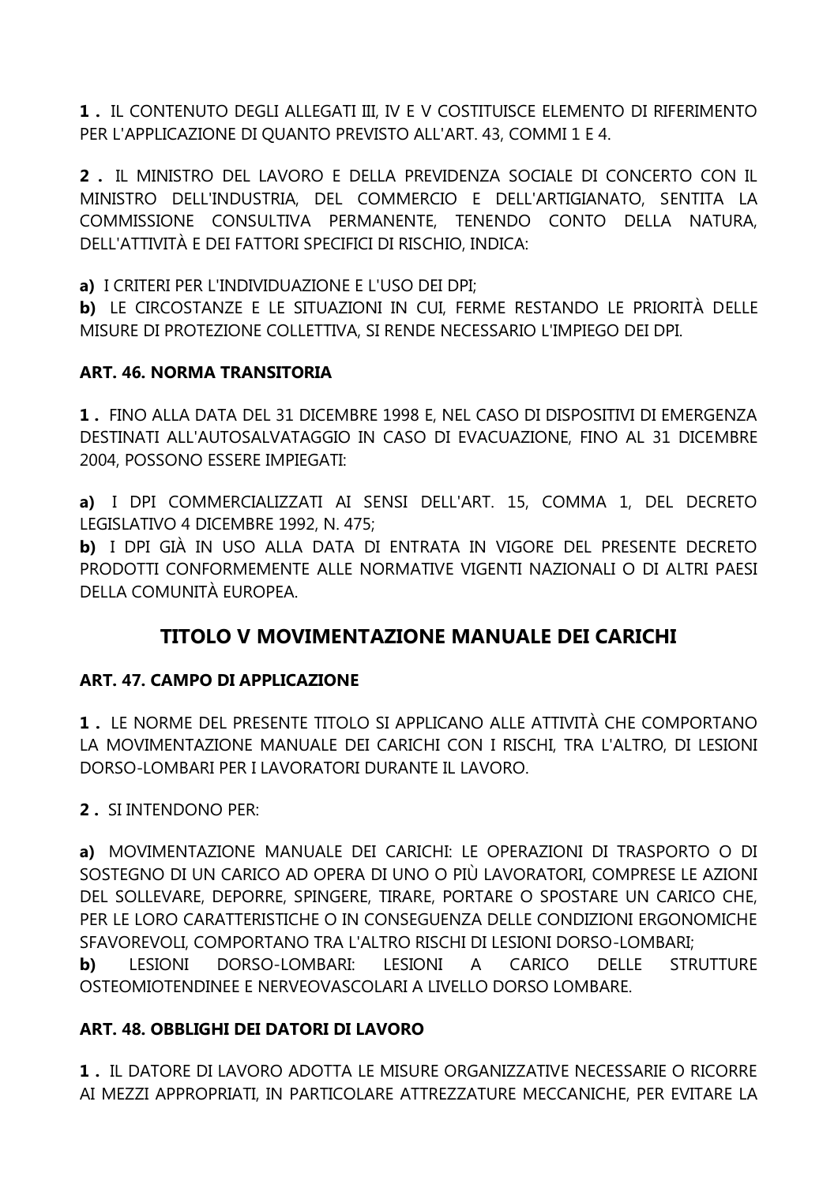**1 .** IL CONTENUTO DEGLI ALLEGATI III, IV E V COSTITUISCE ELEMENTO DI RIFERIMENTO PER L'APPLICAZIONE DI QUANTO PREVISTO ALL'ART. 43, COMMI 1 E 4.

**2 .** IL MINISTRO DEL LAVORO E DELLA PREVIDENZA SOCIALE DI CONCERTO CON IL MINISTRO DELL'INDUSTRIA, DEL COMMERCIO E DELL'ARTIGIANATO, SENTITA LA COMMISSIONE CONSULTIVA PERMANENTE, TENENDO CONTO DELLA NATURA, DELL'ATTIVITÀ E DEI FATTORI SPECIFICI DI RISCHIO, INDICA:

**a)** I CRITERI PER L'INDIVIDUAZIONE E L'USO DEI DPI;
**b)** LE CIRCOSTANZE E LE SITUAZIONI IN CUI, FERME RESTANDO LE PRIORITÀ DELLE MISURE DI PROTEZIONE COLLETTIVA, SI RENDE NECESSARIO L'IMPIEGO DEI DPI.

### ART. 46. NORMA TRANSITORIA

**1 .** FINO ALLA DATA DEL 31 DICEMBRE 1998 E, NEL CASO DI DISPOSITIVI DI EMERGENZA DESTINATI ALL'AUTOSALVATAGGIO IN CASO DI EVACUAZIONE, FINO AL 31 DICEMBRE 2004, POSSONO ESSERE IMPIEGATI:

**a)** I DPI COMMERCIALIZZATI AI SENSI DELL'ART. 15, COMMA 1, DEL DECRETO LEGISLATIVO 4 DICEMBRE 1992, N. 475;
**b)** I DPI GIÀ IN USO ALLA DATA DI ENTRATA IN VIGORE DEL PRESENTE DECRETO PRODOTTI CONFORMEMENTE ALLE NORMATIVE VIGENTI NAZIONALI O DI ALTRI PAESI DELLA COMUNITÀ EUROPEA.

## TITOLO V MOVIMENTAZIONE MANUALE DEI CARICHI

### ART. 47. CAMPO DI APPLICAZIONE

**1 .** LE NORME DEL PRESENTE TITOLO SI APPLICANO ALLE ATTIVITÀ CHE COMPORTANO LA MOVIMENTAZIONE MANUALE DEI CARICHI CON I RISCHI, TRA L'ALTRO, DI LESIONI DORSO-LOMBARI PER I LAVORATORI DURANTE IL LAVORO.

**2 .** SI INTENDONO PER:

**a)** MOVIMENTAZIONE MANUALE DEI CARICHI: LE OPERAZIONI DI TRASPORTO O DI SOSTEGNO DI UN CARICO AD OPERA DI UNO O PIÙ LAVORATORI, COMPRESE LE AZIONI DEL SOLLEVARE, DEPORRE, SPINGERE, TIRARE, PORTARE O SPOSTARE UN CARICO CHE, PER LE LORO CARATTERISTICHE O IN CONSEGUENZA DELLE CONDIZIONI ERGONOMICHE SFAVOREVOLI, COMPORTANO TRA L'ALTRO RISCHI DI LESIONI DORSO-LOMBARI;
**b)** LESIONI DORSO-LOMBARI: LESIONI A CARICO DELLE STRUTTURE OSTEOMIOTENDINEE E NERVEOVASCOLARI A LIVELLO DORSO LOMBARE.

### ART. 48. OBBLIGHI DEI DATORI DI LAVORO

**1 .** IL DATORE DI LAVORO ADOTTA LE MISURE ORGANIZZATIVE NECESSARIE O RICORRE AI MEZZI APPROPRIATI, IN PARTICOLARE ATTREZZATURE MECCANICHE, PER EVITARE LA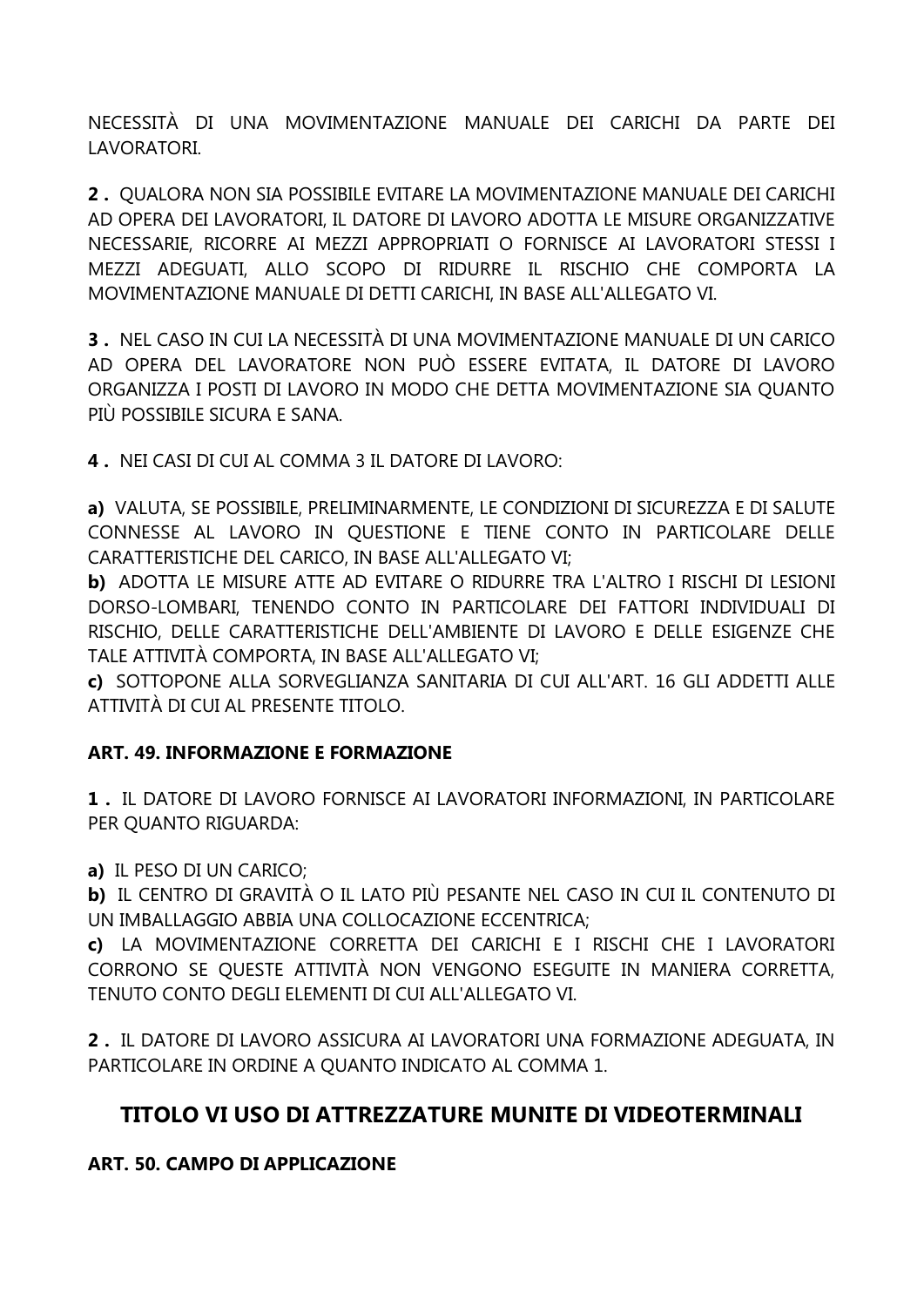NECESSITÀ DI UNA MOVIMENTAZIONE MANUALE DEI CARICHI DA PARTE DEI LAVORATORI.

**2 .** QUALORA NON SIA POSSIBILE EVITARE LA MOVIMENTAZIONE MANUALE DEI CARICHI AD OPERA DEI LAVORATORI, IL DATORE DI LAVORO ADOTTA LE MISURE ORGANIZZATIVE NECESSARIE, RICORRE AI MEZZI APPROPRIATI O FORNISCE AI LAVORATORI STESSI I MEZZI ADEGUATI, ALLO SCOPO DI RIDURRE IL RISCHIO CHE COMPORTA LA MOVIMENTAZIONE MANUALE DI DETTI CARICHI, IN BASE ALL'ALLEGATO VI.

**3 .** NEL CASO IN CUI LA NECESSITÀ DI UNA MOVIMENTAZIONE MANUALE DI UN CARICO AD OPERA DEL LAVORATORE NON PUÒ ESSERE EVITATA, IL DATORE DI LAVORO ORGANIZZA I POSTI DI LAVORO IN MODO CHE DETTA MOVIMENTAZIONE SIA QUANTO PIÙ POSSIBILE SICURA E SANA.

**4 .** NEI CASI DI CUI AL COMMA 3 IL DATORE DI LAVORO:

**a)** VALUTA, SE POSSIBILE, PRELIMINARMENTE, LE CONDIZIONI DI SICUREZZA E DI SALUTE CONNESSE AL LAVORO IN QUESTIONE E TIENE CONTO IN PARTICOLARE DELLE CARATTERISTICHE DEL CARICO, IN BASE ALL'ALLEGATO VI;
**b)** ADOTTA LE MISURE ATTE AD EVITARE O RIDURRE TRA L'ALTRO I RISCHI DI LESIONI DORSO-LOMBARI, TENENDO CONTO IN PARTICOLARE DEI FATTORI INDIVIDUALI DI RISCHIO, DELLE CARATTERISTICHE DELL'AMBIENTE DI LAVORO E DELLE ESIGENZE CHE TALE ATTIVITÀ COMPORTA, IN BASE ALL'ALLEGATO VI;
**c)** SOTTOPONE ALLA SORVEGLIANZA SANITARIA DI CUI ALL'ART. 16 GLI ADDETTI ALLE ATTIVITÀ DI CUI AL PRESENTE TITOLO.

**ART. 49. INFORMAZIONE E FORMAZIONE**

**1 .** IL DATORE DI LAVORO FORNISCE AI LAVORATORI INFORMAZIONI, IN PARTICOLARE PER QUANTO RIGUARDA:

**a)** IL PESO DI UN CARICO;
**b)** IL CENTRO DI GRAVITÀ O IL LATO PIÙ PESANTE NEL CASO IN CUI IL CONTENUTO DI UN IMBALLAGGIO ABBIA UNA COLLOCAZIONE ECCENTRICA;
**c)** LA MOVIMENTAZIONE CORRETTA DEI CARICHI E I RISCHI CHE I LAVORATORI CORRONO SE QUESTE ATTIVITÀ NON VENGONO ESEGUITE IN MANIERA CORRETTA, TENUTO CONTO DEGLI ELEMENTI DI CUI ALL'ALLEGATO VI.

**2 .** IL DATORE DI LAVORO ASSICURA AI LAVORATORI UNA FORMAZIONE ADEGUATA, IN PARTICOLARE IN ORDINE A QUANTO INDICATO AL COMMA 1.

## TITOLO VI USO DI ATTREZZATURE MUNITE DI VIDEOTERMINALI

**ART. 50. CAMPO DI APPLICAZIONE**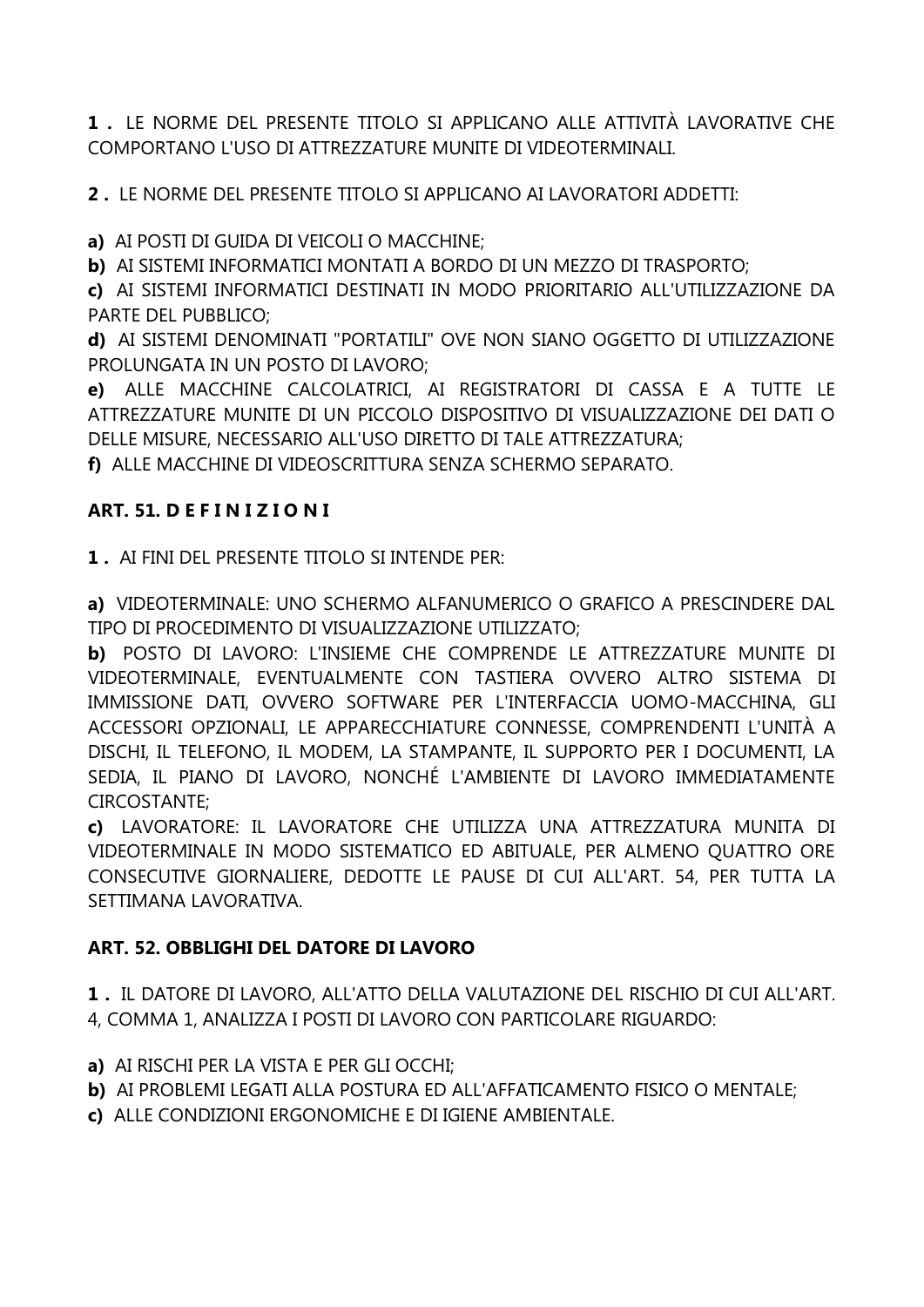**1 .** LE NORME DEL PRESENTE TITOLO SI APPLICANO ALLE ATTIVITÀ LAVORATIVE CHE COMPORTANO L'USO DI ATTREZZATURE MUNITE DI VIDEOTERMINALI.

**2 .** LE NORME DEL PRESENTE TITOLO SI APPLICANO AI LAVORATORI ADDETTI:

**a)** AI POSTI DI GUIDA DI VEICOLI O MACCHINE;
**b)** AI SISTEMI INFORMATICI MONTATI A BORDO DI UN MEZZO DI TRASPORTO;
**c)** AI SISTEMI INFORMATICI DESTINATI IN MODO PRIORITARIO ALL'UTILIZZAZIONE DA PARTE DEL PUBBLICO;
**d)** AI SISTEMI DENOMINATI "PORTATILI" OVE NON SIANO OGGETTO DI UTILIZZAZIONE PROLUNGATA IN UN POSTO DI LAVORO;
**e)** ALLE MACCHINE CALCOLATRICI, AI REGISTRATORI DI CASSA E A TUTTE LE ATTREZZATURE MUNITE DI UN PICCOLO DISPOSITIVO DI VISUALIZZAZIONE DEI DATI O DELLE MISURE, NECESSARIO ALL'USO DIRETTO DI TALE ATTREZZATURA;
**f)** ALLE MACCHINE DI VIDEOSCRITTURA SENZA SCHERMO SEPARATO.

### ART. 51. D E F I N I Z I O N I

**1 .** AI FINI DEL PRESENTE TITOLO SI INTENDE PER:

**a)** VIDEOTERMINALE: UNO SCHERMO ALFANUMERICO O GRAFICO A PRESCINDERE DAL TIPO DI PROCEDIMENTO DI VISUALIZZAZIONE UTILIZZATO;
**b)** POSTO DI LAVORO: L'INSIEME CHE COMPRENDE LE ATTREZZATURE MUNITE DI VIDEOTERMINALE, EVENTUALMENTE CON TASTIERA OVVERO ALTRO SISTEMA DI IMMISSIONE DATI, OVVERO SOFTWARE PER L'INTERFACCIA UOMO-MACCHINA, GLI ACCESSORI OPZIONALI, LE APPARECCHIATURE CONNESSE, COMPRENDENTI L'UNITÀ A DISCHI, IL TELEFONO, IL MODEM, LA STAMPANTE, IL SUPPORTO PER I DOCUMENTI, LA SEDIA, IL PIANO DI LAVORO, NONCHÉ L'AMBIENTE DI LAVORO IMMEDIATAMENTE CIRCOSTANTE;
**c)** LAVORATORE: IL LAVORATORE CHE UTILIZZA UNA ATTREZZATURA MUNITA DI VIDEOTERMINALE IN MODO SISTEMATICO ED ABITUALE, PER ALMENO QUATTRO ORE CONSECUTIVE GIORNALIERE, DEDOTTE LE PAUSE DI CUI ALL'ART. 54, PER TUTTA LA SETTIMANA LAVORATIVA.

### ART. 52. OBBLIGHI DEL DATORE DI LAVORO

**1 .** IL DATORE DI LAVORO, ALL'ATTO DELLA VALUTAZIONE DEL RISCHIO DI CUI ALL'ART. 4, COMMA 1, ANALIZZA I POSTI DI LAVORO CON PARTICOLARE RIGUARDO:

**a)** AI RISCHI PER LA VISTA E PER GLI OCCHI;
**b)** AI PROBLEMI LEGATI ALLA POSTURA ED ALL'AFFATICAMENTO FISICO O MENTALE;
**c)** ALLE CONDIZIONI ERGONOMICHE E DI IGIENE AMBIENTALE.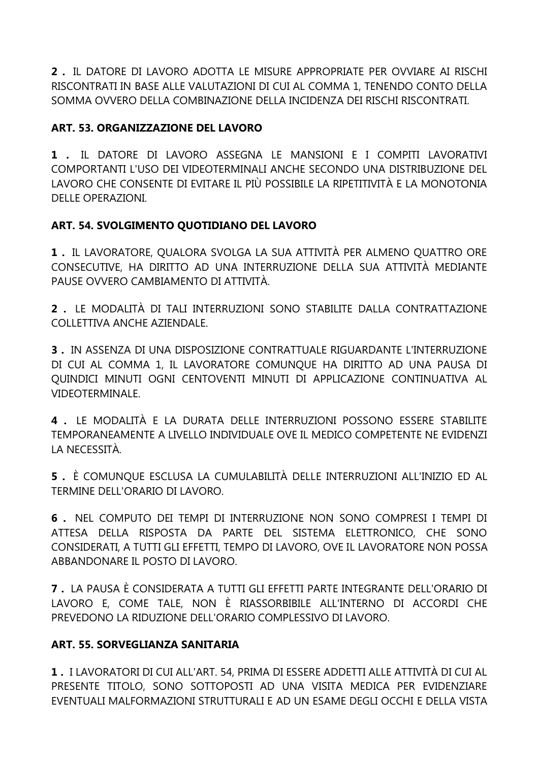**2 .** IL DATORE DI LAVORO ADOTTA LE MISURE APPROPRIATE PER OVVIARE AI RISCHI RISCONTRATI IN BASE ALLE VALUTAZIONI DI CUI AL COMMA 1, TENENDO CONTO DELLA SOMMA OVVERO DELLA COMBINAZIONE DELLA INCIDENZA DEI RISCHI RISCONTRATI.

**ART. 53. ORGANIZZAZIONE DEL LAVORO**

**1 .** IL DATORE DI LAVORO ASSEGNA LE MANSIONI E I COMPITI LAVORATIVI COMPORTANTI L'USO DEI VIDEOTERMINALI ANCHE SECONDO UNA DISTRIBUZIONE DEL LAVORO CHE CONSENTE DI EVITARE IL PIÙ POSSIBILE LA RIPETITIVITÀ E LA MONOTONIA DELLE OPERAZIONI.

**ART. 54. SVOLGIMENTO QUOTIDIANO DEL LAVORO**

**1 .** IL LAVORATORE, QUALORA SVOLGA LA SUA ATTIVITÀ PER ALMENO QUATTRO ORE CONSECUTIVE, HA DIRITTO AD UNA INTERRUZIONE DELLA SUA ATTIVITÀ MEDIANTE PAUSE OVVERO CAMBIAMENTO DI ATTIVITÀ.

**2 .** LE MODALITÀ DI TALI INTERRUZIONI SONO STABILITE DALLA CONTRATTAZIONE COLLETTIVA ANCHE AZIENDALE.

**3 .** IN ASSENZA DI UNA DISPOSIZIONE CONTRATTUALE RIGUARDANTE L'INTERRUZIONE DI CUI AL COMMA 1, IL LAVORATORE COMUNQUE HA DIRITTO AD UNA PAUSA DI QUINDICI MINUTI OGNI CENTOVENTI MINUTI DI APPLICAZIONE CONTINUATIVA AL VIDEOTERMINALE.

**4 .** LE MODALITÀ E LA DURATA DELLE INTERRUZIONI POSSONO ESSERE STABILITE TEMPORANEAMENTE A LIVELLO INDIVIDUALE OVE IL MEDICO COMPETENTE NE EVIDENZI LA NECESSITÀ.

**5 .** È COMUNQUE ESCLUSA LA CUMULABILITÀ DELLE INTERRUZIONI ALL'INIZIO ED AL TERMINE DELL'ORARIO DI LAVORO.

**6 .** NEL COMPUTO DEI TEMPI DI INTERRUZIONE NON SONO COMPRESI I TEMPI DI ATTESA DELLA RISPOSTA DA PARTE DEL SISTEMA ELETTRONICO, CHE SONO CONSIDERATI, A TUTTI GLI EFFETTI, TEMPO DI LAVORO, OVE IL LAVORATORE NON POSSA ABBANDONARE IL POSTO DI LAVORO.

**7 .** LA PAUSA È CONSIDERATA A TUTTI GLI EFFETTI PARTE INTEGRANTE DELL'ORARIO DI LAVORO E, COME TALE, NON È RIASSORBIBILE ALL'INTERNO DI ACCORDI CHE PREVEDONO LA RIDUZIONE DELL'ORARIO COMPLESSIVO DI LAVORO.

**ART. 55. SORVEGLIANZA SANITARIA**

**1 .** I LAVORATORI DI CUI ALL'ART. 54, PRIMA DI ESSERE ADDETTI ALLE ATTIVITÀ DI CUI AL PRESENTE TITOLO, SONO SOTTOPOSTI AD UNA VISITA MEDICA PER EVIDENZIARE EVENTUALI MALFORMAZIONI STRUTTURALI E AD UN ESAME DEGLI OCCHI E DELLA VISTA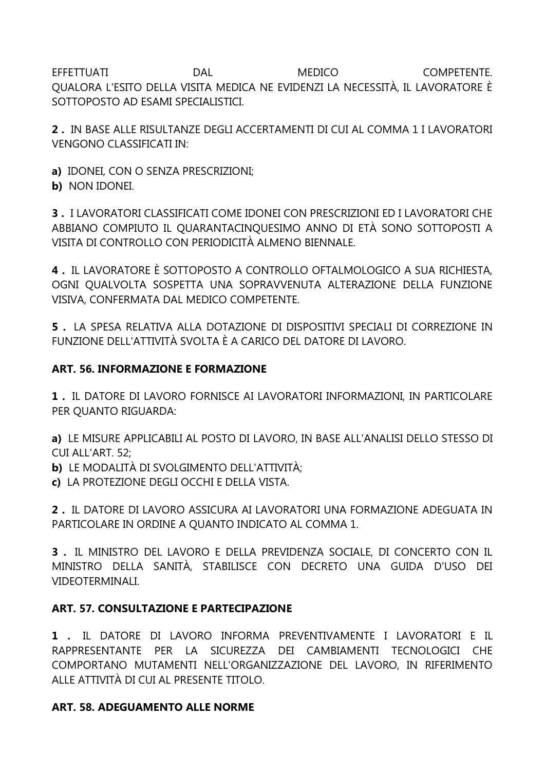EFFETTUATI DAL MEDICO COMPETENTE.
QUALORA L'ESITO DELLA VISITA MEDICA NE EVIDENZI LA NECESSITÀ, IL LAVORATORE È SOTTOPOSTO AD ESAMI SPECIALISTICI.

**2 .** IN BASE ALLE RISULTANZE DEGLI ACCERTAMENTI DI CUI AL COMMA 1 I LAVORATORI VENGONO CLASSIFICATI IN:

**a)** IDONEI, CON O SENZA PRESCRIZIONI;
**b)** NON IDONEI.

**3 .** I LAVORATORI CLASSIFICATI COME IDONEI CON PRESCRIZIONI ED I LAVORATORI CHE ABBIANO COMPIUTO IL QUARANTACINQUESIMO ANNO DI ETÀ SONO SOTTOPOSTI A VISITA DI CONTROLLO CON PERIODICITÀ ALMENO BIENNALE.

**4 .** IL LAVORATORE È SOTTOPOSTO A CONTROLLO OFTALMOLOGICO A SUA RICHIESTA, OGNI QUALVOLTA SOSPETTA UNA SOPRAVVENUTA ALTERAZIONE DELLA FUNZIONE VISIVA, CONFERMATA DAL MEDICO COMPETENTE.

**5 .** LA SPESA RELATIVA ALLA DOTAZIONE DI DISPOSITIVI SPECIALI DI CORREZIONE IN FUNZIONE DELL'ATTIVITÀ SVOLTA È A CARICO DEL DATORE DI LAVORO.

**ART. 56. INFORMAZIONE E FORMAZIONE**

**1 .** IL DATORE DI LAVORO FORNISCE AI LAVORATORI INFORMAZIONI, IN PARTICOLARE PER QUANTO RIGUARDA:

**a)** LE MISURE APPLICABILI AL POSTO DI LAVORO, IN BASE ALL'ANALISI DELLO STESSO DI CUI ALL'ART. 52;
**b)** LE MODALITÀ DI SVOLGIMENTO DELL'ATTIVITÀ;
**c)** LA PROTEZIONE DEGLI OCCHI E DELLA VISTA.

**2 .** IL DATORE DI LAVORO ASSICURA AI LAVORATORI UNA FORMAZIONE ADEGUATA IN PARTICOLARE IN ORDINE A QUANTO INDICATO AL COMMA 1.

**3 .** IL MINISTRO DEL LAVORO E DELLA PREVIDENZA SOCIALE, DI CONCERTO CON IL MINISTRO DELLA SANITÀ, STABILISCE CON DECRETO UNA GUIDA D'USO DEI VIDEOTERMINALI.

**ART. 57. CONSULTAZIONE E PARTECIPAZIONE**

**1 .** IL DATORE DI LAVORO INFORMA PREVENTIVAMENTE I LAVORATORI E IL RAPPRESENTANTE PER LA SICUREZZA DEI CAMBIAMENTI TECNOLOGICI CHE COMPORTANO MUTAMENTI NELL'ORGANIZZAZIONE DEL LAVORO, IN RIFERIMENTO ALLE ATTIVITÀ DI CUI AL PRESENTE TITOLO.

**ART. 58. ADEGUAMENTO ALLE NORME**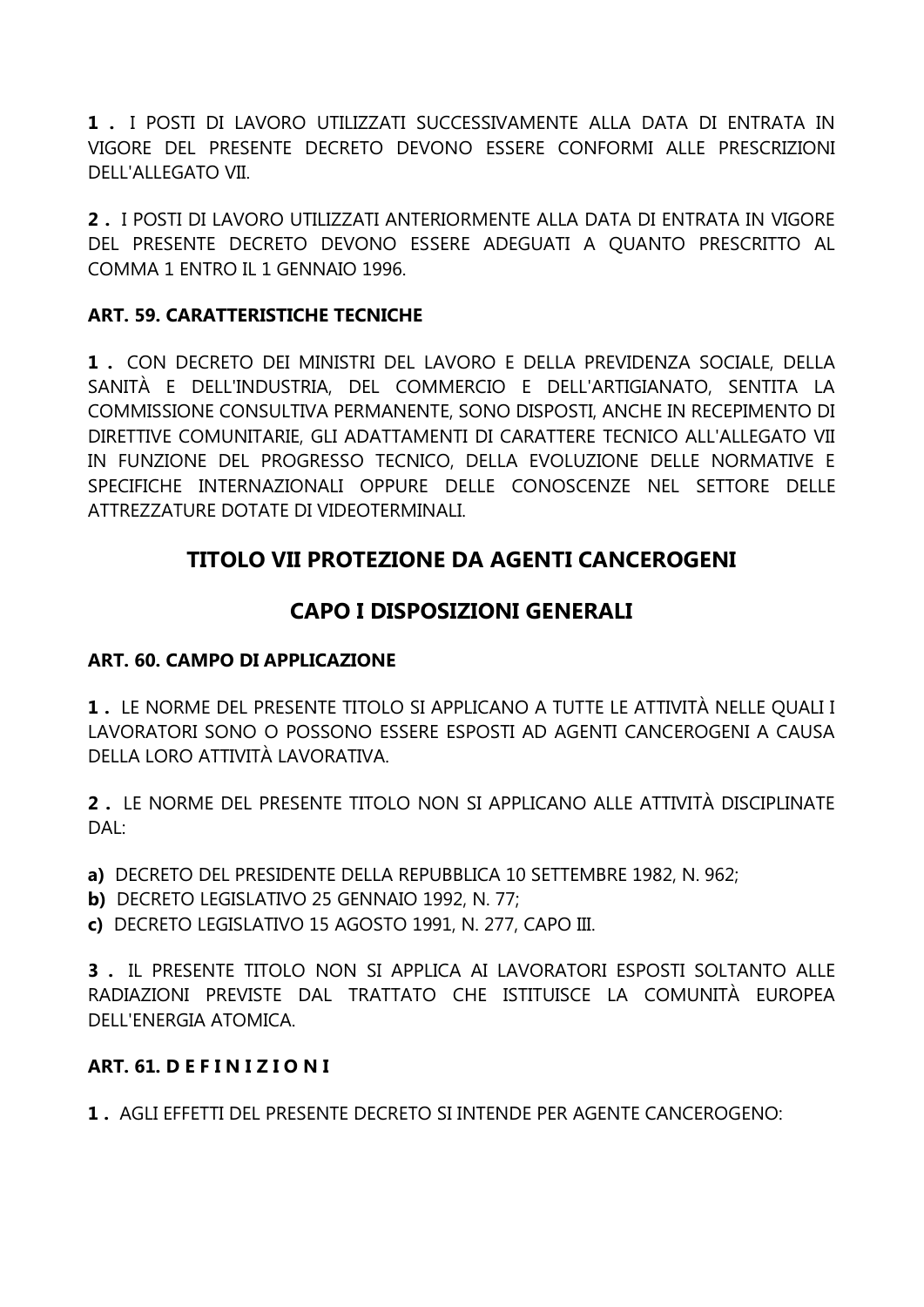**1 .** I POSTI DI LAVORO UTILIZZATI SUCCESSIVAMENTE ALLA DATA DI ENTRATA IN VIGORE DEL PRESENTE DECRETO DEVONO ESSERE CONFORMI ALLE PRESCRIZIONI DELL'ALLEGATO VII.

**2 .** I POSTI DI LAVORO UTILIZZATI ANTERIORMENTE ALLA DATA DI ENTRATA IN VIGORE DEL PRESENTE DECRETO DEVONO ESSERE ADEGUATI A QUANTO PRESCRITTO AL COMMA 1 ENTRO IL 1 GENNAIO 1996.

### ART. 59. CARATTERISTICHE TECNICHE

**1 .** CON DECRETO DEI MINISTRI DEL LAVORO E DELLA PREVIDENZA SOCIALE, DELLA SANITÀ E DELL'INDUSTRIA, DEL COMMERCIO E DELL'ARTIGIANATO, SENTITA LA COMMISSIONE CONSULTIVA PERMANENTE, SONO DISPOSTI, ANCHE IN RECEPIMENTO DI DIRETTIVE COMUNITARIE, GLI ADATTAMENTI DI CARATTERE TECNICO ALL'ALLEGATO VII IN FUNZIONE DEL PROGRESSO TECNICO, DELLA EVOLUZIONE DELLE NORMATIVE E SPECIFICHE INTERNAZIONALI OPPURE DELLE CONOSCENZE NEL SETTORE DELLE ATTREZZATURE DOTATE DI VIDEOTERMINALI.

## TITOLO VII PROTEZIONE DA AGENTI CANCEROGENI

## CAPO I DISPOSIZIONI GENERALI

### ART. 60. CAMPO DI APPLICAZIONE

**1 .** LE NORME DEL PRESENTE TITOLO SI APPLICANO A TUTTE LE ATTIVITÀ NELLE QUALI I LAVORATORI SONO O POSSONO ESSERE ESPOSTI AD AGENTI CANCEROGENI A CAUSA DELLA LORO ATTIVITÀ LAVORATIVA.

**2 .** LE NORME DEL PRESENTE TITOLO NON SI APPLICANO ALLE ATTIVITÀ DISCIPLINATE DAL:

**a)** DECRETO DEL PRESIDENTE DELLA REPUBBLICA 10 SETTEMBRE 1982, N. 962;
**b)** DECRETO LEGISLATIVO 25 GENNAIO 1992, N. 77;
**c)** DECRETO LEGISLATIVO 15 AGOSTO 1991, N. 277, CAPO III.

**3 .** IL PRESENTE TITOLO NON SI APPLICA AI LAVORATORI ESPOSTI SOLTANTO ALLE RADIAZIONI PREVISTE DAL TRATTATO CHE ISTITUISCE LA COMUNITÀ EUROPEA DELL'ENERGIA ATOMICA.

### ART. 61. D E F I N I Z I O N I

**1 .** AGLI EFFETTI DEL PRESENTE DECRETO SI INTENDE PER AGENTE CANCEROGENO: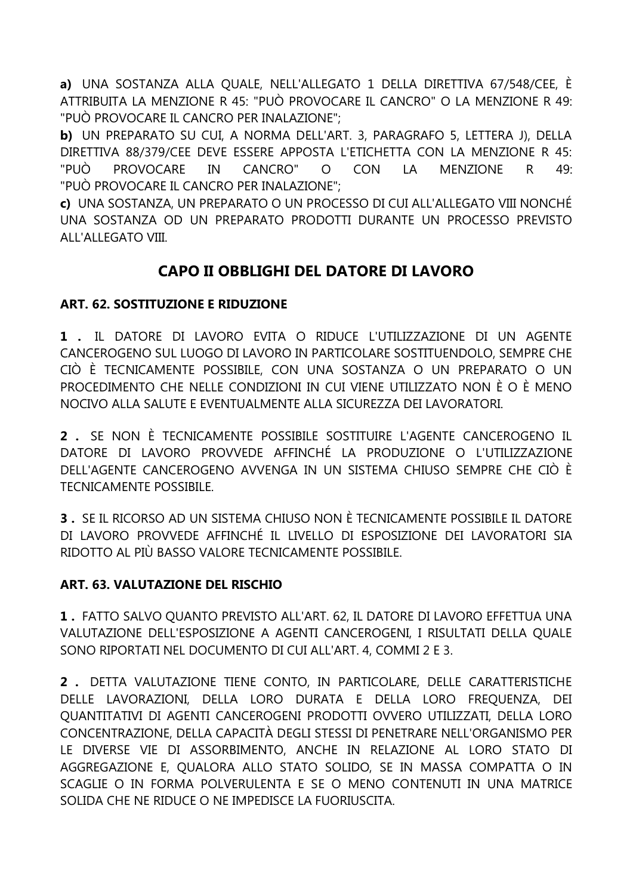**a)** UNA SOSTANZA ALLA QUALE, NELL'ALLEGATO 1 DELLA DIRETTIVA 67/548/CEE, È ATTRIBUITA LA MENZIONE R 45: "PUÒ PROVOCARE IL CANCRO" O LA MENZIONE R 49: "PUÒ PROVOCARE IL CANCRO PER INALAZIONE";

**b)** UN PREPARATO SU CUI, A NORMA DELL'ART. 3, PARAGRAFO 5, LETTERA J), DELLA DIRETTIVA 88/379/CEE DEVE ESSERE APPOSTA L'ETICHETTA CON LA MENZIONE R 45: "PUÒ PROVOCARE IN CANCRO" O CON LA MENZIONE R 49: "PUÒ PROVOCARE IL CANCRO PER INALAZIONE";

**c)** UNA SOSTANZA, UN PREPARATO O UN PROCESSO DI CUI ALL'ALLEGATO VIII NONCHÉ UNA SOSTANZA OD UN PREPARATO PRODOTTI DURANTE UN PROCESSO PREVISTO ALL'ALLEGATO VIII.

## CAPO II OBBLIGHI DEL DATORE DI LAVORO

### ART. 62. SOSTITUZIONE E RIDUZIONE

**1 .** IL DATORE DI LAVORO EVITA O RIDUCE L'UTILIZZAZIONE DI UN AGENTE CANCEROGENO SUL LUOGO DI LAVORO IN PARTICOLARE SOSTITUENDOLO, SEMPRE CHE CIÒ È TECNICAMENTE POSSIBILE, CON UNA SOSTANZA O UN PREPARATO O UN PROCEDIMENTO CHE NELLE CONDIZIONI IN CUI VIENE UTILIZZATO NON È O È MENO NOCIVO ALLA SALUTE E EVENTUALMENTE ALLA SICUREZZA DEI LAVORATORI.

**2 .** SE NON È TECNICAMENTE POSSIBILE SOSTITUIRE L'AGENTE CANCEROGENO IL DATORE DI LAVORO PROVVEDE AFFINCHÉ LA PRODUZIONE O L'UTILIZZAZIONE DELL'AGENTE CANCEROGENO AVVENGA IN UN SISTEMA CHIUSO SEMPRE CHE CIÒ È TECNICAMENTE POSSIBILE.

**3 .** SE IL RICORSO AD UN SISTEMA CHIUSO NON È TECNICAMENTE POSSIBILE IL DATORE DI LAVORO PROVVEDE AFFINCHÉ IL LIVELLO DI ESPOSIZIONE DEI LAVORATORI SIA RIDOTTO AL PIÙ BASSO VALORE TECNICAMENTE POSSIBILE.

### ART. 63. VALUTAZIONE DEL RISCHIO

**1 .** FATTO SALVO QUANTO PREVISTO ALL'ART. 62, IL DATORE DI LAVORO EFFETTUA UNA VALUTAZIONE DELL'ESPOSIZIONE A AGENTI CANCEROGENI, I RISULTATI DELLA QUALE SONO RIPORTATI NEL DOCUMENTO DI CUI ALL'ART. 4, COMMI 2 E 3.

**2 .** DETTA VALUTAZIONE TIENE CONTO, IN PARTICOLARE, DELLE CARATTERISTICHE DELLE LAVORAZIONI, DELLA LORO DURATA E DELLA LORO FREQUENZA, DEI QUANTITATIVI DI AGENTI CANCEROGENI PRODOTTI OVVERO UTILIZZATI, DELLA LORO CONCENTRAZIONE, DELLA CAPACITÀ DEGLI STESSI DI PENETRARE NELL'ORGANISMO PER LE DIVERSE VIE DI ASSORBIMENTO, ANCHE IN RELAZIONE AL LORO STATO DI AGGREGAZIONE E, QUALORA ALLO STATO SOLIDO, SE IN MASSA COMPATTA O IN SCAGLIE O IN FORMA POLVERULENTA E SE O MENO CONTENUTI IN UNA MATRICE SOLIDA CHE NE RIDUCE O NE IMPEDISCE LA FUORIUSCITA.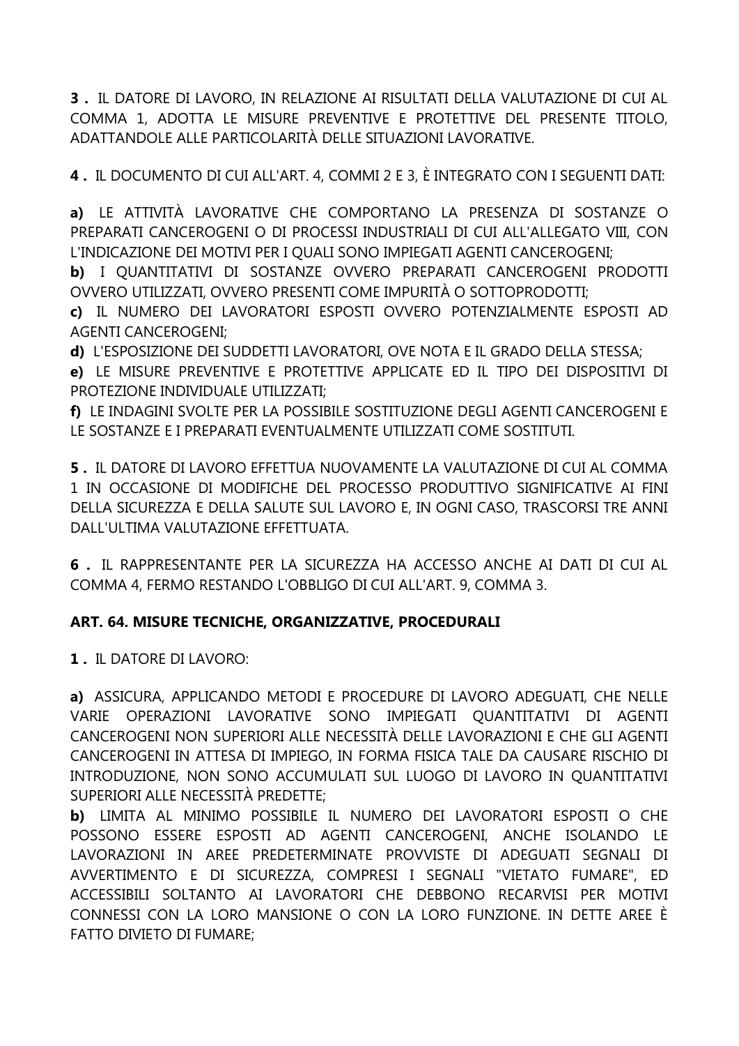**3 .** IL DATORE DI LAVORO, IN RELAZIONE AI RISULTATI DELLA VALUTAZIONE DI CUI AL COMMA 1, ADOTTA LE MISURE PREVENTIVE E PROTETTIVE DEL PRESENTE TITOLO, ADATTANDOLE ALLE PARTICOLARITÀ DELLE SITUAZIONI LAVORATIVE.

**4 .** IL DOCUMENTO DI CUI ALL'ART. 4, COMMI 2 E 3, È INTEGRATO CON I SEGUENTI DATI:

**a)** LE ATTIVITÀ LAVORATIVE CHE COMPORTANO LA PRESENZA DI SOSTANZE O PREPARATI CANCEROGENI O DI PROCESSI INDUSTRIALI DI CUI ALL'ALLEGATO VIII, CON L'INDICAZIONE DEI MOTIVI PER I QUALI SONO IMPIEGATI AGENTI CANCEROGENI;
**b)** I QUANTITATIVI DI SOSTANZE OVVERO PREPARATI CANCEROGENI PRODOTTI OVVERO UTILIZZATI, OVVERO PRESENTI COME IMPURITÀ O SOTTOPRODOTTI;
**c)** IL NUMERO DEI LAVORATORI ESPOSTI OVVERO POTENZIALMENTE ESPOSTI AD AGENTI CANCEROGENI;
**d)** L'ESPOSIZIONE DEI SUDDETTI LAVORATORI, OVE NOTA E IL GRADO DELLA STESSA;
**e)** LE MISURE PREVENTIVE E PROTETTIVE APPLICATE ED IL TIPO DEI DISPOSITIVI DI PROTEZIONE INDIVIDUALE UTILIZZATI;
**f)** LE INDAGINI SVOLTE PER LA POSSIBILE SOSTITUZIONE DEGLI AGENTI CANCEROGENI E LE SOSTANZE E I PREPARATI EVENTUALMENTE UTILIZZATI COME SOSTITUTI.

**5 .** IL DATORE DI LAVORO EFFETTUA NUOVAMENTE LA VALUTAZIONE DI CUI AL COMMA 1 IN OCCASIONE DI MODIFICHE DEL PROCESSO PRODUTTIVO SIGNIFICATIVE AI FINI DELLA SICUREZZA E DELLA SALUTE SUL LAVORO E, IN OGNI CASO, TRASCORSI TRE ANNI DALL'ULTIMA VALUTAZIONE EFFETTUATA.

**6 .** IL RAPPRESENTANTE PER LA SICUREZZA HA ACCESSO ANCHE AI DATI DI CUI AL COMMA 4, FERMO RESTANDO L'OBBLIGO DI CUI ALL'ART. 9, COMMA 3.

**ART. 64. MISURE TECNICHE, ORGANIZZATIVE, PROCEDURALI**

**1 .** IL DATORE DI LAVORO:

**a)** ASSICURA, APPLICANDO METODI E PROCEDURE DI LAVORO ADEGUATI, CHE NELLE VARIE OPERAZIONI LAVORATIVE SONO IMPIEGATI QUANTITATIVI DI AGENTI CANCEROGENI NON SUPERIORI ALLE NECESSITÀ DELLE LAVORAZIONI E CHE GLI AGENTI CANCEROGENI IN ATTESA DI IMPIEGO, IN FORMA FISICA TALE DA CAUSARE RISCHIO DI INTRODUZIONE, NON SONO ACCUMULATI SUL LUOGO DI LAVORO IN QUANTITATIVI SUPERIORI ALLE NECESSITÀ PREDETTE;
**b)** LIMITA AL MINIMO POSSIBILE IL NUMERO DEI LAVORATORI ESPOSTI O CHE POSSONO ESSERE ESPOSTI AD AGENTI CANCEROGENI, ANCHE ISOLANDO LE LAVORAZIONI IN AREE PREDETERMINATE PROVVISTE DI ADEGUATI SEGNALI DI AVVERTIMENTO E DI SICUREZZA, COMPRESI I SEGNALI "VIETATO FUMARE", ED ACCESSIBILI SOLTANTO AI LAVORATORI CHE DEBBONO RECARVISI PER MOTIVI CONNESSI CON LA LORO MANSIONE O CON LA LORO FUNZIONE. IN DETTE AREE È FATTO DIVIETO DI FUMARE;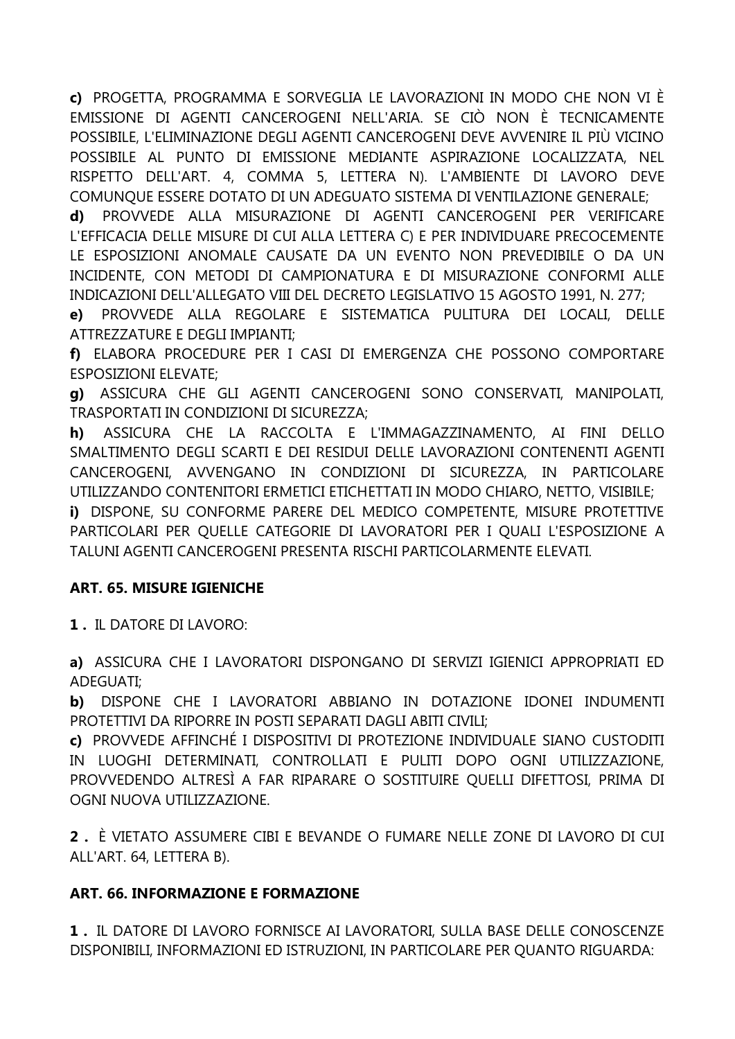**c)** PROGETTA, PROGRAMMA E SORVEGLIA LE LAVORAZIONI IN MODO CHE NON VI È EMISSIONE DI AGENTI CANCEROGENI NELL'ARIA. SE CIÒ NON È TECNICAMENTE POSSIBILE, L'ELIMINAZIONE DEGLI AGENTI CANCEROGENI DEVE AVVENIRE IL PIÙ VICINO POSSIBILE AL PUNTO DI EMISSIONE MEDIANTE ASPIRAZIONE LOCALIZZATA, NEL RISPETTO DELL'ART. 4, COMMA 5, LETTERA N). L'AMBIENTE DI LAVORO DEVE COMUNQUE ESSERE DOTATO DI UN ADEGUATO SISTEMA DI VENTILAZIONE GENERALE;

**d)** PROVVEDE ALLA MISURAZIONE DI AGENTI CANCEROGENI PER VERIFICARE L'EFFICACIA DELLE MISURE DI CUI ALLA LETTERA C) E PER INDIVIDUARE PRECOCEMENTE LE ESPOSIZIONI ANOMALE CAUSATE DA UN EVENTO NON PREVEDIBILE O DA UN INCIDENTE, CON METODI DI CAMPIONATURA E DI MISURAZIONE CONFORMI ALLE INDICAZIONI DELL'ALLEGATO VIII DEL DECRETO LEGISLATIVO 15 AGOSTO 1991, N. 277;

**e)** PROVVEDE ALLA REGOLARE E SISTEMATICA PULITURA DEI LOCALI, DELLE ATTREZZATURE E DEGLI IMPIANTI;

**f)** ELABORA PROCEDURE PER I CASI DI EMERGENZA CHE POSSONO COMPORTARE ESPOSIZIONI ELEVATE;

**g)** ASSICURA CHE GLI AGENTI CANCEROGENI SONO CONSERVATI, MANIPOLATI, TRASPORTATI IN CONDIZIONI DI SICUREZZA;

**h)** ASSICURA CHE LA RACCOLTA E L'IMMAGAZZINAMENTO, AI FINI DELLO SMALTIMENTO DEGLI SCARTI E DEI RESIDUI DELLE LAVORAZIONI CONTENENTI AGENTI CANCEROGENI, AVVENGANO IN CONDIZIONI DI SICUREZZA, IN PARTICOLARE UTILIZZANDO CONTENITORI ERMETICI ETICHETTATI IN MODO CHIARO, NETTO, VISIBILE;

**i)** DISPONE, SU CONFORME PARERE DEL MEDICO COMPETENTE, MISURE PROTETTIVE PARTICOLARI PER QUELLE CATEGORIE DI LAVORATORI PER I QUALI L'ESPOSIZIONE A TALUNI AGENTI CANCEROGENI PRESENTA RISCHI PARTICOLARMENTE ELEVATI.

### ART. 65. MISURE IGIENICHE

**1 .** IL DATORE DI LAVORO:

**a)** ASSICURA CHE I LAVORATORI DISPONGANO DI SERVIZI IGIENICI APPROPRIATI ED ADEGUATI;

**b)** DISPONE CHE I LAVORATORI ABBIANO IN DOTAZIONE IDONEI INDUMENTI PROTETTIVI DA RIPORRE IN POSTI SEPARATI DAGLI ABITI CIVILI;

**c)** PROVVEDE AFFINCHÉ I DISPOSITIVI DI PROTEZIONE INDIVIDUALE SIANO CUSTODITI IN LUOGHI DETERMINATI, CONTROLLATI E PULITI DOPO OGNI UTILIZZAZIONE, PROVVEDENDO ALTRESÌ A FAR RIPARARE O SOSTITUIRE QUELLI DIFETTOSI, PRIMA DI OGNI NUOVA UTILIZZAZIONE.

**2 .** È VIETATO ASSUMERE CIBI E BEVANDE O FUMARE NELLE ZONE DI LAVORO DI CUI ALL'ART. 64, LETTERA B).

### ART. 66. INFORMAZIONE E FORMAZIONE

**1 .** IL DATORE DI LAVORO FORNISCE AI LAVORATORI, SULLA BASE DELLE CONOSCENZE DISPONIBILI, INFORMAZIONI ED ISTRUZIONI, IN PARTICOLARE PER QUANTO RIGUARDA: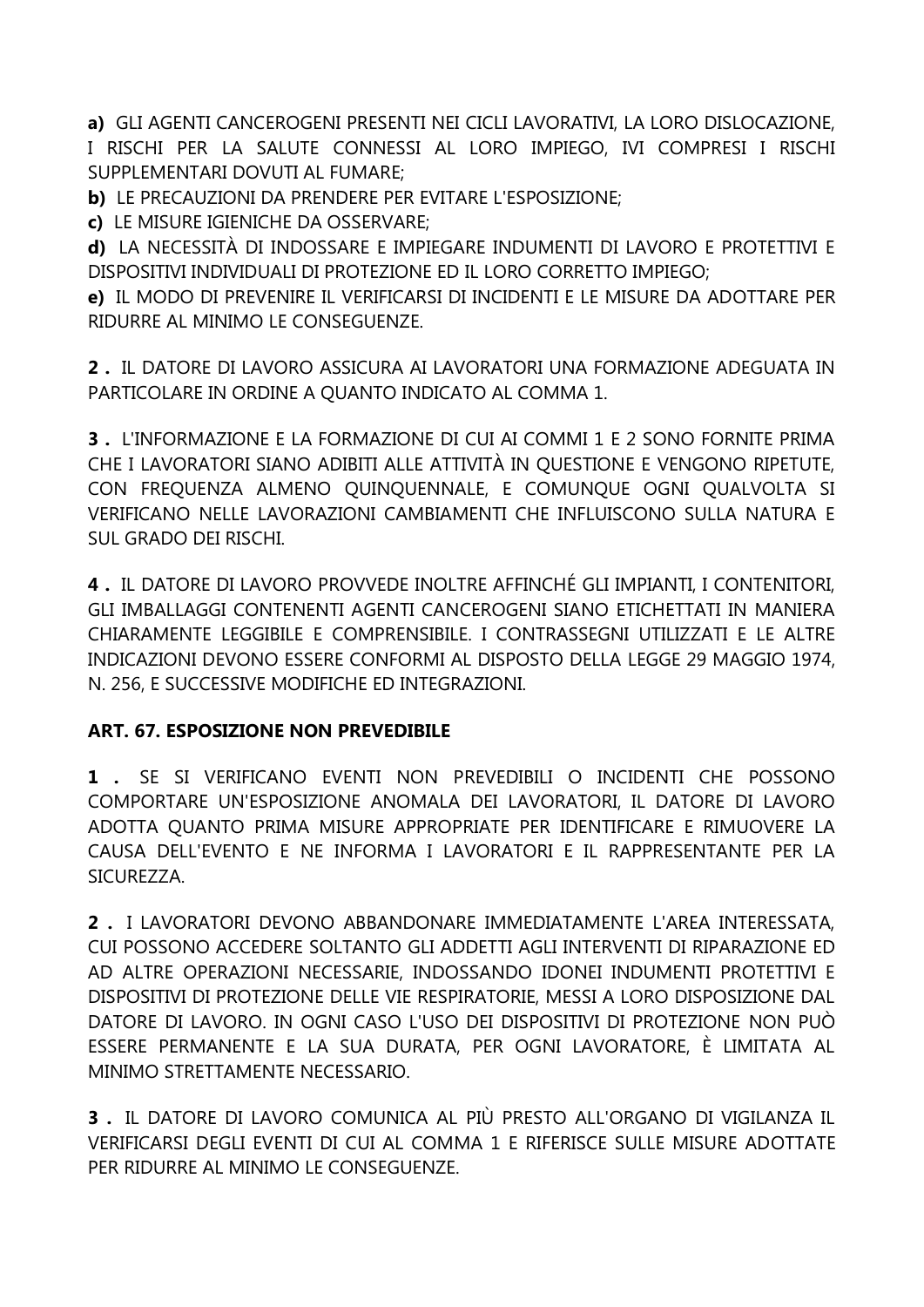**a)** GLI AGENTI CANCEROGENI PRESENTI NEI CICLI LAVORATIVI, LA LORO DISLOCAZIONE, I RISCHI PER LA SALUTE CONNESSI AL LORO IMPIEGO, IVI COMPRESI I RISCHI SUPPLEMENTARI DOVUTI AL FUMARE;

**b)** LE PRECAUZIONI DA PRENDERE PER EVITARE L'ESPOSIZIONE;

**c)** LE MISURE IGIENICHE DA OSSERVARE;

**d)** LA NECESSITÀ DI INDOSSARE E IMPIEGARE INDUMENTI DI LAVORO E PROTETTIVI E DISPOSITIVI INDIVIDUALI DI PROTEZIONE ED IL LORO CORRETTO IMPIEGO;

**e)** IL MODO DI PREVENIRE IL VERIFICARSI DI INCIDENTI E LE MISURE DA ADOTTARE PER RIDURRE AL MINIMO LE CONSEGUENZE.

**2 .** IL DATORE DI LAVORO ASSICURA AI LAVORATORI UNA FORMAZIONE ADEGUATA IN PARTICOLARE IN ORDINE A QUANTO INDICATO AL COMMA 1.

**3 .** L'INFORMAZIONE E LA FORMAZIONE DI CUI AI COMMI 1 E 2 SONO FORNITE PRIMA CHE I LAVORATORI SIANO ADIBITI ALLE ATTIVITÀ IN QUESTIONE E VENGONO RIPETUTE, CON FREQUENZA ALMENO QUINQUENNALE, E COMUNQUE OGNI QUALVOLTA SI VERIFICANO NELLE LAVORAZIONI CAMBIAMENTI CHE INFLUISCONO SULLA NATURA E SUL GRADO DEI RISCHI.

**4 .** IL DATORE DI LAVORO PROVVEDE INOLTRE AFFINCHÉ GLI IMPIANTI, I CONTENITORI, GLI IMBALLAGGI CONTENENTI AGENTI CANCEROGENI SIANO ETICHETTATI IN MANIERA CHIARAMENTE LEGGIBILE E COMPRENSIBILE. I CONTRASSEGNI UTILIZZATI E LE ALTRE INDICAZIONI DEVONO ESSERE CONFORMI AL DISPOSTO DELLA LEGGE 29 MAGGIO 1974, N. 256, E SUCCESSIVE MODIFICHE ED INTEGRAZIONI.

### ART. 67. ESPOSIZIONE NON PREVEDIBILE

**1 .** SE SI VERIFICANO EVENTI NON PREVEDIBILI O INCIDENTI CHE POSSONO COMPORTARE UN'ESPOSIZIONE ANOMALA DEI LAVORATORI, IL DATORE DI LAVORO ADOTTA QUANTO PRIMA MISURE APPROPRIATE PER IDENTIFICARE E RIMUOVERE LA CAUSA DELL'EVENTO E NE INFORMA I LAVORATORI E IL RAPPRESENTANTE PER LA SICUREZZA.

**2 .** I LAVORATORI DEVONO ABBANDONARE IMMEDIATAMENTE L'AREA INTERESSATA, CUI POSSONO ACCEDERE SOLTANTO GLI ADDETTI AGLI INTERVENTI DI RIPARAZIONE ED AD ALTRE OPERAZIONI NECESSARIE, INDOSSANDO IDONEI INDUMENTI PROTETTIVI E DISPOSITIVI DI PROTEZIONE DELLE VIE RESPIRATORIE, MESSI A LORO DISPOSIZIONE DAL DATORE DI LAVORO. IN OGNI CASO L'USO DEI DISPOSITIVI DI PROTEZIONE NON PUÒ ESSERE PERMANENTE E LA SUA DURATA, PER OGNI LAVORATORE, È LIMITATA AL MINIMO STRETTAMENTE NECESSARIO.

**3 .** IL DATORE DI LAVORO COMUNICA AL PIÙ PRESTO ALL'ORGANO DI VIGILANZA IL VERIFICARSI DEGLI EVENTI DI CUI AL COMMA 1 E RIFERISCE SULLE MISURE ADOTTATE PER RIDURRE AL MINIMO LE CONSEGUENZE.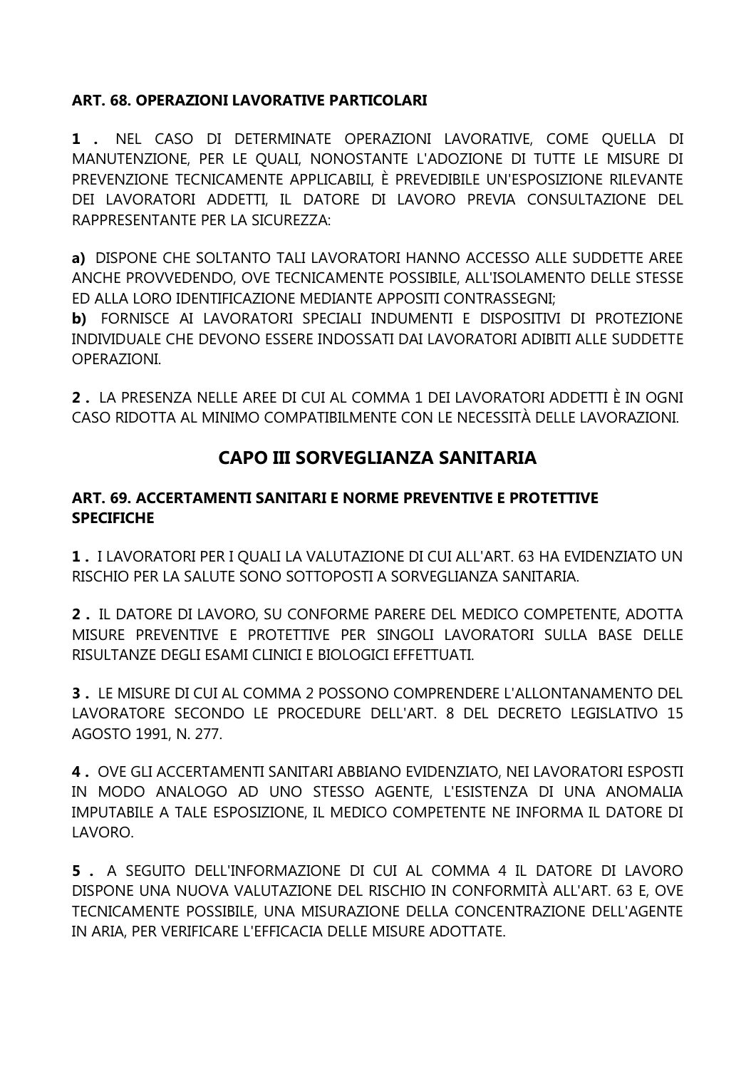### ART. 68. OPERAZIONI LAVORATIVE PARTICOLARI

**1 .** NEL CASO DI DETERMINATE OPERAZIONI LAVORATIVE, COME QUELLA DI MANUTENZIONE, PER LE QUALI, NONOSTANTE L'ADOZIONE DI TUTTE LE MISURE DI PREVENZIONE TECNICAMENTE APPLICABILI, È PREVEDIBILE UN'ESPOSIZIONE RILEVANTE DEI LAVORATORI ADDETTI, IL DATORE DI LAVORO PREVIA CONSULTAZIONE DEL RAPPRESENTANTE PER LA SICUREZZA:

**a)** DISPONE CHE SOLTANTO TALI LAVORATORI HANNO ACCESSO ALLE SUDDETTE AREE ANCHE PROVVEDENDO, OVE TECNICAMENTE POSSIBILE, ALL'ISOLAMENTO DELLE STESSE ED ALLA LORO IDENTIFICAZIONE MEDIANTE APPOSITI CONTRASSEGNI;
**b)** FORNISCE AI LAVORATORI SPECIALI INDUMENTI E DISPOSITIVI DI PROTEZIONE INDIVIDUALE CHE DEVONO ESSERE INDOSSATI DAI LAVORATORI ADIBITI ALLE SUDDETTE OPERAZIONI.

**2 .** LA PRESENZA NELLE AREE DI CUI AL COMMA 1 DEI LAVORATORI ADDETTI È IN OGNI CASO RIDOTTA AL MINIMO COMPATIBILMENTE CON LE NECESSITÀ DELLE LAVORAZIONI.

## CAPO III SORVEGLIANZA SANITARIA

### ART. 69. ACCERTAMENTI SANITARI E NORME PREVENTIVE E PROTETTIVE SPECIFICHE

**1 .** I LAVORATORI PER I QUALI LA VALUTAZIONE DI CUI ALL'ART. 63 HA EVIDENZIATO UN RISCHIO PER LA SALUTE SONO SOTTOPOSTI A SORVEGLIANZA SANITARIA.

**2 .** IL DATORE DI LAVORO, SU CONFORME PARERE DEL MEDICO COMPETENTE, ADOTTA MISURE PREVENTIVE E PROTETTIVE PER SINGOLI LAVORATORI SULLA BASE DELLE RISULTANZE DEGLI ESAMI CLINICI E BIOLOGICI EFFETTUATI.

**3 .** LE MISURE DI CUI AL COMMA 2 POSSONO COMPRENDERE L'ALLONTANAMENTO DEL LAVORATORE SECONDO LE PROCEDURE DELL'ART. 8 DEL DECRETO LEGISLATIVO 15 AGOSTO 1991, N. 277.

**4 .** OVE GLI ACCERTAMENTI SANITARI ABBIANO EVIDENZIATO, NEI LAVORATORI ESPOSTI IN MODO ANALOGO AD UNO STESSO AGENTE, L'ESISTENZA DI UNA ANOMALIA IMPUTABILE A TALE ESPOSIZIONE, IL MEDICO COMPETENTE NE INFORMA IL DATORE DI LAVORO.

**5 .** A SEGUITO DELL'INFORMAZIONE DI CUI AL COMMA 4 IL DATORE DI LAVORO DISPONE UNA NUOVA VALUTAZIONE DEL RISCHIO IN CONFORMITÀ ALL'ART. 63 E, OVE TECNICAMENTE POSSIBILE, UNA MISURAZIONE DELLA CONCENTRAZIONE DELL'AGENTE IN ARIA, PER VERIFICARE L'EFFICACIA DELLE MISURE ADOTTATE.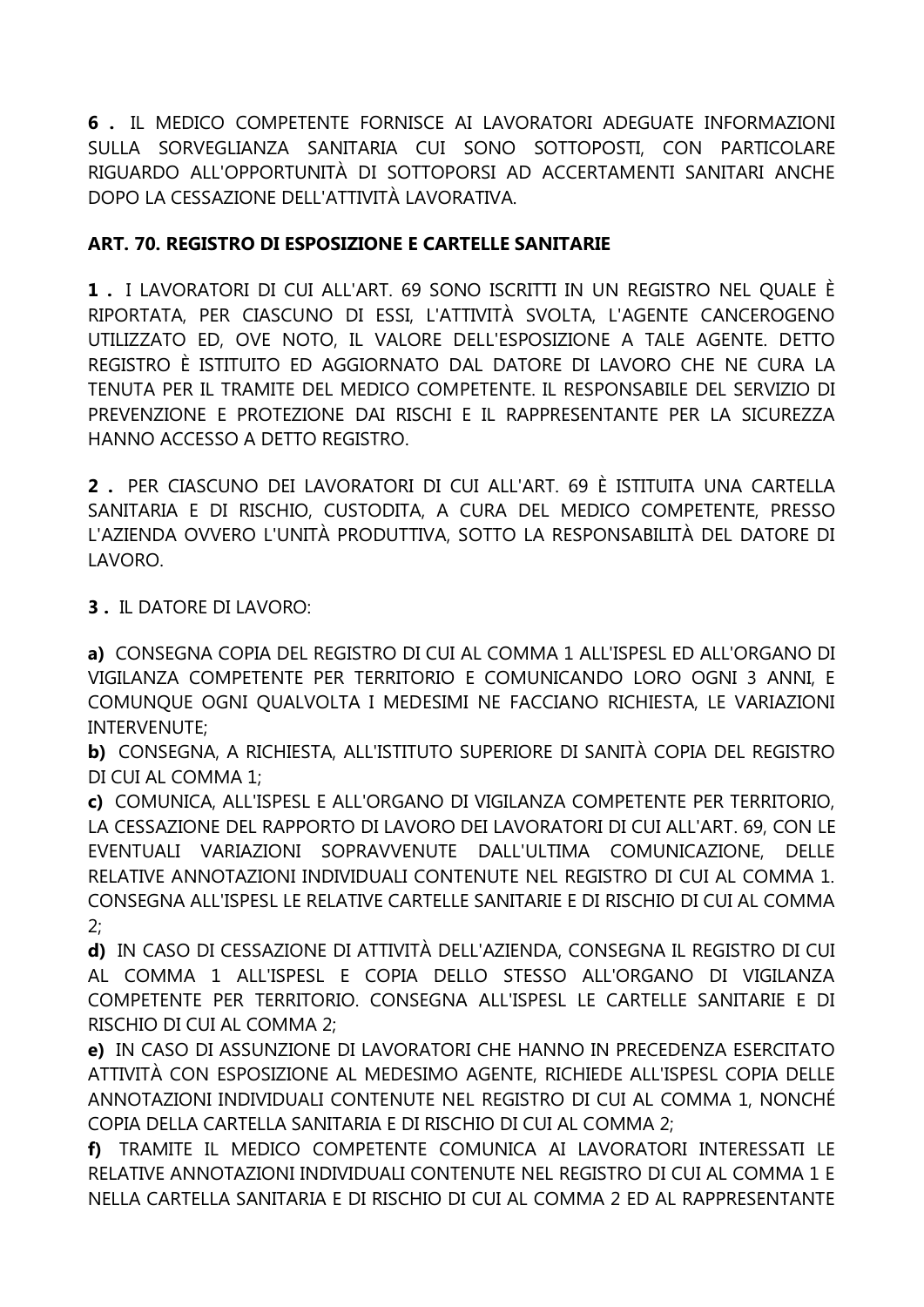**6 .** IL MEDICO COMPETENTE FORNISCE AI LAVORATORI ADEGUATE INFORMAZIONI SULLA SORVEGLIANZA SANITARIA CUI SONO SOTTOPOSTI, CON PARTICOLARE RIGUARDO ALL'OPPORTUNITÀ DI SOTTOPORSI AD ACCERTAMENTI SANITARI ANCHE DOPO LA CESSAZIONE DELL'ATTIVITÀ LAVORATIVA.

**ART. 70. REGISTRO DI ESPOSIZIONE E CARTELLE SANITARIE**

**1 .** I LAVORATORI DI CUI ALL'ART. 69 SONO ISCRITTI IN UN REGISTRO NEL QUALE È RIPORTATA, PER CIASCUNO DI ESSI, L'ATTIVITÀ SVOLTA, L'AGENTE CANCEROGENO UTILIZZATO ED, OVE NOTO, IL VALORE DELL'ESPOSIZIONE A TALE AGENTE. DETTO REGISTRO È ISTITUITO ED AGGIORNATO DAL DATORE DI LAVORO CHE NE CURA LA TENUTA PER IL TRAMITE DEL MEDICO COMPETENTE. IL RESPONSABILE DEL SERVIZIO DI PREVENZIONE E PROTEZIONE DAI RISCHI E IL RAPPRESENTANTE PER LA SICUREZZA HANNO ACCESSO A DETTO REGISTRO.

**2 .** PER CIASCUNO DEI LAVORATORI DI CUI ALL'ART. 69 È ISTITUITA UNA CARTELLA SANITARIA E DI RISCHIO, CUSTODITA, A CURA DEL MEDICO COMPETENTE, PRESSO L'AZIENDA OVVERO L'UNITÀ PRODUTTIVA, SOTTO LA RESPONSABILITÀ DEL DATORE DI LAVORO.

**3 .** IL DATORE DI LAVORO:

**a)** CONSEGNA COPIA DEL REGISTRO DI CUI AL COMMA 1 ALL'ISPESL ED ALL'ORGANO DI VIGILANZA COMPETENTE PER TERRITORIO E COMUNICANDO LORO OGNI 3 ANNI, E COMUNQUE OGNI QUALVOLTA I MEDESIMI NE FACCIANO RICHIESTA, LE VARIAZIONI INTERVENUTE;
**b)** CONSEGNA, A RICHIESTA, ALL'ISTITUTO SUPERIORE DI SANITÀ COPIA DEL REGISTRO DI CUI AL COMMA 1;
**c)** COMUNICA, ALL'ISPESL E ALL'ORGANO DI VIGILANZA COMPETENTE PER TERRITORIO, LA CESSAZIONE DEL RAPPORTO DI LAVORO DEI LAVORATORI DI CUI ALL'ART. 69, CON LE EVENTUALI VARIAZIONI SOPRAVVENUTE DALL'ULTIMA COMUNICAZIONE, DELLE RELATIVE ANNOTAZIONI INDIVIDUALI CONTENUTE NEL REGISTRO DI CUI AL COMMA 1. CONSEGNA ALL'ISPESL LE RELATIVE CARTELLE SANITARIE E DI RISCHIO DI CUI AL COMMA 2;
**d)** IN CASO DI CESSAZIONE DI ATTIVITÀ DELL'AZIENDA, CONSEGNA IL REGISTRO DI CUI AL COMMA 1 ALL'ISPESL E COPIA DELLO STESSO ALL'ORGANO DI VIGILANZA COMPETENTE PER TERRITORIO. CONSEGNA ALL'ISPESL LE CARTELLE SANITARIE E DI RISCHIO DI CUI AL COMMA 2;
**e)** IN CASO DI ASSUNZIONE DI LAVORATORI CHE HANNO IN PRECEDENZA ESERCITATO ATTIVITÀ CON ESPOSIZIONE AL MEDESIMO AGENTE, RICHIEDE ALL'ISPESL COPIA DELLE ANNOTAZIONI INDIVIDUALI CONTENUTE NEL REGISTRO DI CUI AL COMMA 1, NONCHÉ COPIA DELLA CARTELLA SANITARIA E DI RISCHIO DI CUI AL COMMA 2;
**f)** TRAMITE IL MEDICO COMPETENTE COMUNICA AI LAVORATORI INTERESSATI LE RELATIVE ANNOTAZIONI INDIVIDUALI CONTENUTE NEL REGISTRO DI CUI AL COMMA 1 E NELLA CARTELLA SANITARIA E DI RISCHIO DI CUI AL COMMA 2 ED AL RAPPRESENTANTE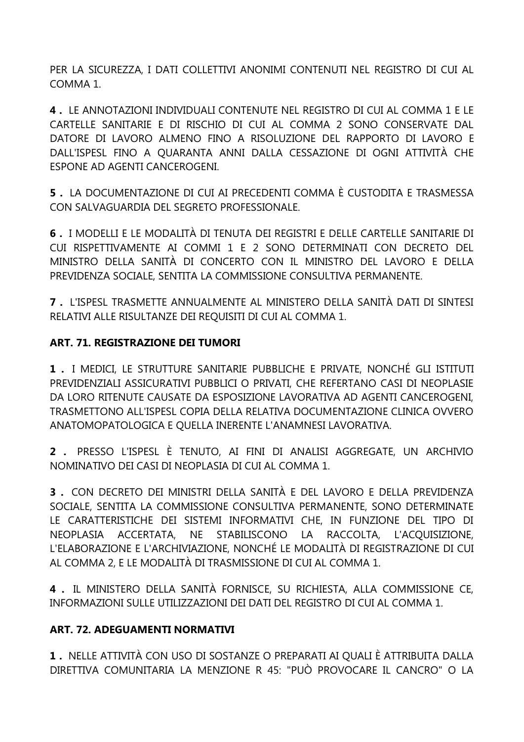PER LA SICUREZZA, I DATI COLLETTIVI ANONIMI CONTENUTI NEL REGISTRO DI CUI AL COMMA 1.

**4 .** LE ANNOTAZIONI INDIVIDUALI CONTENUTE NEL REGISTRO DI CUI AL COMMA 1 E LE CARTELLE SANITARIE E DI RISCHIO DI CUI AL COMMA 2 SONO CONSERVATE DAL DATORE DI LAVORO ALMENO FINO A RISOLUZIONE DEL RAPPORTO DI LAVORO E DALL'ISPESL FINO A QUARANTA ANNI DALLA CESSAZIONE DI OGNI ATTIVITÀ CHE ESPONE AD AGENTI CANCEROGENI.

**5 .** LA DOCUMENTAZIONE DI CUI AI PRECEDENTI COMMA È CUSTODITA E TRASMESSA CON SALVAGUARDIA DEL SEGRETO PROFESSIONALE.

**6 .** I MODELLI E LE MODALITÀ DI TENUTA DEI REGISTRI E DELLE CARTELLE SANITARIE DI CUI RISPETTIVAMENTE AI COMMI 1 E 2 SONO DETERMINATI CON DECRETO DEL MINISTRO DELLA SANITÀ DI CONCERTO CON IL MINISTRO DEL LAVORO E DELLA PREVIDENZA SOCIALE, SENTITA LA COMMISSIONE CONSULTIVA PERMANENTE.

**7 .** L'ISPESL TRASMETTE ANNUALMENTE AL MINISTERO DELLA SANITÀ DATI DI SINTESI RELATIVI ALLE RISULTANZE DEI REQUISITI DI CUI AL COMMA 1.

**ART. 71. REGISTRAZIONE DEI TUMORI**

**1 .** I MEDICI, LE STRUTTURE SANITARIE PUBBLICHE E PRIVATE, NONCHÉ GLI ISTITUTI PREVIDENZIALI ASSICURATIVI PUBBLICI O PRIVATI, CHE REFERTANO CASI DI NEOPLASIE DA LORO RITENUTE CAUSATE DA ESPOSIZIONE LAVORATIVA AD AGENTI CANCEROGENI, TRASMETTONO ALL'ISPESL COPIA DELLA RELATIVA DOCUMENTAZIONE CLINICA OVVERO ANATOMOPATOLOGICA E QUELLA INERENTE L'ANAMNESI LAVORATIVA.

**2 .** PRESSO L'ISPESL È TENUTO, AI FINI DI ANALISI AGGREGATE, UN ARCHIVIO NOMINATIVO DEI CASI DI NEOPLASIA DI CUI AL COMMA 1.

**3 .** CON DECRETO DEI MINISTRI DELLA SANITÀ E DEL LAVORO E DELLA PREVIDENZA SOCIALE, SENTITA LA COMMISSIONE CONSULTIVA PERMANENTE, SONO DETERMINATE LE CARATTERISTICHE DEI SISTEMI INFORMATIVI CHE, IN FUNZIONE DEL TIPO DI NEOPLASIA ACCERTATA, NE STABILISCONO LA RACCOLTA, L'ACQUISIZIONE, L'ELABORAZIONE E L'ARCHIVIAZIONE, NONCHÉ LE MODALITÀ DI REGISTRAZIONE DI CUI AL COMMA 2, E LE MODALITÀ DI TRASMISSIONE DI CUI AL COMMA 1.

**4 .** IL MINISTERO DELLA SANITÀ FORNISCE, SU RICHIESTA, ALLA COMMISSIONE CE, INFORMAZIONI SULLE UTILIZZAZIONI DEI DATI DEL REGISTRO DI CUI AL COMMA 1.

**ART. 72. ADEGUAMENTI NORMATIVI**

**1 .** NELLE ATTIVITÀ CON USO DI SOSTANZE O PREPARATI AI QUALI È ATTRIBUITA DALLA DIRETTIVA COMUNITARIA LA MENZIONE R 45: "PUÒ PROVOCARE IL CANCRO" O LA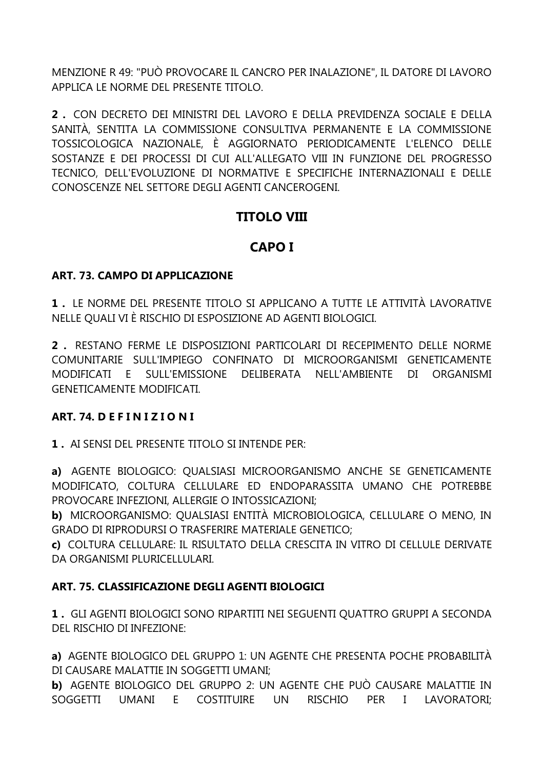MENZIONE R 49: "PUÒ PROVOCARE IL CANCRO PER INALAZIONE", IL DATORE DI LAVORO APPLICA LE NORME DEL PRESENTE TITOLO.

**2 .** CON DECRETO DEI MINISTRI DEL LAVORO E DELLA PREVIDENZA SOCIALE E DELLA SANITÀ, SENTITA LA COMMISSIONE CONSULTIVA PERMANENTE E LA COMMISSIONE TOSSICOLOGICA NAZIONALE, È AGGIORNATO PERIODICAMENTE L'ELENCO DELLE SOSTANZE E DEI PROCESSI DI CUI ALL'ALLEGATO VIII IN FUNZIONE DEL PROGRESSO TECNICO, DELL'EVOLUZIONE DI NORMATIVE E SPECIFICHE INTERNAZIONALI E DELLE CONOSCENZE NEL SETTORE DEGLI AGENTI CANCEROGENI.

## TITOLO VIII

## CAPO I

### ART. 73. CAMPO DI APPLICAZIONE

**1 .** LE NORME DEL PRESENTE TITOLO SI APPLICANO A TUTTE LE ATTIVITÀ LAVORATIVE NELLE QUALI VI È RISCHIO DI ESPOSIZIONE AD AGENTI BIOLOGICI.

**2 .** RESTANO FERME LE DISPOSIZIONI PARTICOLARI DI RECEPIMENTO DELLE NORME COMUNITARIE SULL'IMPIEGO CONFINATO DI MICROORGANISMI GENETICAMENTE MODIFICATI E SULL'EMISSIONE DELIBERATA NELL'AMBIENTE DI ORGANISMI GENETICAMENTE MODIFICATI.

### ART. 74. D E F I N I Z I O N I

**1 .** AI SENSI DEL PRESENTE TITOLO SI INTENDE PER:

**a)** AGENTE BIOLOGICO: QUALSIASI MICROORGANISMO ANCHE SE GENETICAMENTE MODIFICATO, COLTURA CELLULARE ED ENDOPARASSITA UMANO CHE POTREBBE PROVOCARE INFEZIONI, ALLERGIE O INTOSSICAZIONI;
**b)** MICROORGANISMO: QUALSIASI ENTITÀ MICROBIOLOGICA, CELLULARE O MENO, IN GRADO DI RIPRODURSI O TRASFERIRE MATERIALE GENETICO;
**c)** COLTURA CELLULARE: IL RISULTATO DELLA CRESCITA IN VITRO DI CELLULE DERIVATE DA ORGANISMI PLURICELLULARI.

### ART. 75. CLASSIFICAZIONE DEGLI AGENTI BIOLOGICI

**1 .** GLI AGENTI BIOLOGICI SONO RIPARTITI NEI SEGUENTI QUATTRO GRUPPI A SECONDA DEL RISCHIO DI INFEZIONE:

**a)** AGENTE BIOLOGICO DEL GRUPPO 1: UN AGENTE CHE PRESENTA POCHE PROBABILITÀ DI CAUSARE MALATTIE IN SOGGETTI UMANI;
**b)** AGENTE BIOLOGICO DEL GRUPPO 2: UN AGENTE CHE PUÒ CAUSARE MALATTIE IN SOGGETTI UMANI E COSTITUIRE UN RISCHIO PER I LAVORATORI;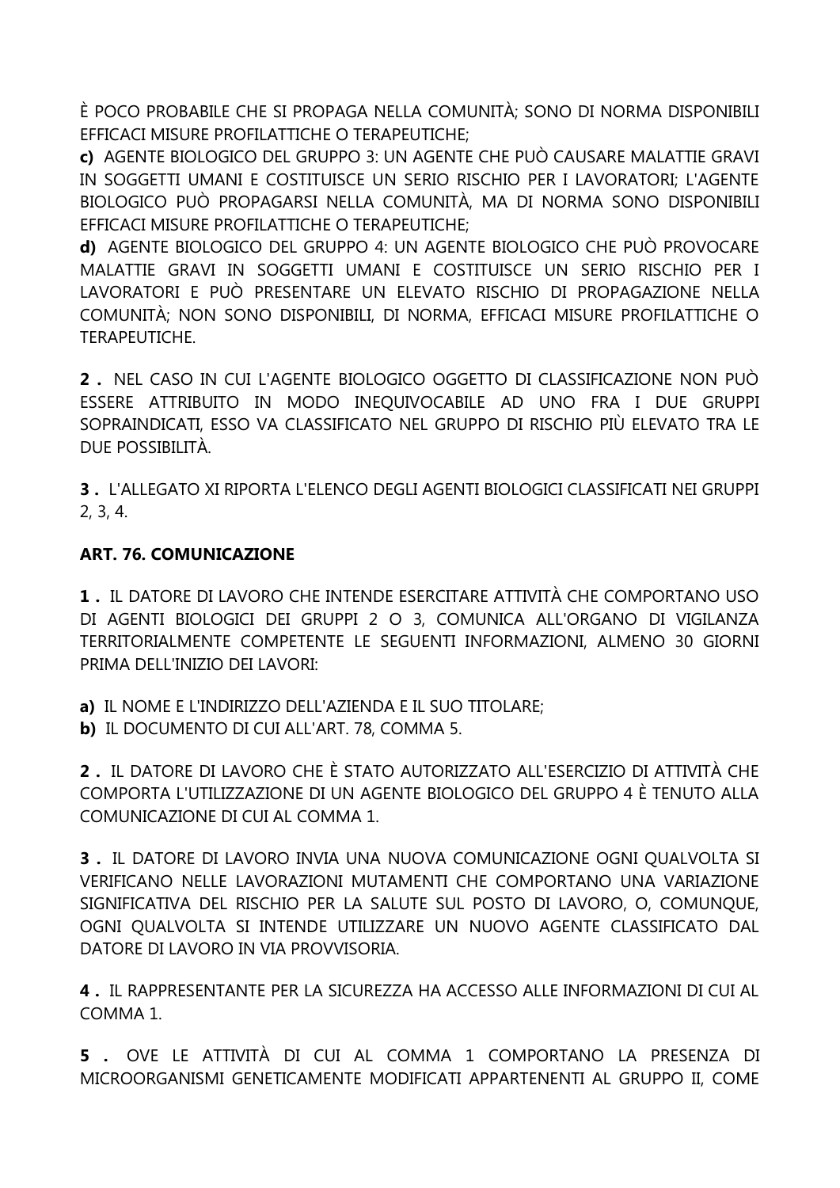È POCO PROBABILE CHE SI PROPAGA NELLA COMUNITÀ; SONO DI NORMA DISPONIBILI EFFICACI MISURE PROFILATTICHE O TERAPEUTICHE;

**c)** AGENTE BIOLOGICO DEL GRUPPO 3: UN AGENTE CHE PUÒ CAUSARE MALATTIE GRAVI IN SOGGETTI UMANI E COSTITUISCE UN SERIO RISCHIO PER I LAVORATORI; L'AGENTE BIOLOGICO PUÒ PROPAGARSI NELLA COMUNITÀ, MA DI NORMA SONO DISPONIBILI EFFICACI MISURE PROFILATTICHE O TERAPEUTICHE;

**d)** AGENTE BIOLOGICO DEL GRUPPO 4: UN AGENTE BIOLOGICO CHE PUÒ PROVOCARE MALATTIE GRAVI IN SOGGETTI UMANI E COSTITUISCE UN SERIO RISCHIO PER I LAVORATORI E PUÒ PRESENTARE UN ELEVATO RISCHIO DI PROPAGAZIONE NELLA COMUNITÀ; NON SONO DISPONIBILI, DI NORMA, EFFICACI MISURE PROFILATTICHE O TERAPEUTICHE.

**2 .** NEL CASO IN CUI L'AGENTE BIOLOGICO OGGETTO DI CLASSIFICAZIONE NON PUÒ ESSERE ATTRIBUITO IN MODO INEQUIVOCABILE AD UNO FRA I DUE GRUPPI SOPRAINDICATI, ESSO VA CLASSIFICATO NEL GRUPPO DI RISCHIO PIÙ ELEVATO TRA LE DUE POSSIBILITÀ.

**3 .** L'ALLEGATO XI RIPORTA L'ELENCO DEGLI AGENTI BIOLOGICI CLASSIFICATI NEI GRUPPI 2, 3, 4.

**ART. 76. COMUNICAZIONE**

**1 .** IL DATORE DI LAVORO CHE INTENDE ESERCITARE ATTIVITÀ CHE COMPORTANO USO DI AGENTI BIOLOGICI DEI GRUPPI 2 O 3, COMUNICA ALL'ORGANO DI VIGILANZA TERRITORIALMENTE COMPETENTE LE SEGUENTI INFORMAZIONI, ALMENO 30 GIORNI PRIMA DELL'INIZIO DEI LAVORI:

**a)** IL NOME E L'INDIRIZZO DELL'AZIENDA E IL SUO TITOLARE;
**b)** IL DOCUMENTO DI CUI ALL'ART. 78, COMMA 5.

**2 .** IL DATORE DI LAVORO CHE È STATO AUTORIZZATO ALL'ESERCIZIO DI ATTIVITÀ CHE COMPORTA L'UTILIZZAZIONE DI UN AGENTE BIOLOGICO DEL GRUPPO 4 È TENUTO ALLA COMUNICAZIONE DI CUI AL COMMA 1.

**3 .** IL DATORE DI LAVORO INVIA UNA NUOVA COMUNICAZIONE OGNI QUALVOLTA SI VERIFICANO NELLE LAVORAZIONI MUTAMENTI CHE COMPORTANO UNA VARIAZIONE SIGNIFICATIVA DEL RISCHIO PER LA SALUTE SUL POSTO DI LAVORO, O, COMUNQUE, OGNI QUALVOLTA SI INTENDE UTILIZZARE UN NUOVO AGENTE CLASSIFICATO DAL DATORE DI LAVORO IN VIA PROVVISORIA.

**4 .** IL RAPPRESENTANTE PER LA SICUREZZA HA ACCESSO ALLE INFORMAZIONI DI CUI AL COMMA 1.

**5 .** OVE LE ATTIVITÀ DI CUI AL COMMA 1 COMPORTANO LA PRESENZA DI MICROORGANISMI GENETICAMENTE MODIFICATI APPARTENENTI AL GRUPPO II, COME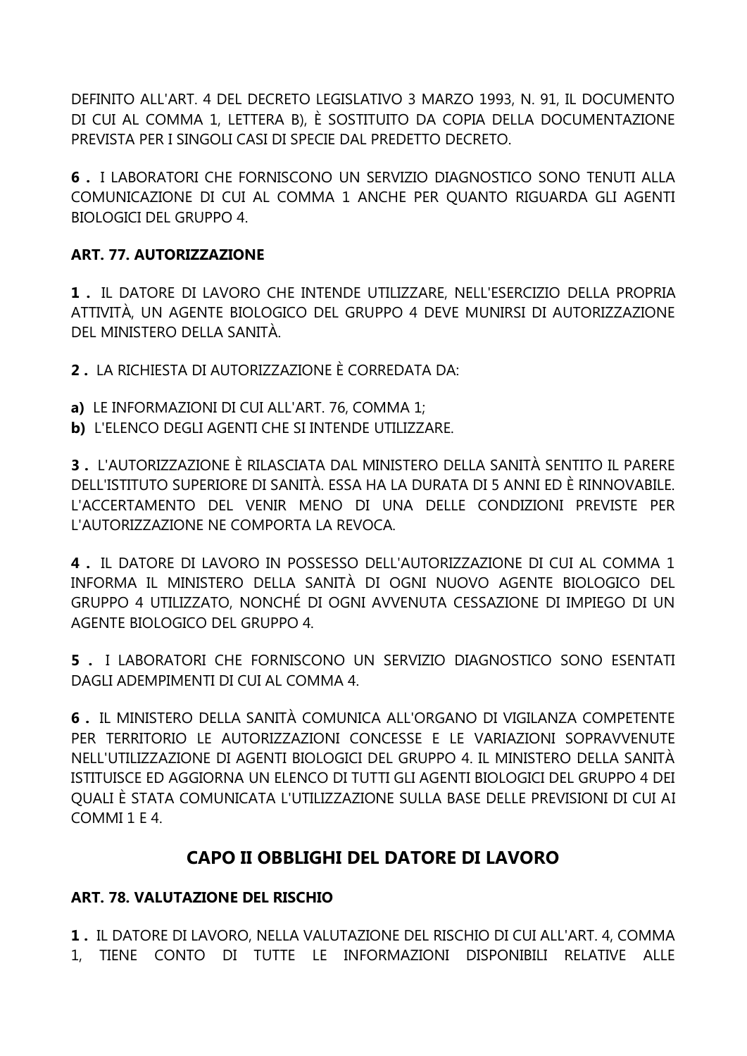DEFINITO ALL'ART. 4 DEL DECRETO LEGISLATIVO 3 MARZO 1993, N. 91, IL DOCUMENTO DI CUI AL COMMA 1, LETTERA B), È SOSTITUITO DA COPIA DELLA DOCUMENTAZIONE PREVISTA PER I SINGOLI CASI DI SPECIE DAL PREDETTO DECRETO.

**6 .** I LABORATORI CHE FORNISCONO UN SERVIZIO DIAGNOSTICO SONO TENUTI ALLA COMUNICAZIONE DI CUI AL COMMA 1 ANCHE PER QUANTO RIGUARDA GLI AGENTI BIOLOGICI DEL GRUPPO 4.

**ART. 77. AUTORIZZAZIONE**

**1 .** IL DATORE DI LAVORO CHE INTENDE UTILIZZARE, NELL'ESERCIZIO DELLA PROPRIA ATTIVITÀ, UN AGENTE BIOLOGICO DEL GRUPPO 4 DEVE MUNIRSI DI AUTORIZZAZIONE DEL MINISTERO DELLA SANITÀ.

**2 .** LA RICHIESTA DI AUTORIZZAZIONE È CORREDATA DA:

**a)** LE INFORMAZIONI DI CUI ALL'ART. 76, COMMA 1;
**b)** L'ELENCO DEGLI AGENTI CHE SI INTENDE UTILIZZARE.

**3 .** L'AUTORIZZAZIONE È RILASCIATA DAL MINISTERO DELLA SANITÀ SENTITO IL PARERE DELL'ISTITUTO SUPERIORE DI SANITÀ. ESSA HA LA DURATA DI 5 ANNI ED È RINNOVABILE. L'ACCERTAMENTO DEL VENIR MENO DI UNA DELLE CONDIZIONI PREVISTE PER L'AUTORIZZAZIONE NE COMPORTA LA REVOCA.

**4 .** IL DATORE DI LAVORO IN POSSESSO DELL'AUTORIZZAZIONE DI CUI AL COMMA 1 INFORMA IL MINISTERO DELLA SANITÀ DI OGNI NUOVO AGENTE BIOLOGICO DEL GRUPPO 4 UTILIZZATO, NONCHÉ DI OGNI AVVENUTA CESSAZIONE DI IMPIEGO DI UN AGENTE BIOLOGICO DEL GRUPPO 4.

**5 .** I LABORATORI CHE FORNISCONO UN SERVIZIO DIAGNOSTICO SONO ESENTATI DAGLI ADEMPIMENTI DI CUI AL COMMA 4.

**6 .** IL MINISTERO DELLA SANITÀ COMUNICA ALL'ORGANO DI VIGILANZA COMPETENTE PER TERRITORIO LE AUTORIZZAZIONI CONCESSE E LE VARIAZIONI SOPRAVVENUTE NELL'UTILIZZAZIONE DI AGENTI BIOLOGICI DEL GRUPPO 4. IL MINISTERO DELLA SANITÀ ISTITUISCE ED AGGIORNA UN ELENCO DI TUTTI GLI AGENTI BIOLOGICI DEL GRUPPO 4 DEI QUALI È STATA COMUNICATA L'UTILIZZAZIONE SULLA BASE DELLE PREVISIONI DI CUI AI COMMI 1 E 4.

## CAPO II OBBLIGHI DEL DATORE DI LAVORO

**ART. 78. VALUTAZIONE DEL RISCHIO**

**1 .** IL DATORE DI LAVORO, NELLA VALUTAZIONE DEL RISCHIO DI CUI ALL'ART. 4, COMMA 1, TIENE CONTO DI TUTTE LE INFORMAZIONI DISPONIBILI RELATIVE ALLE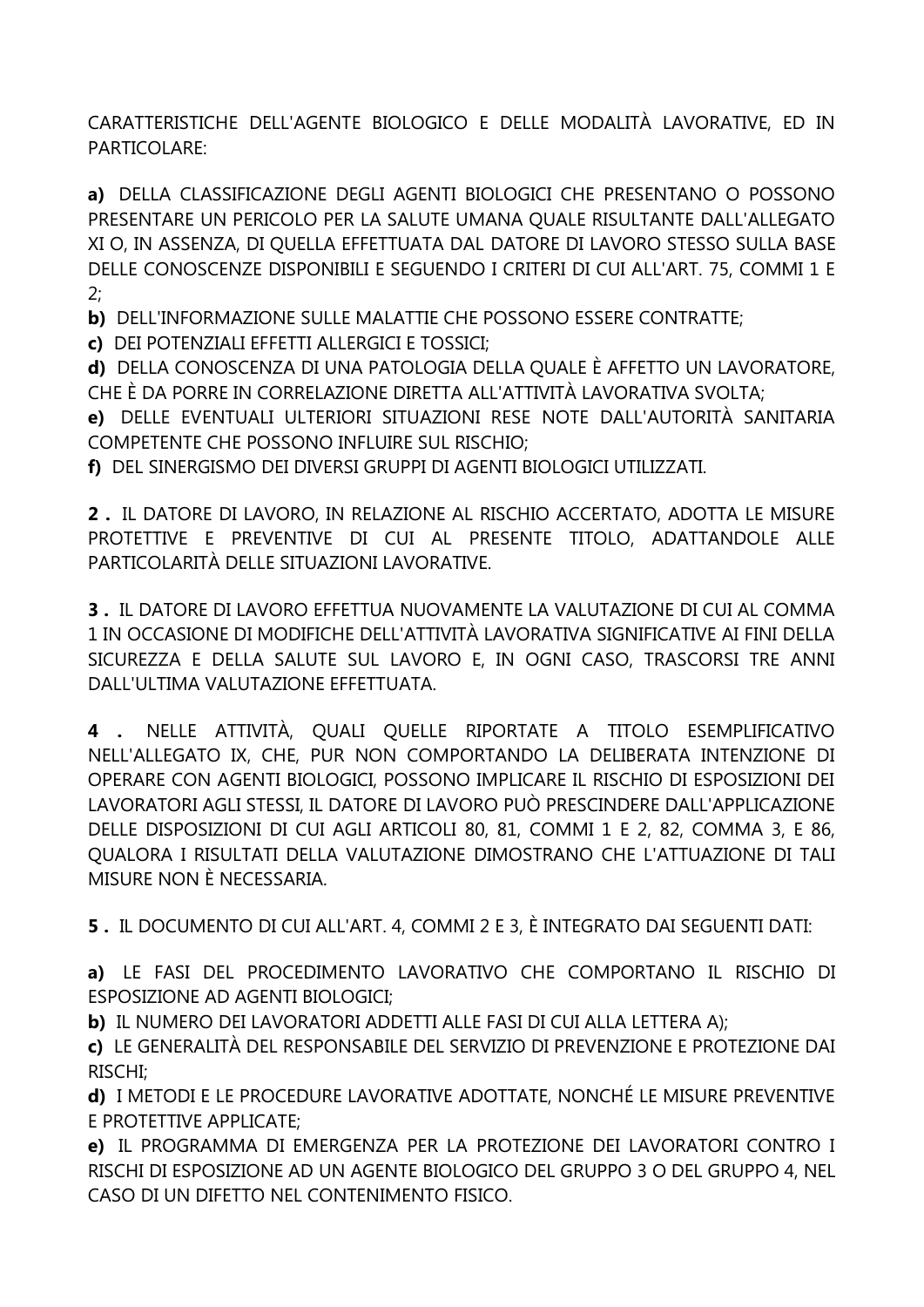CARATTERISTICHE DELL'AGENTE BIOLOGICO E DELLE MODALITÀ LAVORATIVE, ED IN PARTICOLARE:

**a)** DELLA CLASSIFICAZIONE DEGLI AGENTI BIOLOGICI CHE PRESENTANO O POSSONO PRESENTARE UN PERICOLO PER LA SALUTE UMANA QUALE RISULTANTE DALL'ALLEGATO XI O, IN ASSENZA, DI QUELLA EFFETTUATA DAL DATORE DI LAVORO STESSO SULLA BASE DELLE CONOSCENZE DISPONIBILI E SEGUENDO I CRITERI DI CUI ALL'ART. 75, COMMI 1 E 2;
**b)** DELL'INFORMAZIONE SULLE MALATTIE CHE POSSONO ESSERE CONTRATTE;
**c)** DEI POTENZIALI EFFETTI ALLERGICI E TOSSICI;
**d)** DELLA CONOSCENZA DI UNA PATOLOGIA DELLA QUALE È AFFETTO UN LAVORATORE, CHE È DA PORRE IN CORRELAZIONE DIRETTA ALL'ATTIVITÀ LAVORATIVA SVOLTA;
**e)** DELLE EVENTUALI ULTERIORI SITUAZIONI RESE NOTE DALL'AUTORITÀ SANITARIA COMPETENTE CHE POSSONO INFLUIRE SUL RISCHIO;
**f)** DEL SINERGISMO DEI DIVERSI GRUPPI DI AGENTI BIOLOGICI UTILIZZATI.

**2 .** IL DATORE DI LAVORO, IN RELAZIONE AL RISCHIO ACCERTATO, ADOTTA LE MISURE PROTETTIVE E PREVENTIVE DI CUI AL PRESENTE TITOLO, ADATTANDOLE ALLE PARTICOLARITÀ DELLE SITUAZIONI LAVORATIVE.

**3 .** IL DATORE DI LAVORO EFFETTUA NUOVAMENTE LA VALUTAZIONE DI CUI AL COMMA 1 IN OCCASIONE DI MODIFICHE DELL'ATTIVITÀ LAVORATIVA SIGNIFICATIVE AI FINI DELLA SICUREZZA E DELLA SALUTE SUL LAVORO E, IN OGNI CASO, TRASCORSI TRE ANNI DALL'ULTIMA VALUTAZIONE EFFETTUATA.

**4 .** NELLE ATTIVITÀ, QUALI QUELLE RIPORTATE A TITOLO ESEMPLIFICATIVO NELL'ALLEGATO IX, CHE, PUR NON COMPORTANDO LA DELIBERATA INTENZIONE DI OPERARE CON AGENTI BIOLOGICI, POSSONO IMPLICARE IL RISCHIO DI ESPOSIZIONI DEI LAVORATORI AGLI STESSI, IL DATORE DI LAVORO PUÒ PRESCINDERE DALL'APPLICAZIONE DELLE DISPOSIZIONI DI CUI AGLI ARTICOLI 80, 81, COMMI 1 E 2, 82, COMMA 3, E 86, QUALORA I RISULTATI DELLA VALUTAZIONE DIMOSTRANO CHE L'ATTUAZIONE DI TALI MISURE NON È NECESSARIA.

**5 .** IL DOCUMENTO DI CUI ALL'ART. 4, COMMI 2 E 3, È INTEGRATO DAI SEGUENTI DATI:

**a)** LE FASI DEL PROCEDIMENTO LAVORATIVO CHE COMPORTANO IL RISCHIO DI ESPOSIZIONE AD AGENTI BIOLOGICI;
**b)** IL NUMERO DEI LAVORATORI ADDETTI ALLE FASI DI CUI ALLA LETTERA A);
**c)** LE GENERALITÀ DEL RESPONSABILE DEL SERVIZIO DI PREVENZIONE E PROTEZIONE DAI RISCHI;
**d)** I METODI E LE PROCEDURE LAVORATIVE ADOTTATE, NONCHÉ LE MISURE PREVENTIVE E PROTETTIVE APPLICATE;
**e)** IL PROGRAMMA DI EMERGENZA PER LA PROTEZIONE DEI LAVORATORI CONTRO I RISCHI DI ESPOSIZIONE AD UN AGENTE BIOLOGICO DEL GRUPPO 3 O DEL GRUPPO 4, NEL CASO DI UN DIFETTO NEL CONTENIMENTO FISICO.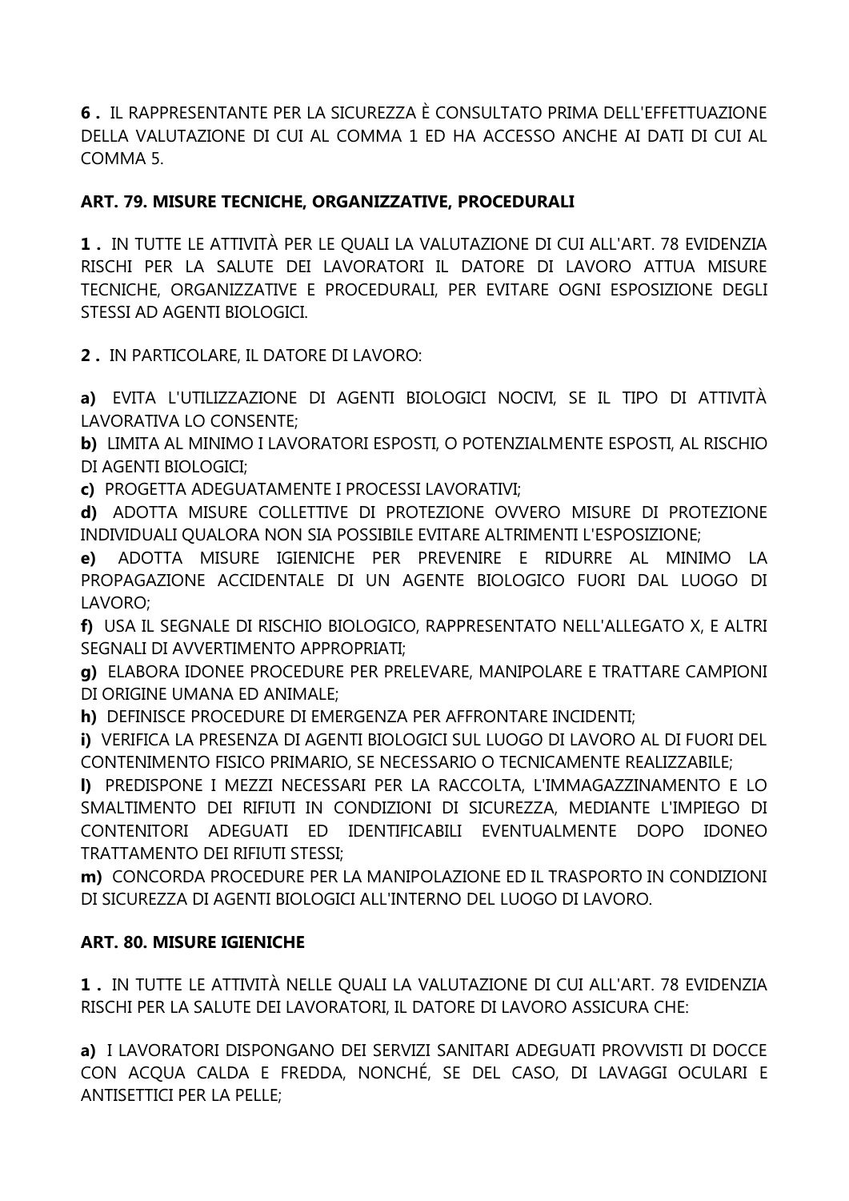**6 .** IL RAPPRESENTANTE PER LA SICUREZZA È CONSULTATO PRIMA DELL'EFFETTUAZIONE DELLA VALUTAZIONE DI CUI AL COMMA 1 ED HA ACCESSO ANCHE AI DATI DI CUI AL COMMA 5.

### ART. 79. MISURE TECNICHE, ORGANIZZATIVE, PROCEDURALI

**1 .** IN TUTTE LE ATTIVITÀ PER LE QUALI LA VALUTAZIONE DI CUI ALL'ART. 78 EVIDENZIA RISCHI PER LA SALUTE DEI LAVORATORI IL DATORE DI LAVORO ATTUA MISURE TECNICHE, ORGANIZZATIVE E PROCEDURALI, PER EVITARE OGNI ESPOSIZIONE DEGLI STESSI AD AGENTI BIOLOGICI.

**2 .** IN PARTICOLARE, IL DATORE DI LAVORO:

**a)** EVITA L'UTILIZZAZIONE DI AGENTI BIOLOGICI NOCIVI, SE IL TIPO DI ATTIVITÀ LAVORATIVA LO CONSENTE;
**b)** LIMITA AL MINIMO I LAVORATORI ESPOSTI, O POTENZIALMENTE ESPOSTI, AL RISCHIO DI AGENTI BIOLOGICI;
**c)** PROGETTA ADEGUATAMENTE I PROCESSI LAVORATIVI;
**d)** ADOTTA MISURE COLLETTIVE DI PROTEZIONE OVVERO MISURE DI PROTEZIONE INDIVIDUALI QUALORA NON SIA POSSIBILE EVITARE ALTRIMENTI L'ESPOSIZIONE;
**e)** ADOTTA MISURE IGIENICHE PER PREVENIRE E RIDURRE AL MINIMO LA PROPAGAZIONE ACCIDENTALE DI UN AGENTE BIOLOGICO FUORI DAL LUOGO DI LAVORO;
**f)** USA IL SEGNALE DI RISCHIO BIOLOGICO, RAPPRESENTATO NELL'ALLEGATO X, E ALTRI SEGNALI DI AVVERTIMENTO APPROPRIATI;
**g)** ELABORA IDONEE PROCEDURE PER PRELEVARE, MANIPOLARE E TRATTARE CAMPIONI DI ORIGINE UMANA ED ANIMALE;
**h)** DEFINISCE PROCEDURE DI EMERGENZA PER AFFRONTARE INCIDENTI;
**i)** VERIFICA LA PRESENZA DI AGENTI BIOLOGICI SUL LUOGO DI LAVORO AL DI FUORI DEL CONTENIMENTO FISICO PRIMARIO, SE NECESSARIO O TECNICAMENTE REALIZZABILE;
**l)** PREDISPONE I MEZZI NECESSARI PER LA RACCOLTA, L'IMMAGAZZINAMENTO E LO SMALTIMENTO DEI RIFIUTI IN CONDIZIONI DI SICUREZZA, MEDIANTE L'IMPIEGO DI CONTENITORI ADEGUATI ED IDENTIFICABILI EVENTUALMENTE DOPO IDONEO TRATTAMENTO DEI RIFIUTI STESSI;
**m)** CONCORDA PROCEDURE PER LA MANIPOLAZIONE ED IL TRASPORTO IN CONDIZIONI DI SICUREZZA DI AGENTI BIOLOGICI ALL'INTERNO DEL LUOGO DI LAVORO.

### ART. 80. MISURE IGIENICHE

**1 .** IN TUTTE LE ATTIVITÀ NELLE QUALI LA VALUTAZIONE DI CUI ALL'ART. 78 EVIDENZIA RISCHI PER LA SALUTE DEI LAVORATORI, IL DATORE DI LAVORO ASSICURA CHE:

**a)** I LAVORATORI DISPONGANO DEI SERVIZI SANITARI ADEGUATI PROVVISTI DI DOCCE CON ACQUA CALDA E FREDDA, NONCHÉ, SE DEL CASO, DI LAVAGGI OCULARI E ANTISETTICI PER LA PELLE;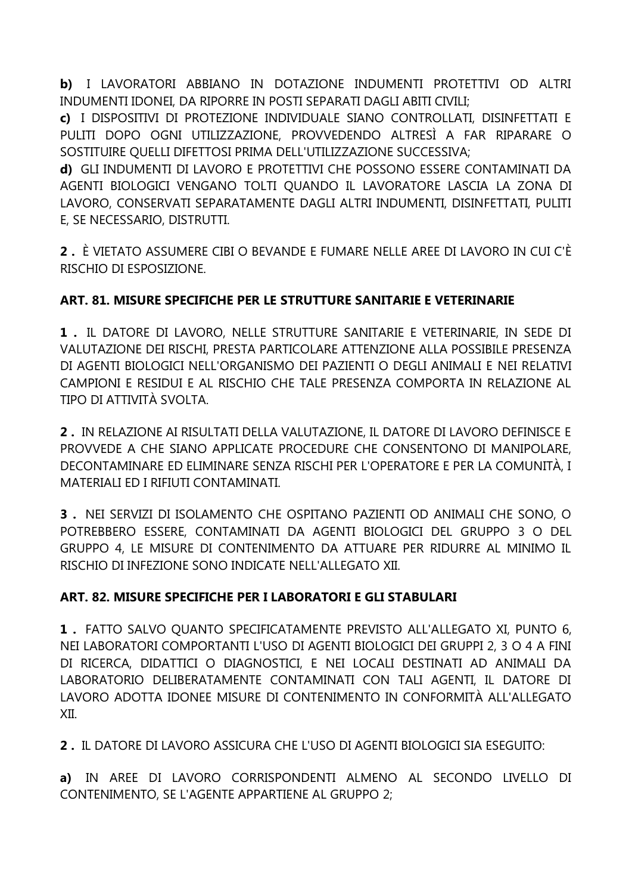**b)** I LAVORATORI ABBIANO IN DOTAZIONE INDUMENTI PROTETTIVI OD ALTRI INDUMENTI IDONEI, DA RIPORRE IN POSTI SEPARATI DAGLI ABITI CIVILI;

**c)** I DISPOSITIVI DI PROTEZIONE INDIVIDUALE SIANO CONTROLLATI, DISINFETTATI E PULITI DOPO OGNI UTILIZZAZIONE, PROVVEDENDO ALTRESÌ A FAR RIPARARE O SOSTITUIRE QUELLI DIFETTOSI PRIMA DELL'UTILIZZAZIONE SUCCESSIVA;

**d)** GLI INDUMENTI DI LAVORO E PROTETTIVI CHE POSSONO ESSERE CONTAMINATI DA AGENTI BIOLOGICI VENGANO TOLTI QUANDO IL LAVORATORE LASCIA LA ZONA DI LAVORO, CONSERVATI SEPARATAMENTE DAGLI ALTRI INDUMENTI, DISINFETTATI, PULITI E, SE NECESSARIO, DISTRUTTI.

**2 .** È VIETATO ASSUMERE CIBI O BEVANDE E FUMARE NELLE AREE DI LAVORO IN CUI C'È RISCHIO DI ESPOSIZIONE.

### ART. 81. MISURE SPECIFICHE PER LE STRUTTURE SANITARIE E VETERINARIE

**1 .** IL DATORE DI LAVORO, NELLE STRUTTURE SANITARIE E VETERINARIE, IN SEDE DI VALUTAZIONE DEI RISCHI, PRESTA PARTICOLARE ATTENZIONE ALLA POSSIBILE PRESENZA DI AGENTI BIOLOGICI NELL'ORGANISMO DEI PAZIENTI O DEGLI ANIMALI E NEI RELATIVI CAMPIONI E RESIDUI E AL RISCHIO CHE TALE PRESENZA COMPORTA IN RELAZIONE AL TIPO DI ATTIVITÀ SVOLTA.

**2 .** IN RELAZIONE AI RISULTATI DELLA VALUTAZIONE, IL DATORE DI LAVORO DEFINISCE E PROVVEDE A CHE SIANO APPLICATE PROCEDURE CHE CONSENTONO DI MANIPOLARE, DECONTAMINARE ED ELIMINARE SENZA RISCHI PER L'OPERATORE E PER LA COMUNITÀ, I MATERIALI ED I RIFIUTI CONTAMINATI.

**3 .** NEI SERVIZI DI ISOLAMENTO CHE OSPITANO PAZIENTI OD ANIMALI CHE SONO, O POTREBBERO ESSERE, CONTAMINATI DA AGENTI BIOLOGICI DEL GRUPPO 3 O DEL GRUPPO 4, LE MISURE DI CONTENIMENTO DA ATTUARE PER RIDURRE AL MINIMO IL RISCHIO DI INFEZIONE SONO INDICATE NELL'ALLEGATO XII.

### ART. 82. MISURE SPECIFICHE PER I LABORATORI E GLI STABULARI

**1 .** FATTO SALVO QUANTO SPECIFICATAMENTE PREVISTO ALL'ALLEGATO XI, PUNTO 6, NEI LABORATORI COMPORTANTI L'USO DI AGENTI BIOLOGICI DEI GRUPPI 2, 3 O 4 A FINI DI RICERCA, DIDATTICI O DIAGNOSTICI, E NEI LOCALI DESTINATI AD ANIMALI DA LABORATORIO DELIBERATAMENTE CONTAMINATI CON TALI AGENTI, IL DATORE DI LAVORO ADOTTA IDONEE MISURE DI CONTENIMENTO IN CONFORMITÀ ALL'ALLEGATO XII.

**2 .** IL DATORE DI LAVORO ASSICURA CHE L'USO DI AGENTI BIOLOGICI SIA ESEGUITO:

**a)** IN AREE DI LAVORO CORRISPONDENTI ALMENO AL SECONDO LIVELLO DI CONTENIMENTO, SE L'AGENTE APPARTIENE AL GRUPPO 2;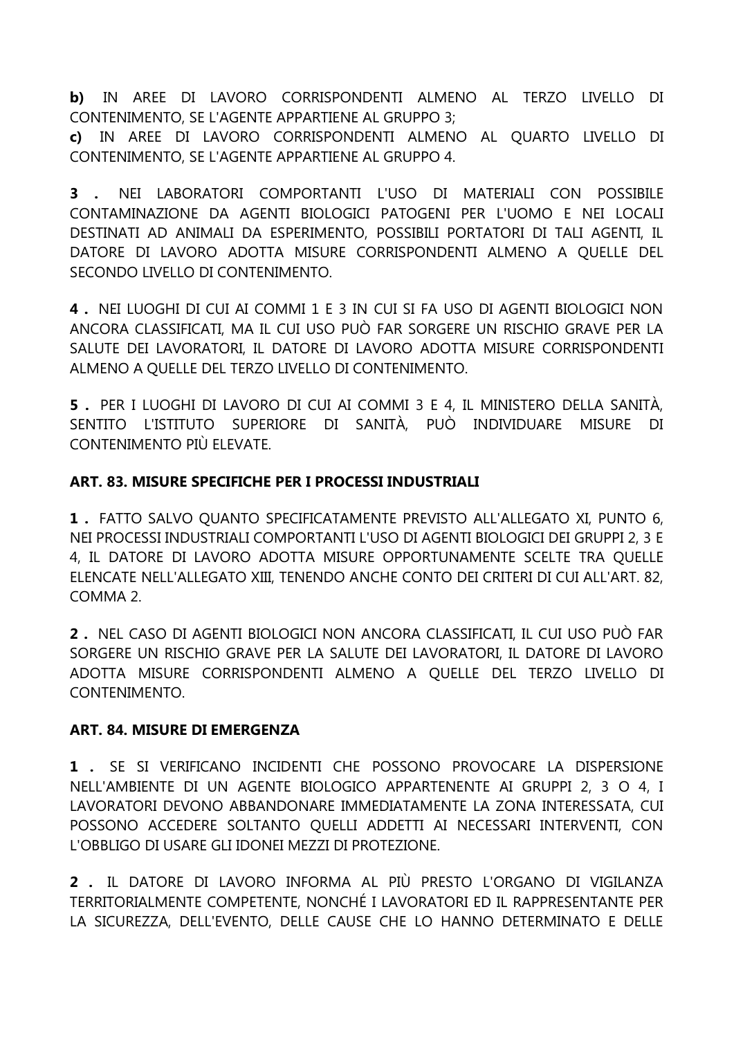**b)** IN AREE DI LAVORO CORRISPONDENTI ALMENO AL TERZO LIVELLO DI CONTENIMENTO, SE L'AGENTE APPARTIENE AL GRUPPO 3;

**c)** IN AREE DI LAVORO CORRISPONDENTI ALMENO AL QUARTO LIVELLO DI CONTENIMENTO, SE L'AGENTE APPARTIENE AL GRUPPO 4.

**3 .** NEI LABORATORI COMPORTANTI L'USO DI MATERIALI CON POSSIBILE CONTAMINAZIONE DA AGENTI BIOLOGICI PATOGENI PER L'UOMO E NEI LOCALI DESTINATI AD ANIMALI DA ESPERIMENTO, POSSIBILI PORTATORI DI TALI AGENTI, IL DATORE DI LAVORO ADOTTA MISURE CORRISPONDENTI ALMENO A QUELLE DEL SECONDO LIVELLO DI CONTENIMENTO.

**4 .** NEI LUOGHI DI CUI AI COMMI 1 E 3 IN CUI SI FA USO DI AGENTI BIOLOGICI NON ANCORA CLASSIFICATI, MA IL CUI USO PUÒ FAR SORGERE UN RISCHIO GRAVE PER LA SALUTE DEI LAVORATORI, IL DATORE DI LAVORO ADOTTA MISURE CORRISPONDENTI ALMENO A QUELLE DEL TERZO LIVELLO DI CONTENIMENTO.

**5 .** PER I LUOGHI DI LAVORO DI CUI AI COMMI 3 E 4, IL MINISTERO DELLA SANITÀ, SENTITO L'ISTITUTO SUPERIORE DI SANITÀ, PUÒ INDIVIDUARE MISURE DI CONTENIMENTO PIÙ ELEVATE.

**ART. 83. MISURE SPECIFICHE PER I PROCESSI INDUSTRIALI**

**1 .** FATTO SALVO QUANTO SPECIFICATAMENTE PREVISTO ALL'ALLEGATO XI, PUNTO 6, NEI PROCESSI INDUSTRIALI COMPORTANTI L'USO DI AGENTI BIOLOGICI DEI GRUPPI 2, 3 E 4, IL DATORE DI LAVORO ADOTTA MISURE OPPORTUNAMENTE SCELTE TRA QUELLE ELENCATE NELL'ALLEGATO XIII, TENENDO ANCHE CONTO DEI CRITERI DI CUI ALL'ART. 82, COMMA 2.

**2 .** NEL CASO DI AGENTI BIOLOGICI NON ANCORA CLASSIFICATI, IL CUI USO PUÒ FAR SORGERE UN RISCHIO GRAVE PER LA SALUTE DEI LAVORATORI, IL DATORE DI LAVORO ADOTTA MISURE CORRISPONDENTI ALMENO A QUELLE DEL TERZO LIVELLO DI CONTENIMENTO.

**ART. 84. MISURE DI EMERGENZA**

**1 .** SE SI VERIFICANO INCIDENTI CHE POSSONO PROVOCARE LA DISPERSIONE NELL'AMBIENTE DI UN AGENTE BIOLOGICO APPARTENENTE AI GRUPPI 2, 3 O 4, I LAVORATORI DEVONO ABBANDONARE IMMEDIATAMENTE LA ZONA INTERESSATA, CUI POSSONO ACCEDERE SOLTANTO QUELLI ADDETTI AI NECESSARI INTERVENTI, CON L'OBBLIGO DI USARE GLI IDONEI MEZZI DI PROTEZIONE.

**2 .** IL DATORE DI LAVORO INFORMA AL PIÙ PRESTO L'ORGANO DI VIGILANZA TERRITORIALMENTE COMPETENTE, NONCHÉ I LAVORATORI ED IL RAPPRESENTANTE PER LA SICUREZZA, DELL'EVENTO, DELLE CAUSE CHE LO HANNO DETERMINATO E DELLE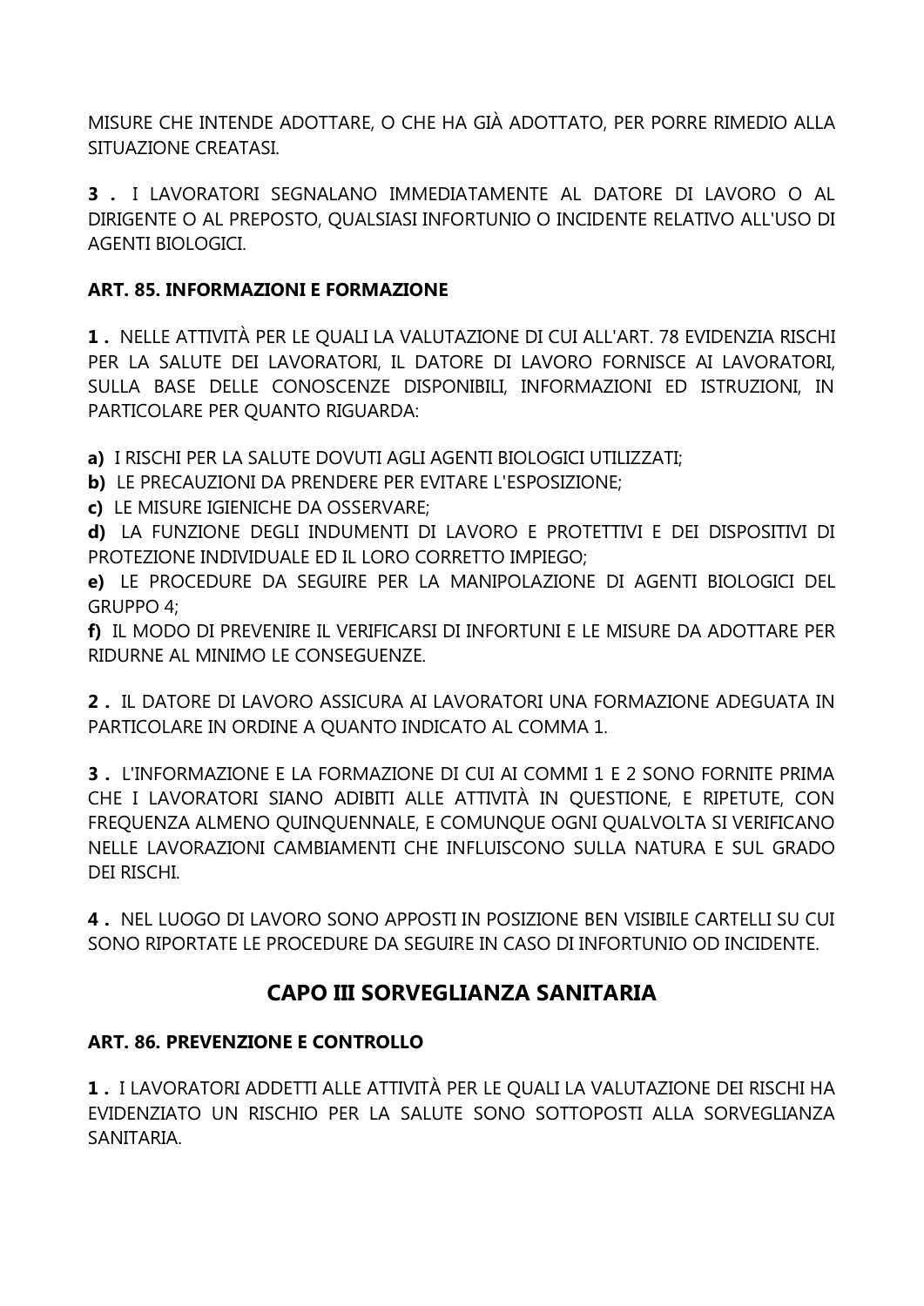MISURE CHE INTENDE ADOTTARE, O CHE HA GIÀ ADOTTATO, PER PORRE RIMEDIO ALLA SITUAZIONE CREATASI.

**3 .** I LAVORATORI SEGNALANO IMMEDIATAMENTE AL DATORE DI LAVORO O AL DIRIGENTE O AL PREPOSTO, QUALSIASI INFORTUNIO O INCIDENTE RELATIVO ALL'USO DI AGENTI BIOLOGICI.

**ART. 85. INFORMAZIONI E FORMAZIONE**

**1 .** NELLE ATTIVITÀ PER LE QUALI LA VALUTAZIONE DI CUI ALL'ART. 78 EVIDENZIA RISCHI PER LA SALUTE DEI LAVORATORI, IL DATORE DI LAVORO FORNISCE AI LAVORATORI, SULLA BASE DELLE CONOSCENZE DISPONIBILI, INFORMAZIONI ED ISTRUZIONI, IN PARTICOLARE PER QUANTO RIGUARDA:

**a)** I RISCHI PER LA SALUTE DOVUTI AGLI AGENTI BIOLOGICI UTILIZZATI;
**b)** LE PRECAUZIONI DA PRENDERE PER EVITARE L'ESPOSIZIONE;
**c)** LE MISURE IGIENICHE DA OSSERVARE;
**d)** LA FUNZIONE DEGLI INDUMENTI DI LAVORO E PROTETTIVI E DEI DISPOSITIVI DI PROTEZIONE INDIVIDUALE ED IL LORO CORRETTO IMPIEGO;
**e)** LE PROCEDURE DA SEGUIRE PER LA MANIPOLAZIONE DI AGENTI BIOLOGICI DEL GRUPPO 4;
**f)** IL MODO DI PREVENIRE IL VERIFICARSI DI INFORTUNI E LE MISURE DA ADOTTARE PER RIDURNE AL MINIMO LE CONSEGUENZE.

**2 .** IL DATORE DI LAVORO ASSICURA AI LAVORATORI UNA FORMAZIONE ADEGUATA IN PARTICOLARE IN ORDINE A QUANTO INDICATO AL COMMA 1.

**3 .** L'INFORMAZIONE E LA FORMAZIONE DI CUI AI COMMI 1 E 2 SONO FORNITE PRIMA CHE I LAVORATORI SIANO ADIBITI ALLE ATTIVITÀ IN QUESTIONE, E RIPETUTE, CON FREQUENZA ALMENO QUINQUENNALE, E COMUNQUE OGNI QUALVOLTA SI VERIFICANO NELLE LAVORAZIONI CAMBIAMENTI CHE INFLUISCONO SULLA NATURA E SUL GRADO DEI RISCHI.

**4 .** NEL LUOGO DI LAVORO SONO APPOSTI IN POSIZIONE BEN VISIBILE CARTELLI SU CUI SONO RIPORTATE LE PROCEDURE DA SEGUIRE IN CASO DI INFORTUNIO OD INCIDENTE.

## CAPO III SORVEGLIANZA SANITARIA

**ART. 86. PREVENZIONE E CONTROLLO**

**1 .** I LAVORATORI ADDETTI ALLE ATTIVITÀ PER LE QUALI LA VALUTAZIONE DEI RISCHI HA EVIDENZIATO UN RISCHIO PER LA SALUTE SONO SOTTOPOSTI ALLA SORVEGLIANZA SANITARIA.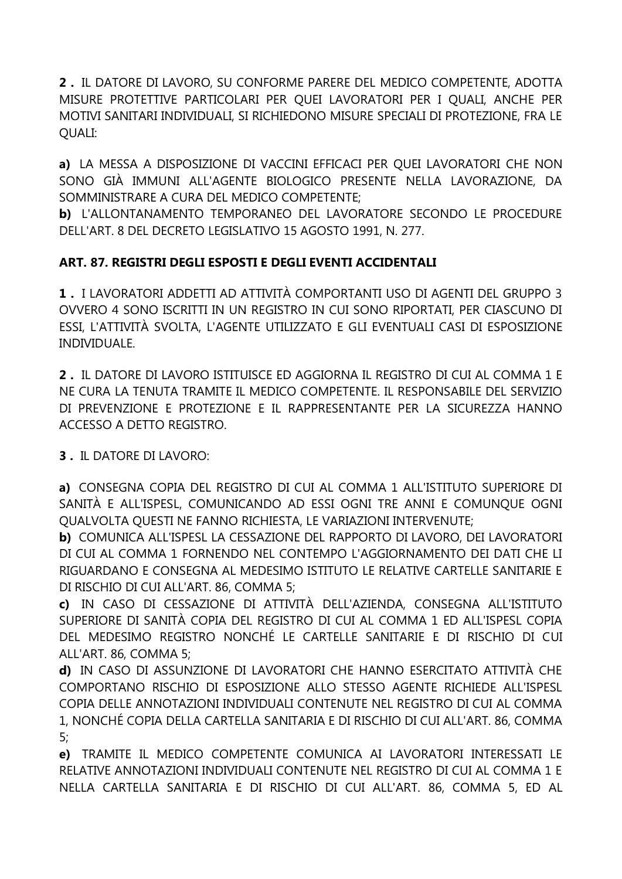**2 .** IL DATORE DI LAVORO, SU CONFORME PARERE DEL MEDICO COMPETENTE, ADOTTA MISURE PROTETTIVE PARTICOLARI PER QUEI LAVORATORI PER I QUALI, ANCHE PER MOTIVI SANITARI INDIVIDUALI, SI RICHIEDONO MISURE SPECIALI DI PROTEZIONE, FRA LE QUALI:

**a)** LA MESSA A DISPOSIZIONE DI VACCINI EFFICACI PER QUEI LAVORATORI CHE NON SONO GIÀ IMMUNI ALL'AGENTE BIOLOGICO PRESENTE NELLA LAVORAZIONE, DA SOMMINISTRARE A CURA DEL MEDICO COMPETENTE;
**b)** L'ALLONTANAMENTO TEMPORANEO DEL LAVORATORE SECONDO LE PROCEDURE DELL'ART. 8 DEL DECRETO LEGISLATIVO 15 AGOSTO 1991, N. 277.

**ART. 87. REGISTRI DEGLI ESPOSTI E DEGLI EVENTI ACCIDENTALI**

**1 .** I LAVORATORI ADDETTI AD ATTIVITÀ COMPORTANTI USO DI AGENTI DEL GRUPPO 3 OVVERO 4 SONO ISCRITTI IN UN REGISTRO IN CUI SONO RIPORTATI, PER CIASCUNO DI ESSI, L'ATTIVITÀ SVOLTA, L'AGENTE UTILIZZATO E GLI EVENTUALI CASI DI ESPOSIZIONE INDIVIDUALE.

**2 .** IL DATORE DI LAVORO ISTITUISCE ED AGGIORNA IL REGISTRO DI CUI AL COMMA 1 E NE CURA LA TENUTA TRAMITE IL MEDICO COMPETENTE. IL RESPONSABILE DEL SERVIZIO DI PREVENZIONE E PROTEZIONE E IL RAPPRESENTANTE PER LA SICUREZZA HANNO ACCESSO A DETTO REGISTRO.

**3 .** IL DATORE DI LAVORO:

**a)** CONSEGNA COPIA DEL REGISTRO DI CUI AL COMMA 1 ALL'ISTITUTO SUPERIORE DI SANITÀ E ALL'ISPESL, COMUNICANDO AD ESSI OGNI TRE ANNI E COMUNQUE OGNI QUALVOLTA QUESTI NE FANNO RICHIESTA, LE VARIAZIONI INTERVENUTE;
**b)** COMUNICA ALL'ISPESL LA CESSAZIONE DEL RAPPORTO DI LAVORO, DEI LAVORATORI DI CUI AL COMMA 1 FORNENDO NEL CONTEMPO L'AGGIORNAMENTO DEI DATI CHE LI RIGUARDANO E CONSEGNA AL MEDESIMO ISTITUTO LE RELATIVE CARTELLE SANITARIE E DI RISCHIO DI CUI ALL'ART. 86, COMMA 5;
**c)** IN CASO DI CESSAZIONE DI ATTIVITÀ DELL'AZIENDA, CONSEGNA ALL'ISTITUTO SUPERIORE DI SANITÀ COPIA DEL REGISTRO DI CUI AL COMMA 1 ED ALL'ISPESL COPIA DEL MEDESIMO REGISTRO NONCHÉ LE CARTELLE SANITARIE E DI RISCHIO DI CUI ALL'ART. 86, COMMA 5;
**d)** IN CASO DI ASSUNZIONE DI LAVORATORI CHE HANNO ESERCITATO ATTIVITÀ CHE COMPORTANO RISCHIO DI ESPOSIZIONE ALLO STESSO AGENTE RICHIEDE ALL'ISPESL COPIA DELLE ANNOTAZIONI INDIVIDUALI CONTENUTE NEL REGISTRO DI CUI AL COMMA 1, NONCHÉ COPIA DELLA CARTELLA SANITARIA E DI RISCHIO DI CUI ALL'ART. 86, COMMA 5;
**e)** TRAMITE IL MEDICO COMPETENTE COMUNICA AI LAVORATORI INTERESSATI LE RELATIVE ANNOTAZIONI INDIVIDUALI CONTENUTE NEL REGISTRO DI CUI AL COMMA 1 E NELLA CARTELLA SANITARIA E DI RISCHIO DI CUI ALL'ART. 86, COMMA 5, ED AL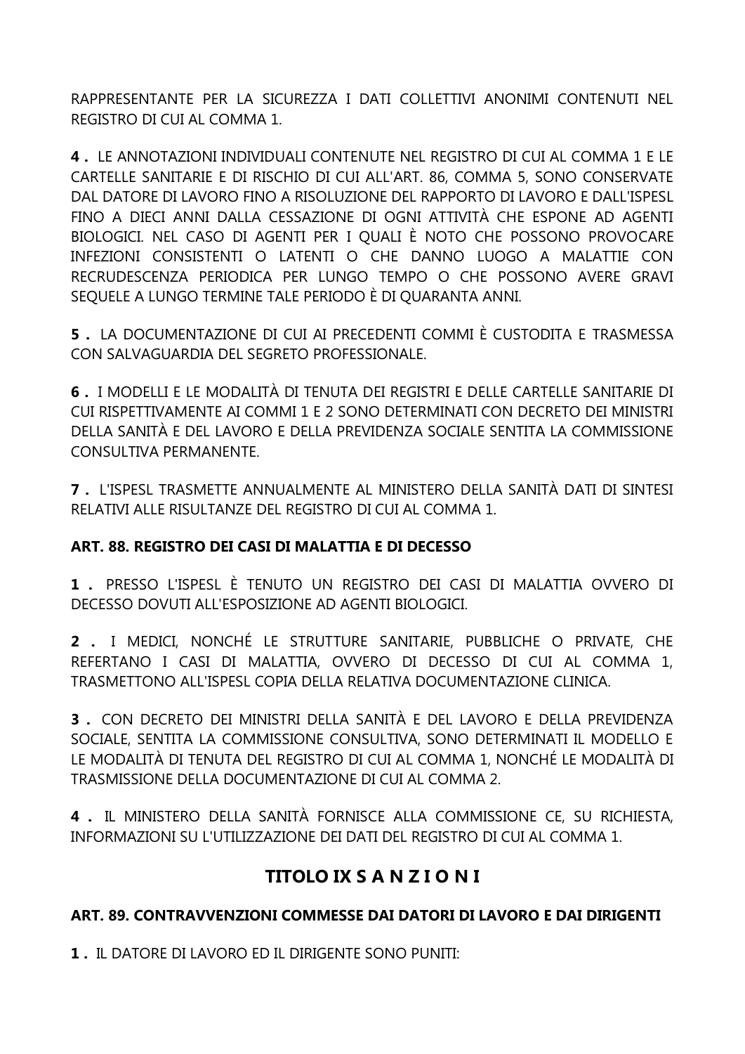RAPPRESENTANTE PER LA SICUREZZA I DATI COLLETTIVI ANONIMI CONTENUTI NEL REGISTRO DI CUI AL COMMA 1.

**4 .** LE ANNOTAZIONI INDIVIDUALI CONTENUTE NEL REGISTRO DI CUI AL COMMA 1 E LE CARTELLE SANITARIE E DI RISCHIO DI CUI ALL'ART. 86, COMMA 5, SONO CONSERVATE DAL DATORE DI LAVORO FINO A RISOLUZIONE DEL RAPPORTO DI LAVORO E DALL'ISPESL FINO A DIECI ANNI DALLA CESSAZIONE DI OGNI ATTIVITÀ CHE ESPONE AD AGENTI BIOLOGICI. NEL CASO DI AGENTI PER I QUALI È NOTO CHE POSSONO PROVOCARE INFEZIONI CONSISTENTI O LATENTI O CHE DANNO LUOGO A MALATTIE CON RECRUDESCENZA PERIODICA PER LUNGO TEMPO O CHE POSSONO AVERE GRAVI SEQUELE A LUNGO TERMINE TALE PERIODO È DI QUARANTA ANNI.

**5 .** LA DOCUMENTAZIONE DI CUI AI PRECEDENTI COMMI È CUSTODITA E TRASMESSA CON SALVAGUARDIA DEL SEGRETO PROFESSIONALE.

**6 .** I MODELLI E LE MODALITÀ DI TENUTA DEI REGISTRI E DELLE CARTELLE SANITARIE DI CUI RISPETTIVAMENTE AI COMMI 1 E 2 SONO DETERMINATI CON DECRETO DEI MINISTRI DELLA SANITÀ E DEL LAVORO E DELLA PREVIDENZA SOCIALE SENTITA LA COMMISSIONE CONSULTIVA PERMANENTE.

**7 .** L'ISPESL TRASMETTE ANNUALMENTE AL MINISTERO DELLA SANITÀ DATI DI SINTESI RELATIVI ALLE RISULTANZE DEL REGISTRO DI CUI AL COMMA 1.

### ART. 88. REGISTRO DEI CASI DI MALATTIA E DI DECESSO

**1 .** PRESSO L'ISPESL È TENUTO UN REGISTRO DEI CASI DI MALATTIA OVVERO DI DECESSO DOVUTI ALL'ESPOSIZIONE AD AGENTI BIOLOGICI.

**2 .** I MEDICI, NONCHÉ LE STRUTTURE SANITARIE, PUBBLICHE O PRIVATE, CHE REFERTANO I CASI DI MALATTIA, OVVERO DI DECESSO DI CUI AL COMMA 1, TRASMETTONO ALL'ISPESL COPIA DELLA RELATIVA DOCUMENTAZIONE CLINICA.

**3 .** CON DECRETO DEI MINISTRI DELLA SANITÀ E DEL LAVORO E DELLA PREVIDENZA SOCIALE, SENTITA LA COMMISSIONE CONSULTIVA, SONO DETERMINATI IL MODELLO E LE MODALITÀ DI TENUTA DEL REGISTRO DI CUI AL COMMA 1, NONCHÉ LE MODALITÀ DI TRASMISSIONE DELLA DOCUMENTAZIONE DI CUI AL COMMA 2.

**4 .** IL MINISTERO DELLA SANITÀ FORNISCE ALLA COMMISSIONE CE, SU RICHIESTA, INFORMAZIONI SU L'UTILIZZAZIONE DEI DATI DEL REGISTRO DI CUI AL COMMA 1.

## TITOLO IX S A N Z I O N I

### ART. 89. CONTRAVVENZIONI COMMESSE DAI DATORI DI LAVORO E DAI DIRIGENTI

**1 .** IL DATORE DI LAVORO ED IL DIRIGENTE SONO PUNITI: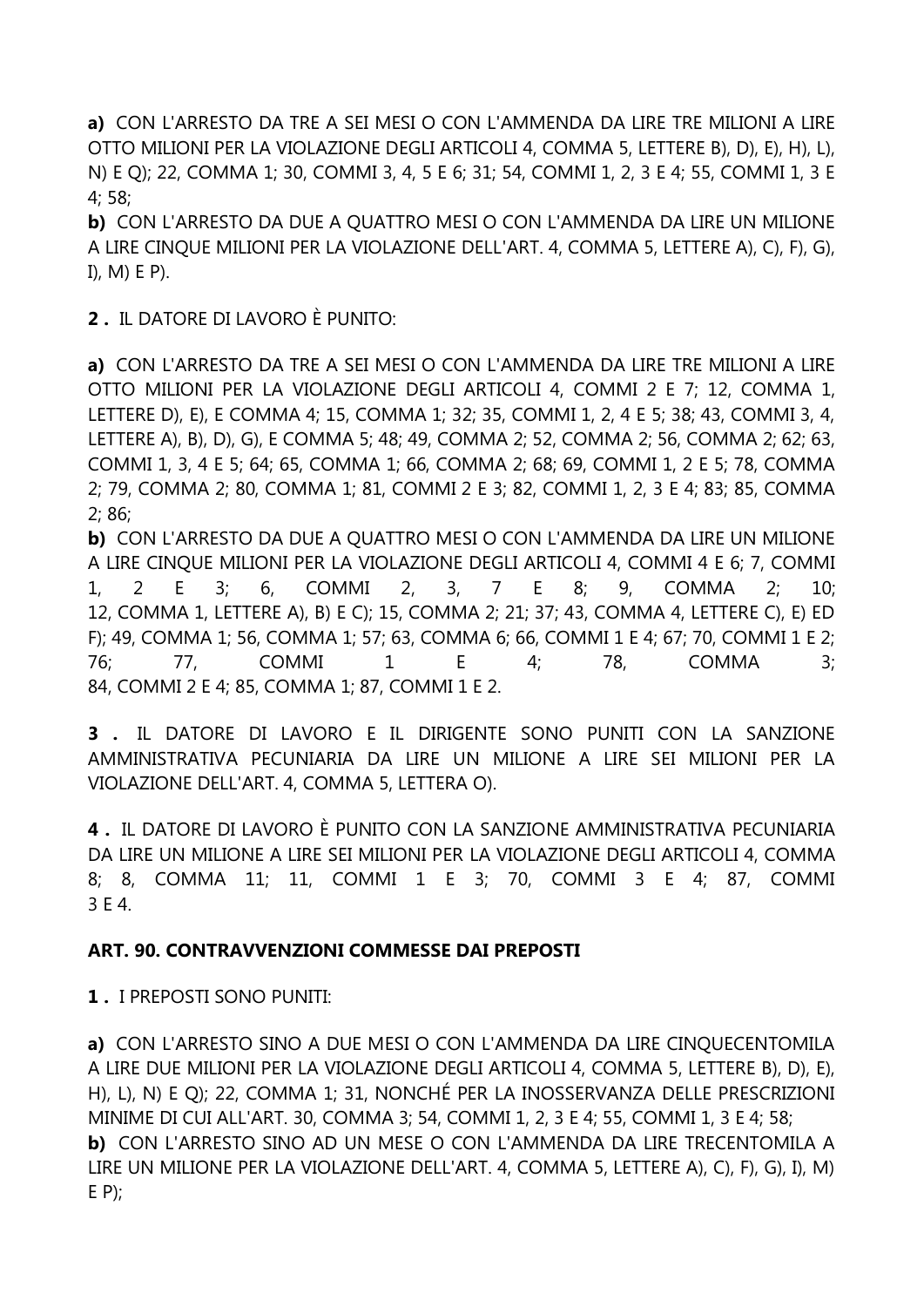**a)** CON L'ARRESTO DA TRE A SEI MESI O CON L'AMMENDA DA LIRE TRE MILIONI A LIRE OTTO MILIONI PER LA VIOLAZIONE DEGLI ARTICOLI 4, COMMA 5, LETTERE B), D), E), H), L), N) E Q); 22, COMMA 1; 30, COMMI 3, 4, 5 E 6; 31; 54, COMMI 1, 2, 3 E 4; 55, COMMI 1, 3 E 4; 58;

**b)** CON L'ARRESTO DA DUE A QUATTRO MESI O CON L'AMMENDA DA LIRE UN MILIONE A LIRE CINQUE MILIONI PER LA VIOLAZIONE DELL'ART. 4, COMMA 5, LETTERE A), C), F), G), I), M) E P).

**2 .** IL DATORE DI LAVORO È PUNITO:

**a)** CON L'ARRESTO DA TRE A SEI MESI O CON L'AMMENDA DA LIRE TRE MILIONI A LIRE OTTO MILIONI PER LA VIOLAZIONE DEGLI ARTICOLI 4, COMMI 2 E 7; 12, COMMA 1, LETTERE D), E), E COMMA 4; 15, COMMA 1; 32; 35, COMMI 1, 2, 4 E 5; 38; 43, COMMI 3, 4, LETTERE A), B), D), G), E COMMA 5; 48; 49, COMMA 2; 52, COMMA 2; 56, COMMA 2; 62; 63, COMMI 1, 3, 4 E 5; 64; 65, COMMA 1; 66, COMMA 2; 68; 69, COMMI 1, 2 E 5; 78, COMMA 2; 79, COMMA 2; 80, COMMA 1; 81, COMMI 2 E 3; 82, COMMI 1, 2, 3 E 4; 83; 85, COMMA 2; 86;

**b)** CON L'ARRESTO DA DUE A QUATTRO MESI O CON L'AMMENDA DA LIRE UN MILIONE A LIRE CINQUE MILIONI PER LA VIOLAZIONE DEGLI ARTICOLI 4, COMMI 4 E 6; 7, COMMI 1, 2 E 3; 6, COMMI 2, 3, 7 E 8; 9, COMMA 2; 10; 12, COMMA 1, LETTERE A), B) E C); 15, COMMA 2; 21; 37; 43, COMMA 4, LETTERE C), E) ED F); 49, COMMA 1; 56, COMMA 1; 57; 63, COMMA 6; 66, COMMI 1 E 4; 67; 70, COMMI 1 E 2; 76; 77, COMMI 1 E 4; 78, COMMA 3; 84, COMMI 2 E 4; 85, COMMA 1; 87, COMMI 1 E 2.

**3 .** IL DATORE DI LAVORO E IL DIRIGENTE SONO PUNITI CON LA SANZIONE AMMINISTRATIVA PECUNIARIA DA LIRE UN MILIONE A LIRE SEI MILIONI PER LA VIOLAZIONE DELL'ART. 4, COMMA 5, LETTERA O).

**4 .** IL DATORE DI LAVORO È PUNITO CON LA SANZIONE AMMINISTRATIVA PECUNIARIA DA LIRE UN MILIONE A LIRE SEI MILIONI PER LA VIOLAZIONE DEGLI ARTICOLI 4, COMMA 8; 8, COMMA 11; 11, COMMI 1 E 3; 70, COMMI 3 E 4; 87, COMMI 3 E 4.

### ART. 90. CONTRAVVENZIONI COMMESSE DAI PREPOSTI

**1 .** I PREPOSTI SONO PUNITI:

**a)** CON L'ARRESTO SINO A DUE MESI O CON L'AMMENDA DA LIRE CINQUECENTOMILA A LIRE DUE MILIONI PER LA VIOLAZIONE DEGLI ARTICOLI 4, COMMA 5, LETTERE B), D), E), H), L), N) E Q); 22, COMMA 1; 31, NONCHÉ PER LA INOSSERVANZA DELLE PRESCRIZIONI MINIME DI CUI ALL'ART. 30, COMMA 3; 54, COMMI 1, 2, 3 E 4; 55, COMMI 1, 3 E 4; 58;

**b)** CON L'ARRESTO SINO AD UN MESE O CON L'AMMENDA DA LIRE TRECENTOMILA A LIRE UN MILIONE PER LA VIOLAZIONE DELL'ART. 4, COMMA 5, LETTERE A), C), F), G), I), M) E P);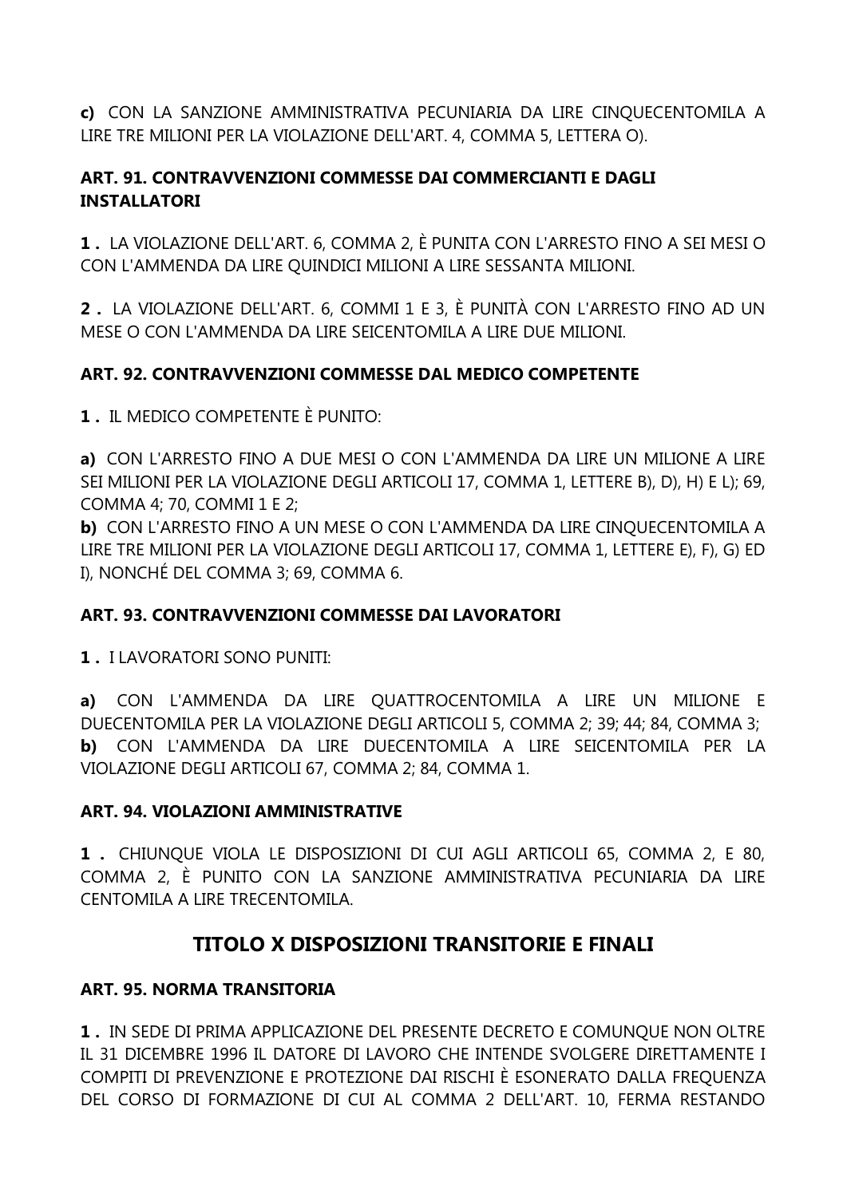**c)** CON LA SANZIONE AMMINISTRATIVA PECUNIARIA DA LIRE CINQUECENTOMILA A LIRE TRE MILIONI PER LA VIOLAZIONE DELL'ART. 4, COMMA 5, LETTERA O).

### ART. 91. CONTRAVVENZIONI COMMESSE DAI COMMERCIANTI E DAGLI INSTALLATORI

**1 .** LA VIOLAZIONE DELL'ART. 6, COMMA 2, È PUNITA CON L'ARRESTO FINO A SEI MESI O CON L'AMMENDA DA LIRE QUINDICI MILIONI A LIRE SESSANTA MILIONI.

**2 .** LA VIOLAZIONE DELL'ART. 6, COMMI 1 E 3, È PUNITÀ CON L'ARRESTO FINO AD UN MESE O CON L'AMMENDA DA LIRE SEICENTOMILA A LIRE DUE MILIONI.

### ART. 92. CONTRAVVENZIONI COMMESSE DAL MEDICO COMPETENTE

**1 .** IL MEDICO COMPETENTE È PUNITO:

**a)** CON L'ARRESTO FINO A DUE MESI O CON L'AMMENDA DA LIRE UN MILIONE A LIRE SEI MILIONI PER LA VIOLAZIONE DEGLI ARTICOLI 17, COMMA 1, LETTERE B), D), H) E L); 69, COMMA 4; 70, COMMI 1 E 2;
**b)** CON L'ARRESTO FINO A UN MESE O CON L'AMMENDA DA LIRE CINQUECENTOMILA A LIRE TRE MILIONI PER LA VIOLAZIONE DEGLI ARTICOLI 17, COMMA 1, LETTERE E), F), G) ED I), NONCHÉ DEL COMMA 3; 69, COMMA 6.

### ART. 93. CONTRAVVENZIONI COMMESSE DAI LAVORATORI

**1 .** I LAVORATORI SONO PUNITI:

**a)** CON L'AMMENDA DA LIRE QUATTROCENTOMILA A LIRE UN MILIONE E DUECENTOMILA PER LA VIOLAZIONE DEGLI ARTICOLI 5, COMMA 2; 39; 44; 84, COMMA 3;
**b)** CON L'AMMENDA DA LIRE DUECENTOMILA A LIRE SEICENTOMILA PER LA VIOLAZIONE DEGLI ARTICOLI 67, COMMA 2; 84, COMMA 1.

### ART. 94. VIOLAZIONI AMMINISTRATIVE

**1 .** CHIUNQUE VIOLA LE DISPOSIZIONI DI CUI AGLI ARTICOLI 65, COMMA 2, E 80, COMMA 2, È PUNITO CON LA SANZIONE AMMINISTRATIVA PECUNIARIA DA LIRE CENTOMILA A LIRE TRECENTOMILA.

## TITOLO X DISPOSIZIONI TRANSITORIE E FINALI

### ART. 95. NORMA TRANSITORIA

**1 .** IN SEDE DI PRIMA APPLICAZIONE DEL PRESENTE DECRETO E COMUNQUE NON OLTRE IL 31 DICEMBRE 1996 IL DATORE DI LAVORO CHE INTENDE SVOLGERE DIRETTAMENTE I COMPITI DI PREVENZIONE E PROTEZIONE DAI RISCHI È ESONERATO DALLA FREQUENZA DEL CORSO DI FORMAZIONE DI CUI AL COMMA 2 DELL'ART. 10, FERMA RESTANDO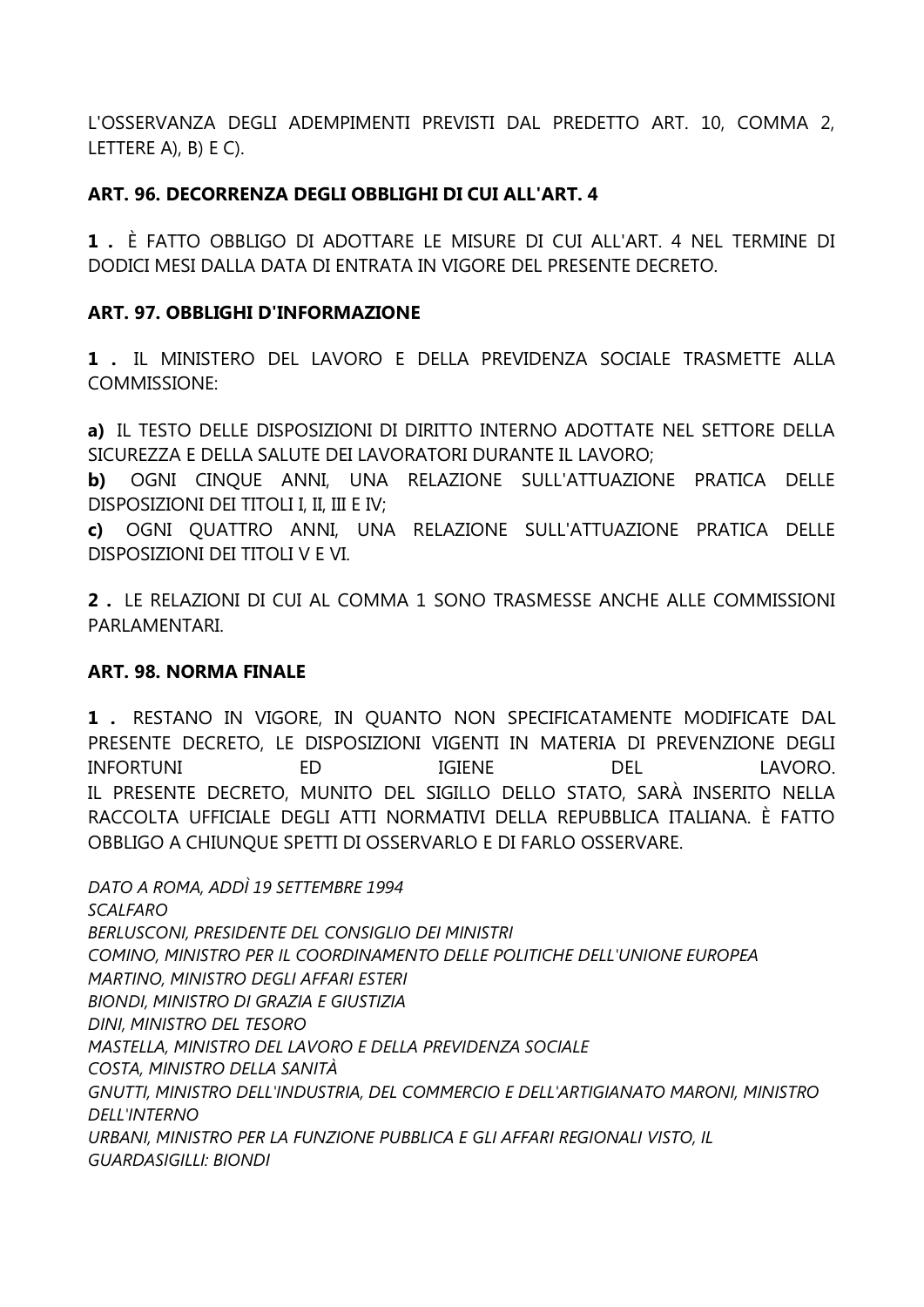L'OSSERVANZA DEGLI ADEMPIMENTI PREVISTI DAL PREDETTO ART. 10, COMMA 2, LETTERE A), B) E C).

### ART. 96. DECORRENZA DEGLI OBBLIGHI DI CUI ALL'ART. 4

**1 .** È FATTO OBBLIGO DI ADOTTARE LE MISURE DI CUI ALL'ART. 4 NEL TERMINE DI DODICI MESI DALLA DATA DI ENTRATA IN VIGORE DEL PRESENTE DECRETO.

### ART. 97. OBBLIGHI D'INFORMAZIONE

**1 .** IL MINISTERO DEL LAVORO E DELLA PREVIDENZA SOCIALE TRASMETTE ALLA COMMISSIONE:

**a)** IL TESTO DELLE DISPOSIZIONI DI DIRITTO INTERNO ADOTTATE NEL SETTORE DELLA SICUREZZA E DELLA SALUTE DEI LAVORATORI DURANTE IL LAVORO;
**b)** OGNI CINQUE ANNI, UNA RELAZIONE SULL'ATTUAZIONE PRATICA DELLE DISPOSIZIONI DEI TITOLI I, II, III E IV;
**c)** OGNI QUATTRO ANNI, UNA RELAZIONE SULL'ATTUAZIONE PRATICA DELLE DISPOSIZIONI DEI TITOLI V E VI.

**2 .** LE RELAZIONI DI CUI AL COMMA 1 SONO TRASMESSE ANCHE ALLE COMMISSIONI PARLAMENTARI.

### ART. 98. NORMA FINALE

**1 .** RESTANO IN VIGORE, IN QUANTO NON SPECIFICATAMENTE MODIFICATE DAL PRESENTE DECRETO, LE DISPOSIZIONI VIGENTI IN MATERIA DI PREVENZIONE DEGLI INFORTUNI ED IGIENE DEL LAVORO.
IL PRESENTE DECRETO, MUNITO DEL SIGILLO DELLO STATO, SARÀ INSERITO NELLA RACCOLTA UFFICIALE DEGLI ATTI NORMATIVI DELLA REPUBBLICA ITALIANA. È FATTO OBBLIGO A CHIUNQUE SPETTI DI OSSERVARLO E DI FARLO OSSERVARE.

*DATO A ROMA, ADDÌ 19 SETTEMBRE 1994*
*SCALFARO*
*BERLUSCONI, PRESIDENTE DEL CONSIGLIO DEI MINISTRI*
*COMINO, MINISTRO PER IL COORDINAMENTO DELLE POLITICHE DELL'UNIONE EUROPEA*
*MARTINO, MINISTRO DEGLI AFFARI ESTERI*
*BIONDI, MINISTRO DI GRAZIA E GIUSTIZIA*
*DINI, MINISTRO DEL TESORO*
*MASTELLA, MINISTRO DEL LAVORO E DELLA PREVIDENZA SOCIALE*
*COSTA, MINISTRO DELLA SANITÀ*
*GNUTTI, MINISTRO DELL'INDUSTRIA, DEL COMMERCIO E DELL'ARTIGIANATO MARONI, MINISTRO DELL'INTERNO*
*URBANI, MINISTRO PER LA FUNZIONE PUBBLICA E GLI AFFARI REGIONALI VISTO, IL GUARDASIGILLI: BIONDI*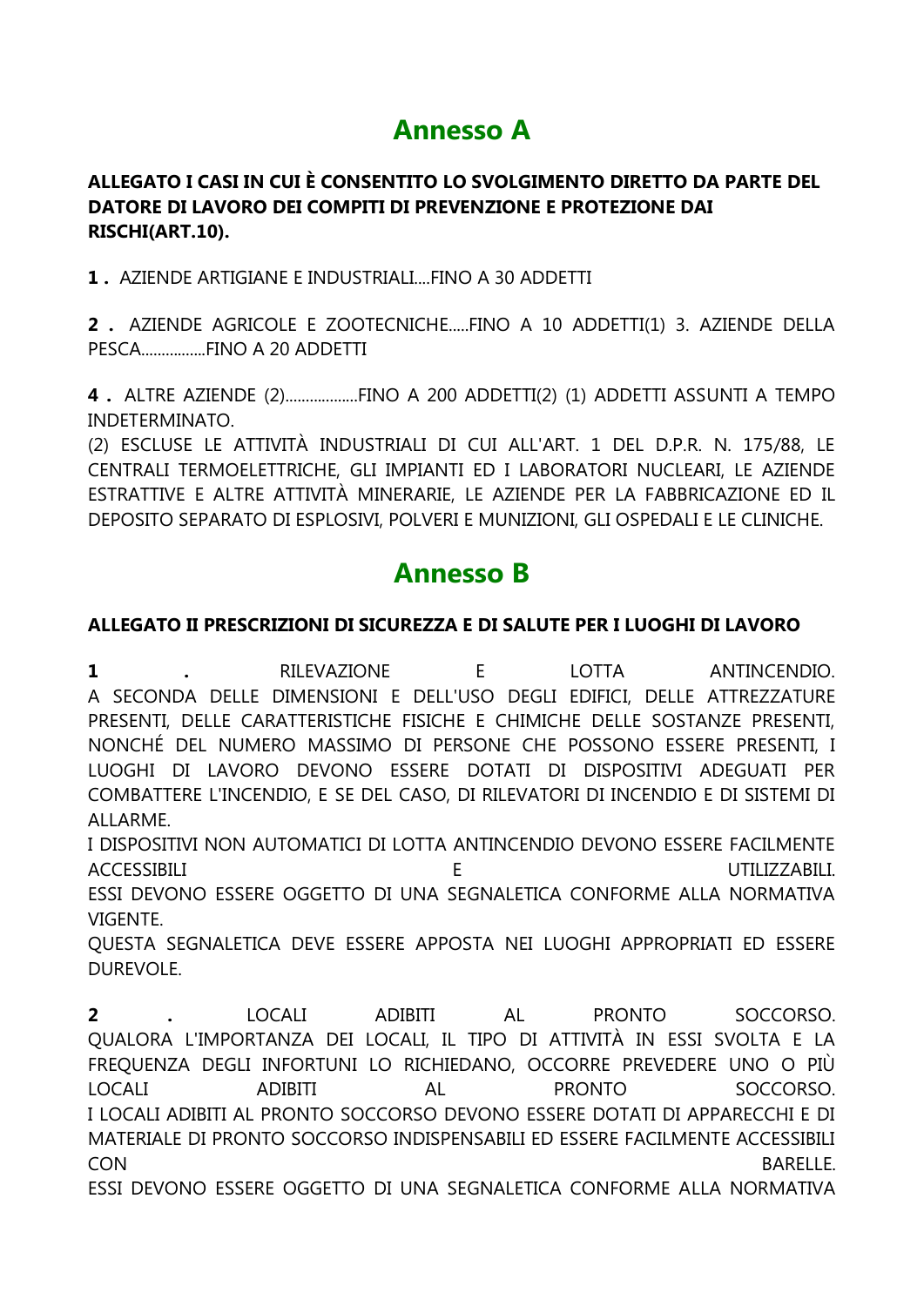# Annesso A

**ALLEGATO I CASI IN CUI È CONSENTITO LO SVOLGIMENTO DIRETTO DA PARTE DEL DATORE DI LAVORO DEI COMPITI DI PREVENZIONE E PROTEZIONE DAI RISCHI(ART.10).**

**1 .** AZIENDE ARTIGIANE E INDUSTRIALI....FINO A 30 ADDETTI

**2 .** AZIENDE AGRICOLE E ZOOTECNICHE.....FINO A 10 ADDETTI(1) 3. AZIENDE DELLA PESCA................FINO A 20 ADDETTI

**4 .** ALTRE AZIENDE (2)..................FINO A 200 ADDETTI(2) (1) ADDETTI ASSUNTI A TEMPO INDETERMINATO.
(2) ESCLUSE LE ATTIVITÀ INDUSTRIALI DI CUI ALL'ART. 1 DEL D.P.R. N. 175/88, LE CENTRALI TERMOELETTRICHE, GLI IMPIANTI ED I LABORATORI NUCLEARI, LE AZIENDE ESTRATTIVE E ALTRE ATTIVITÀ MINERARIE, LE AZIENDE PER LA FABBRICAZIONE ED IL DEPOSITO SEPARATO DI ESPLOSIVI, POLVERI E MUNIZIONI, GLI OSPEDALI E LE CLINICHE.

# Annesso B

**ALLEGATO II PRESCRIZIONI DI SICUREZZA E DI SALUTE PER I LUOGHI DI LAVORO**

**1 .** RILEVAZIONE E LOTTA ANTINCENDIO.
A SECONDA DELLE DIMENSIONI E DELL'USO DEGLI EDIFICI, DELLE ATTREZZATURE PRESENTI, DELLE CARATTERISTICHE FISICHE E CHIMICHE DELLE SOSTANZE PRESENTI, NONCHÉ DEL NUMERO MASSIMO DI PERSONE CHE POSSONO ESSERE PRESENTI, I LUOGHI DI LAVORO DEVONO ESSERE DOTATI DI DISPOSITIVI ADEGUATI PER COMBATTERE L'INCENDIO, E SE DEL CASO, DI RILEVATORI DI INCENDIO E DI SISTEMI DI ALLARME.
I DISPOSITIVI NON AUTOMATICI DI LOTTA ANTINCENDIO DEVONO ESSERE FACILMENTE ACCESSIBILI E UTILIZZABILI.
ESSI DEVONO ESSERE OGGETTO DI UNA SEGNALETICA CONFORME ALLA NORMATIVA VIGENTE.
QUESTA SEGNALETICA DEVE ESSERE APPOSTA NEI LUOGHI APPROPRIATI ED ESSERE DUREVOLE.

**2 .** LOCALI ADIBITI AL PRONTO SOCCORSO.
QUALORA L'IMPORTANZA DEI LOCALI, IL TIPO DI ATTIVITÀ IN ESSI SVOLTA E LA FREQUENZA DEGLI INFORTUNI LO RICHIEDANO, OCCORRE PREVEDERE UNO O PIÙ LOCALI ADIBITI AL PRONTO SOCCORSO.
I LOCALI ADIBITI AL PRONTO SOCCORSO DEVONO ESSERE DOTATI DI APPARECCHI E DI MATERIALE DI PRONTO SOCCORSO INDISPENSABILI ED ESSERE FACILMENTE ACCESSIBILI CON BARELLE.
ESSI DEVONO ESSERE OGGETTO DI UNA SEGNALETICA CONFORME ALLA NORMATIVA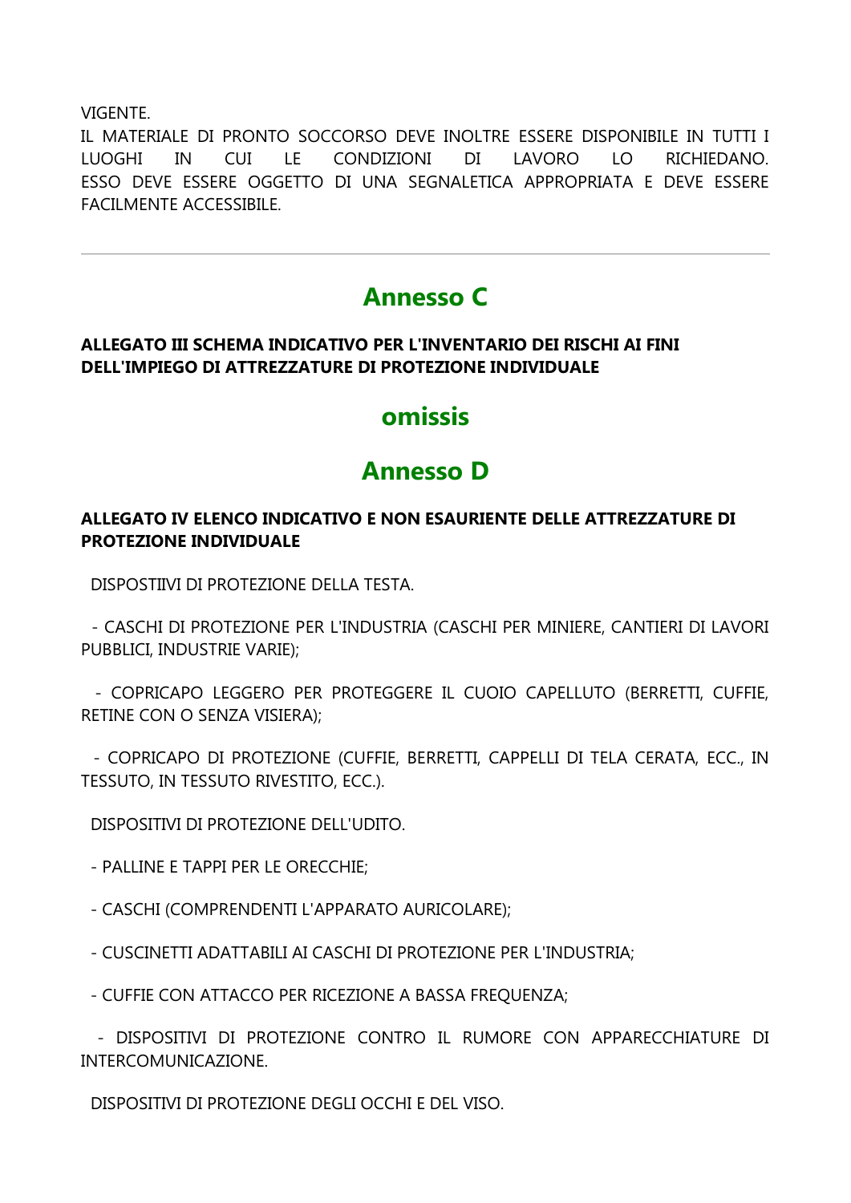VIGENTE.
IL MATERIALE DI PRONTO SOCCORSO DEVE INOLTRE ESSERE DISPONIBILE IN TUTTI I LUOGHI IN CUI LE CONDIZIONI DI LAVORO LO RICHIEDANO. ESSO DEVE ESSERE OGGETTO DI UNA SEGNALETICA APPROPRIATA E DEVE ESSERE FACILMENTE ACCESSIBILE.

---

## Annesso C

**ALLEGATO III SCHEMA INDICATIVO PER L'INVENTARIO DEI RISCHI AI FINI DELL'IMPIEGO DI ATTREZZATURE DI PROTEZIONE INDIVIDUALE**

## omissis

## Annesso D

**ALLEGATO IV ELENCO INDICATIVO E NON ESAURIENTE DELLE ATTREZZATURE DI PROTEZIONE INDIVIDUALE**

DISPOSTIIVI DI PROTEZIONE DELLA TESTA.

- CASCHI DI PROTEZIONE PER L'INDUSTRIA (CASCHI PER MINIERE, CANTIERI DI LAVORI PUBBLICI, INDUSTRIE VARIE);

- COPRICAPO LEGGERO PER PROTEGGERE IL CUOIO CAPELLUTO (BERRETTI, CUFFIE, RETINE CON O SENZA VISIERA);

- COPRICAPO DI PROTEZIONE (CUFFIE, BERRETTI, CAPPELLI DI TELA CERATA, ECC., IN TESSUTO, IN TESSUTO RIVESTITO, ECC.).

DISPOSITIVI DI PROTEZIONE DELL'UDITO.

- PALLINE E TAPPI PER LE ORECCHIE;

- CASCHI (COMPRENDENTI L'APPARATO AURICOLARE);

- CUSCINETTI ADATTABILI AI CASCHI DI PROTEZIONE PER L'INDUSTRIA;

- CUFFIE CON ATTACCO PER RICEZIONE A BASSA FREQUENZA;

- DISPOSITIVI DI PROTEZIONE CONTRO IL RUMORE CON APPARECCHIATURE DI INTERCOMUNICAZIONE.

DISPOSITIVI DI PROTEZIONE DEGLI OCCHI E DEL VISO.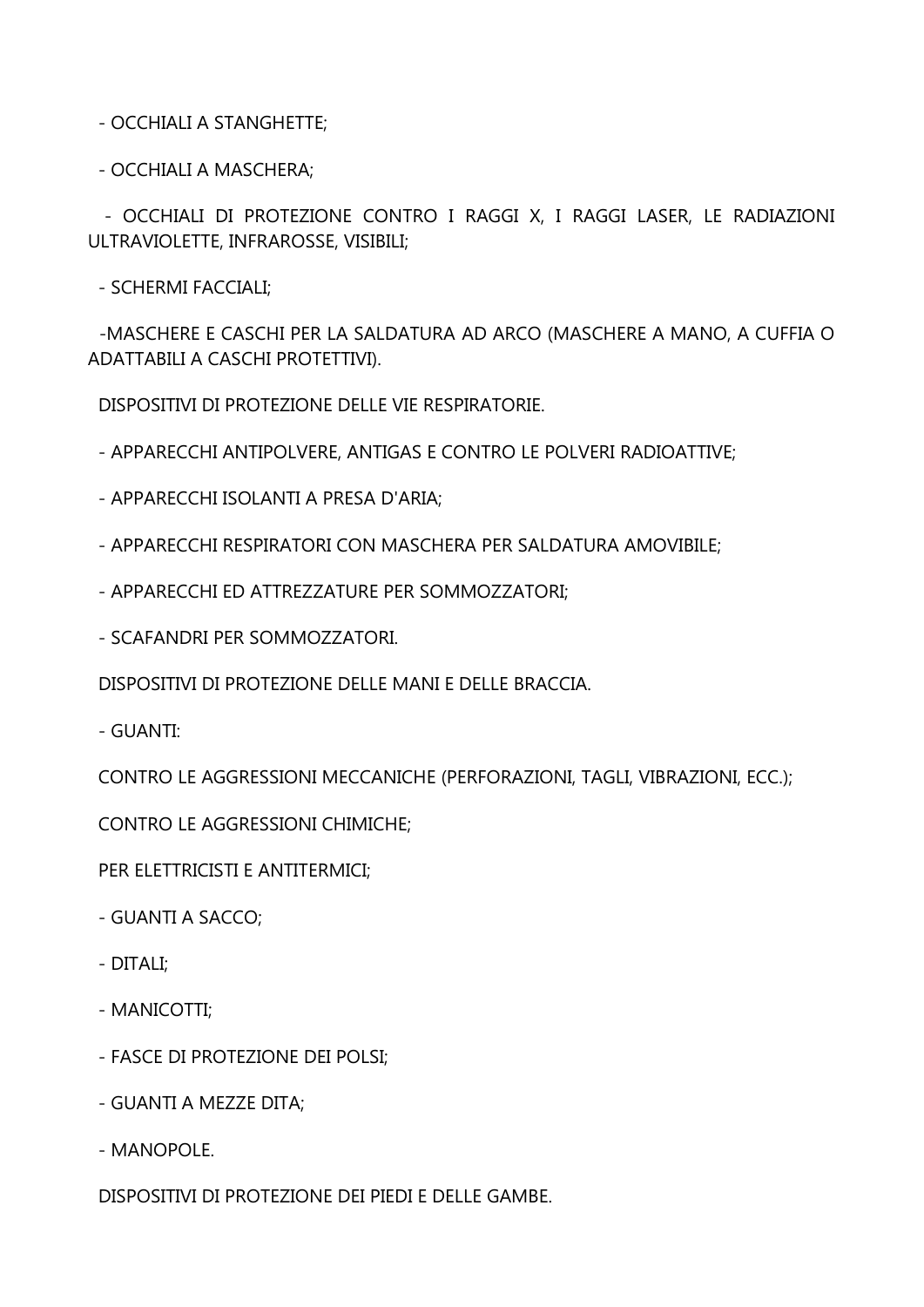- OCCHIALI A STANGHETTE;

- OCCHIALI A MASCHERA;

- OCCHIALI DI PROTEZIONE CONTRO I RAGGI X, I RAGGI LASER, LE RADIAZIONI ULTRAVIOLETTE, INFRAROSSE, VISIBILI;

- SCHERMI FACCIALI;

-MASCHERE E CASCHI PER LA SALDATURA AD ARCO (MASCHERE A MANO, A CUFFIA O ADATTABILI A CASCHI PROTETTIVI).

DISPOSITIVI DI PROTEZIONE DELLE VIE RESPIRATORIE.

- APPARECCHI ANTIPOLVERE, ANTIGAS E CONTRO LE POLVERI RADIOATTIVE;

- APPARECCHI ISOLANTI A PRESA D'ARIA;

- APPARECCHI RESPIRATORI CON MASCHERA PER SALDATURA AMOVIBILE;

- APPARECCHI ED ATTREZZATURE PER SOMMOZZATORI;

- SCAFANDRI PER SOMMOZZATORI.

DISPOSITIVI DI PROTEZIONE DELLE MANI E DELLE BRACCIA.

- GUANTI:

CONTRO LE AGGRESSIONI MECCANICHE (PERFORAZIONI, TAGLI, VIBRAZIONI, ECC.);

CONTRO LE AGGRESSIONI CHIMICHE;

PER ELETTRICISTI E ANTITERMICI;

- GUANTI A SACCO;

- DITALI;

- MANICOTTI;

- FASCE DI PROTEZIONE DEI POLSI;

- GUANTI A MEZZE DITA;

- MANOPOLE.

DISPOSITIVI DI PROTEZIONE DEI PIEDI E DELLE GAMBE.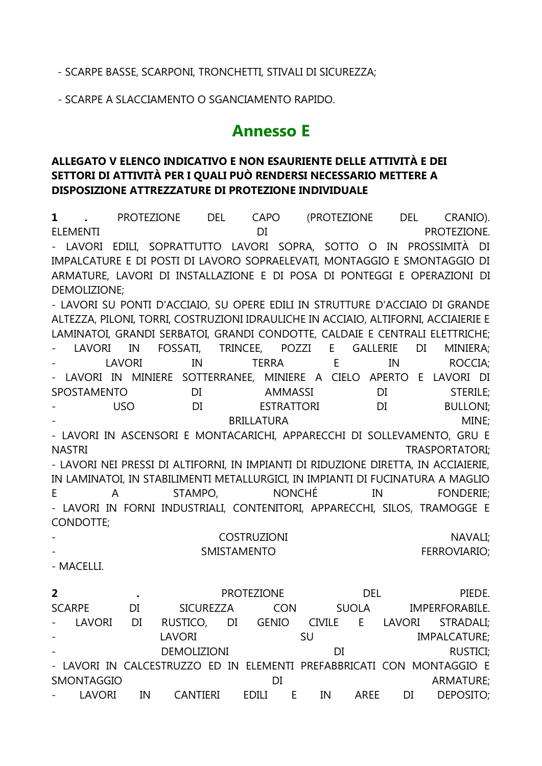- SCARPE BASSE, SCARPONI, TRONCHETTI, STIVALI DI SICUREZZA;

- SCARPE A SLACCIAMENTO O SGANCIAMENTO RAPIDO.

## Annesso E

**ALLEGATO V ELENCO INDICATIVO E NON ESAURIENTE DELLE ATTIVITÀ E DEI SETTORI DI ATTIVITÀ PER I QUALI PUÒ RENDERSI NECESSARIO METTERE A DISPOSIZIONE ATTREZZATURE DI PROTEZIONE INDIVIDUALE**

**1 .** PROTEZIONE DEL CAPO (PROTEZIONE DEL CRANIO). ELEMENTI DI PROTEZIONE.
- LAVORI EDILI, SOPRATTUTTO LAVORI SOPRA, SOTTO O IN PROSSIMITÀ DI IMPALCATURE E DI POSTI DI LAVORO SOPRAELEVATI, MONTAGGIO E SMONTAGGIO DI ARMATURE, LAVORI DI INSTALLAZIONE E DI POSA DI PONTEGGI E OPERAZIONI DI DEMOLIZIONE;
- LAVORI SU PONTI D'ACCIAIO, SU OPERE EDILI IN STRUTTURE D'ACCIAIO DI GRANDE ALTEZZA, PILONI, TORRI, COSTRUZIONI IDRAULICHE IN ACCIAIO, ALTIFORNI, ACCIAIERIE E LAMINATOI, GRANDI SERBATOI, GRANDI CONDOTTE, CALDAIE E CENTRALI ELETTRICHE;
- LAVORI IN FOSSATI, TRINCEE, POZZI E GALLERIE DI MINIERA;
- LAVORI IN TERRA E IN ROCCIA;
- LAVORI IN MINIERE SOTTERRANEE, MINIERE A CIELO APERTO E LAVORI DI SPOSTAMENTO DI AMMASSI DI STERILE;
- USO DI ESTRATTORI DI BULLONI;
- BRILLATURA MINE;
- LAVORI IN ASCENSORI E MONTACARICHI, APPARECCHI DI SOLLEVAMENTO, GRU E NASTRI TRASPORTATORI;
- LAVORI NEI PRESSI DI ALTIFORNI, IN IMPIANTI DI RIDUZIONE DIRETTA, IN ACCIAIERIE, IN LAMINATOI, IN STABILIMENTI METALLURGICI, IN IMPIANTI DI FUCINATURA A MAGLIO E A STAMPO, NONCHÉ IN FONDERIE;
- LAVORI IN FORNI INDUSTRIALI, CONTENITORI, APPARECCHI, SILOS, TRAMOGGE E CONDOTTE;
- COSTRUZIONI NAVALI;
- SMISTAMENTO FERROVIARIO;
- MACELLI.

**2 .** PROTEZIONE DEL PIEDE. SCARPE DI SICUREZZA CON SUOLA IMPERFORABILE.
- LAVORI DI RUSTICO, DI GENIO CIVILE E LAVORI STRADALI;
- LAVORI SU IMPALCATURE;
- DEMOLIZIONI DI RUSTICI;
- LAVORI IN CALCESTRUZZO ED IN ELEMENTI PREFABBRICATI CON MONTAGGIO E SMONTAGGIO DI ARMATURE;
- LAVORI IN CANTIERI EDILI E IN AREE DI DEPOSITO;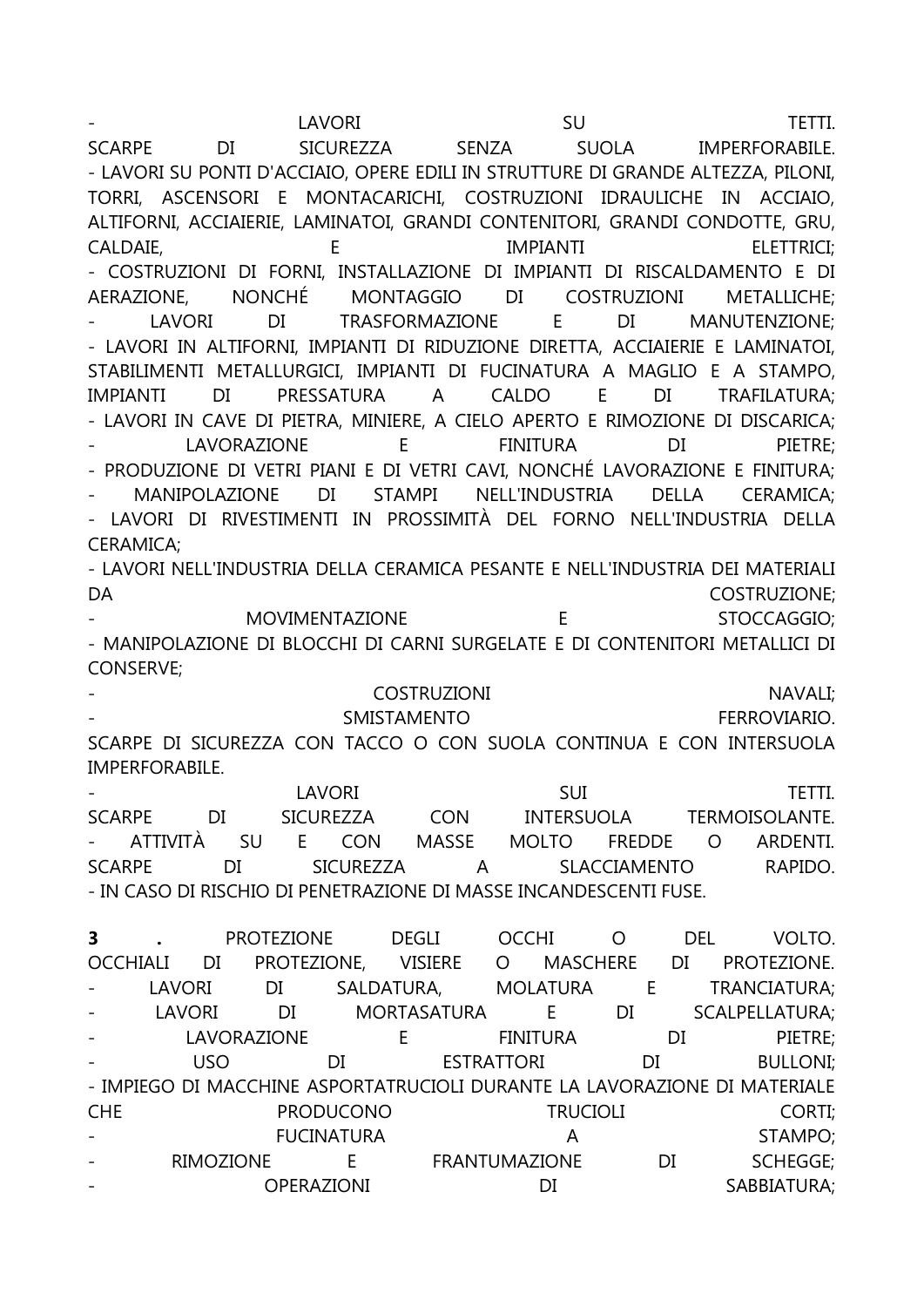- LAVORI SU TETTI.

SCARPE DI SICUREZZA SENZA SUOLA IMPERFORABILE.

- LAVORI SU PONTI D'ACCIAIO, OPERE EDILI IN STRUTTURE DI GRANDE ALTEZZA, PILONI, TORRI, ASCENSORI E MONTACARICHI, COSTRUZIONI IDRAULICHE IN ACCIAIO, ALTIFORNI, ACCIAIERIE, LAMINATOI, GRANDI CONTENITORI, GRANDI CONDOTTE, GRU, CALDAIE, E IMPIANTI ELETTRICI;
- COSTRUZIONI DI FORNI, INSTALLAZIONE DI IMPIANTI DI RISCALDAMENTO E DI AERAZIONE, NONCHÉ MONTAGGIO DI COSTRUZIONI METALLICHE;
- LAVORI DI TRASFORMAZIONE E DI MANUTENZIONE;
- LAVORI IN ALTIFORNI, IMPIANTI DI RIDUZIONE DIRETTA, ACCIAIERIE E LAMINATOI, STABILIMENTI METALLURGICI, IMPIANTI DI FUCINATURA A MAGLIO E A STAMPO, IMPIANTI DI PRESSATURA A CALDO E DI TRAFILATURA;
- LAVORI IN CAVE DI PIETRA, MINIERE, A CIELO APERTO E RIMOZIONE DI DISCARICA;
- LAVORAZIONE E FINITURA DI PIETRE;
- PRODUZIONE DI VETRI PIANI E DI VETRI CAVI, NONCHÉ LAVORAZIONE E FINITURA;
- MANIPOLAZIONE DI STAMPI NELL'INDUSTRIA DELLA CERAMICA;
- LAVORI DI RIVESTIMENTI IN PROSSIMITÀ DEL FORNO NELL'INDUSTRIA DELLA CERAMICA;
- LAVORI NELL'INDUSTRIA DELLA CERAMICA PESANTE E NELL'INDUSTRIA DEI MATERIALI DA COSTRUZIONE;
- MOVIMENTAZIONE E STOCCAGGIO;
- MANIPOLAZIONE DI BLOCCHI DI CARNI SURGELATE E DI CONTENITORI METALLICI DI CONSERVE;
- COSTRUZIONI NAVALI;
- SMISTAMENTO FERROVIARIO.

SCARPE DI SICUREZZA CON TACCO O CON SUOLA CONTINUA E CON INTERSUOLA IMPERFORABILE.

- LAVORI SUI TETTI.

SCARPE DI SICUREZZA CON INTERSUOLA TERMOISOLANTE.

- ATTIVITÀ SU E CON MASSE MOLTO FREDDE O ARDENTI.

SCARPE DI SICUREZZA A SLACCIAMENTO RAPIDO.

- IN CASO DI RISCHIO DI PENETRAZIONE DI MASSE INCANDESCENTI FUSE.

**3 .** PROTEZIONE DEGLI OCCHI O DEL VOLTO.

OCCHIALI DI PROTEZIONE, VISIERE O MASCHERE DI PROTEZIONE.

- LAVORI DI SALDATURA, MOLATURA E TRANCIATURA;
- LAVORI DI MORTASATURA E DI SCALPELLATURA;
- LAVORAZIONE E FINITURA DI PIETRE;
- USO DI ESTRATTORI DI BULLONI;
- IMPIEGO DI MACCHINE ASPORTATRUCIOLI DURANTE LA LAVORAZIONE DI MATERIALE CHE PRODUCONO TRUCIOLI CORTI;
- FUCINATURA A STAMPO;
- RIMOZIONE E FRANTUMAZIONE DI SCHEGGE;
- OPERAZIONI DI SABBIATURA;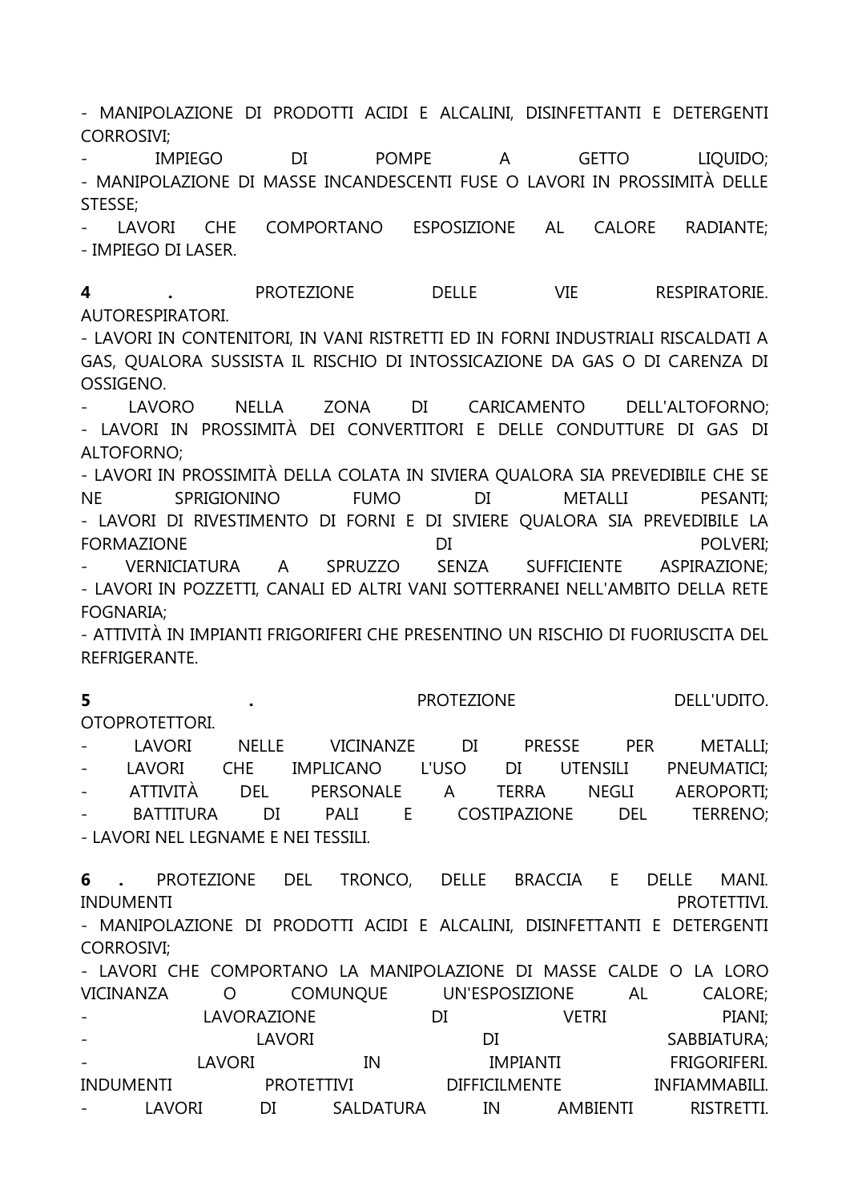- MANIPOLAZIONE DI PRODOTTI ACIDI E ALCALINI, DISINFETTANTI E DETERGENTI CORROSIVI;
- IMPIEGO DI POMPE A GETTO LIQUIDO;
- MANIPOLAZIONE DI MASSE INCANDESCENTI FUSE O LAVORI IN PROSSIMITÀ DELLE STESSE;
- LAVORI CHE COMPORTANO ESPOSIZIONE AL CALORE RADIANTE;
- IMPIEGO DI LASER.

**4** **.** PROTEZIONE DELLE VIE RESPIRATORIE. AUTORESPIRATORI.
- LAVORI IN CONTENITORI, IN VANI RISTRETTI ED IN FORNI INDUSTRIALI RISCALDATI A GAS, QUALORA SUSSISTA IL RISCHIO DI INTOSSICAZIONE DA GAS O DI CARENZA DI OSSIGENO.
- LAVORO NELLA ZONA DI CARICAMENTO DELL'ALTOFORNO;
- LAVORI IN PROSSIMITÀ DEI CONVERTITORI E DELLE CONDUTTURE DI GAS DI ALTOFORNO;
- LAVORI IN PROSSIMITÀ DELLA COLATA IN SIVIERA QUALORA SIA PREVEDIBILE CHE SE NE SPRIGIONINO FUMO DI METALLI PESANTI;
- LAVORI DI RIVESTIMENTO DI FORNI E DI SIVIERE QUALORA SIA PREVEDIBILE LA FORMAZIONE DI POLVERI;
- VERNICIATURA A SPRUZZO SENZA SUFFICIENTE ASPIRAZIONE;
- LAVORI IN POZZETTI, CANALI ED ALTRI VANI SOTTERRANEI NELL'AMBITO DELLA RETE FOGNARIA;
- ATTIVITÀ IN IMPIANTI FRIGORIFERI CHE PRESENTINO UN RISCHIO DI FUORIUSCITA DEL REFRIGERANTE.

**5** **.** PROTEZIONE DELL'UDITO. OTOPROTETTORI.
- LAVORI NELLE VICINANZE DI PRESSE PER METALLI;
- LAVORI CHE IMPLICANO L'USO DI UTENSILI PNEUMATICI;
- ATTIVITÀ DEL PERSONALE A TERRA NEGLI AEROPORTI;
- BATTITURA DI PALI E COSTIPAZIONE DEL TERRENO;
- LAVORI NEL LEGNAME E NEI TESSILI.

**6** **.** PROTEZIONE DEL TRONCO, DELLE BRACCIA E DELLE MANI. INDUMENTI PROTETTIVI.
- MANIPOLAZIONE DI PRODOTTI ACIDI E ALCALINI, DISINFETTANTI E DETERGENTI CORROSIVI;
- LAVORI CHE COMPORTANO LA MANIPOLAZIONE DI MASSE CALDE O LA LORO VICINANZA O COMUNQUE UN'ESPOSIZIONE AL CALORE;
- LAVORAZIONE DI VETRI PIANI;
- LAVORI DI SABBIATURA;
- LAVORI IN IMPIANTI FRIGORIFERI.

INDUMENTI PROTETTIVI DIFFICILMENTE INFIAMMABILI.
- LAVORI DI SALDATURA IN AMBIENTI RISTRETTI.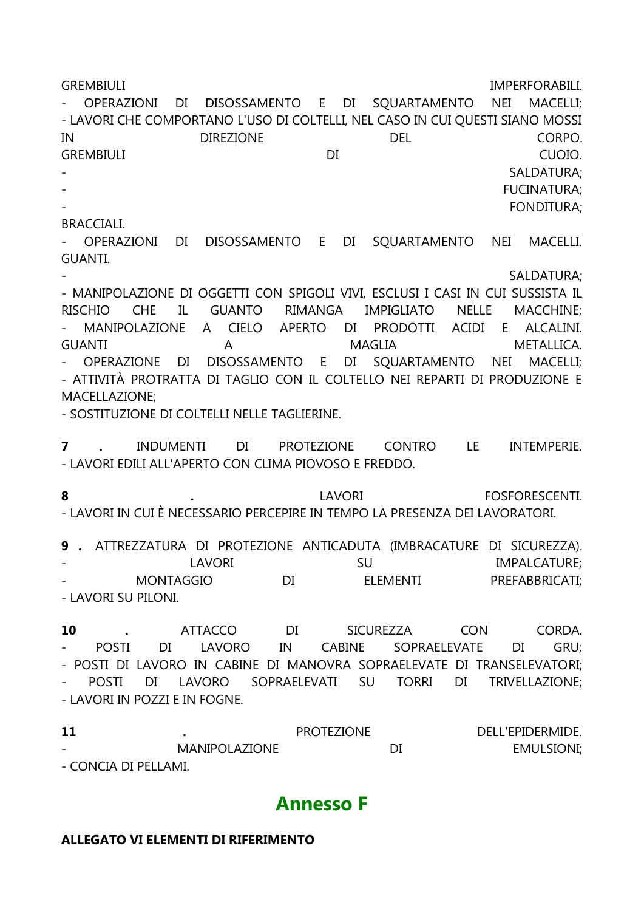GREMBIULI IMPERFORABILI.
- OPERAZIONI DI DISOSSAMENTO E DI SQUARTAMENTO NEI MACELLI;
- LAVORI CHE COMPORTANO L'USO DI COLTELLI, NEL CASO IN CUI QUESTI SIANO MOSSI IN DIREZIONE DEL CORPO.

GREMBIULI DI CUOIO.
- SALDATURA;
- FUCINATURA;
- FONDITURA;

BRACCIALI.
- OPERAZIONI DI DISOSSAMENTO E DI SQUARTAMENTO NEI MACELLI.

GUANTI.
- SALDATURA;
- MANIPOLAZIONE DI OGGETTI CON SPIGOLI VIVI, ESCLUSI I CASI IN CUI SUSSISTA IL RISCHIO CHE IL GUANTO RIMANGA IMPIGLIATO NELLE MACCHINE;
- MANIPOLAZIONE A CIELO APERTO DI PRODOTTI ACIDI E ALCALINI.

GUANTI A MAGLIA METALLICA.
- OPERAZIONE DI DISOSSAMENTO E DI SQUARTAMENTO NEI MACELLI;
- ATTIVITÀ PROTRATTA DI TAGLIO CON IL COLTELLO NEI REPARTI DI PRODUZIONE E MACELLAZIONE;
- SOSTITUZIONE DI COLTELLI NELLE TAGLIERINE.

**7 .** INDUMENTI DI PROTEZIONE CONTRO LE INTEMPERIE.
- LAVORI EDILI ALL'APERTO CON CLIMA PIOVOSO E FREDDO.

**8 .** LAVORI FOSFORESCENTI.
- LAVORI IN CUI È NECESSARIO PERCEPIRE IN TEMPO LA PRESENZA DEI LAVORATORI.

**9 .** ATTREZZATURA DI PROTEZIONE ANTICADUTA (IMBRACATURE DI SICUREZZA).
- LAVORI SU IMPALCATURE;
- MONTAGGIO DI ELEMENTI PREFABBRICATI;
- LAVORI SU PILONI.

**10 .** ATTACCO DI SICUREZZA CON CORDA.
- POSTI DI LAVORO IN CABINE SOPRAELEVATE DI GRU;
- POSTI DI LAVORO IN CABINE DI MANOVRA SOPRAELEVATE DI TRANSELEVATORI;
- POSTI DI LAVORO SOPRAELEVATI SU TORRI DI TRIVELLAZIONE;
- LAVORI IN POZZI E IN FOGNE.

**11 .** PROTEZIONE DELL'EPIDERMIDE.
- MANIPOLAZIONE DI EMULSIONI;
- CONCIA DI PELLAMI.

## Annesso F

**ALLEGATO VI ELEMENTI DI RIFERIMENTO**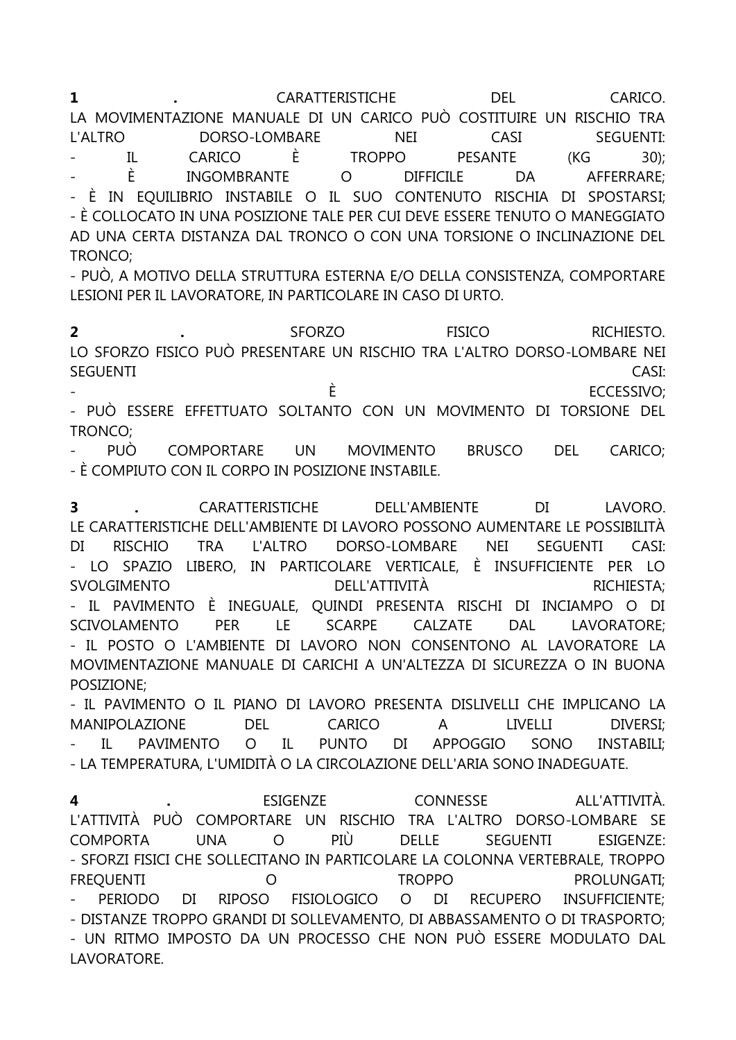**1. CARATTERISTICHE DEL CARICO.**
LA MOVIMENTAZIONE MANUALE DI UN CARICO PUÒ COSTITUIRE UN RISCHIO TRA L'ALTRO DORSO-LOMBARE NEI CASI SEGUENTI:
- IL CARICO È TROPPO PESANTE (KG 30);
- È INGOMBRANTE O DIFFICILE DA AFFERRARE;
- È IN EQUILIBRIO INSTABILE O IL SUO CONTENUTO RISCHIA DI SPOSTARSI;
- È COLLOCATO IN UNA POSIZIONE TALE PER CUI DEVE ESSERE TENUTO O MANEGGIATO AD UNA CERTA DISTANZA DAL TRONCO O CON UNA TORSIONE O INCLINAZIONE DEL TRONCO;
- PUÒ, A MOTIVO DELLA STRUTTURA ESTERNA E/O DELLA CONSISTENZA, COMPORTARE LESIONI PER IL LAVORATORE, IN PARTICOLARE IN CASO DI URTO.

**2. SFORZO FISICO RICHIESTO.**
LO SFORZO FISICO PUÒ PRESENTARE UN RISCHIO TRA L'ALTRO DORSO-LOMBARE NEI SEGUENTI CASI:
- È ECCESSIVO;
- PUÒ ESSERE EFFETTUATO SOLTANTO CON UN MOVIMENTO DI TORSIONE DEL TRONCO;
- PUÒ COMPORTARE UN MOVIMENTO BRUSCO DEL CARICO;
- È COMPIUTO CON IL CORPO IN POSIZIONE INSTABILE.

**3. CARATTERISTICHE DELL'AMBIENTE DI LAVORO.**
LE CARATTERISTICHE DELL'AMBIENTE DI LAVORO POSSONO AUMENTARE LE POSSIBILITÀ DI RISCHIO TRA L'ALTRO DORSO-LOMBARE NEI SEGUENTI CASI:
- LO SPAZIO LIBERO, IN PARTICOLARE VERTICALE, È INSUFFICIENTE PER LO SVOLGIMENTO DELL'ATTIVITÀ RICHIESTA;
- IL PAVIMENTO È INEGUALE, QUINDI PRESENTA RISCHI DI INCIAMPO O DI SCIVOLAMENTO PER LE SCARPE CALZATE DAL LAVORATORE;
- IL POSTO O L'AMBIENTE DI LAVORO NON CONSENTONO AL LAVORATORE LA MOVIMENTAZIONE MANUALE DI CARICHI A UN'ALTEZZA DI SICUREZZA O IN BUONA POSIZIONE;
- IL PAVIMENTO O IL PIANO DI LAVORO PRESENTA DISLIVELLI CHE IMPLICANO LA MANIPOLAZIONE DEL CARICO A LIVELLI DIVERSI;
- IL PAVIMENTO O IL PUNTO DI APPOGGIO SONO INSTABILI;
- LA TEMPERATURA, L'UMIDITÀ O LA CIRCOLAZIONE DELL'ARIA SONO INADEGUATE.

**4. ESIGENZE CONNESSE ALL'ATTIVITÀ.**
L'ATTIVITÀ PUÒ COMPORTARE UN RISCHIO TRA L'ALTRO DORSO-LOMBARE SE COMPORTA UNA O PIÙ DELLE SEGUENTI ESIGENZE:
- SFORZI FISICI CHE SOLLECITANO IN PARTICOLARE LA COLONNA VERTEBRALE, TROPPO FREQUENTI O TROPPO PROLUNGATI;
- PERIODO DI RIPOSO FISIOLOGICO O DI RECUPERO INSUFFICIENTE;
- DISTANZE TROPPO GRANDI DI SOLLEVAMENTO, DI ABBASSAMENTO O DI TRASPORTO;
- UN RITMO IMPOSTO DA UN PROCESSO CHE NON PUÒ ESSERE MODULATO DAL LAVORATORE.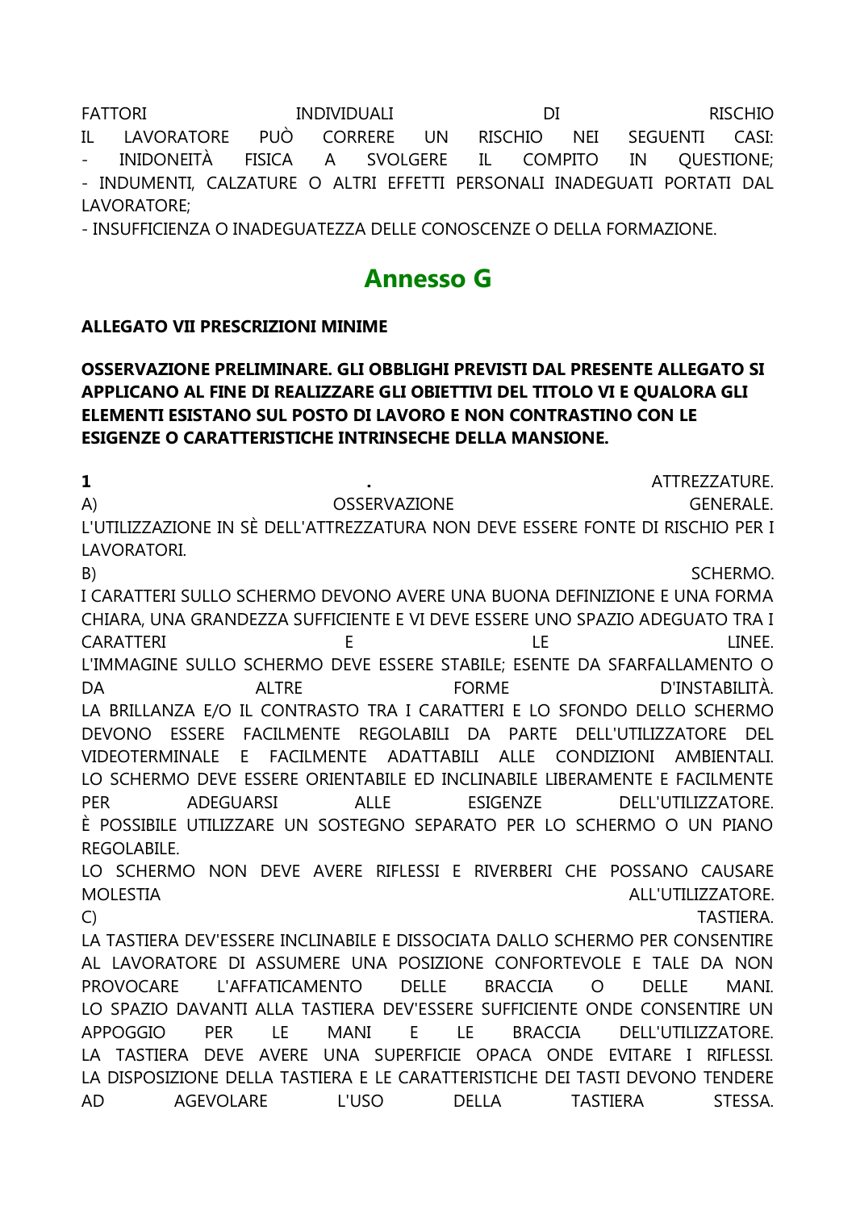FATTORI INDIVIDUALI DI RISCHIO
IL LAVORATORE PUÒ CORRERE UN RISCHIO NEI SEGUENTI CASI:
- INIDONEITÀ FISICA A SVOLGERE IL COMPITO IN QUESTIONE;
- INDUMENTI, CALZATURE O ALTRI EFFETTI PERSONALI INADEGUATI PORTATI DAL LAVORATORE;
- INSUFFICIENZA O INADEGUATEZZA DELLE CONOSCENZE O DELLA FORMAZIONE.

## Annesso G

**ALLEGATO VII PRESCRIZIONI MINIME**

**OSSERVAZIONE PRELIMINARE. GLI OBBLIGHI PREVISTI DAL PRESENTE ALLEGATO SI APPLICANO AL FINE DI REALIZZARE GLI OBIETTIVI DEL TITOLO VI E QUALORA GLI ELEMENTI ESISTANO SUL POSTO DI LAVORO E NON CONTRASTINO CON LE ESIGENZE O CARATTERISTICHE INTRINSECHE DELLA MANSIONE.**

**1** **.** ATTREZZATURE.
A) OSSERVAZIONE GENERALE.
L'UTILIZZAZIONE IN SÈ DELL'ATTREZZATURA NON DEVE ESSERE FONTE DI RISCHIO PER I LAVORATORI.
B) SCHERMO.
I CARATTERI SULLO SCHERMO DEVONO AVERE UNA BUONA DEFINIZIONE E UNA FORMA CHIARA, UNA GRANDEZZA SUFFICIENTE E VI DEVE ESSERE UNO SPAZIO ADEGUATO TRA I CARATTERI E LE LINEE.
L'IMMAGINE SULLO SCHERMO DEVE ESSERE STABILE; ESENTE DA SFARFALLAMENTO O DA ALTRE FORME D'INSTABILITÀ.
LA BRILLANZA E/O IL CONTRASTO TRA I CARATTERI E LO SFONDO DELLO SCHERMO DEVONO ESSERE FACILMENTE REGOLABILI DA PARTE DELL'UTILIZZATORE DEL VIDEOTERMINALE E FACILMENTE ADATTABILI ALLE CONDIZIONI AMBIENTALI.
LO SCHERMO DEVE ESSERE ORIENTABILE ED INCLINABILE LIBERAMENTE E FACILMENTE PER ADEGUARSI ALLE ESIGENZE DELL'UTILIZZATORE.
È POSSIBILE UTILIZZARE UN SOSTEGNO SEPARATO PER LO SCHERMO O UN PIANO REGOLABILE.
LO SCHERMO NON DEVE AVERE RIFLESSI E RIVERBERI CHE POSSANO CAUSARE MOLESTIA ALL'UTILIZZATORE.
C) TASTIERA.
LA TASTIERA DEV'ESSERE INCLINABILE E DISSOCIATA DALLO SCHERMO PER CONSENTIRE AL LAVORATORE DI ASSUMERE UNA POSIZIONE CONFORTEVOLE E TALE DA NON PROVOCARE L'AFFATICAMENTO DELLE BRACCIA O DELLE MANI.
LO SPAZIO DAVANTI ALLA TASTIERA DEV'ESSERE SUFFICIENTE ONDE CONSENTIRE UN APPOGGIO PER LE MANI E LE BRACCIA DELL'UTILIZZATORE.
LA TASTIERA DEVE AVERE UNA SUPERFICIE OPACA ONDE EVITARE I RIFLESSI.
LA DISPOSIZIONE DELLA TASTIERA E LE CARATTERISTICHE DEI TASTI DEVONO TENDERE AD AGEVOLARE L'USO DELLA TASTIERA STESSA.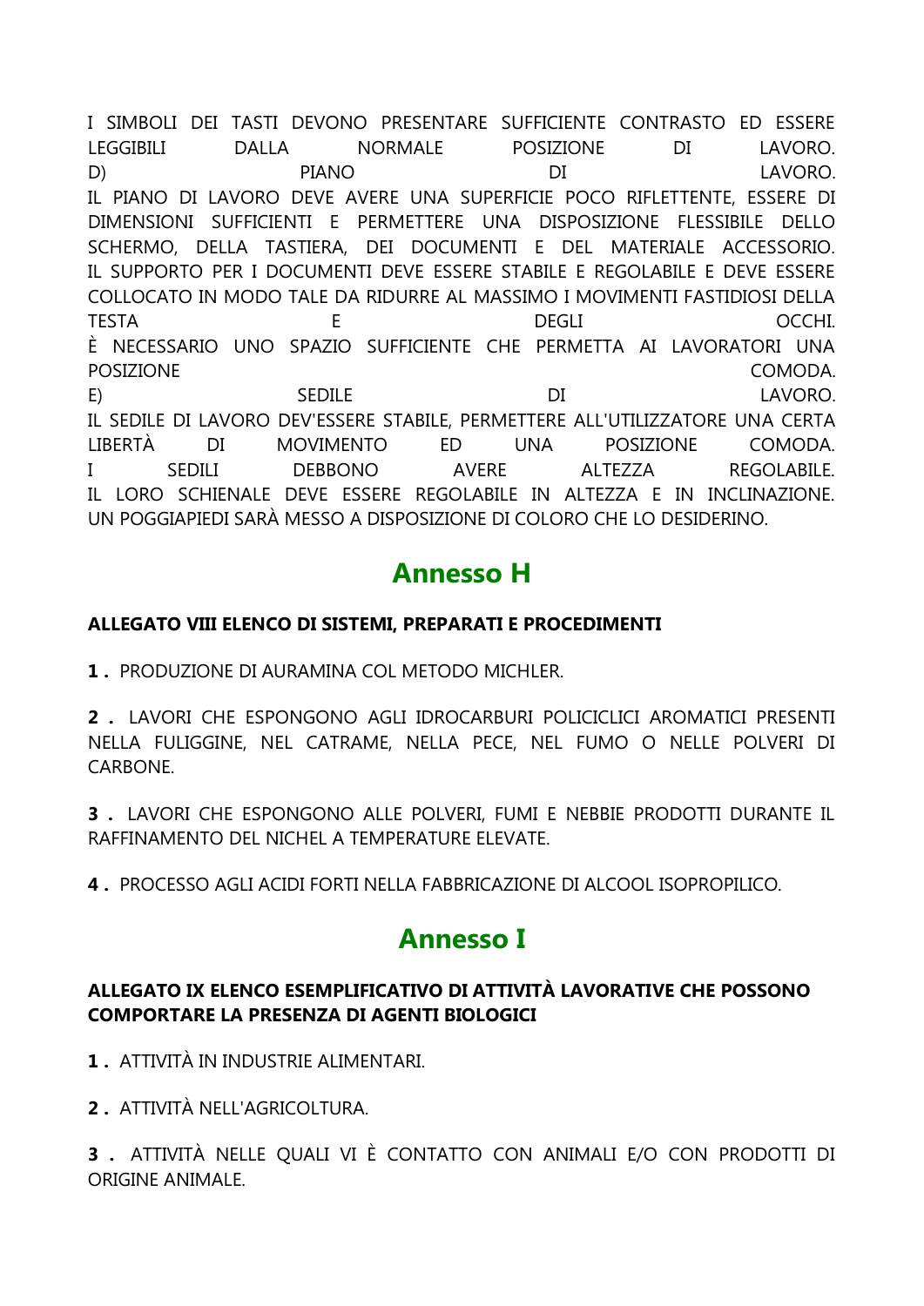I SIMBOLI DEI TASTI DEVONO PRESENTARE SUFFICIENTE CONTRASTO ED ESSERE LEGGIBILI DALLA NORMALE POSIZIONE DI LAVORO.
D) PIANO DI LAVORO.
IL PIANO DI LAVORO DEVE AVERE UNA SUPERFICIE POCO RIFLETTENTE, ESSERE DI DIMENSIONI SUFFICIENTI E PERMETTERE UNA DISPOSIZIONE FLESSIBILE DELLO SCHERMO, DELLA TASTIERA, DEI DOCUMENTI E DEL MATERIALE ACCESSORIO.
IL SUPPORTO PER I DOCUMENTI DEVE ESSERE STABILE E REGOLABILE E DEVE ESSERE COLLOCATO IN MODO TALE DA RIDURRE AL MASSIMO I MOVIMENTI FASTIDIOSI DELLA TESTA E DEGLI OCCHI.
È NECESSARIO UNO SPAZIO SUFFICIENTE CHE PERMETTA AI LAVORATORI UNA POSIZIONE COMODA.
E) SEDILE DI LAVORO.
IL SEDILE DI LAVORO DEV'ESSERE STABILE, PERMETTERE ALL'UTILIZZATORE UNA CERTA LIBERTÀ DI MOVIMENTO ED UNA POSIZIONE COMODA.
I SEDILI DEBBONO AVERE ALTEZZA REGOLABILE.
IL LORO SCHIENALE DEVE ESSERE REGOLABILE IN ALTEZZA E IN INCLINAZIONE.
UN POGGIAPIEDI SARÀ MESSO A DISPOSIZIONE DI COLORO CHE LO DESIDERINO.

## Annesso H

**ALLEGATO VIII ELENCO DI SISTEMI, PREPARATI E PROCEDIMENTI**

**1 .** PRODUZIONE DI AURAMINA COL METODO MICHLER.

**2 .** LAVORI CHE ESPONGONO AGLI IDROCARBURI POLICICLICI AROMATICI PRESENTI NELLA FULIGGINE, NEL CATRAME, NELLA PECE, NEL FUMO O NELLE POLVERI DI CARBONE.

**3 .** LAVORI CHE ESPONGONO ALLE POLVERI, FUMI E NEBBIE PRODOTTI DURANTE IL RAFFINAMENTO DEL NICHEL A TEMPERATURE ELEVATE.

**4 .** PROCESSO AGLI ACIDI FORTI NELLA FABBRICAZIONE DI ALCOOL ISOPROPILICO.

## Annesso I

**ALLEGATO IX ELENCO ESEMPLIFICATIVO DI ATTIVITÀ LAVORATIVE CHE POSSONO COMPORTARE LA PRESENZA DI AGENTI BIOLOGICI**

**1 .** ATTIVITÀ IN INDUSTRIE ALIMENTARI.

**2 .** ATTIVITÀ NELL'AGRICOLTURA.

**3 .** ATTIVITÀ NELLE QUALI VI È CONTATTO CON ANIMALI E/O CON PRODOTTI DI ORIGINE ANIMALE.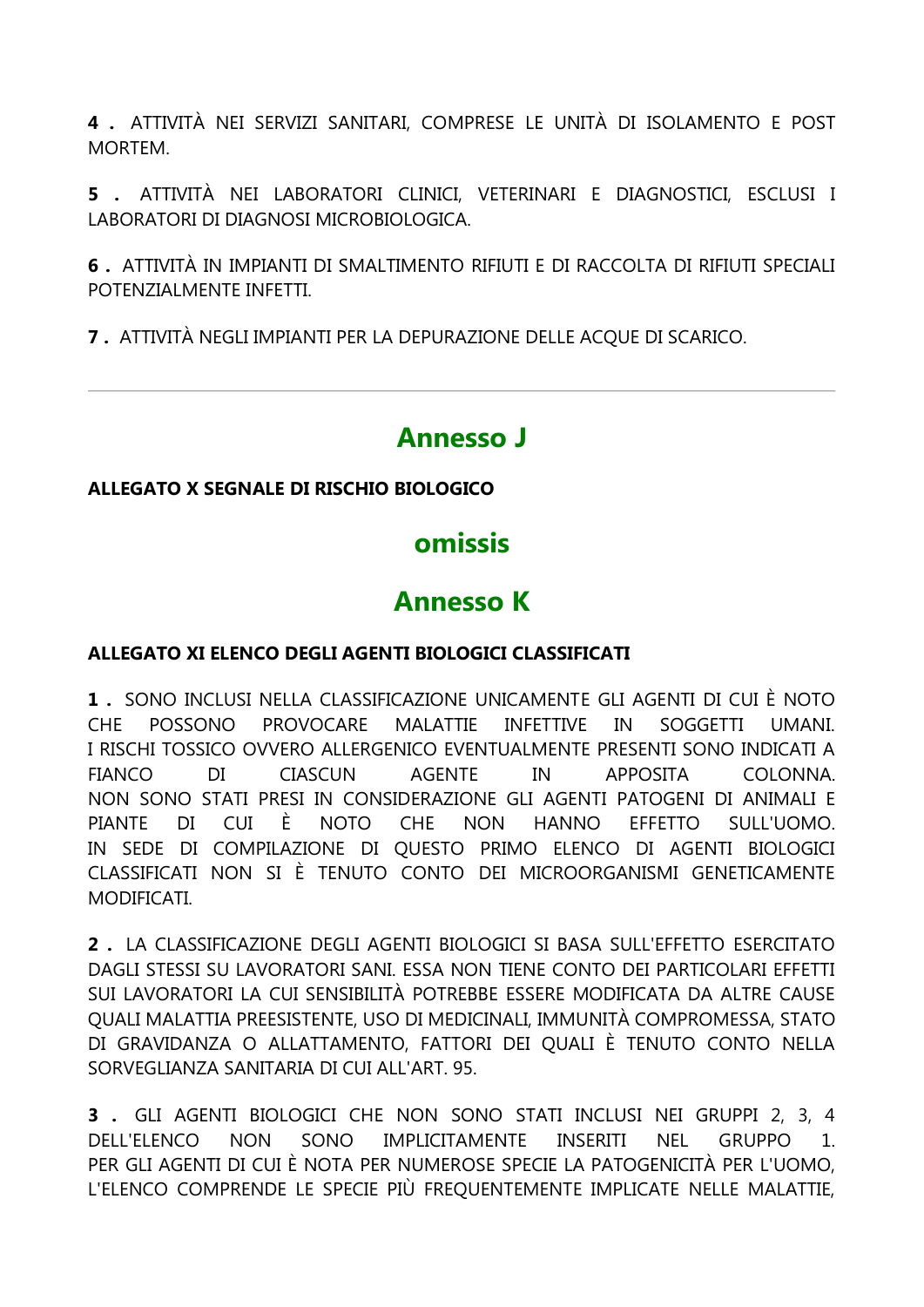**4 .** ATTIVITÀ NEI SERVIZI SANITARI, COMPRESE LE UNITÀ DI ISOLAMENTO E POST MORTEM.

**5 .** ATTIVITÀ NEI LABORATORI CLINICI, VETERINARI E DIAGNOSTICI, ESCLUSI I LABORATORI DI DIAGNOSI MICROBIOLOGICA.

**6 .** ATTIVITÀ IN IMPIANTI DI SMALTIMENTO RIFIUTI E DI RACCOLTA DI RIFIUTI SPECIALI POTENZIALMENTE INFETTI.

**7 .** ATTIVITÀ NEGLI IMPIANTI PER LA DEPURAZIONE DELLE ACQUE DI SCARICO.

---

## Annesso J

**ALLEGATO X SEGNALE DI RISCHIO BIOLOGICO**

## omissis

## Annesso K

**ALLEGATO XI ELENCO DEGLI AGENTI BIOLOGICI CLASSIFICATI**

**1 .** SONO INCLUSI NELLA CLASSIFICAZIONE UNICAMENTE GLI AGENTI DI CUI È NOTO CHE POSSONO PROVOCARE MALATTIE INFETTIVE IN SOGGETTI UMANI.
I RISCHI TOSSICO OVVERO ALLERGENICO EVENTUALMENTE PRESENTI SONO INDICATI A FIANCO DI CIASCUN AGENTE IN APPOSITA COLONNA.
NON SONO STATI PRESI IN CONSIDERAZIONE GLI AGENTI PATOGENI DI ANIMALI E PIANTE DI CUI È NOTO CHE NON HANNO EFFETTO SULL'UOMO.
IN SEDE DI COMPILAZIONE DI QUESTO PRIMO ELENCO DI AGENTI BIOLOGICI CLASSIFICATI NON SI È TENUTO CONTO DEI MICROORGANISMI GENETICAMENTE MODIFICATI.

**2 .** LA CLASSIFICAZIONE DEGLI AGENTI BIOLOGICI SI BASA SULL'EFFETTO ESERCITATO DAGLI STESSI SU LAVORATORI SANI. ESSA NON TIENE CONTO DEI PARTICOLARI EFFETTI SUI LAVORATORI LA CUI SENSIBILITÀ POTREBBE ESSERE MODIFICATA DA ALTRE CAUSE QUALI MALATTIA PREESISTENTE, USO DI MEDICINALI, IMMUNITÀ COMPROMESSA, STATO DI GRAVIDANZA O ALLATTAMENTO, FATTORI DEI QUALI È TENUTO CONTO NELLA SORVEGLIANZA SANITARIA DI CUI ALL'ART. 95.

**3 .** GLI AGENTI BIOLOGICI CHE NON SONO STATI INCLUSI NEI GRUPPI 2, 3, 4 DELL'ELENCO NON SONO IMPLICITAMENTE INSERITI NEL GRUPPO 1.
PER GLI AGENTI DI CUI È NOTA PER NUMEROSE SPECIE LA PATOGENICITÀ PER L'UOMO, L'ELENCO COMPRENDE LE SPECIE PIÙ FREQUENTEMENTE IMPLICATE NELLE MALATTIE,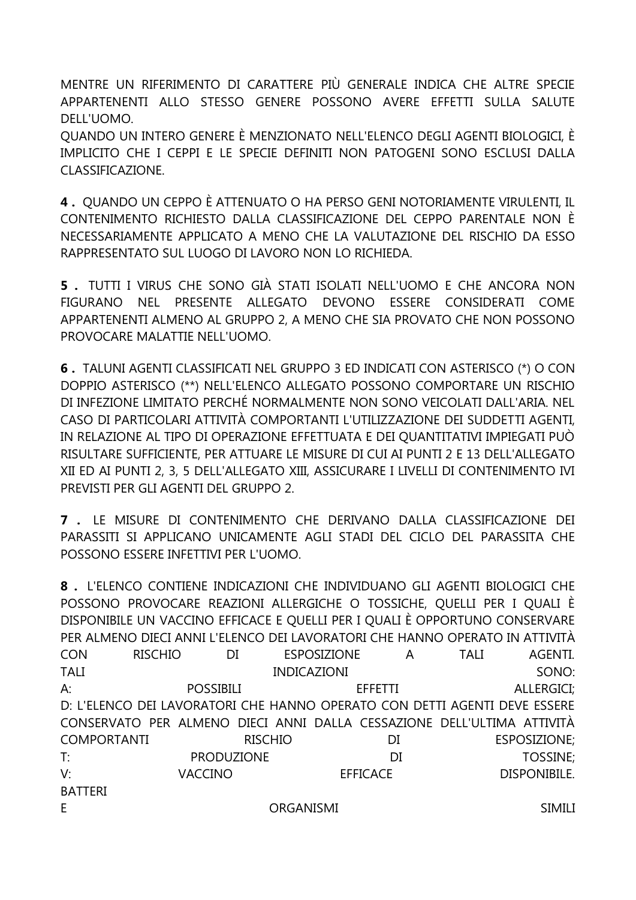MENTRE UN RIFERIMENTO DI CARATTERE PIÙ GENERALE INDICA CHE ALTRE SPECIE APPARTENENTI ALLO STESSO GENERE POSSONO AVERE EFFETTI SULLA SALUTE DELL'UOMO.
QUANDO UN INTERO GENERE È MENZIONATO NELL'ELENCO DEGLI AGENTI BIOLOGICI, È IMPLICITO CHE I CEPPI E LE SPECIE DEFINITI NON PATOGENI SONO ESCLUSI DALLA CLASSIFICAZIONE.

**4 .** QUANDO UN CEPPO È ATTENUATO O HA PERSO GENI NOTORIAMENTE VIRULENTI, IL CONTENIMENTO RICHIESTO DALLA CLASSIFICAZIONE DEL CEPPO PARENTALE NON È NECESSARIAMENTE APPLICATO A MENO CHE LA VALUTAZIONE DEL RISCHIO DA ESSO RAPPRESENTATO SUL LUOGO DI LAVORO NON LO RICHIEDA.

**5 .** TUTTI I VIRUS CHE SONO GIÀ STATI ISOLATI NELL'UOMO E CHE ANCORA NON FIGURANO NEL PRESENTE ALLEGATO DEVONO ESSERE CONSIDERATI COME APPARTENENTI ALMENO AL GRUPPO 2, A MENO CHE SIA PROVATO CHE NON POSSONO PROVOCARE MALATTIE NELL'UOMO.

**6 .** TALUNI AGENTI CLASSIFICATI NEL GRUPPO 3 ED INDICATI CON ASTERISCO (*) O CON DOPPIO ASTERISCO (**) NELL'ELENCO ALLEGATO POSSONO COMPORTARE UN RISCHIO DI INFEZIONE LIMITATO PERCHÉ NORMALMENTE NON SONO VEICOLATI DALL'ARIA. NEL CASO DI PARTICOLARI ATTIVITÀ COMPORTANTI L'UTILIZZAZIONE DEI SUDDETTI AGENTI, IN RELAZIONE AL TIPO DI OPERAZIONE EFFETTUATA E DEI QUANTITATIVI IMPIEGATI PUÒ RISULTARE SUFFICIENTE, PER ATTUARE LE MISURE DI CUI AI PUNTI 2 E 13 DELL'ALLEGATO XII ED AI PUNTI 2, 3, 5 DELL'ALLEGATO XIII, ASSICURARE I LIVELLI DI CONTENIMENTO IVI PREVISTI PER GLI AGENTI DEL GRUPPO 2.

**7 .** LE MISURE DI CONTENIMENTO CHE DERIVANO DALLA CLASSIFICAZIONE DEI PARASSITI SI APPLICANO UNICAMENTE AGLI STADI DEL CICLO DEL PARASSITA CHE POSSONO ESSERE INFETTIVI PER L'UOMO.

**8 .** L'ELENCO CONTIENE INDICAZIONI CHE INDIVIDUANO GLI AGENTI BIOLOGICI CHE POSSONO PROVOCARE REAZIONI ALLERGICHE O TOSSICHE, QUELLI PER I QUALI È DISPONIBILE UN VACCINO EFFICACE E QUELLI PER I QUALI È OPPORTUNO CONSERVARE PER ALMENO DIECI ANNI L'ELENCO DEI LAVORATORI CHE HANNO OPERATO IN ATTIVITÀ CON RISCHIO DI ESPOSIZIONE A TALI AGENTI.
TALI INDICAZIONI SONO:
A: POSSIBILI EFFETTI ALLERGICI;
D: L'ELENCO DEI LAVORATORI CHE HANNO OPERATO CON DETTI AGENTI DEVE ESSERE CONSERVATO PER ALMENO DIECI ANNI DALLA CESSAZIONE DELL'ULTIMA ATTIVITÀ COMPORTANTI RISCHIO DI ESPOSIZIONE;
T: PRODUZIONE DI TOSSINE;
V: VACCINO EFFICACE DISPONIBILE.
BATTERI
E ORGANISMI SIMILI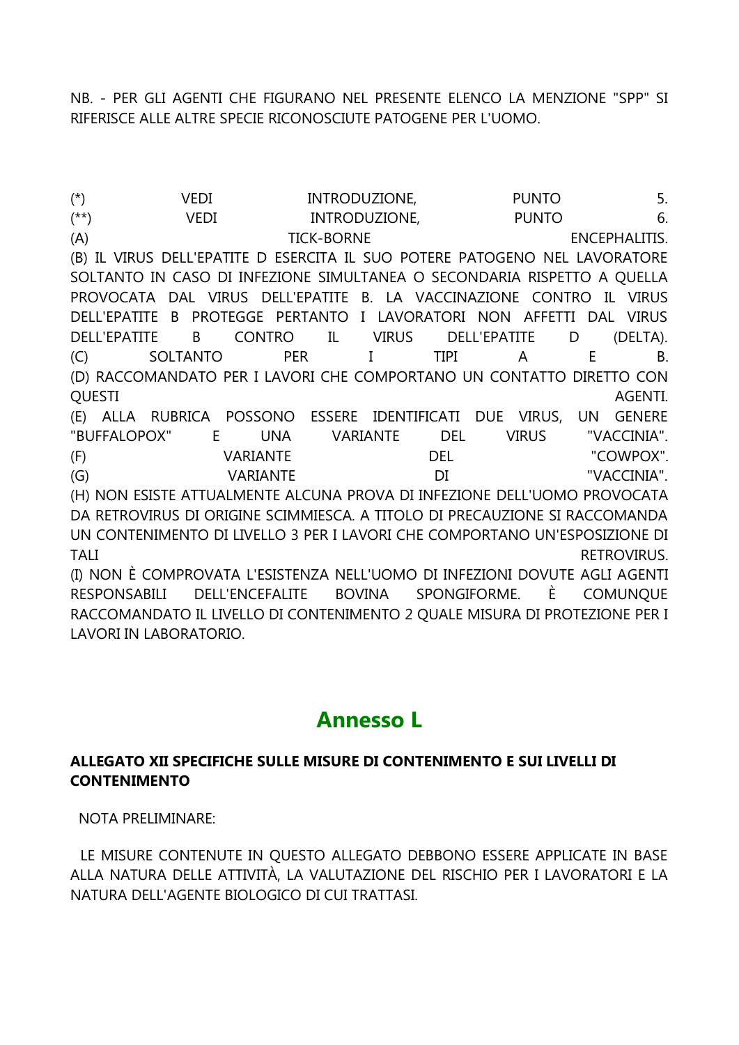NB. - PER GLI AGENTI CHE FIGURANO NEL PRESENTE ELENCO LA MENZIONE "SPP" SI RIFERISCE ALLE ALTRE SPECIE RICONOSCIUTE PATOGENE PER L'UOMO.

(*) VEDI INTRODUZIONE, PUNTO 5.
(**) VEDI INTRODUZIONE, PUNTO 6.
(A) TICK-BORNE ENCEPHALITIS.
(B) IL VIRUS DELL'EPATITE D ESERCITA IL SUO POTERE PATOGENO NEL LAVORATORE SOLTANTO IN CASO DI INFEZIONE SIMULTANEA O SECONDARIA RISPETTO A QUELLA PROVOCATA DAL VIRUS DELL'EPATITE B. LA VACCINAZIONE CONTRO IL VIRUS DELL'EPATITE B PROTEGGE PERTANTO I LAVORATORI NON AFFETTI DAL VIRUS DELL'EPATITE B CONTRO IL VIRUS DELL'EPATITE D (DELTA).
(C) SOLTANTO PER I TIPI A E B.
(D) RACCOMANDATO PER I LAVORI CHE COMPORTANO UN CONTATTO DIRETTO CON QUESTI AGENTI.
(E) ALLA RUBRICA POSSONO ESSERE IDENTIFICATI DUE VIRUS, UN GENERE "BUFFALOPOX" E UNA VARIANTE DEL VIRUS "VACCINIA".
(F) VARIANTE DEL "COWPOX".
(G) VARIANTE DI "VACCINIA".
(H) NON ESISTE ATTUALMENTE ALCUNA PROVA DI INFEZIONE DELL'UOMO PROVOCATA DA RETROVIRUS DI ORIGINE SCIMMIESCA. A TITOLO DI PRECAUZIONE SI RACCOMANDA UN CONTENIMENTO DI LIVELLO 3 PER I LAVORI CHE COMPORTANO UN'ESPOSIZIONE DI TALI RETROVIRUS.
(I) NON È COMPROVATA L'ESISTENZA NELL'UOMO DI INFEZIONI DOVUTE AGLI AGENTI RESPONSABILI DELL'ENCEFALITE BOVINA SPONGIFORME. È COMUNQUE RACCOMANDATO IL LIVELLO DI CONTENIMENTO 2 QUALE MISURA DI PROTEZIONE PER I LAVORI IN LABORATORIO.

# Annesso L

**ALLEGATO XII SPECIFICHE SULLE MISURE DI CONTENIMENTO E SUI LIVELLI DI CONTENIMENTO**

NOTA PRELIMINARE:

LE MISURE CONTENUTE IN QUESTO ALLEGATO DEBBONO ESSERE APPLICATE IN BASE ALLA NATURA DELLE ATTIVITÀ, LA VALUTAZIONE DEL RISCHIO PER I LAVORATORI E LA NATURA DELL'AGENTE BIOLOGICO DI CUI TRATTASI.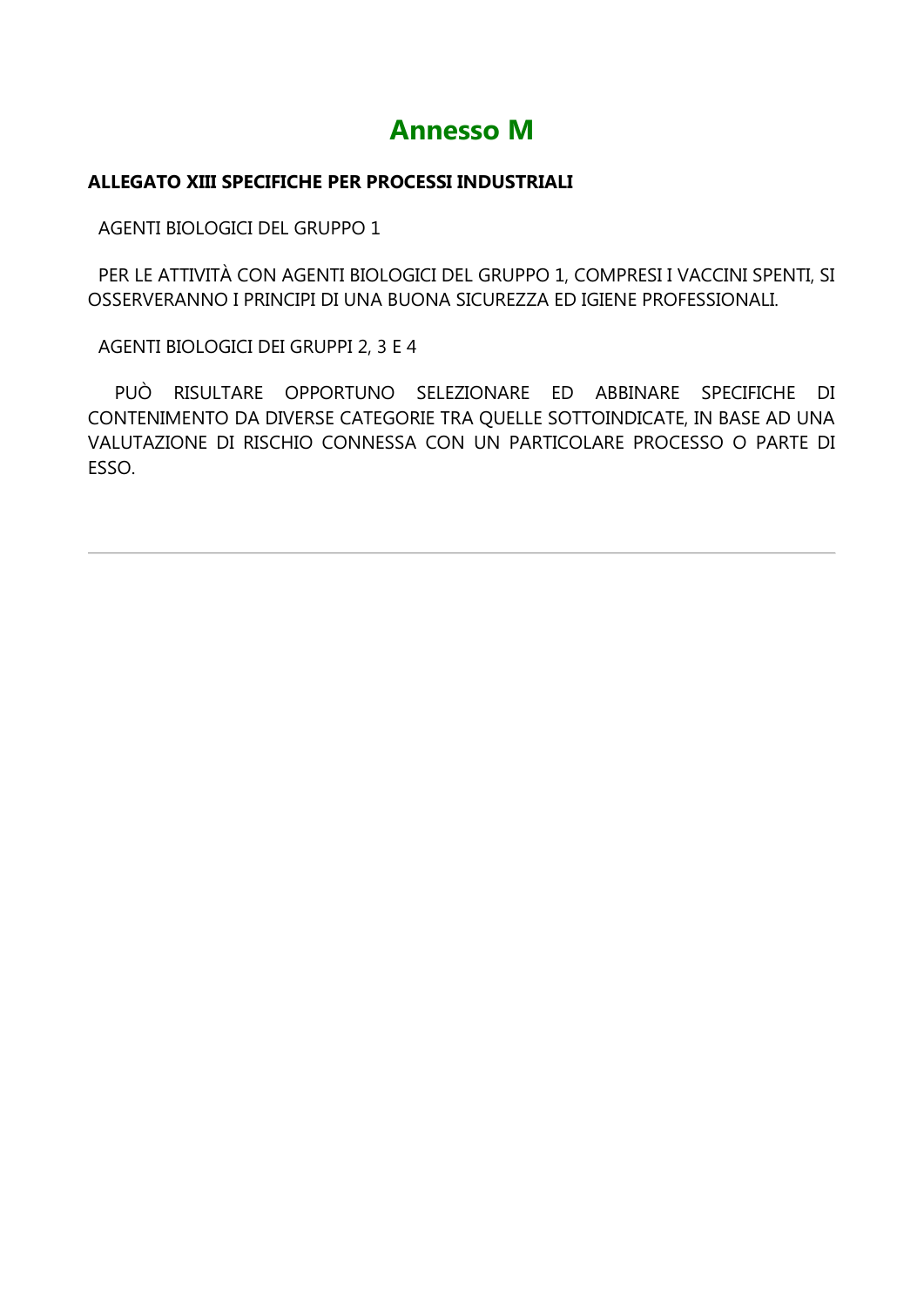# Annesso M

**ALLEGATO XIII SPECIFICHE PER PROCESSI INDUSTRIALI**

AGENTI BIOLOGICI DEL GRUPPO 1

PER LE ATTIVITÀ CON AGENTI BIOLOGICI DEL GRUPPO 1, COMPRESI I VACCINI SPENTI, SI OSSERVERANNO I PRINCIPI DI UNA BUONA SICUREZZA ED IGIENE PROFESSIONALI.

AGENTI BIOLOGICI DEI GRUPPI 2, 3 E 4

PUÒ RISULTARE OPPORTUNO SELEZIONARE ED ABBINARE SPECIFICHE DI CONTENIMENTO DA DIVERSE CATEGORIE TRA QUELLE SOTTOINDICATE, IN BASE AD UNA VALUTAZIONE DI RISCHIO CONNESSA CON UN PARTICOLARE PROCESSO O PARTE DI ESSO.

---